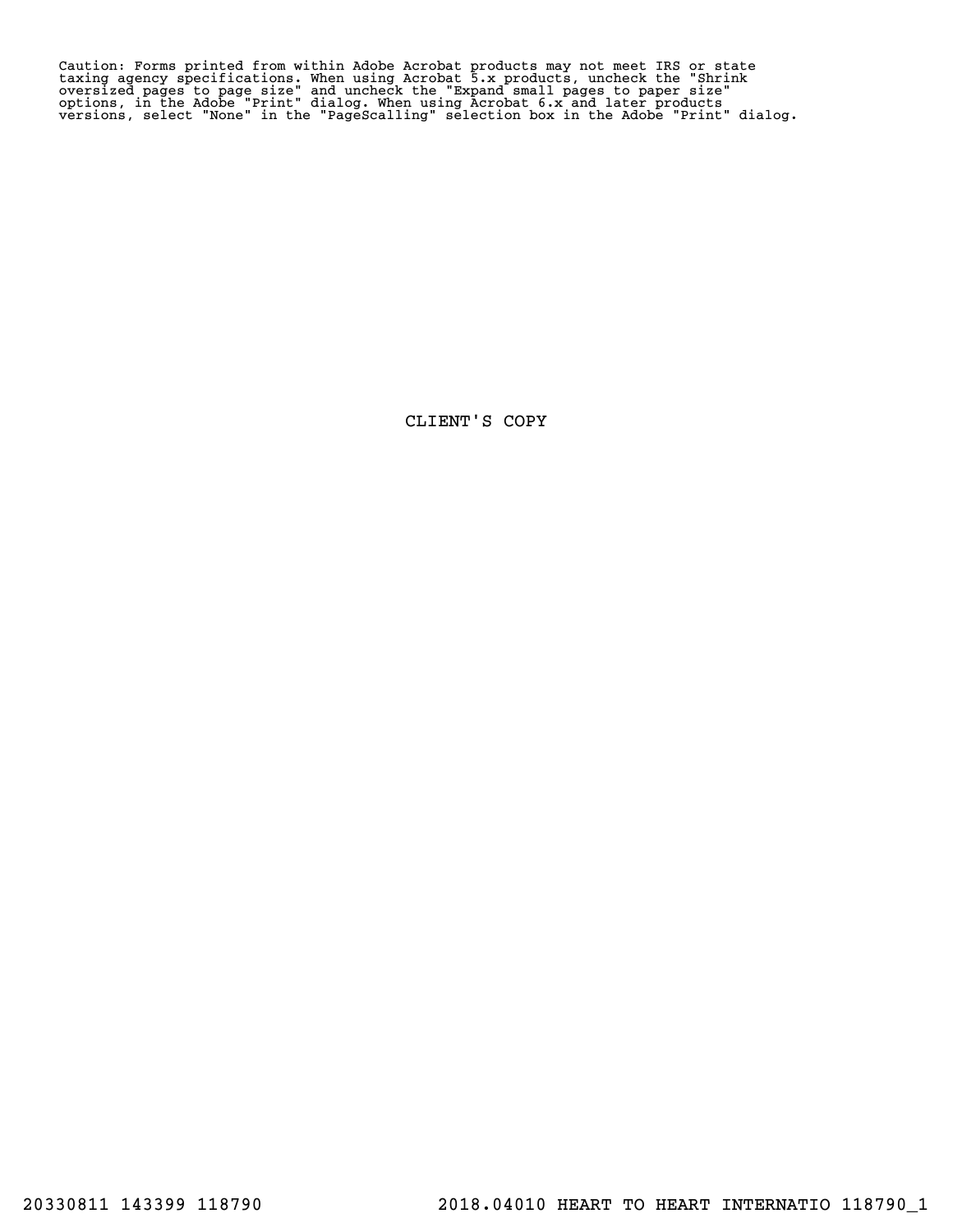Caution: Forms printed from within Adobe Acrobat products may not meet IRS or state taxing agency specifications. When using Acrobat 5.x products, uncheck the "Shrink oversized pages to page size" and uncheck the "Expand small pages to paper size" options, in the Adobe "Print" dialog. When using Acrobat 6.x and later products versions, select "None" in the "PageScalling" selection box in the Adobe "Print" dialog.

CLIENT'S COPY

20330811 143399 118790 2018.04010 HEART TO HEART INTERNATIO 118790_1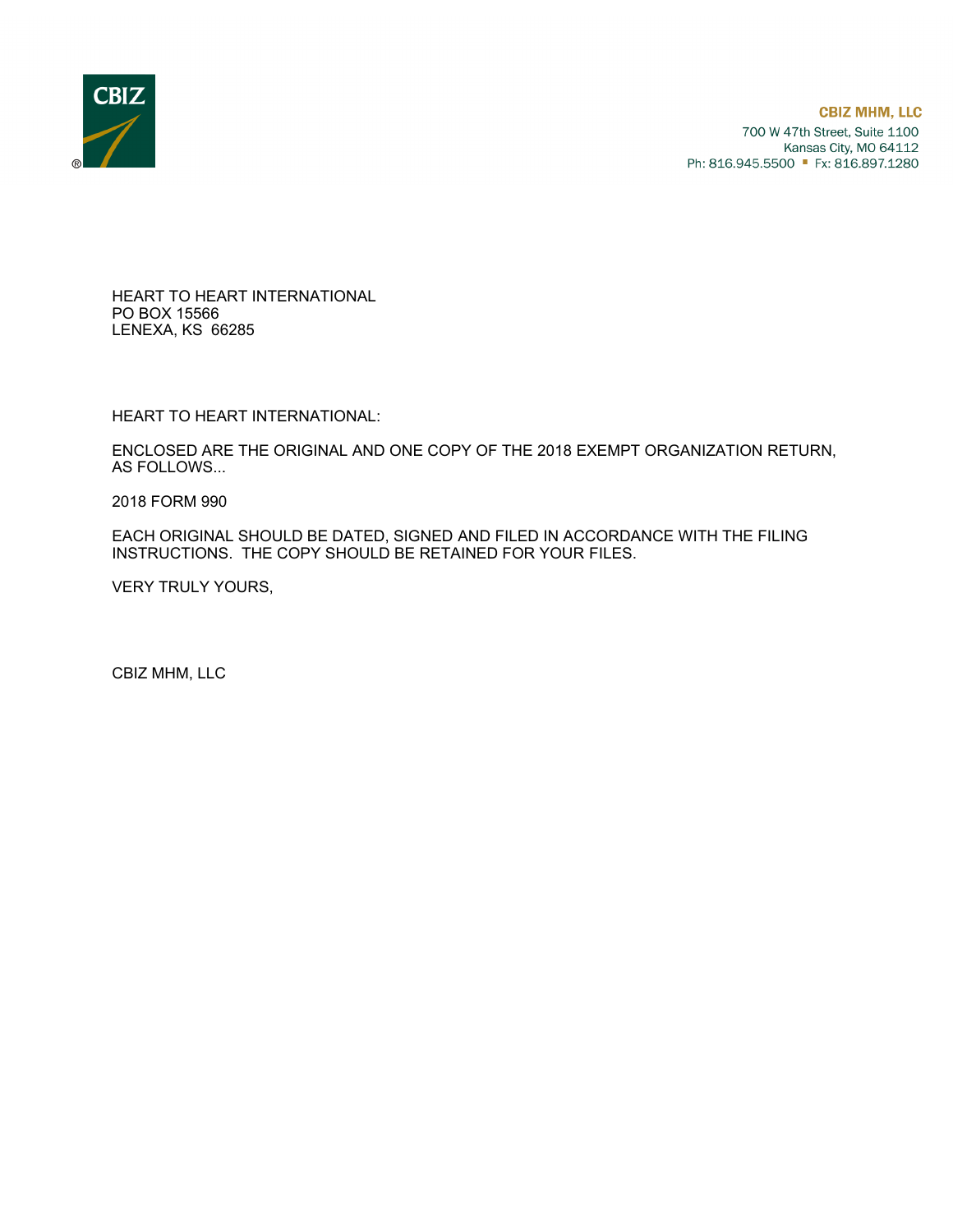CBIZ

**CBIZ MHM, LLC**
700 W 47th Street, Suite 1100
Kansas City, MO 64112
Ph: 816.945.5500 ▪ Fx: 816.897.1280

HEART TO HEART INTERNATIONAL
PO BOX 15566
LENEXA, KS 66285

HEART TO HEART INTERNATIONAL:

ENCLOSED ARE THE ORIGINAL AND ONE COPY OF THE 2018 EXEMPT ORGANIZATION RETURN, AS FOLLOWS...

2018 FORM 990

EACH ORIGINAL SHOULD BE DATED, SIGNED AND FILED IN ACCORDANCE WITH THE FILING INSTRUCTIONS. THE COPY SHOULD BE RETAINED FOR YOUR FILES.

VERY TRULY YOURS,

CBIZ MHM, LLC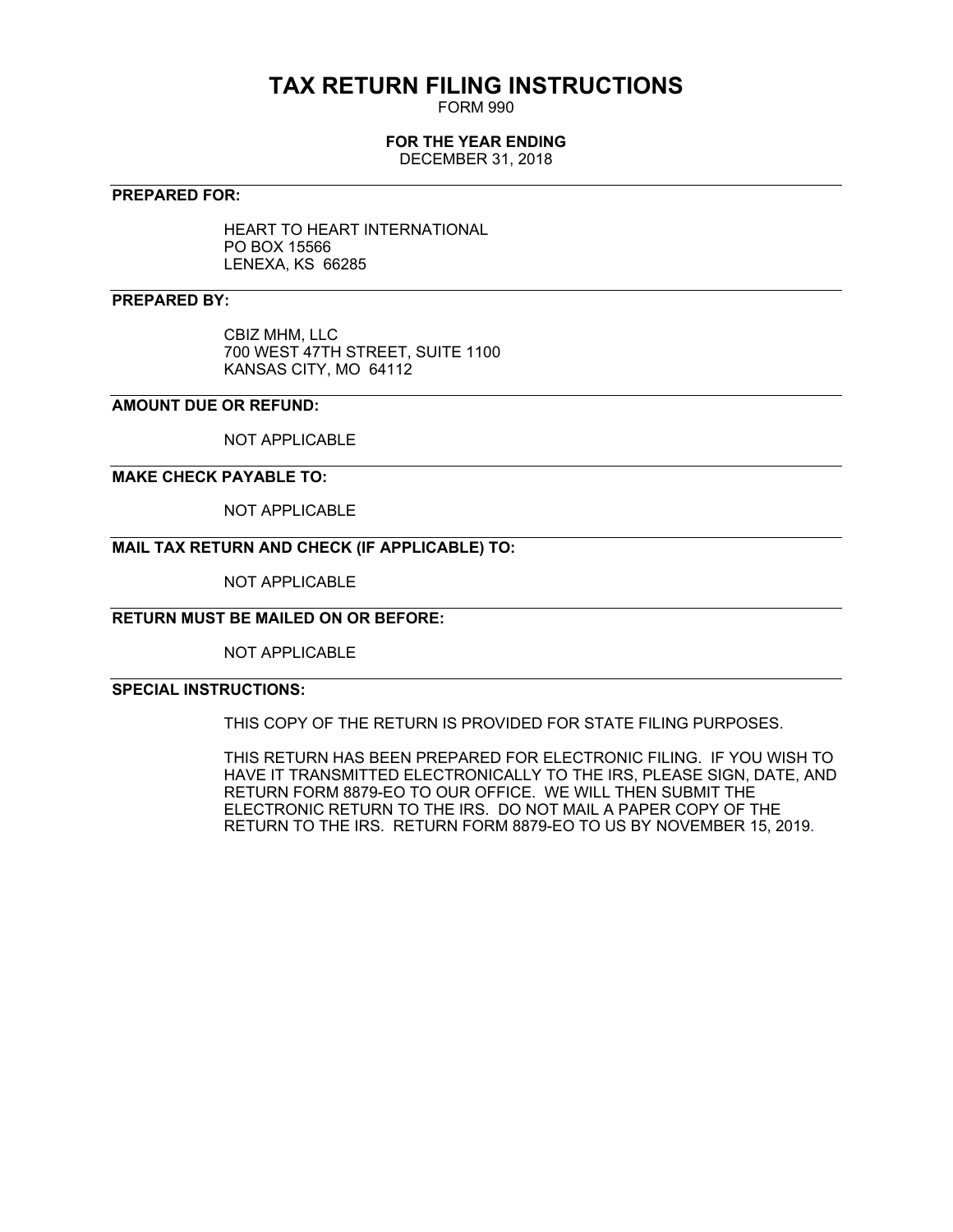# TAX RETURN FILING INSTRUCTIONS

FORM 990

**FOR THE YEAR ENDING**

DECEMBER 31, 2018

**PREPARED FOR:**

HEART TO HEART INTERNATIONAL
PO BOX 15566
LENEXA, KS 66285

**PREPARED BY:**

CBIZ MHM, LLC
700 WEST 47TH STREET, SUITE 1100
KANSAS CITY, MO 64112

**AMOUNT DUE OR REFUND:**

NOT APPLICABLE

**MAKE CHECK PAYABLE TO:**

NOT APPLICABLE

**MAIL TAX RETURN AND CHECK (IF APPLICABLE) TO:**

NOT APPLICABLE

**RETURN MUST BE MAILED ON OR BEFORE:**

NOT APPLICABLE

**SPECIAL INSTRUCTIONS:**

THIS COPY OF THE RETURN IS PROVIDED FOR STATE FILING PURPOSES.

THIS RETURN HAS BEEN PREPARED FOR ELECTRONIC FILING. IF YOU WISH TO HAVE IT TRANSMITTED ELECTRONICALLY TO THE IRS, PLEASE SIGN, DATE, AND RETURN FORM 8879-EO TO OUR OFFICE. WE WILL THEN SUBMIT THE ELECTRONIC RETURN TO THE IRS. DO NOT MAIL A PAPER COPY OF THE RETURN TO THE IRS. RETURN FORM 8879-EO TO US BY NOVEMBER 15, 2019.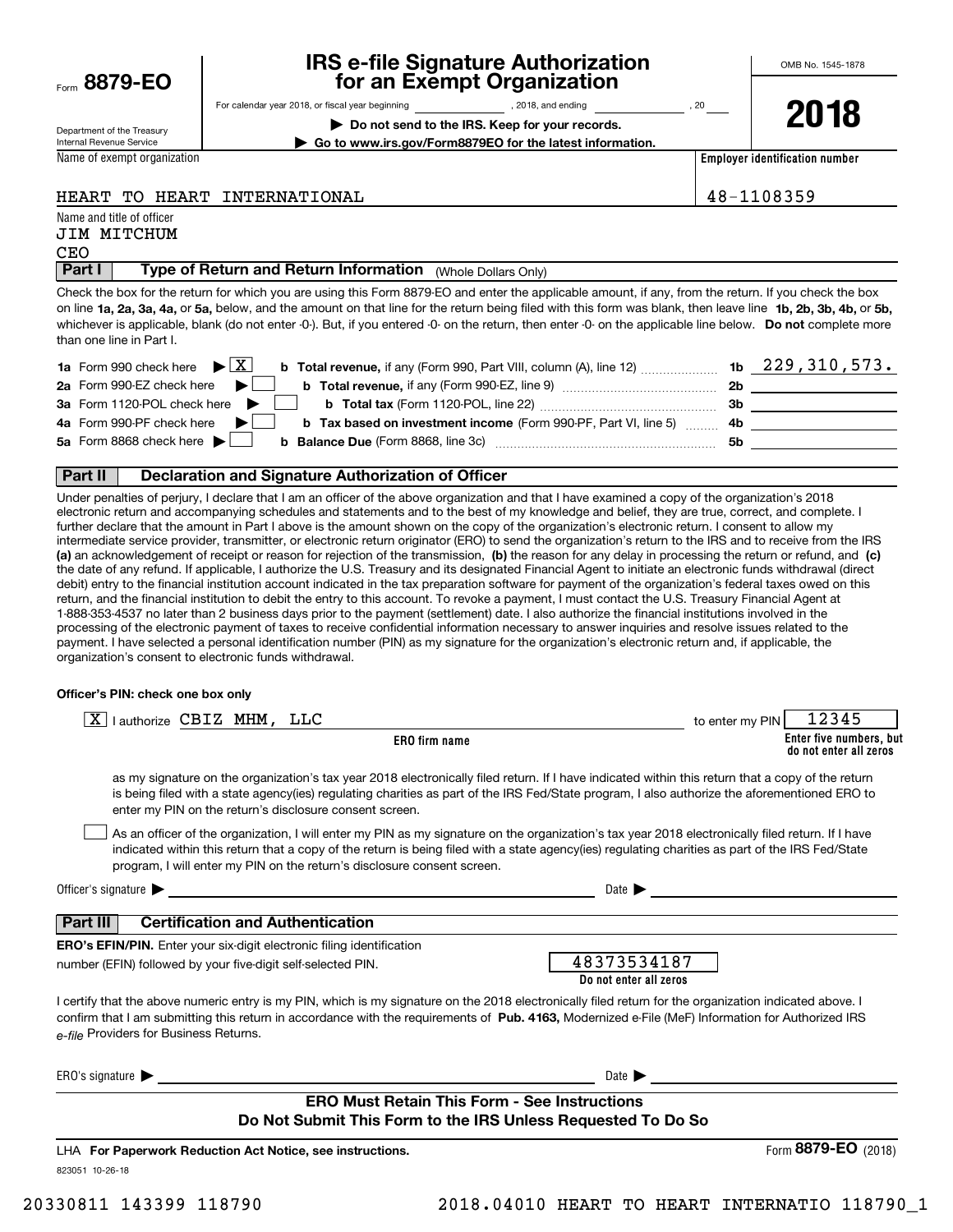Form **8879-EO**

Department of the Treasury
Internal Revenue Service

# IRS e-file Signature Authorization for an Exempt Organization

For calendar year 2018, or fiscal year beginning ______________, 2018, and ending ______________, 20___

▶ **Do not send to the IRS. Keep for your records.**

▶ **Go to www.irs.gov/Form8879EO for the latest information.**

OMB No. 1545-1878

**2018**

Name of exempt organization: HEART TO HEART INTERNATIONAL

**Employer identification number**: 48-1108359

Name and title of officer:
JIM MITCHUM
CEO

## Part I — Type of Return and Return Information (Whole Dollars Only)

Check the box for the return for which you are using this Form 8879-EO and enter the applicable amount, if any, from the return. If you check the box on line **1a, 2a, 3a, 4a,** or **5a,** below, and the amount on that line for the return being filed with this form was blank, then leave line **1b, 2b, 3b, 4b,** or **5b,** whichever is applicable, blank (do not enter -0-). But, if you entered -0- on the return, then enter -0- on the applicable line below. **Do not** complete more than one line in Part I.

| | | | |
|---|---|---|---|
| **1a** Form 990 check here ▶ [X] | **b Total revenue,** if any (Form 990, Part VIII, column (A), line 12) | **1b** | 229,310,573. |
| **2a** Form 990-EZ check here ▶ [ ] | **b Total revenue,** if any (Form 990-EZ, line 9) | **2b** | |
| **3a** Form 1120-POL check here ▶ [ ] | **b Total tax** (Form 1120-POL, line 22) | **3b** | |
| **4a** Form 990-PF check here ▶ [ ] | **b Tax based on investment income** (Form 990-PF, Part VI, line 5) | **4b** | |
| **5a** Form 8868 check here ▶ [ ] | **b Balance Due** (Form 8868, line 3c) | **5b** | |

## Part II — Declaration and Signature Authorization of Officer

Under penalties of perjury, I declare that I am an officer of the above organization and that I have examined a copy of the organization's 2018 electronic return and accompanying schedules and statements and to the best of my knowledge and belief, they are true, correct, and complete. I further declare that the amount in Part I above is the amount shown on the copy of the organization's electronic return. I consent to allow my intermediate service provider, transmitter, or electronic return originator (ERO) to send the organization's return to the IRS and to receive from the IRS **(a)** an acknowledgement of receipt or reason for rejection of the transmission, **(b)** the reason for any delay in processing the return or refund, and **(c)** the date of any refund. If applicable, I authorize the U.S. Treasury and its designated Financial Agent to initiate an electronic funds withdrawal (direct debit) entry to the financial institution account indicated in the tax preparation software for payment of the organization's federal taxes owed on this return, and the financial institution to debit the entry to this account. To revoke a payment, I must contact the U.S. Treasury Financial Agent at 1-888-353-4537 no later than 2 business days prior to the payment (settlement) date. I also authorize the financial institutions involved in the processing of the electronic payment of taxes to receive confidential information necessary to answer inquiries and resolve issues related to the payment. I have selected a personal identification number (PIN) as my signature for the organization's electronic return and, if applicable, the organization's consent to electronic funds withdrawal.

**Officer's PIN: check one box only**

[X] I authorize CBIZ MHM, LLC to enter my PIN 12345

**ERO firm name** — **Enter five numbers, but do not enter all zeros**

as my signature on the organization's tax year 2018 electronically filed return. If I have indicated within this return that a copy of the return is being filed with a state agency(ies) regulating charities as part of the IRS Fed/State program, I also authorize the aforementioned ERO to enter my PIN on the return's disclosure consent screen.

[ ] As an officer of the organization, I will enter my PIN as my signature on the organization's tax year 2018 electronically filed return. If I have indicated within this return that a copy of the return is being filed with a state agency(ies) regulating charities as part of the IRS Fed/State program, I will enter my PIN on the return's disclosure consent screen.

Officer's signature ▶ ______________________ Date ▶ ______________

## Part III — Certification and Authentication

**ERO's EFIN/PIN.** Enter your six-digit electronic filing identification number (EFIN) followed by your five-digit self-selected PIN.

48373534187
**Do not enter all zeros**

I certify that the above numeric entry is my PIN, which is my signature on the 2018 electronically filed return for the organization indicated above. I confirm that I am submitting this return in accordance with the requirements of **Pub. 4163,** Modernized e-File (MeF) Information for Authorized IRS *e-file* Providers for Business Returns.

ERO's signature ▶ ______________________ Date ▶ ______________

**ERO Must Retain This Form - See Instructions**
**Do Not Submit This Form to the IRS Unless Requested To Do So**

LHA **For Paperwork Reduction Act Notice, see instructions.** Form **8879-EO** (2018)

823051 10-26-18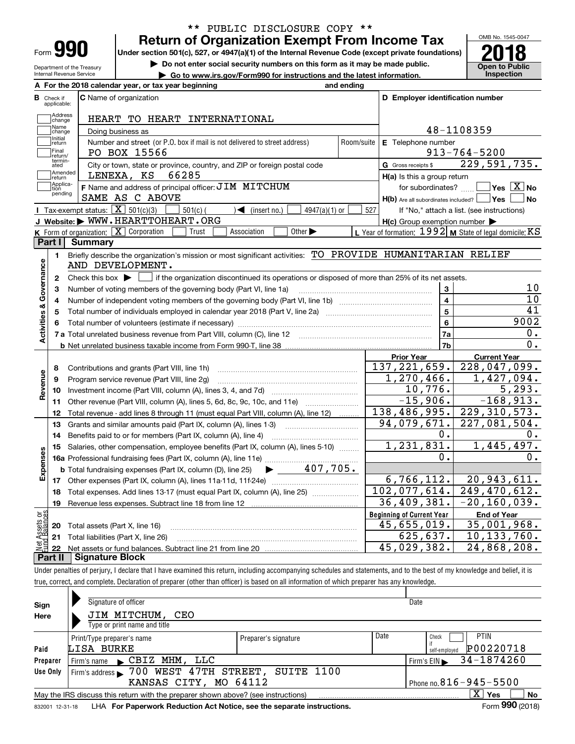\*\* PUBLIC DISCLOSURE COPY \*\*

# Form 990 — Return of Organization Exempt From Income Tax

**Under section 501(c), 527, or 4947(a)(1) of the Internal Revenue Code (except private foundations)**

▶ Do not enter social security numbers on this form as it may be made public.

▶ Go to www.irs.gov/Form990 for instructions and the latest information.

Department of the Treasury
Internal Revenue Service

OMB No. 1545-0047

**2018**

**Open to Public Inspection**

**A** For the 2018 calendar year, or tax year beginning and ending

**B** Check if applicable: Address change, Name change, Initial return, Final return/terminated, Amended return, Application pending

**C** Name of organization: HEART TO HEART INTERNATIONAL

Doing business as

Number and street (or P.O. box if mail is not delivered to street address): PO BOX 15566 — Room/suite

City or town, state or province, country, and ZIP or foreign postal code: LENEXA, KS 66285

**F** Name and address of principal officer: JIM MITCHUM
SAME AS C ABOVE

**D** Employer identification number: 48-1108359

**E** Telephone number: 913-764-5200

**G** Gross receipts $ 229,591,735.

**H(a)** Is this a group return for subordinates? ☐ Yes ☒ No

**H(b)** Are all subordinates included? ☐ Yes ☐ No
If "No," attach a list. (see instructions)

**H(c)** Group exemption number ▶

**I** Tax-exempt status: ☒ 501(c)(3) ☐ 501(c) ( ) ◀ (insert no.) ☐ 4947(a)(1) or ☐ 527

**J** Website: ▶ WWW.HEARTTOHEART.ORG

**K** Form of organization: ☒ Corporation ☐ Trust ☐ Association ☐ Other ▶

**L** Year of formation: 1992 **M** State of legal domicile: KS

## Part I Summary

**Activities & Governance**

1. Briefly describe the organization's mission or most significant activities: TO PROVIDE HUMANITARIAN RELIEF AND DEVELOPMENT.
2. Check this box ▶ ☐ if the organization discontinued its operations or disposed of more than 25% of its net assets.

| | | | |
|---|---|---|---|
| 3 | Number of voting members of the governing body (Part VI, line 1a) | 3 | 10 |
| 4 | Number of independent voting members of the governing body (Part VI, line 1b) | 4 | 10 |
| 5 | Total number of individuals employed in calendar year 2018 (Part V, line 2a) | 5 | 41 |
| 6 | Total number of volunteers (estimate if necessary) | 6 | 9002 |
| 7a | Total unrelated business revenue from Part VIII, column (C), line 12 | 7a | 0. |
| b | Net unrelated business taxable income from Form 990-T, line 38 | 7b | 0. |

| | | Prior Year | Current Year |
|---|---|---|---|
| **Revenue** | | | |
| 8 | Contributions and grants (Part VIII, line 1h) | 137,221,659. | 228,047,099. |
| 9 | Program service revenue (Part VIII, line 2g) | 1,270,466. | 1,427,094. |
| 10 | Investment income (Part VIII, column (A), lines 3, 4, and 7d) | 10,776. | 5,293. |
| 11 | Other revenue (Part VIII, column (A), lines 5, 6d, 8c, 9c, 10c, and 11e) | -15,906. | -168,913. |
| 12 | Total revenue - add lines 8 through 11 (must equal Part VIII, column (A), line 12) | 138,486,995. | 229,310,573. |
| **Expenses** | | | |
| 13 | Grants and similar amounts paid (Part IX, column (A), lines 1-3) | 94,079,671. | 227,081,504. |
| 14 | Benefits paid to or for members (Part IX, column (A), line 4) | 0. | 0. |
| 15 | Salaries, other compensation, employee benefits (Part IX, column (A), lines 5-10) | 1,231,831. | 1,445,497. |
| 16a | Professional fundraising fees (Part IX, column (A), line 11e) | 0. | 0. |
| b | Total fundraising expenses (Part IX, column (D), line 25) ▶ 407,705. | | |
| 17 | Other expenses (Part IX, column (A), lines 11a-11d, 11f-24e) | 6,766,112. | 20,943,611. |
| 18 | Total expenses. Add lines 13-17 (must equal Part IX, column (A), line 25) | 102,077,614. | 249,470,612. |
| 19 | Revenue less expenses. Subtract line 18 from line 12 | 36,409,381. | -20,160,039. |
| **Net Assets or Fund Balances** | | **Beginning of Current Year** | **End of Year** |
| 20 | Total assets (Part X, line 16) | 45,655,019. | 35,001,968. |
| 21 | Total liabilities (Part X, line 26) | 625,637. | 10,133,760. |
| 22 | Net assets or fund balances. Subtract line 21 from line 20 | 45,029,382. | 24,868,208. |

## Part II Signature Block

Under penalties of perjury, I declare that I have examined this return, including accompanying schedules and statements, and to the best of my knowledge and belief, it is true, correct, and complete. Declaration of preparer (other than officer) is based on all information of which preparer has any knowledge.

**Sign Here**

Signature of officer — Date

JIM MITCHUM, CEO
Type or print name and title

**Paid Preparer Use Only**

| Print/Type preparer's name | Preparer's signature | Date | Check ☐ if self-employed | PTIN |
|---|---|---|---|---|
| LISA BURKE | | | | P00220718 |

Firm's name ▶ CBIZ MHM, LLC — Firm's EIN ▶ 34-1874260

Firm's address ▶ 700 WEST 47TH STREET, SUITE 1100, KANSAS CITY, MO 64112 — Phone no. 816-945-5500

May the IRS discuss this return with the preparer shown above? (see instructions) ☒ Yes ☐ No

832001 12-31-18 LHA **For Paperwork Reduction Act Notice, see the separate instructions.** Form **990** (2018)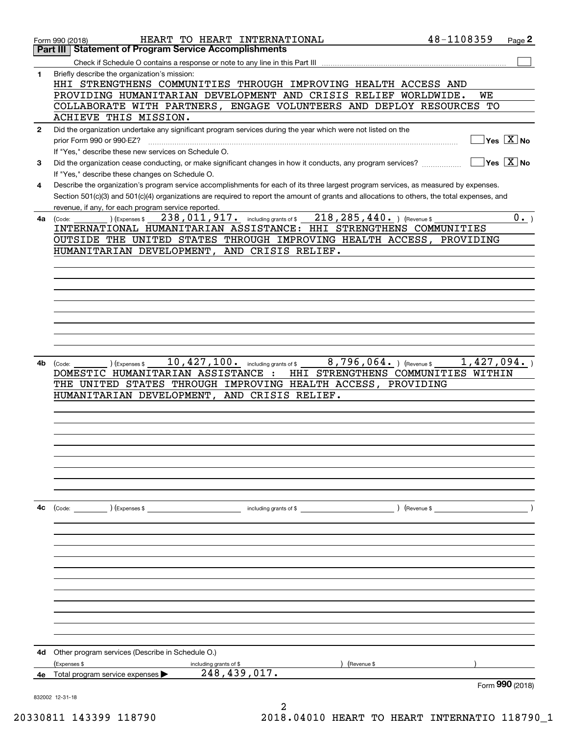Form 990 (2018) HEART TO HEART INTERNATIONAL 48-1108359 Page 2

## Part III | Statement of Program Service Accomplishments

Check if Schedule O contains a response or note to any line in this Part III ☐

**1** Briefly describe the organization's mission:

HHI STRENGTHENS COMMUNITIES THROUGH IMPROVING HEALTH ACCESS AND PROVIDING HUMANITARIAN DEVELOPMENT AND CRISIS RELIEF WORLDWIDE. WE COLLABORATE WITH PARTNERS, ENGAGE VOLUNTEERS AND DEPLOY RESOURCES TO ACHIEVE THIS MISSION.

**2** Did the organization undertake any significant program services during the year which were not listed on the prior Form 990 or 990-EZ? ☐ Yes ☒ No

If "Yes," describe these new services on Schedule O.

**3** Did the organization cease conducting, or make significant changes in how it conducts, any program services? ☐ Yes ☒ No

If "Yes," describe these changes on Schedule O.

**4** Describe the organization's program service accomplishments for each of its three largest program services, as measured by expenses. Section 501(c)(3) and 501(c)(4) organizations are required to report the amount of grants and allocations to others, the total expenses, and revenue, if any, for each program service reported.

**4a** (Code: ) (Expenses $ 238,011,917. including grants of $ 218,285,440. ) (Revenue $ 0. )

INTERNATIONAL HUMANITARIAN ASSISTANCE: HHI STRENGTHENS COMMUNITIES OUTSIDE THE UNITED STATES THROUGH IMPROVING HEALTH ACCESS, PROVIDING HUMANITARIAN DEVELOPMENT, AND CRISIS RELIEF.

**4b** (Code: ) (Expenses $ 10,427,100. including grants of $ 8,796,064. ) (Revenue $ 1,427,094. )

DOMESTIC HUMANITARIAN ASSISTANCE : HHI STRENGTHENS COMMUNITIES WITHIN THE UNITED STATES THROUGH IMPROVING HEALTH ACCESS, PROVIDING HUMANITARIAN DEVELOPMENT, AND CRISIS RELIEF.

**4c** (Code: ) (Expenses $ including grants of $ ) (Revenue $ )

**4d** Other program services (Describe in Schedule O.)

(Expenses $ including grants of $ ) (Revenue $ )

**4e** Total program service expenses ▶ 248,439,017.

Form **990** (2018)

832002 12-31-18

20330811 143399 118790 2018.04010 HEART TO HEART INTERNATIO 118790_1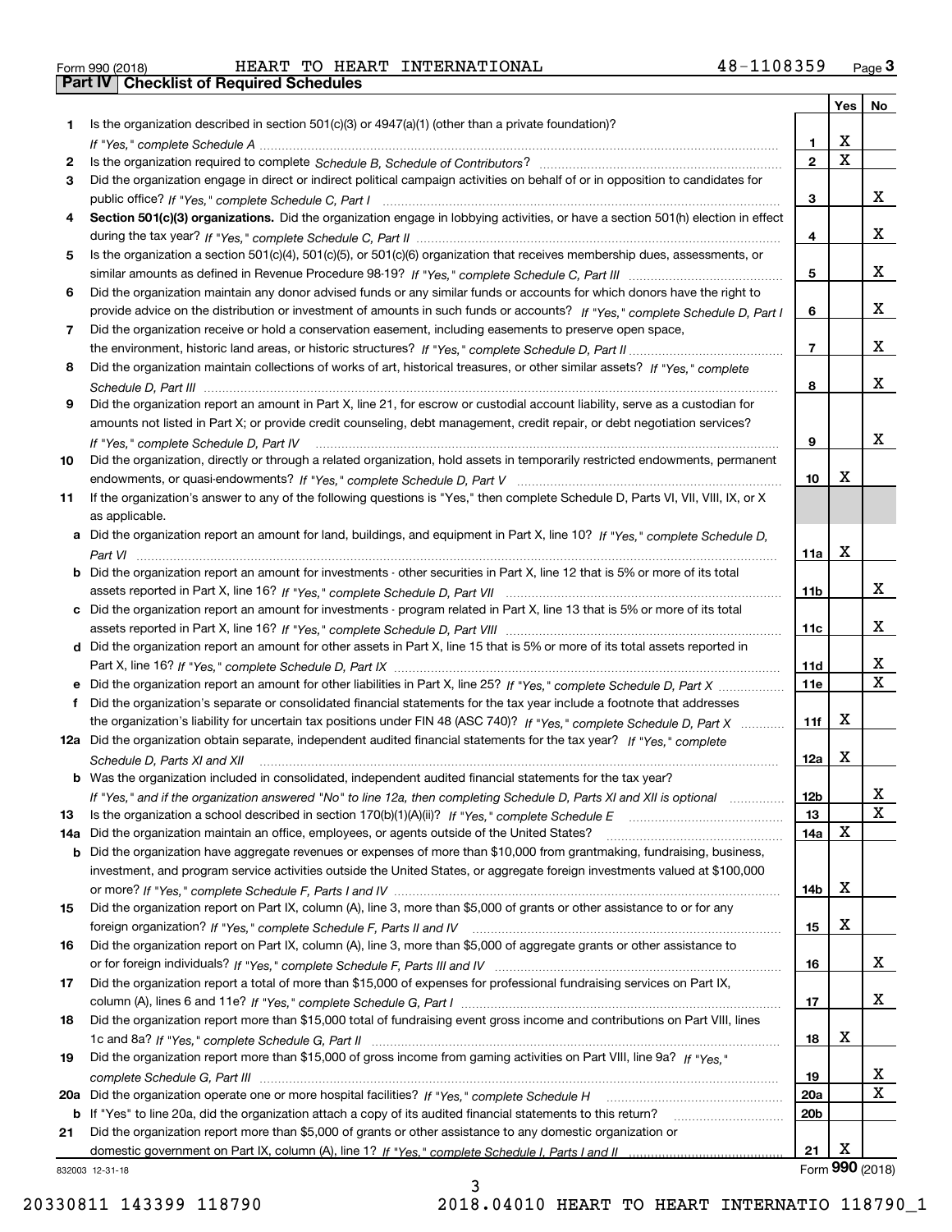Form 990 (2018) HEART TO HEART INTERNATIONAL 48-1108359 Page 3

## Part IV Checklist of Required Schedules

| | | | Yes | No |
|---|---|---|---|---|
| 1 | Is the organization described in section 501(c)(3) or 4947(a)(1) (other than a private foundation)? *If "Yes," complete Schedule A* | 1 | X | |
| 2 | Is the organization required to complete *Schedule B, Schedule of Contributors*? | 2 | X | |
| 3 | Did the organization engage in direct or indirect political campaign activities on behalf of or in opposition to candidates for public office? *If "Yes," complete Schedule C, Part I* | 3 | | X |
| 4 | **Section 501(c)(3) organizations.** Did the organization engage in lobbying activities, or have a section 501(h) election in effect during the tax year? *If "Yes," complete Schedule C, Part II* | 4 | | X |
| 5 | Is the organization a section 501(c)(4), 501(c)(5), or 501(c)(6) organization that receives membership dues, assessments, or similar amounts as defined in Revenue Procedure 98-19? *If "Yes," complete Schedule C, Part III* | 5 | | X |
| 6 | Did the organization maintain any donor advised funds or any similar funds or accounts for which donors have the right to provide advice on the distribution or investment of amounts in such funds or accounts? *If "Yes," complete Schedule D, Part I* | 6 | | X |
| 7 | Did the organization receive or hold a conservation easement, including easements to preserve open space, the environment, historic land areas, or historic structures? *If "Yes," complete Schedule D, Part II* | 7 | | X |
| 8 | Did the organization maintain collections of works of art, historical treasures, or other similar assets? *If "Yes," complete Schedule D, Part III* | 8 | | X |
| 9 | Did the organization report an amount in Part X, line 21, for escrow or custodial account liability, serve as a custodian for amounts not listed in Part X; or provide credit counseling, debt management, credit repair, or debt negotiation services? *If "Yes," complete Schedule D, Part IV* | 9 | | X |
| 10 | Did the organization, directly or through a related organization, hold assets in temporarily restricted endowments, permanent endowments, or quasi-endowments? *If "Yes," complete Schedule D, Part V* | 10 | X | |
| 11 | If the organization's answer to any of the following questions is "Yes," then complete Schedule D, Parts VI, VII, VIII, IX, or X as applicable. | | | |
| a | Did the organization report an amount for land, buildings, and equipment in Part X, line 10? *If "Yes," complete Schedule D, Part VI* | 11a | X | |
| b | Did the organization report an amount for investments - other securities in Part X, line 12 that is 5% or more of its total assets reported in Part X, line 16? *If "Yes," complete Schedule D, Part VII* | 11b | | X |
| c | Did the organization report an amount for investments - program related in Part X, line 13 that is 5% or more of its total assets reported in Part X, line 16? *If "Yes," complete Schedule D, Part VIII* | 11c | | X |
| d | Did the organization report an amount for other assets in Part X, line 15 that is 5% or more of its total assets reported in Part X, line 16? *If "Yes," complete Schedule D, Part IX* | 11d | | X |
| e | Did the organization report an amount for other liabilities in Part X, line 25? *If "Yes," complete Schedule D, Part X* | 11e | | X |
| f | Did the organization's separate or consolidated financial statements for the tax year include a footnote that addresses the organization's liability for uncertain tax positions under FIN 48 (ASC 740)? *If "Yes," complete Schedule D, Part X* | 11f | X | |
| 12a | Did the organization obtain separate, independent audited financial statements for the tax year? *If "Yes," complete Schedule D, Parts XI and XII* | 12a | X | |
| b | Was the organization included in consolidated, independent audited financial statements for the tax year? *If "Yes," and if the organization answered "No" to line 12a, then completing Schedule D, Parts XI and XII is optional* | 12b | | X |
| 13 | Is the organization a school described in section 170(b)(1)(A)(ii)? *If "Yes," complete Schedule E* | 13 | | X |
| 14a | Did the organization maintain an office, employees, or agents outside of the United States? | 14a | X | |
| b | Did the organization have aggregate revenues or expenses of more than $10,000 from grantmaking, fundraising, business, investment, and program service activities outside the United States, or aggregate foreign investments valued at $100,000 or more? *If "Yes," complete Schedule F, Parts I and IV* | 14b | X | |
| 15 | Did the organization report on Part IX, column (A), line 3, more than $5,000 of grants or other assistance to or for any foreign organization? *If "Yes," complete Schedule F, Parts II and IV* | 15 | X | |
| 16 | Did the organization report on Part IX, column (A), line 3, more than $5,000 of aggregate grants or other assistance to or for foreign individuals? *If "Yes," complete Schedule F, Parts III and IV* | 16 | | X |
| 17 | Did the organization report a total of more than $15,000 of expenses for professional fundraising services on Part IX, column (A), lines 6 and 11e? *If "Yes," complete Schedule G, Part I* | 17 | | X |
| 18 | Did the organization report more than $15,000 total of fundraising event gross income and contributions on Part VIII, lines 1c and 8a? *If "Yes," complete Schedule G, Part II* | 18 | X | |
| 19 | Did the organization report more than $15,000 of gross income from gaming activities on Part VIII, line 9a? *If "Yes," complete Schedule G, Part III* | 19 | | X |
| 20a | Did the organization operate one or more hospital facilities? *If "Yes," complete Schedule H* | 20a | | X |
| b | If "Yes" to line 20a, did the organization attach a copy of its audited financial statements to this return? | 20b | | |
| 21 | Did the organization report more than $5,000 of grants or other assistance to any domestic organization or domestic government on Part IX, column (A), line 1? *If "Yes," complete Schedule I, Parts I and II* | 21 | X | |

832003 12-31-18 Form **990** (2018)

20330811 143399 118790 2018.04010 HEART TO HEART INTERNATIO 118790_1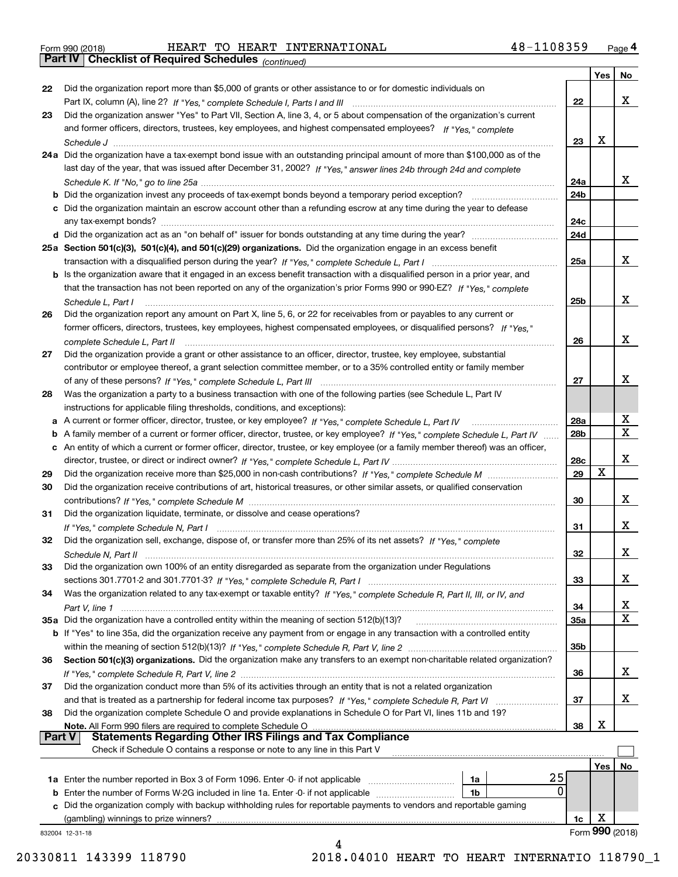Form 990 (2018) HEART TO HEART INTERNATIONAL 48-1108359 Page 4

**Part IV Checklist of Required Schedules** *(continued)*

| | | | Yes | No |
|---|---|---|---|---|
| 22 | Did the organization report more than $5,000 of grants or other assistance to or for domestic individuals on Part IX, column (A), line 2? *If "Yes," complete Schedule I, Parts I and III* | 22 | | X |
| 23 | Did the organization answer "Yes" to Part VII, Section A, line 3, 4, or 5 about compensation of the organization's current and former officers, directors, trustees, key employees, and highest compensated employees? *If "Yes," complete Schedule J* | 23 | X | |
| 24a | Did the organization have a tax-exempt bond issue with an outstanding principal amount of more than $100,000 as of the last day of the year, that was issued after December 31, 2002? *If "Yes," answer lines 24b through 24d and complete Schedule K. If "No," go to line 25a* | 24a | | X |
| b | Did the organization invest any proceeds of tax-exempt bonds beyond a temporary period exception? | 24b | | |
| c | Did the organization maintain an escrow account other than a refunding escrow at any time during the year to defease any tax-exempt bonds? | 24c | | |
| d | Did the organization act as an "on behalf of" issuer for bonds outstanding at any time during the year? | 24d | | |
| 25a | **Section 501(c)(3), 501(c)(4), and 501(c)(29) organizations.** Did the organization engage in an excess benefit transaction with a disqualified person during the year? *If "Yes," complete Schedule L, Part I* | 25a | | X |
| b | Is the organization aware that it engaged in an excess benefit transaction with a disqualified person in a prior year, and that the transaction has not been reported on any of the organization's prior Forms 990 or 990-EZ? *If "Yes," complete Schedule L, Part I* | 25b | | X |
| 26 | Did the organization report any amount on Part X, line 5, 6, or 22 for receivables from or payables to any current or former officers, directors, trustees, key employees, highest compensated employees, or disqualified persons? *If "Yes," complete Schedule L, Part II* | 26 | | X |
| 27 | Did the organization provide a grant or other assistance to an officer, director, trustee, key employee, substantial contributor or employee thereof, a grant selection committee member, or to a 35% controlled entity or family member of any of these persons? *If "Yes," complete Schedule L, Part III* | 27 | | X |
| 28 | Was the organization a party to a business transaction with one of the following parties (see Schedule L, Part IV instructions for applicable filing thresholds, conditions, and exceptions): | | | |
| a | A current or former officer, director, trustee, or key employee? *If "Yes," complete Schedule L, Part IV* | 28a | | X |
| b | A family member of a current or former officer, director, trustee, or key employee? *If "Yes," complete Schedule L, Part IV* | 28b | | X |
| c | An entity of which a current or former officer, director, trustee, or key employee (or a family member thereof) was an officer, director, trustee, or direct or indirect owner? *If "Yes," complete Schedule L, Part IV* | 28c | | X |
| 29 | Did the organization receive more than $25,000 in non-cash contributions? *If "Yes," complete Schedule M* | 29 | X | |
| 30 | Did the organization receive contributions of art, historical treasures, or other similar assets, or qualified conservation contributions? *If "Yes," complete Schedule M* | 30 | | X |
| 31 | Did the organization liquidate, terminate, or dissolve and cease operations? *If "Yes," complete Schedule N, Part I* | 31 | | X |
| 32 | Did the organization sell, exchange, dispose of, or transfer more than 25% of its net assets? *If "Yes," complete Schedule N, Part II* | 32 | | X |
| 33 | Did the organization own 100% of an entity disregarded as separate from the organization under Regulations sections 301.7701-2 and 301.7701-3? *If "Yes," complete Schedule R, Part I* | 33 | | X |
| 34 | Was the organization related to any tax-exempt or taxable entity? *If "Yes," complete Schedule R, Part II, III, or IV, and Part V, line 1* | 34 | | X |
| 35a | Did the organization have a controlled entity within the meaning of section 512(b)(13)? | 35a | | X |
| b | If "Yes" to line 35a, did the organization receive any payment from or engage in any transaction with a controlled entity within the meaning of section 512(b)(13)? *If "Yes," complete Schedule R, Part V, line 2* | 35b | | |
| 36 | **Section 501(c)(3) organizations.** Did the organization make any transfers to an exempt non-charitable related organization? *If "Yes," complete Schedule R, Part V, line 2* | 36 | | X |
| 37 | Did the organization conduct more than 5% of its activities through an entity that is not a related organization and that is treated as a partnership for federal income tax purposes? *If "Yes," complete Schedule R, Part VI* | 37 | | X |
| 38 | Did the organization complete Schedule O and provide explanations in Schedule O for Part VI, lines 11b and 19? **Note.** All Form 990 filers are required to complete Schedule O | 38 | X | |

**Part V Statements Regarding Other IRS Filings and Tax Compliance**

Check if Schedule O contains a response or note to any line in this Part V ☐

| | | | | | Yes | No |
|---|---|---|---|---|---|---|
| 1a | Enter the number reported in Box 3 of Form 1096. Enter -0- if not applicable | 1a | 25 | | | |
| b | Enter the number of Forms W-2G included in line 1a. Enter -0- if not applicable | 1b | 0 | | | |
| c | Did the organization comply with backup withholding rules for reportable payments to vendors and reportable gaming (gambling) winnings to prize winners? | | | 1c | X | |

832004 12-31-18

Form **990** (2018)

20330811 143399 118790 2018.04010 HEART TO HEART INTERNATIO 118790_1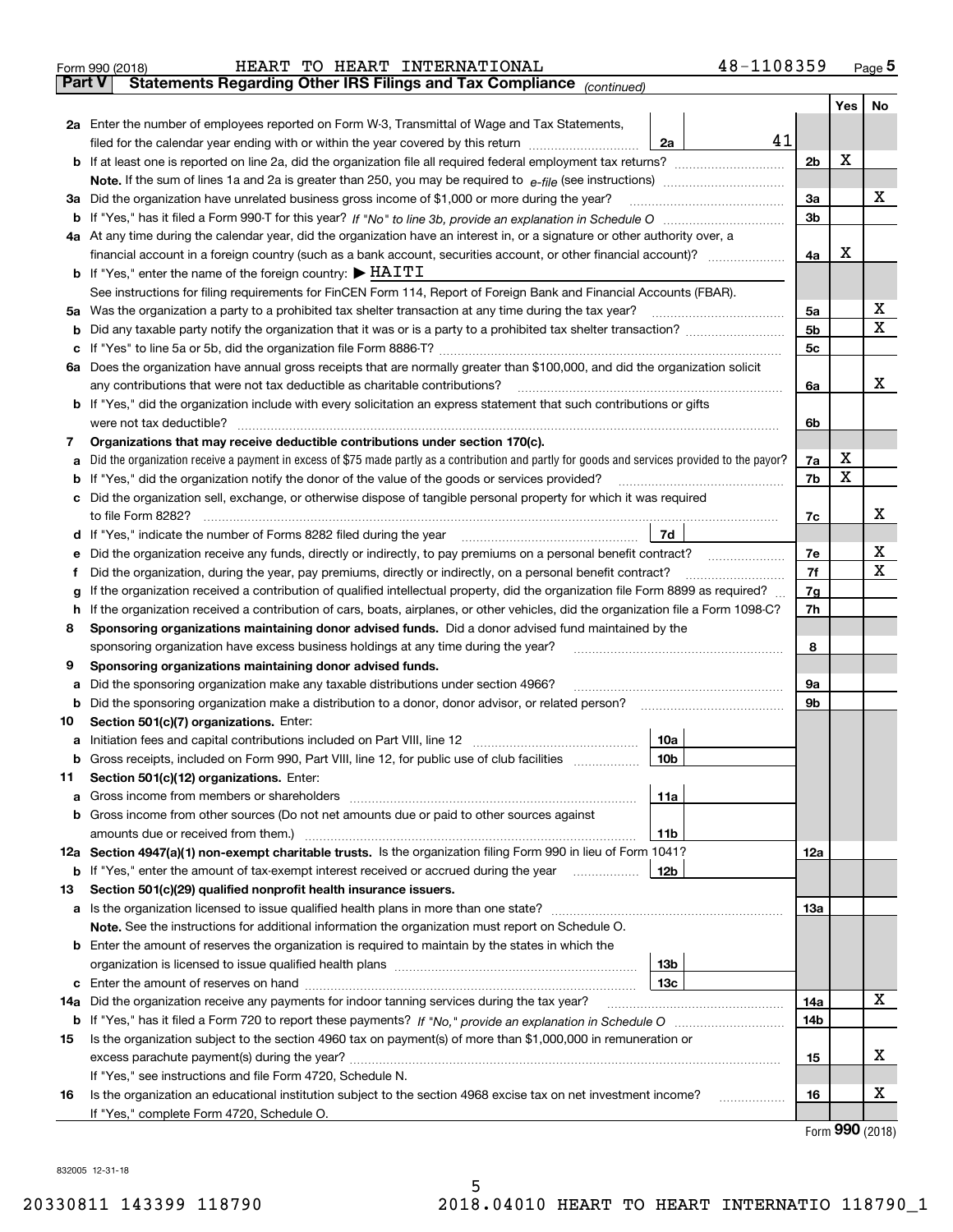Form 990 (2018) HEART TO HEART INTERNATIONAL 48-1108359 Page 5

## Part V Statements Regarding Other IRS Filings and Tax Compliance *(continued)*

| | | | | Yes | No |
|---|---|---|---|---|---|
| **2a** | Enter the number of employees reported on Form W-3, Transmittal of Wage and Tax Statements, filed for the calendar year ending with or within the year covered by this return | 2a | 41 | | |
| **b** | If at least one is reported on line 2a, did the organization file all required federal employment tax returns? | | 2b | X | |
| | **Note.** If the sum of lines 1a and 2a is greater than 250, you may be required to *e-file* (see instructions) | | | | |
| **3a** | Did the organization have unrelated business gross income of $1,000 or more during the year? | | 3a | | X |
| **b** | If "Yes," has it filed a Form 990-T for this year? *If "No" to line 3b, provide an explanation in Schedule O* | | 3b | | |
| **4a** | At any time during the calendar year, did the organization have an interest in, or a signature or other authority over, a financial account in a foreign country (such as a bank account, securities account, or other financial account)? | | 4a | X | |
| **b** | If "Yes," enter the name of the foreign country: ▶ HAITI | | | | |
| | See instructions for filing requirements for FinCEN Form 114, Report of Foreign Bank and Financial Accounts (FBAR). | | | | |
| **5a** | Was the organization a party to a prohibited tax shelter transaction at any time during the tax year? | | 5a | | X |
| **b** | Did any taxable party notify the organization that it was or is a party to a prohibited tax shelter transaction? | | 5b | | X |
| **c** | If "Yes" to line 5a or 5b, did the organization file Form 8886-T? | | 5c | | |
| **6a** | Does the organization have annual gross receipts that are normally greater than $100,000, and did the organization solicit any contributions that were not tax deductible as charitable contributions? | | 6a | | X |
| **b** | If "Yes," did the organization include with every solicitation an express statement that such contributions or gifts were not tax deductible? | | 6b | | |
| **7** | **Organizations that may receive deductible contributions under section 170(c).** | | | | |
| **a** | Did the organization receive a payment in excess of $75 made partly as a contribution and partly for goods and services provided to the payor? | | 7a | X | |
| **b** | If "Yes," did the organization notify the donor of the value of the goods or services provided? | | 7b | X | |
| **c** | Did the organization sell, exchange, or otherwise dispose of tangible personal property for which it was required to file Form 8282? | | 7c | | X |
| **d** | If "Yes," indicate the number of Forms 8282 filed during the year | 7d | | | |
| **e** | Did the organization receive any funds, directly or indirectly, to pay premiums on a personal benefit contract? | | 7e | | X |
| **f** | Did the organization, during the year, pay premiums, directly or indirectly, on a personal benefit contract? | | 7f | | X |
| **g** | If the organization received a contribution of qualified intellectual property, did the organization file Form 8899 as required? | | 7g | | |
| **h** | If the organization received a contribution of cars, boats, airplanes, or other vehicles, did the organization file a Form 1098-C? | | 7h | | |
| **8** | **Sponsoring organizations maintaining donor advised funds.** Did a donor advised fund maintained by the sponsoring organization have excess business holdings at any time during the year? | | 8 | | |
| **9** | **Sponsoring organizations maintaining donor advised funds.** | | | | |
| **a** | Did the sponsoring organization make any taxable distributions under section 4966? | | 9a | | |
| **b** | Did the sponsoring organization make a distribution to a donor, donor advisor, or related person? | | 9b | | |
| **10** | **Section 501(c)(7) organizations.** Enter: | | | | |
| **a** | Initiation fees and capital contributions included on Part VIII, line 12 | 10a | | | |
| **b** | Gross receipts, included on Form 990, Part VIII, line 12, for public use of club facilities | 10b | | | |
| **11** | **Section 501(c)(12) organizations.** Enter: | | | | |
| **a** | Gross income from members or shareholders | 11a | | | |
| **b** | Gross income from other sources (Do not net amounts due or paid to other sources against amounts due or received from them.) | 11b | | | |
| **12a** | **Section 4947(a)(1) non-exempt charitable trusts.** Is the organization filing Form 990 in lieu of Form 1041? | | 12a | | |
| **b** | If "Yes," enter the amount of tax-exempt interest received or accrued during the year | 12b | | | |
| **13** | **Section 501(c)(29) qualified nonprofit health insurance issuers.** | | | | |
| **a** | Is the organization licensed to issue qualified health plans in more than one state? | | 13a | | |
| | **Note.** See the instructions for additional information the organization must report on Schedule O. | | | | |
| **b** | Enter the amount of reserves the organization is required to maintain by the states in which the organization is licensed to issue qualified health plans | 13b | | | |
| **c** | Enter the amount of reserves on hand | 13c | | | |
| **14a** | Did the organization receive any payments for indoor tanning services during the tax year? | | 14a | | X |
| **b** | If "Yes," has it filed a Form 720 to report these payments? *If "No," provide an explanation in Schedule O* | | 14b | | |
| **15** | Is the organization subject to the section 4960 tax on payment(s) of more than $1,000,000 in remuneration or excess parachute payment(s) during the year? | | 15 | | X |
| | If "Yes," see instructions and file Form 4720, Schedule N. | | | | |
| **16** | Is the organization an educational institution subject to the section 4968 excise tax on net investment income? | | 16 | | X |
| | If "Yes," complete Form 4720, Schedule O. | | | | |

Form **990** (2018)

832005 12-31-18

20330811 143399 118790 2018.04010 HEART TO HEART INTERNATIO 118790_1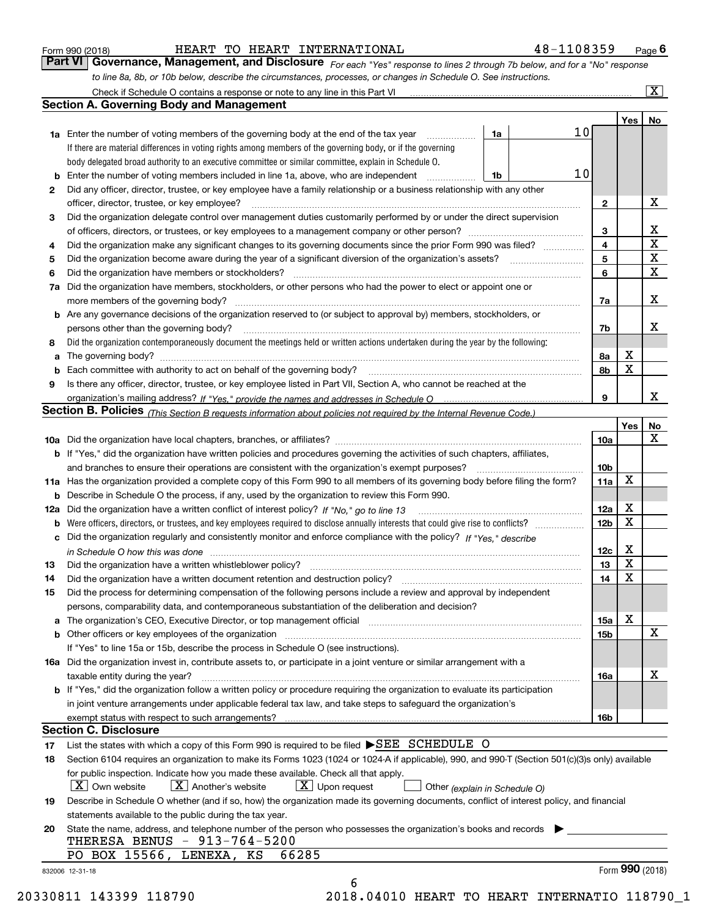Form 990 (2018) HEART TO HEART INTERNATIONAL 48-1108359 Page 6

## Part VI Governance, Management, and Disclosure

*For each "Yes" response to lines 2 through 7b below, and for a "No" response to line 8a, 8b, or 10b below, describe the circumstances, processes, or changes in Schedule O. See instructions.*

Check if Schedule O contains a response or note to any line in this Part VI ..... [X]

### Section A. Governing Body and Management

| | | | | Yes | No |
|---|---|---|---|---|---|
| **1a** | Enter the number of voting members of the governing body at the end of the tax year. If there are material differences in voting rights among members of the governing body, or if the governing body delegated broad authority to an executive committee or similar committee, explain in Schedule O. | 1a | 10 | | |
| **b** | Enter the number of voting members included in line 1a, above, who are independent | 1b | 10 | | |
| **2** | Did any officer, director, trustee, or key employee have a family relationship or a business relationship with any other officer, director, trustee, or key employee? | 2 | | | X |
| **3** | Did the organization delegate control over management duties customarily performed by or under the direct supervision of officers, directors, or trustees, or key employees to a management company or other person? | 3 | | | X |
| **4** | Did the organization make any significant changes to its governing documents since the prior Form 990 was filed? | 4 | | | X |
| **5** | Did the organization become aware during the year of a significant diversion of the organization's assets? | 5 | | | X |
| **6** | Did the organization have members or stockholders? | 6 | | | X |
| **7a** | Did the organization have members, stockholders, or other persons who had the power to elect or appoint one or more members of the governing body? | 7a | | | X |
| **b** | Are any governance decisions of the organization reserved to (or subject to approval by) members, stockholders, or persons other than the governing body? | 7b | | | X |
| **8** | Did the organization contemporaneously document the meetings held or written actions undertaken during the year by the following: | | | | |
| **a** | The governing body? | 8a | | X | |
| **b** | Each committee with authority to act on behalf of the governing body? | 8b | | X | |
| **9** | Is there any officer, director, trustee, or key employee listed in Part VII, Section A, who cannot be reached at the organization's mailing address? *If "Yes," provide the names and addresses in Schedule O* | 9 | | | X |

### Section B. Policies *(This Section B requests information about policies not required by the Internal Revenue Code.)*

| | | | Yes | No |
|---|---|---|---|---|
| **10a** | Did the organization have local chapters, branches, or affiliates? | 10a | | X |
| **b** | If "Yes," did the organization have written policies and procedures governing the activities of such chapters, affiliates, and branches to ensure their operations are consistent with the organization's exempt purposes? | 10b | | |
| **11a** | Has the organization provided a complete copy of this Form 990 to all members of its governing body before filing the form? | 11a | X | |
| **b** | Describe in Schedule O the process, if any, used by the organization to review this Form 990. | | | |
| **12a** | Did the organization have a written conflict of interest policy? *If "No," go to line 13* | 12a | X | |
| **b** | Were officers, directors, or trustees, and key employees required to disclose annually interests that could give rise to conflicts? | 12b | X | |
| **c** | Did the organization regularly and consistently monitor and enforce compliance with the policy? *If "Yes," describe in Schedule O how this was done* | 12c | X | |
| **13** | Did the organization have a written whistleblower policy? | 13 | X | |
| **14** | Did the organization have a written document retention and destruction policy? | 14 | X | |
| **15** | Did the process for determining compensation of the following persons include a review and approval by independent persons, comparability data, and contemporaneous substantiation of the deliberation and decision? | | | |
| **a** | The organization's CEO, Executive Director, or top management official | 15a | X | |
| **b** | Other officers or key employees of the organization | 15b | | X |
| | If "Yes" to line 15a or 15b, describe the process in Schedule O (see instructions). | | | |
| **16a** | Did the organization invest in, contribute assets to, or participate in a joint venture or similar arrangement with a taxable entity during the year? | 16a | | X |
| **b** | If "Yes," did the organization follow a written policy or procedure requiring the organization to evaluate its participation in joint venture arrangements under applicable federal tax law, and take steps to safeguard the organization's exempt status with respect to such arrangements? | 16b | | |

### Section C. Disclosure

**17** List the states with which a copy of this Form 990 is required to be filed ▶SEE SCHEDULE O

**18** Section 6104 requires an organization to make its Forms 1023 (1024 or 1024-A if applicable), 990, and 990-T (Section 501(c)(3)s only) available for public inspection. Indicate how you made these available. Check all that apply.

[X] Own website [X] Another's website [X] Upon request [ ] Other *(explain in Schedule O)*

**19** Describe in Schedule O whether (and if so, how) the organization made its governing documents, conflict of interest policy, and financial statements available to the public during the tax year.

**20** State the name, address, and telephone number of the person who possesses the organization's books and records ▶

THERESA BENUS - 913-764-5200
PO BOX 15566, LENEXA, KS 66285

832006 12-31-18 Form **990** (2018)

20330811 143399 118790 2018.04010 HEART TO HEART INTERNATIO 118790_1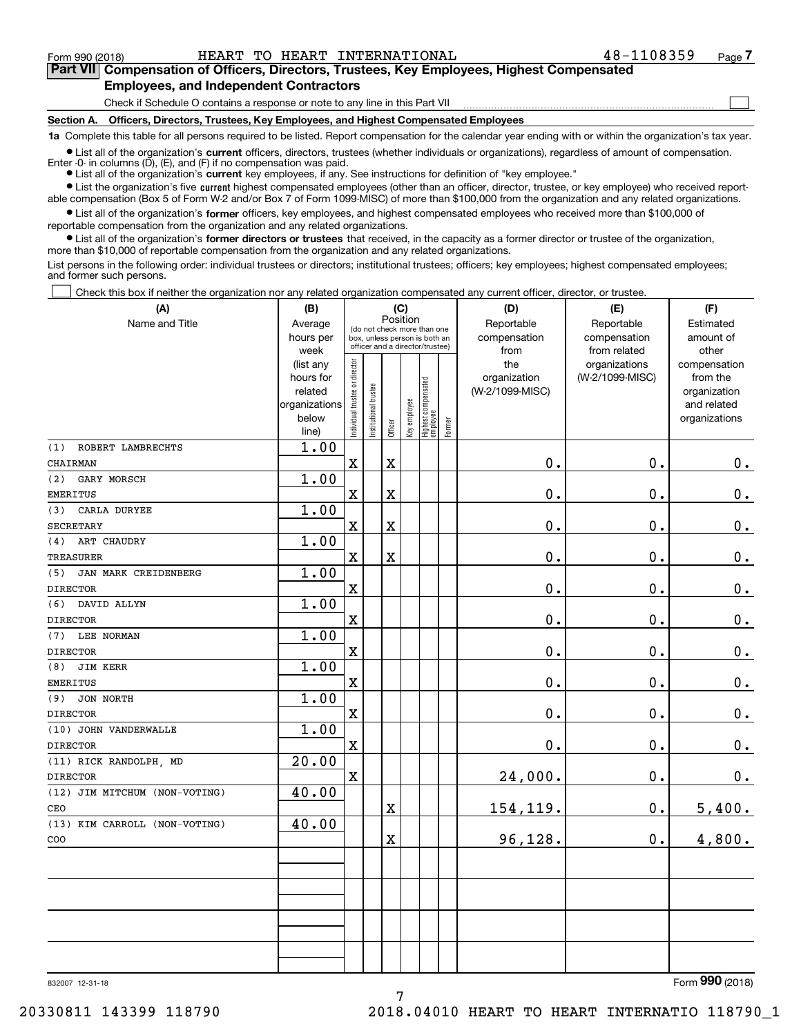Form 990 (2018) HEART TO HEART INTERNATIONAL 48-1108359 Page **7**

## Part VII Compensation of Officers, Directors, Trustees, Key Employees, Highest Compensated Employees, and Independent Contractors

Check if Schedule O contains a response or note to any line in this Part VII ☐

### Section A. Officers, Directors, Trustees, Key Employees, and Highest Compensated Employees

**1a** Complete this table for all persons required to be listed. Report compensation for the calendar year ending with or within the organization's tax year.

- List all of the organization's **current** officers, directors, trustees (whether individuals or organizations), regardless of amount of compensation. Enter -0- in columns (D), (E), and (F) if no compensation was paid.
- List all of the organization's **current** key employees, if any. See instructions for definition of "key employee."
- List the organization's five **current** highest compensated employees (other than an officer, director, trustee, or key employee) who received reportable compensation (Box 5 of Form W-2 and/or Box 7 of Form 1099-MISC) of more than $100,000 from the organization and any related organizations.
- List all of the organization's **former** officers, key employees, and highest compensated employees who received more than $100,000 of reportable compensation from the organization and any related organizations.
- List all of the organization's **former directors or trustees** that received, in the capacity as a former director or trustee of the organization, more than $10,000 of reportable compensation from the organization and any related organizations.

List persons in the following order: individual trustees or directors; institutional trustees; officers; key employees; highest compensated employees; and former such persons.

☐ Check this box if neither the organization nor any related organization compensated any current officer, director, or trustee.

| (A) Name and Title | (B) Average hours per week (list any hours for related organizations below line) | (C) Position: Individual trustee or director | Institutional trustee | Officer | Key employee | Highest compensated employee | Former | (D) Reportable compensation from the organization (W-2/1099-MISC) | (E) Reportable compensation from related organizations (W-2/1099-MISC) | (F) Estimated amount of other compensation from the organization and related organizations |
|---|---|---|---|---|---|---|---|---|---|---|
| (1) ROBERT LAMBRECHTS CHAIRMAN | 1.00 | X | | X | | | | 0. | 0. | 0. |
| (2) GARY MORSCH EMERITUS | 1.00 | X | | X | | | | 0. | 0. | 0. |
| (3) CARLA DURYEE SECRETARY | 1.00 | X | | X | | | | 0. | 0. | 0. |
| (4) ART CHAUDRY TREASURER | 1.00 | X | | X | | | | 0. | 0. | 0. |
| (5) JAN MARK CREIDENBERG DIRECTOR | 1.00 | X | | | | | | 0. | 0. | 0. |
| (6) DAVID ALLYN DIRECTOR | 1.00 | X | | | | | | 0. | 0. | 0. |
| (7) LEE NORMAN DIRECTOR | 1.00 | X | | | | | | 0. | 0. | 0. |
| (8) JIM KERR EMERITUS | 1.00 | X | | | | | | 0. | 0. | 0. |
| (9) JON NORTH DIRECTOR | 1.00 | X | | | | | | 0. | 0. | 0. |
| (10) JOHN VANDERWALLE DIRECTOR | 1.00 | X | | | | | | 0. | 0. | 0. |
| (11) RICK RANDOLPH, MD DIRECTOR | 20.00 | X | | | | | | 24,000. | 0. | 0. |
| (12) JIM MITCHUM (NON-VOTING) CEO | 40.00 | | | X | | | | 154,119. | 0. | 5,400. |
| (13) KIM CARROLL (NON-VOTING) COO | 40.00 | | | X | | | | 96,128. | 0. | 4,800. |
| | | | | | | | | | | |
| | | | | | | | | | | |
| | | | | | | | | | | |
| | | | | | | | | | | |

832007 12-31-18 Form **990** (2018)

20330811 143399 118790 2018.04010 HEART TO HEART INTERNATIO 118790_1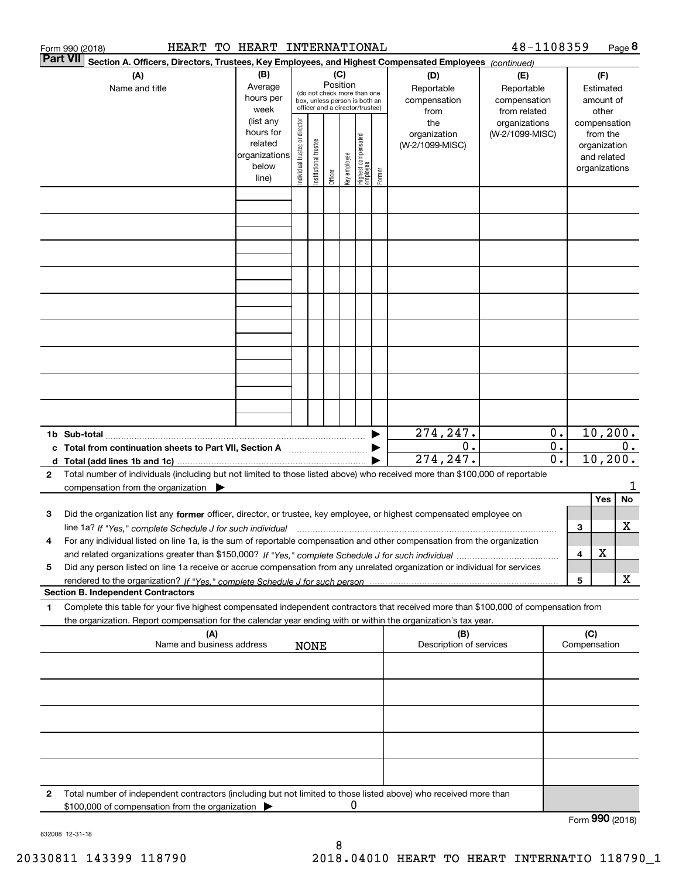Form 990 (2018) HEART TO HEART INTERNATIONAL 48-1108359 Page **8**

**Part VII** **Section A. Officers, Directors, Trustees, Key Employees, and Highest Compensated Employees** *(continued)*

| (A) Name and title | (B) Average hours per week (list any hours for related organizations below line) | (C) Position (do not check more than one box, unless person is both an officer and a director/trustee): Individual trustee or director | Institutional trustee | Officer | Key employee | Highest compensated employee | Former | (D) Reportable compensation from the organization (W-2/1099-MISC) | (E) Reportable compensation from related organizations (W-2/1099-MISC) | (F) Estimated amount of other compensation from the organization and related organizations |
|---|---|---|---|---|---|---|---|---|---|---|
| | | | | | | | | | | |
| | | | | | | | | | | |
| | | | | | | | | | | |
| | | | | | | | | | | |
| | | | | | | | | | | |
| | | | | | | | | | | |
| | | | | | | | | | | |
| | | | | | | | | | | |
| | | | | | | | | | | |
| **1b Sub-total** | | | | | | | ▶ | 274,247. | 0. | 10,200. |
| **c Total from continuation sheets to Part VII, Section A** | | | | | | | ▶ | 0. | 0. | 0. |
| **d Total (add lines 1b and 1c)** | | | | | | | ▶ | 274,247. | 0. | 10,200. |

**2** Total number of individuals (including but not limited to those listed above) who received more than $100,000 of reportable compensation from the organization ▶ 1

| | | | Yes | No |
|---|---|---|---|---|
| **3** | Did the organization list any **former** officer, director, or trustee, key employee, or highest compensated employee on line 1a? *If "Yes," complete Schedule J for such individual* | 3 | | X |
| **4** | For any individual listed on line 1a, is the sum of reportable compensation and other compensation from the organization and related organizations greater than $150,000? *If "Yes," complete Schedule J for such individual* | 4 | X | |
| **5** | Did any person listed on line 1a receive or accrue compensation from any unrelated organization or individual for services rendered to the organization? *If "Yes," complete Schedule J for such person* | 5 | | X |

**Section B. Independent Contractors**

**1** Complete this table for your five highest compensated independent contractors that received more than $100,000 of compensation from the organization. Report compensation for the calendar year ending with or within the organization's tax year.

| (A) Name and business address | (B) Description of services | (C) Compensation |
|---|---|---|
| NONE | | |
| | | |
| | | |
| | | |
| | | |

**2** Total number of independent contractors (including but not limited to those listed above) who received more than $100,000 of compensation from the organization ▶ 0

Form **990** (2018)

832008 12-31-18

20330811 143399 118790 2018.04010 HEART TO HEART INTERNATIO 118790_1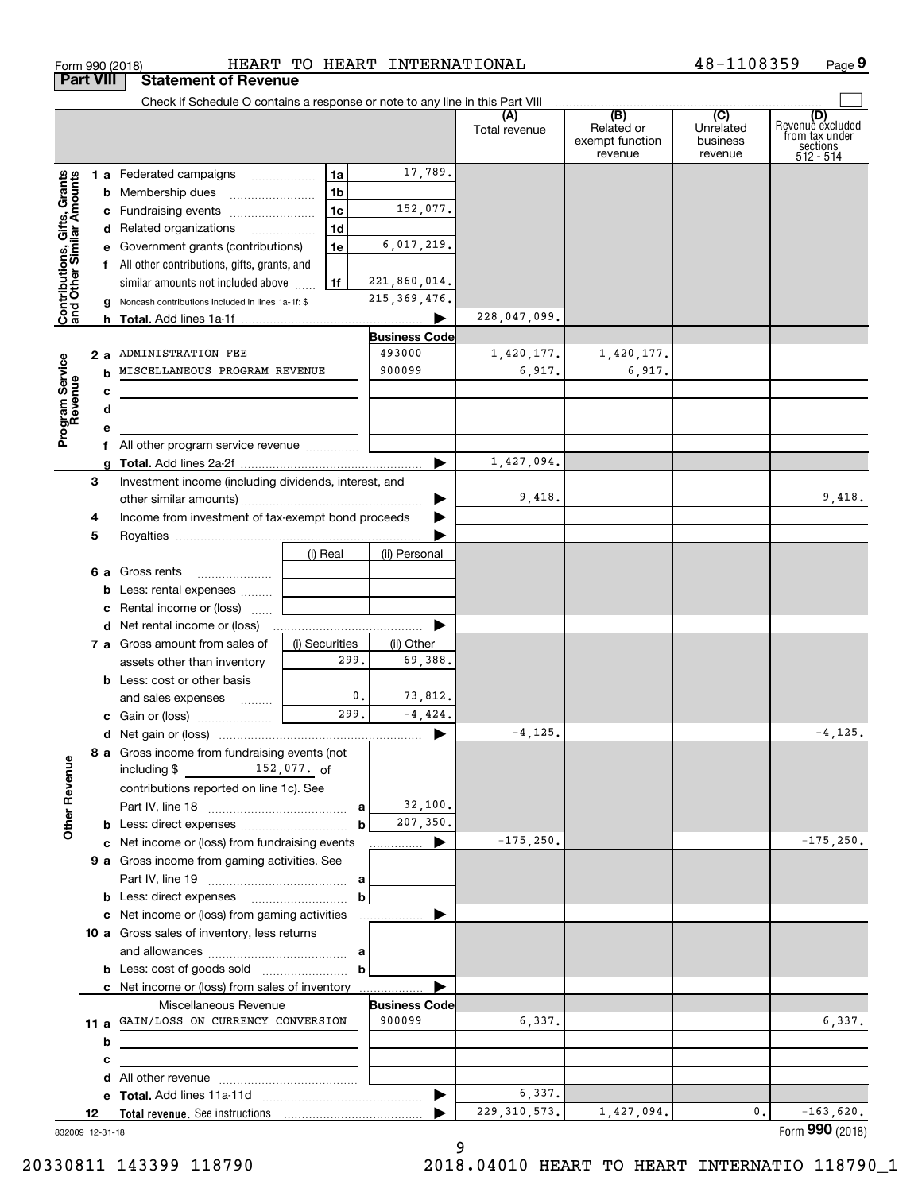Form 990 (2018) HEART TO HEART INTERNATIONAL 48-1108359

## Part VIII Statement of Revenue

Check if Schedule O contains a response or note to any line in this Part VIII

| | | | (A) Total revenue | (B) Related or exempt function revenue | (C) Unrelated business revenue | (D) Revenue excluded from tax under sections 512 - 514 |
|---|---|---|---|---|---|---|
| **Contributions, Gifts, Grants and Other Similar Amounts** | | | | | | |
| 1 a Federated campaigns | 1a | 17,789. | | | | |
| b Membership dues | 1b | | | | | |
| c Fundraising events | 1c | 152,077. | | | | |
| d Related organizations | 1d | | | | | |
| e Government grants (contributions) | 1e | 6,017,219. | | | | |
| f All other contributions, gifts, grants, and similar amounts not included above | 1f | 221,860,014. | | | | |
| g Noncash contributions included in lines 1a-1f: $ | | 215,369,476. | | | | |
| h Total. Add lines 1a-1f | | | 228,047,099. | | | |
| **Program Service Revenue** | | Business Code | | | | |
| 2 a ADMINISTRATION FEE | | 493000 | 1,420,177. | 1,420,177. | | |
| b MISCELLANEOUS PROGRAM REVENUE | | 900099 | 6,917. | 6,917. | | |
| c | | | | | | |
| d | | | | | | |
| e | | | | | | |
| f All other program service revenue | | | | | | |
| g Total. Add lines 2a-2f | | | 1,427,094. | | | |
| **Other Revenue** | | | | | | |
| 3 Investment income (including dividends, interest, and other similar amounts) | | | 9,418. | | | 9,418. |
| 4 Income from investment of tax-exempt bond proceeds | | | | | | |
| 5 Royalties | | | | | | |
| | (i) Real | (ii) Personal | | | | |
| 6 a Gross rents | | | | | | |
| b Less: rental expenses | | | | | | |
| c Rental income or (loss) | | | | | | |
| d Net rental income or (loss) | | | | | | |
| | (i) Securities | (ii) Other | | | | |
| 7 a Gross amount from sales of assets other than inventory | 299. | 69,388. | | | | |
| b Less: cost or other basis and sales expenses | 0. | 73,812. | | | | |
| c Gain or (loss) | 299. | -4,424. | | | | |
| d Net gain or (loss) | | | -4,125. | | | -4,125. |
| 8 a Gross income from fundraising events (not including $ 152,077. of contributions reported on line 1c). See Part IV, line 18 | a | 32,100. | | | | |
| b Less: direct expenses | b | 207,350. | | | | |
| c Net income or (loss) from fundraising events | | | -175,250. | | | -175,250. |
| 9 a Gross income from gaming activities. See Part IV, line 19 | a | | | | | |
| b Less: direct expenses | b | | | | | |
| c Net income or (loss) from gaming activities | | | | | | |
| 10 a Gross sales of inventory, less returns and allowances | a | | | | | |
| b Less: cost of goods sold | b | | | | | |
| c Net income or (loss) from sales of inventory | | | | | | |
| Miscellaneous Revenue | | Business Code | | | | |
| 11 a GAIN/LOSS ON CURRENCY CONVERSION | | 900099 | 6,337. | | | 6,337. |
| b | | | | | | |
| c | | | | | | |
| d All other revenue | | | | | | |
| e Total. Add lines 11a-11d | | | 6,337. | | | |
| 12 Total revenue. See instructions | | | 229,310,573. | 1,427,094. | 0. | -163,620. |

832009 12-31-18

Form 990 (2018)

20330811 143399 118790 2018.04010 HEART TO HEART INTERNATIO 118790_1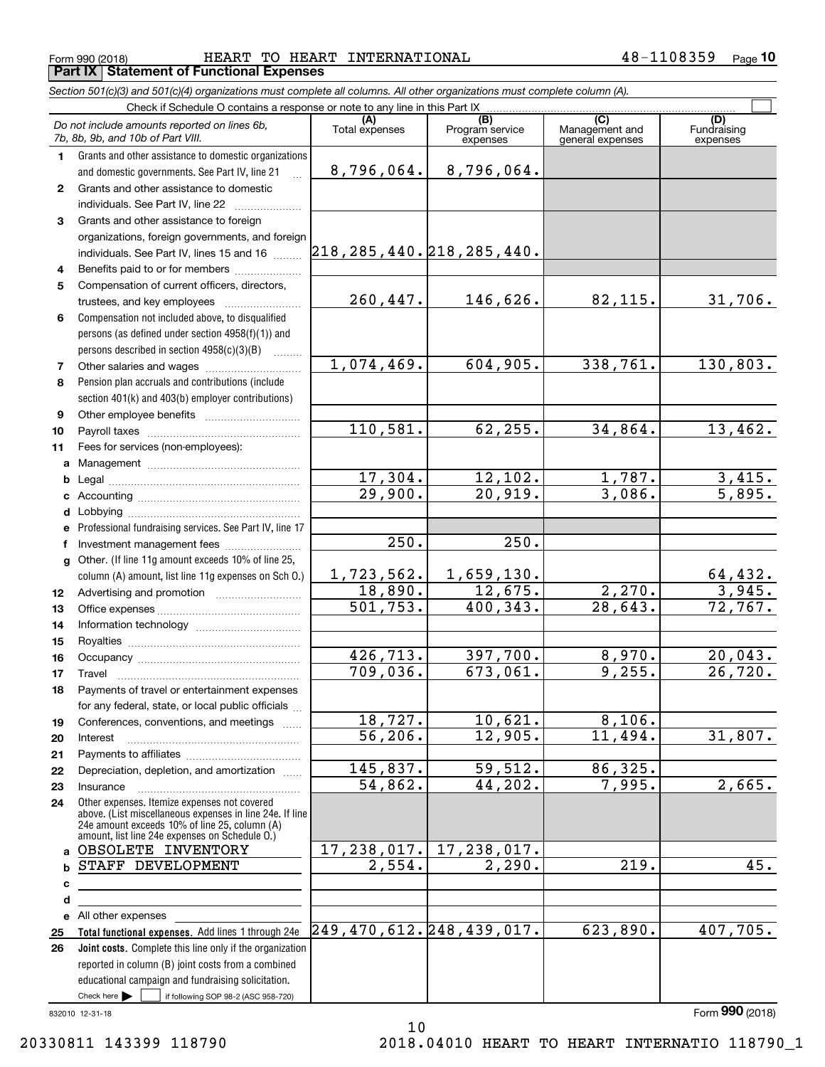Form 990 (2018) HEART TO HEART INTERNATIONAL 48-1108359 Page **10**

## Part IX Statement of Functional Expenses

*Section 501(c)(3) and 501(c)(4) organizations must complete all columns. All other organizations must complete column (A).*

Check if Schedule O contains a response or note to any line in this Part IX

| | *Do not include amounts reported on lines 6b, 7b, 8b, 9b, and 10b of Part VIII.* | (A) Total expenses | (B) Program service expenses | (C) Management and general expenses | (D) Fundraising expenses |
|---|---|---|---|---|---|
| 1 | Grants and other assistance to domestic organizations and domestic governments. See Part IV, line 21 | 8,796,064. | 8,796,064. | | |
| 2 | Grants and other assistance to domestic individuals. See Part IV, line 22 | | | | |
| 3 | Grants and other assistance to foreign organizations, foreign governments, and foreign individuals. See Part IV, lines 15 and 16 | 218,285,440. | 218,285,440. | | |
| 4 | Benefits paid to or for members | | | | |
| 5 | Compensation of current officers, directors, trustees, and key employees | 260,447. | 146,626. | 82,115. | 31,706. |
| 6 | Compensation not included above, to disqualified persons (as defined under section 4958(f)(1)) and persons described in section 4958(c)(3)(B) | | | | |
| 7 | Other salaries and wages | 1,074,469. | 604,905. | 338,761. | 130,803. |
| 8 | Pension plan accruals and contributions (include section 401(k) and 403(b) employer contributions) | | | | |
| 9 | Other employee benefits | | | | |
| 10 | Payroll taxes | 110,581. | 62,255. | 34,864. | 13,462. |
| 11 | Fees for services (non-employees): | | | | |
| a | Management | | | | |
| b | Legal | 17,304. | 12,102. | 1,787. | 3,415. |
| c | Accounting | 29,900. | 20,919. | 3,086. | 5,895. |
| d | Lobbying | | | | |
| e | Professional fundraising services. See Part IV, line 17 | | | | |
| f | Investment management fees | 250. | 250. | | |
| g | Other. (If line 11g amount exceeds 10% of line 25, column (A) amount, list line 11g expenses on Sch O.) | 1,723,562. | 1,659,130. | | 64,432. |
| 12 | Advertising and promotion | 18,890. | 12,675. | 2,270. | 3,945. |
| 13 | Office expenses | 501,753. | 400,343. | 28,643. | 72,767. |
| 14 | Information technology | | | | |
| 15 | Royalties | | | | |
| 16 | Occupancy | 426,713. | 397,700. | 8,970. | 20,043. |
| 17 | Travel | 709,036. | 673,061. | 9,255. | 26,720. |
| 18 | Payments of travel or entertainment expenses for any federal, state, or local public officials | | | | |
| 19 | Conferences, conventions, and meetings | 18,727. | 10,621. | 8,106. | |
| 20 | Interest | 56,206. | 12,905. | 11,494. | 31,807. |
| 21 | Payments to affiliates | | | | |
| 22 | Depreciation, depletion, and amortization | 145,837. | 59,512. | 86,325. | |
| 23 | Insurance | 54,862. | 44,202. | 7,995. | 2,665. |
| 24 | Other expenses. Itemize expenses not covered above. (List miscellaneous expenses in line 24e. If line 24e amount exceeds 10% of line 25, column (A) amount, list line 24e expenses on Schedule O.) | | | | |
| a | OBSOLETE INVENTORY | 17,238,017. | 17,238,017. | | |
| b | STAFF DEVELOPMENT | 2,554. | 2,290. | 219. | 45. |
| c | | | | | |
| d | | | | | |
| e | All other expenses | | | | |
| 25 | **Total functional expenses.** Add lines 1 through 24e | 249,470,612. | 248,439,017. | 623,890. | 407,705. |
| 26 | **Joint costs.** Complete this line only if the organization reported in column (B) joint costs from a combined educational campaign and fundraising solicitation. Check here ▶ ☐ if following SOP 98-2 (ASC 958-720) | | | | |

832010 12-31-18 Form **990** (2018)

20330811 143399 118790 2018.04010 HEART TO HEART INTERNATIO 118790_1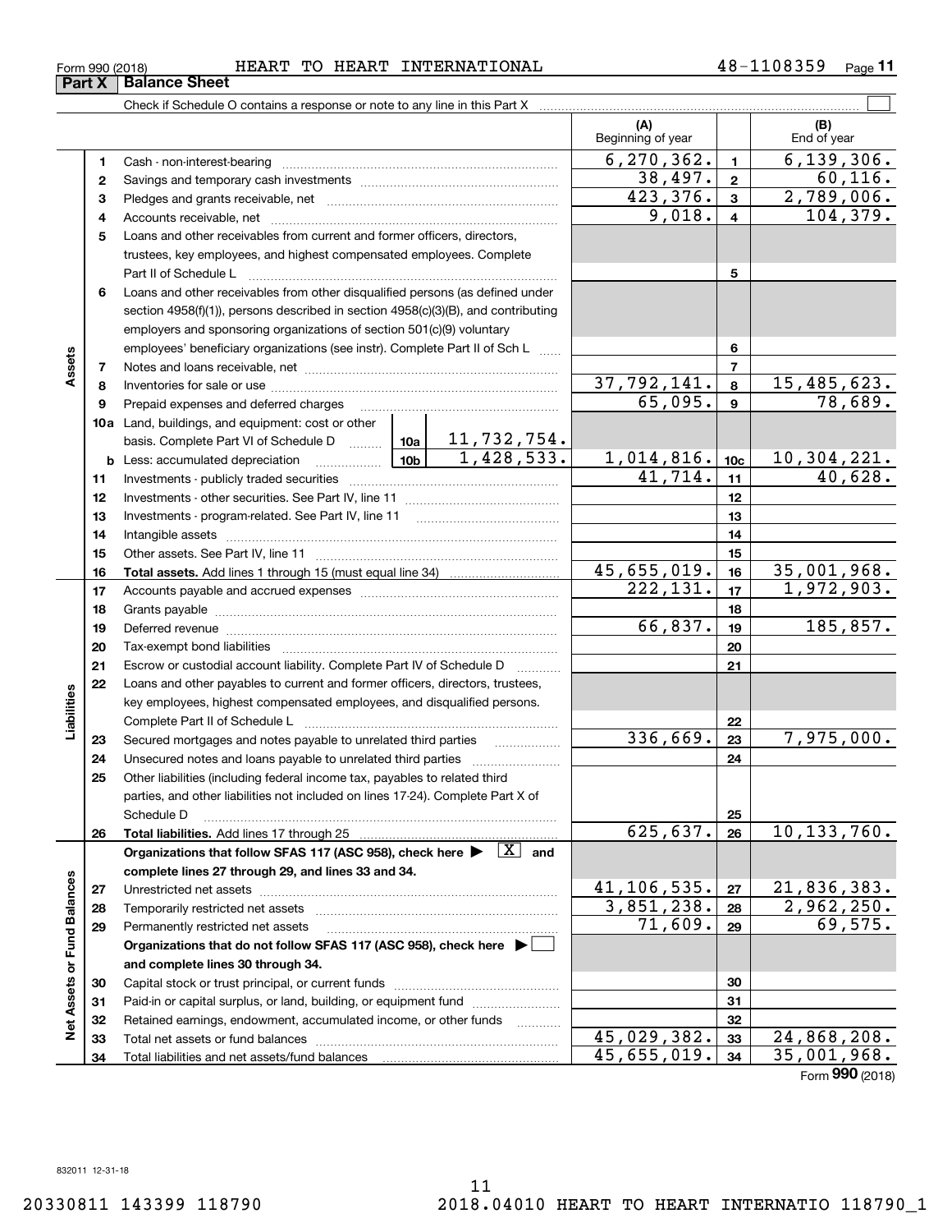Form 990 (2018) HEART TO HEART INTERNATIONAL 48-1108359 Page **11**

## Part X Balance Sheet

Check if Schedule O contains a response or note to any line in this Part X

| | | | | (A) Beginning of year | | (B) End of year |
|---|---|---|---|---|---|---|
| **Assets** | 1 | Cash - non-interest-bearing | | 6,270,362. | 1 | 6,139,306. |
| | 2 | Savings and temporary cash investments | | 38,497. | 2 | 60,116. |
| | 3 | Pledges and grants receivable, net | | 423,376. | 3 | 2,789,006. |
| | 4 | Accounts receivable, net | | 9,018. | 4 | 104,379. |
| | 5 | Loans and other receivables from current and former officers, directors, trustees, key employees, and highest compensated employees. Complete Part II of Schedule L | | | 5 | |
| | 6 | Loans and other receivables from other disqualified persons (as defined under section 4958(f)(1)), persons described in section 4958(c)(3)(B), and contributing employers and sponsoring organizations of section 501(c)(9) voluntary employees' beneficiary organizations (see instr). Complete Part II of Sch L | | | 6 | |
| | 7 | Notes and loans receivable, net | | | 7 | |
| | 8 | Inventories for sale or use | | 37,792,141. | 8 | 15,485,623. |
| | 9 | Prepaid expenses and deferred charges | | 65,095. | 9 | 78,689. |
| | 10a | Land, buildings, and equipment: cost or other basis. Complete Part VI of Schedule D | 10a 11,732,754. | | | |
| | b | Less: accumulated depreciation | 10b 1,428,533. | 1,014,816. | 10c | 10,304,221. |
| | 11 | Investments - publicly traded securities | | 41,714. | 11 | 40,628. |
| | 12 | Investments - other securities. See Part IV, line 11 | | | 12 | |
| | 13 | Investments - program-related. See Part IV, line 11 | | | 13 | |
| | 14 | Intangible assets | | | 14 | |
| | 15 | Other assets. See Part IV, line 11 | | | 15 | |
| | 16 | **Total assets.** Add lines 1 through 15 (must equal line 34) | | 45,655,019. | 16 | 35,001,968. |
| **Liabilities** | 17 | Accounts payable and accrued expenses | | 222,131. | 17 | 1,972,903. |
| | 18 | Grants payable | | | 18 | |
| | 19 | Deferred revenue | | 66,837. | 19 | 185,857. |
| | 20 | Tax-exempt bond liabilities | | | 20 | |
| | 21 | Escrow or custodial account liability. Complete Part IV of Schedule D | | | 21 | |
| | 22 | Loans and other payables to current and former officers, directors, trustees, key employees, highest compensated employees, and disqualified persons. Complete Part II of Schedule L | | | 22 | |
| | 23 | Secured mortgages and notes payable to unrelated third parties | | 336,669. | 23 | 7,975,000. |
| | 24 | Unsecured notes and loans payable to unrelated third parties | | | 24 | |
| | 25 | Other liabilities (including federal income tax, payables to related third parties, and other liabilities not included on lines 17-24). Complete Part X of Schedule D | | | 25 | |
| | 26 | **Total liabilities.** Add lines 17 through 25 | | 625,637. | 26 | 10,133,760. |
| **Net Assets or Fund Balances** | | **Organizations that follow SFAS 117 (ASC 958), check here ▶ [X] and complete lines 27 through 29, and lines 33 and 34.** | | | | |
| | 27 | Unrestricted net assets | | 41,106,535. | 27 | 21,836,383. |
| | 28 | Temporarily restricted net assets | | 3,851,238. | 28 | 2,962,250. |
| | 29 | Permanently restricted net assets | | 71,609. | 29 | 69,575. |
| | | **Organizations that do not follow SFAS 117 (ASC 958), check here ▶ [ ] and complete lines 30 through 34.** | | | | |
| | 30 | Capital stock or trust principal, or current funds | | | 30 | |
| | 31 | Paid-in or capital surplus, or land, building, or equipment fund | | | 31 | |
| | 32 | Retained earnings, endowment, accumulated income, or other funds | | | 32 | |
| | 33 | Total net assets or fund balances | | 45,029,382. | 33 | 24,868,208. |
| | 34 | Total liabilities and net assets/fund balances | | 45,655,019. | 34 | 35,001,968. |

Form **990** (2018)

832011 12-31-18

20330811 143399 118790 2018.04010 HEART TO HEART INTERNATIO 118790_1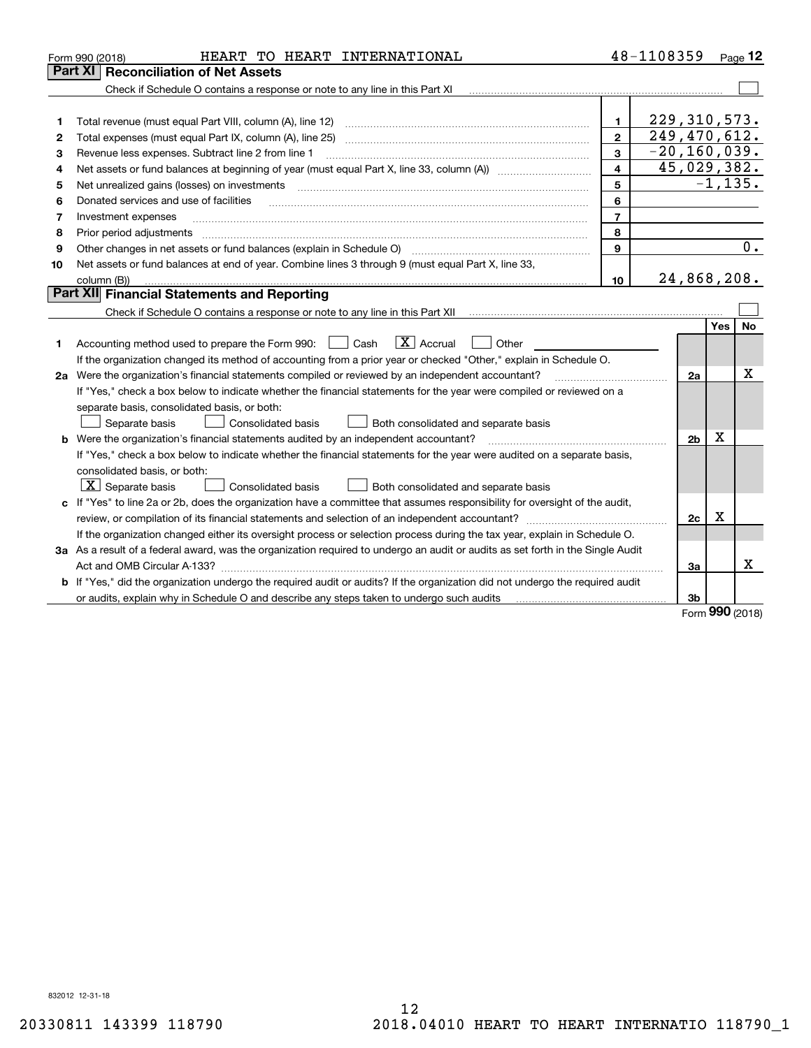Form 990 (2018) HEART TO HEART INTERNATIONAL 48-1108359

## Part XI Reconciliation of Net Assets

Check if Schedule O contains a response or note to any line in this Part XI ☐

| | | | |
|---|---|---|---|
| 1 | Total revenue (must equal Part VIII, column (A), line 12) | 1 | 229,310,573. |
| 2 | Total expenses (must equal Part IX, column (A), line 25) | 2 | 249,470,612. |
| 3 | Revenue less expenses. Subtract line 2 from line 1 | 3 | -20,160,039. |
| 4 | Net assets or fund balances at beginning of year (must equal Part X, line 33, column (A)) | 4 | 45,029,382. |
| 5 | Net unrealized gains (losses) on investments | 5 | -1,135. |
| 6 | Donated services and use of facilities | 6 | |
| 7 | Investment expenses | 7 | |
| 8 | Prior period adjustments | 8 | |
| 9 | Other changes in net assets or fund balances (explain in Schedule O) | 9 | 0. |
| 10 | Net assets or fund balances at end of year. Combine lines 3 through 9 (must equal Part X, line 33, column (B)) | 10 | 24,868,208. |

## Part XII Financial Statements and Reporting

Check if Schedule O contains a response or note to any line in this Part XII ☐

| | | | Yes | No |
|---|---|---|---|---|
| 1 | Accounting method used to prepare the Form 990: ☐ Cash ☒ Accrual ☐ Other<br>If the organization changed its method of accounting from a prior year or checked "Other," explain in Schedule O. | | | |
| 2a | Were the organization's financial statements compiled or reviewed by an independent accountant?<br>If "Yes," check a box below to indicate whether the financial statements for the year were compiled or reviewed on a separate basis, consolidated basis, or both:<br>☐ Separate basis ☐ Consolidated basis ☐ Both consolidated and separate basis | 2a | | X |
| b | Were the organization's financial statements audited by an independent accountant?<br>If "Yes," check a box below to indicate whether the financial statements for the year were audited on a separate basis, consolidated basis, or both:<br>☒ Separate basis ☐ Consolidated basis ☐ Both consolidated and separate basis | 2b | X | |
| c | If "Yes" to line 2a or 2b, does the organization have a committee that assumes responsibility for oversight of the audit, review, or compilation of its financial statements and selection of an independent accountant?<br>If the organization changed either its oversight process or selection process during the tax year, explain in Schedule O. | 2c | X | |
| 3a | As a result of a federal award, was the organization required to undergo an audit or audits as set forth in the Single Audit Act and OMB Circular A-133? | 3a | | X |
| b | If "Yes," did the organization undergo the required audit or audits? If the organization did not undergo the required audit or audits, explain why in Schedule O and describe any steps taken to undergo such audits | 3b | | |

Form **990** (2018)

832012 12-31-18

20330811 143399 118790 2018.04010 HEART TO HEART INTERNATIO 118790_1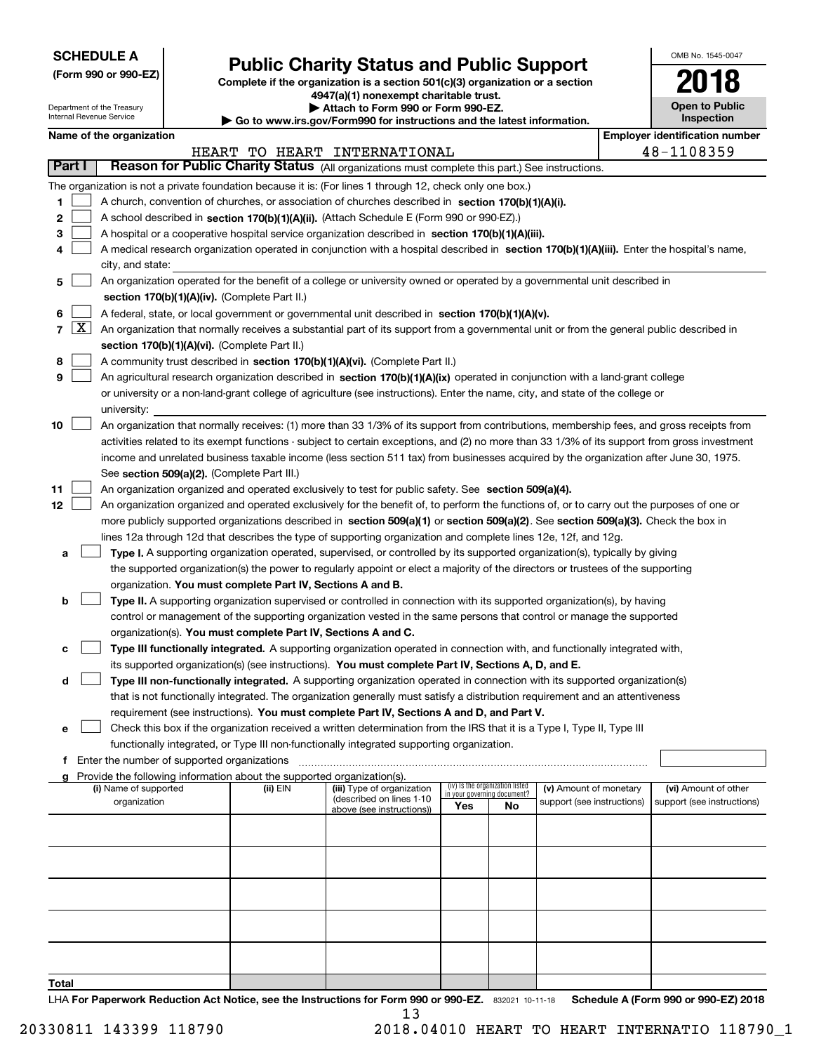**SCHEDULE A**
**(Form 990 or 990-EZ)**

Department of the Treasury
Internal Revenue Service

# Public Charity Status and Public Support

**Complete if the organization is a section 501(c)(3) organization or a section 4947(a)(1) nonexempt charitable trust.**
**▶ Attach to Form 990 or Form 990-EZ.**
**▶ Go to www.irs.gov/Form990 for instructions and the latest information.**

OMB No. 1545-0047

**2018**

**Open to Public Inspection**

**Name of the organization**
HEART TO HEART INTERNATIONAL

**Employer identification number**
48-1108359

## Part I  Reason for Public Charity Status (All organizations must complete this part.) See instructions.

The organization is not a private foundation because it is: (For lines 1 through 12, check only one box.)

1 ☐ A church, convention of churches, or association of churches described in **section 170(b)(1)(A)(i).**

2 ☐ A school described in **section 170(b)(1)(A)(ii).** (Attach Schedule E (Form 990 or 990-EZ).)

3 ☐ A hospital or a cooperative hospital service organization described in **section 170(b)(1)(A)(iii).**

4 ☐ A medical research organization operated in conjunction with a hospital described in **section 170(b)(1)(A)(iii).** Enter the hospital's name, city, and state:

5 ☐ An organization operated for the benefit of a college or university owned or operated by a governmental unit described in **section 170(b)(1)(A)(iv).** (Complete Part II.)

6 ☐ A federal, state, or local government or governmental unit described in **section 170(b)(1)(A)(v).**

7 ☒ An organization that normally receives a substantial part of its support from a governmental unit or from the general public described in **section 170(b)(1)(A)(vi).** (Complete Part II.)

8 ☐ A community trust described in **section 170(b)(1)(A)(vi).** (Complete Part II.)

9 ☐ An agricultural research organization described in **section 170(b)(1)(A)(ix)** operated in conjunction with a land-grant college or university or a non-land-grant college of agriculture (see instructions). Enter the name, city, and state of the college or university:

10 ☐ An organization that normally receives: (1) more than 33 1/3% of its support from contributions, membership fees, and gross receipts from activities related to its exempt functions - subject to certain exceptions, and (2) no more than 33 1/3% of its support from gross investment income and unrelated business taxable income (less section 511 tax) from businesses acquired by the organization after June 30, 1975. See **section 509(a)(2).** (Complete Part III.)

11 ☐ An organization organized and operated exclusively to test for public safety. See **section 509(a)(4).**

12 ☐ An organization organized and operated exclusively for the benefit of, to perform the functions of, or to carry out the purposes of one or more publicly supported organizations described in **section 509(a)(1)** or **section 509(a)(2).** See **section 509(a)(3).** Check the box in lines 12a through 12d that describes the type of supporting organization and complete lines 12e, 12f, and 12g.

a ☐ **Type I.** A supporting organization operated, supervised, or controlled by its supported organization(s), typically by giving the supported organization(s) the power to regularly appoint or elect a majority of the directors or trustees of the supporting organization. **You must complete Part IV, Sections A and B.**

b ☐ **Type II.** A supporting organization supervised or controlled in connection with its supported organization(s), by having control or management of the supporting organization vested in the same persons that control or manage the supported organization(s). **You must complete Part IV, Sections A and C.**

c ☐ **Type III functionally integrated.** A supporting organization operated in connection with, and functionally integrated with, its supported organization(s) (see instructions). **You must complete Part IV, Sections A, D, and E.**

d ☐ **Type III non-functionally integrated.** A supporting organization operated in connection with its supported organization(s) that is not functionally integrated. The organization generally must satisfy a distribution requirement and an attentiveness requirement (see instructions). **You must complete Part IV, Sections A and D, and Part V.**

e ☐ Check this box if the organization received a written determination from the IRS that it is a Type I, Type II, Type III functionally integrated, or Type III non-functionally integrated supporting organization.

f Enter the number of supported organizations

g Provide the following information about the supported organization(s).

| (i) Name of supported organization | (ii) EIN | (iii) Type of organization (described on lines 1-10 above (see instructions)) | (iv) Is the organization listed in your governing document? Yes | No | (v) Amount of monetary support (see instructions) | (vi) Amount of other support (see instructions) |
|---|---|---|---|---|---|---|
| | | | | | | |
| | | | | | | |
| | | | | | | |
| | | | | | | |
| | | | | | | |
| **Total** | | | | | | |

LHA **For Paperwork Reduction Act Notice, see the Instructions for Form 990 or 990-EZ.** 832021 10-11-18 **Schedule A (Form 990 or 990-EZ) 2018**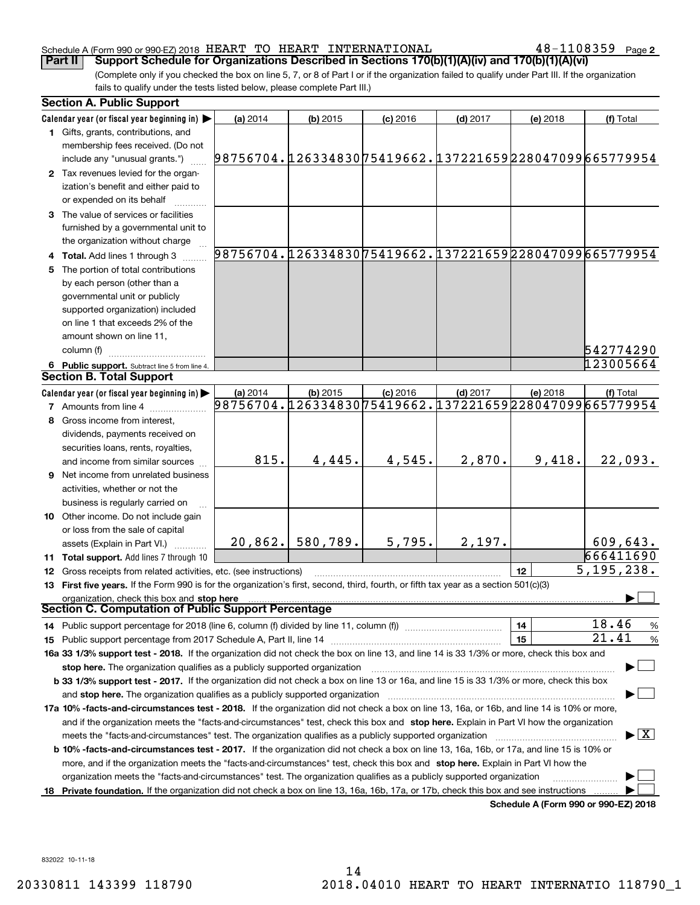Schedule A (Form 990 or 990-EZ) 2018 HEART TO HEART INTERNATIONAL 48-1108359 Page 2

**Part II** **Support Schedule for Organizations Described in Sections 170(b)(1)(A)(iv) and 170(b)(1)(A)(vi)**

(Complete only if you checked the box on line 5, 7, or 8 of Part I or if the organization failed to qualify under Part III. If the organization fails to qualify under the tests listed below, please complete Part III.)

### Section A. Public Support

| Calendar year (or fiscal year beginning in) ▶ | (a) 2014 | (b) 2015 | (c) 2016 | (d) 2017 | (e) 2018 | (f) Total |
|---|---|---|---|---|---|---|
| **1** Gifts, grants, contributions, and membership fees received. (Do not include any "unusual grants.") | 98756704. | 126334830 | 75419662. | 137221659 | 228047099 | 665779954 |
| **2** Tax revenues levied for the organization's benefit and either paid to or expended on its behalf | | | | | | |
| **3** The value of services or facilities furnished by a governmental unit to the organization without charge | | | | | | |
| **4 Total.** Add lines 1 through 3 | 98756704. | 126334830 | 75419662. | 137221659 | 228047099 | 665779954 |
| **5** The portion of total contributions by each person (other than a governmental unit or publicly supported organization) included on line 1 that exceeds 2% of the amount shown on line 11, column (f) | | | | | | 542774290 |
| **6 Public support.** Subtract line 5 from line 4. | | | | | | 123005664 |

### Section B. Total Support

| Calendar year (or fiscal year beginning in) ▶ | (a) 2014 | (b) 2015 | (c) 2016 | (d) 2017 | (e) 2018 | (f) Total |
|---|---|---|---|---|---|---|
| **7** Amounts from line 4 | 98756704. | 126334830 | 75419662. | 137221659 | 228047099 | 665779954 |
| **8** Gross income from interest, dividends, payments received on securities loans, rents, royalties, and income from similar sources | 815. | 4,445. | 4,545. | 2,870. | 9,418. | 22,093. |
| **9** Net income from unrelated business activities, whether or not the business is regularly carried on | | | | | | |
| **10** Other income. Do not include gain or loss from the sale of capital assets (Explain in Part VI.) | 20,862. | 580,789. | 5,795. | 2,197. | | 609,643. |
| **11 Total support.** Add lines 7 through 10 | | | | | | 666411690 |

**12** Gross receipts from related activities, etc. (see instructions) **12** 5,195,238.

**13 First five years.** If the Form 990 is for the organization's first, second, third, fourth, or fifth tax year as a section 501(c)(3) organization, check this box and **stop here** ▶ ☐

### Section C. Computation of Public Support Percentage

**14** Public support percentage for 2018 (line 6, column (f) divided by line 11, column (f)) **14** 18.46 %

**15** Public support percentage from 2017 Schedule A, Part II, line 14 **15** 21.41 %

**16a 33 1/3% support test - 2018.** If the organization did not check the box on line 13, and line 14 is 33 1/3% or more, check this box and **stop here.** The organization qualifies as a publicly supported organization ▶ ☐

**b 33 1/3% support test - 2017.** If the organization did not check a box on line 13 or 16a, and line 15 is 33 1/3% or more, check this box and **stop here.** The organization qualifies as a publicly supported organization ▶ ☐

**17a 10% -facts-and-circumstances test - 2018.** If the organization did not check a box on line 13, 16a, or 16b, and line 14 is 10% or more, and if the organization meets the "facts-and-circumstances" test, check this box and **stop here.** Explain in Part VI how the organization meets the "facts-and-circumstances" test. The organization qualifies as a publicly supported organization ▶ ☒

**b 10% -facts-and-circumstances test - 2017.** If the organization did not check a box on line 13, 16a, 16b, or 17a, and line 15 is 10% or more, and if the organization meets the "facts-and-circumstances" test, check this box and **stop here.** Explain in Part VI how the organization meets the "facts-and-circumstances" test. The organization qualifies as a publicly supported organization ▶ ☐

**18 Private foundation.** If the organization did not check a box on line 13, 16a, 16b, 17a, or 17b, check this box and see instructions ▶ ☐

**Schedule A (Form 990 or 990-EZ) 2018**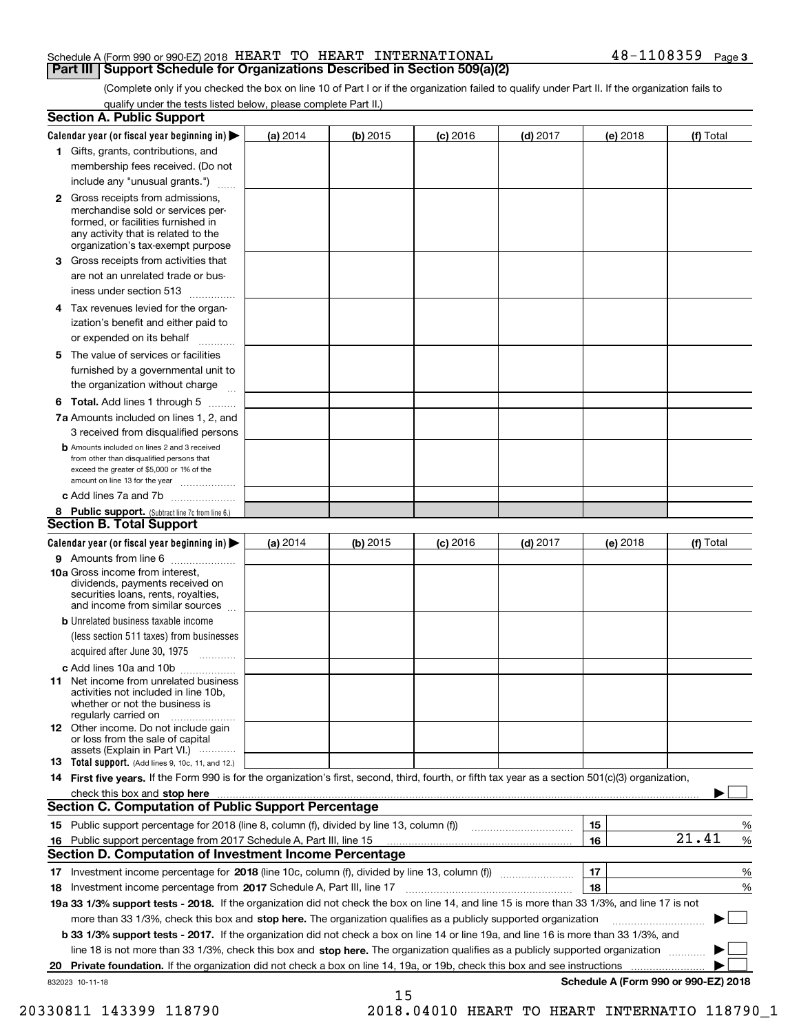Schedule A (Form 990 or 990-EZ) 2018 HEART TO HEART INTERNATIONAL 48-1108359 Page 3

## Part III Support Schedule for Organizations Described in Section 509(a)(2)

(Complete only if you checked the box on line 10 of Part I or if the organization failed to qualify under Part II. If the organization fails to qualify under the tests listed below, please complete Part II.)

### Section A. Public Support

| Calendar year (or fiscal year beginning in) ▶ | (a) 2014 | (b) 2015 | (c) 2016 | (d) 2017 | (e) 2018 | (f) Total |
|---|---|---|---|---|---|---|
| 1 Gifts, grants, contributions, and membership fees received. (Do not include any "unusual grants.") | | | | | | |
| 2 Gross receipts from admissions, merchandise sold or services performed, or facilities furnished in any activity that is related to the organization's tax-exempt purpose | | | | | | |
| 3 Gross receipts from activities that are not an unrelated trade or business under section 513 | | | | | | |
| 4 Tax revenues levied for the organization's benefit and either paid to or expended on its behalf | | | | | | |
| 5 The value of services or facilities furnished by a governmental unit to the organization without charge | | | | | | |
| 6 **Total.** Add lines 1 through 5 | | | | | | |
| 7a Amounts included on lines 1, 2, and 3 received from disqualified persons | | | | | | |
| b Amounts included on lines 2 and 3 received from other than disqualified persons that exceed the greater of $5,000 or 1% of the amount on line 13 for the year | | | | | | |
| c Add lines 7a and 7b | | | | | | |
| 8 **Public support.** (Subtract line 7c from line 6.) | | | | | | |

### Section B. Total Support

| Calendar year (or fiscal year beginning in) ▶ | (a) 2014 | (b) 2015 | (c) 2016 | (d) 2017 | (e) 2018 | (f) Total |
|---|---|---|---|---|---|---|
| 9 Amounts from line 6 | | | | | | |
| 10a Gross income from interest, dividends, payments received on securities loans, rents, royalties, and income from similar sources | | | | | | |
| b Unrelated business taxable income (less section 511 taxes) from businesses acquired after June 30, 1975 | | | | | | |
| c Add lines 10a and 10b | | | | | | |
| 11 Net income from unrelated business activities not included in line 10b, whether or not the business is regularly carried on | | | | | | |
| 12 Other income. Do not include gain or loss from the sale of capital assets (Explain in Part VI.) | | | | | | |
| 13 **Total support.** (Add lines 9, 10c, 11, and 12.) | | | | | | |

14 **First five years.** If the Form 990 is for the organization's first, second, third, fourth, or fifth tax year as a section 501(c)(3) organization, check this box and **stop here** ▶ ☐

### Section C. Computation of Public Support Percentage

| | | | |
|---|---|---|---|
| 15 | Public support percentage for 2018 (line 8, column (f), divided by line 13, column (f)) | 15 | % |
| 16 | Public support percentage from 2017 Schedule A, Part III, line 15 | 16 | 21.41 % |

### Section D. Computation of Investment Income Percentage

| | | | |
|---|---|---|---|
| 17 | Investment income percentage for **2018** (line 10c, column (f), divided by line 13, column (f)) | 17 | % |
| 18 | Investment income percentage from **2017** Schedule A, Part III, line 17 | 18 | % |

**19a 33 1/3% support tests - 2018.** If the organization did not check the box on line 14, and line 15 is more than 33 1/3%, and line 17 is not more than 33 1/3%, check this box and **stop here.** The organization qualifies as a publicly supported organization ▶ ☐

**b 33 1/3% support tests - 2017.** If the organization did not check a box on line 14 or line 19a, and line 16 is more than 33 1/3%, and line 18 is not more than 33 1/3%, check this box and **stop here.** The organization qualifies as a publicly supported organization ▶ ☐

**20 Private foundation.** If the organization did not check a box on line 14, 19a, or 19b, check this box and see instructions ▶ ☐

832023 10-11-18 **Schedule A (Form 990 or 990-EZ) 2018**

20330811 143399 118790 2018.04010 HEART TO HEART INTERNATIO 118790_1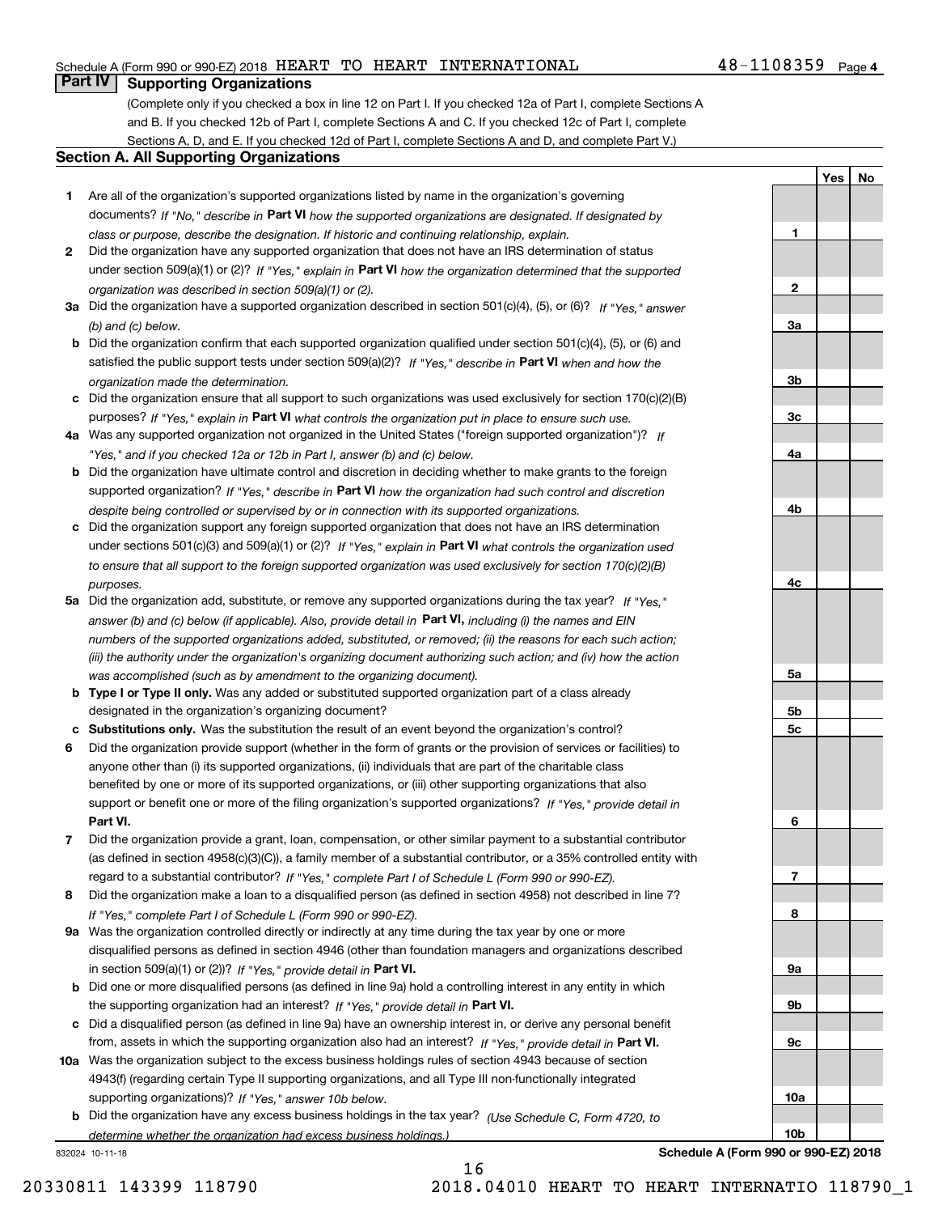Schedule A (Form 990 or 990-EZ) 2018 HEART TO HEART INTERNATIONAL 48-1108359 Page 4

## Part IV Supporting Organizations

(Complete only if you checked a box in line 12 on Part I. If you checked 12a of Part I, complete Sections A and B. If you checked 12b of Part I, complete Sections A and C. If you checked 12c of Part I, complete Sections A, D, and E. If you checked 12d of Part I, complete Sections A and D, and complete Part V.)

### Section A. All Supporting Organizations

| | | | Yes | No |
|---|---|---|---|---|
| **1** | Are all of the organization's supported organizations listed by name in the organization's governing documents? *If "No," describe in* **Part VI** *how the supported organizations are designated. If designated by class or purpose, describe the designation. If historic and continuing relationship, explain.* | **1** | | |
| **2** | Did the organization have any supported organization that does not have an IRS determination of status under section 509(a)(1) or (2)? *If "Yes," explain in* **Part VI** *how the organization determined that the supported organization was described in section 509(a)(1) or (2).* | **2** | | |
| **3a** | Did the organization have a supported organization described in section 501(c)(4), (5), or (6)? *If "Yes," answer (b) and (c) below.* | **3a** | | |
| **b** | Did the organization confirm that each supported organization qualified under section 501(c)(4), (5), or (6) and satisfied the public support tests under section 509(a)(2)? *If "Yes," describe in* **Part VI** *when and how the organization made the determination.* | **3b** | | |
| **c** | Did the organization ensure that all support to such organizations was used exclusively for section 170(c)(2)(B) purposes? *If "Yes," explain in* **Part VI** *what controls the organization put in place to ensure such use.* | **3c** | | |
| **4a** | Was any supported organization not organized in the United States ("foreign supported organization")? *If "Yes," and if you checked 12a or 12b in Part I, answer (b) and (c) below.* | **4a** | | |
| **b** | Did the organization have ultimate control and discretion in deciding whether to make grants to the foreign supported organization? *If "Yes," describe in* **Part VI** *how the organization had such control and discretion despite being controlled or supervised by or in connection with its supported organizations.* | **4b** | | |
| **c** | Did the organization support any foreign supported organization that does not have an IRS determination under sections 501(c)(3) and 509(a)(1) or (2)? *If "Yes," explain in* **Part VI** *what controls the organization used to ensure that all support to the foreign supported organization was used exclusively for section 170(c)(2)(B) purposes.* | **4c** | | |
| **5a** | Did the organization add, substitute, or remove any supported organizations during the tax year? *If "Yes," answer (b) and (c) below (if applicable). Also, provide detail in* **Part VI,** *including (i) the names and EIN numbers of the supported organizations added, substituted, or removed; (ii) the reasons for each such action; (iii) the authority under the organization's organizing document authorizing such action; and (iv) how the action was accomplished (such as by amendment to the organizing document).* | **5a** | | |
| **b** | **Type I or Type II only.** Was any added or substituted supported organization part of a class already designated in the organization's organizing document? | **5b** | | |
| **c** | **Substitutions only.** Was the substitution the result of an event beyond the organization's control? | **5c** | | |
| **6** | Did the organization provide support (whether in the form of grants or the provision of services or facilities) to anyone other than (i) its supported organizations, (ii) individuals that are part of the charitable class benefited by one or more of its supported organizations, or (iii) other supporting organizations that also support or benefit one or more of the filing organization's supported organizations? *If "Yes," provide detail in* **Part VI.** | **6** | | |
| **7** | Did the organization provide a grant, loan, compensation, or other similar payment to a substantial contributor (as defined in section 4958(c)(3)(C)), a family member of a substantial contributor, or a 35% controlled entity with regard to a substantial contributor? *If "Yes," complete Part I of Schedule L (Form 990 or 990-EZ).* | **7** | | |
| **8** | Did the organization make a loan to a disqualified person (as defined in section 4958) not described in line 7? *If "Yes," complete Part I of Schedule L (Form 990 or 990-EZ).* | **8** | | |
| **9a** | Was the organization controlled directly or indirectly at any time during the tax year by one or more disqualified persons as defined in section 4946 (other than foundation managers and organizations described in section 509(a)(1) or (2))? *If "Yes," provide detail in* **Part VI.** | **9a** | | |
| **b** | Did one or more disqualified persons (as defined in line 9a) hold a controlling interest in any entity in which the supporting organization had an interest? *If "Yes," provide detail in* **Part VI.** | **9b** | | |
| **c** | Did a disqualified person (as defined in line 9a) have an ownership interest in, or derive any personal benefit from, assets in which the supporting organization also had an interest? *If "Yes," provide detail in* **Part VI.** | **9c** | | |
| **10a** | Was the organization subject to the excess business holdings rules of section 4943 because of section 4943(f) (regarding certain Type II supporting organizations, and all Type III non-functionally integrated supporting organizations)? *If "Yes," answer 10b below.* | **10a** | | |
| **b** | Did the organization have any excess business holdings in the tax year? *(Use Schedule C, Form 4720, to determine whether the organization had excess business holdings.)* | **10b** | | |

832024 10-11-18 **Schedule A (Form 990 or 990-EZ) 2018**

20330811 143399 118790 2018.04010 HEART TO HEART INTERNATIO 118790_1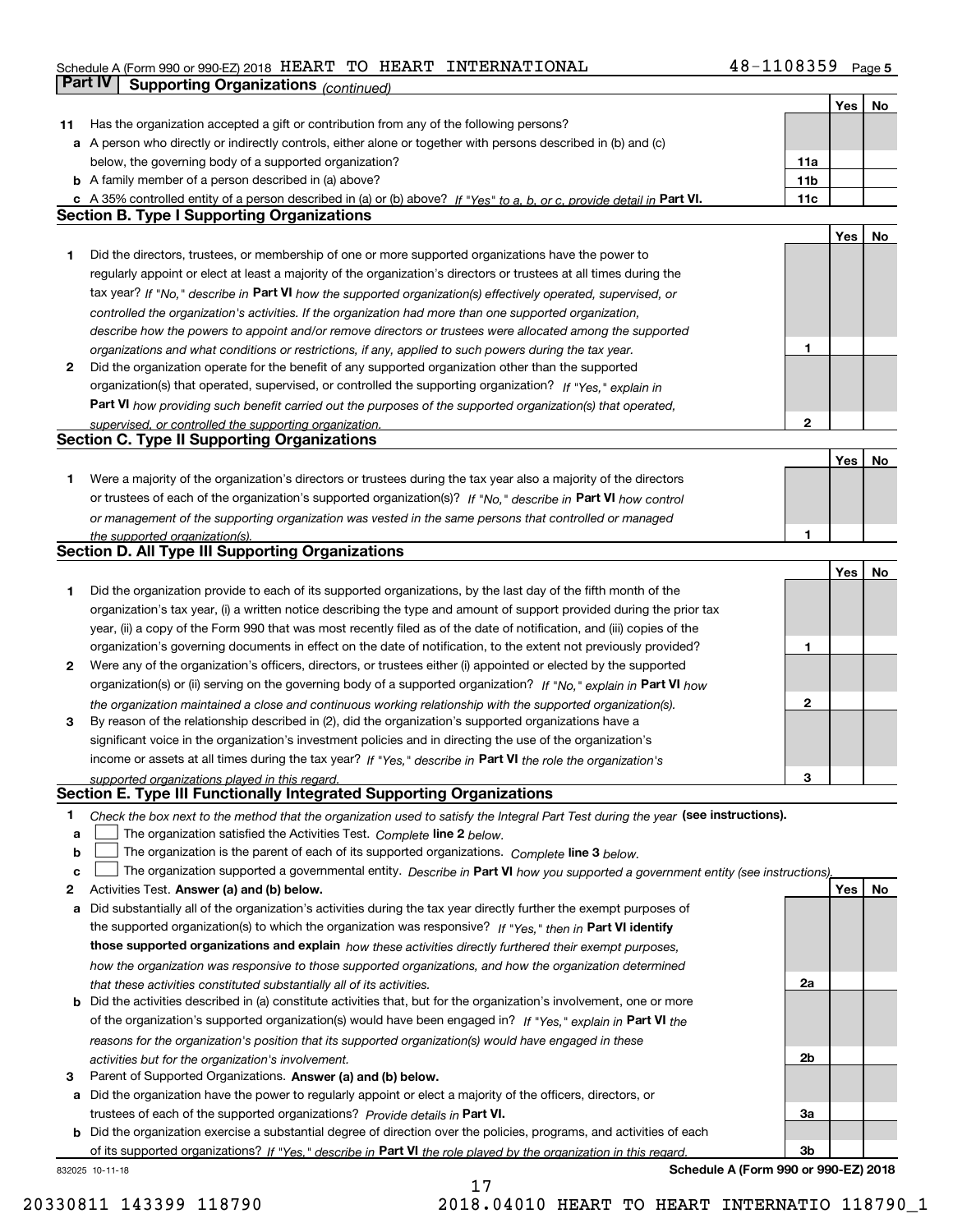Schedule A (Form 990 or 990-EZ) 2018 HEART TO HEART INTERNATIONAL 48-1108359 Page 5

**Part IV | Supporting Organizations** *(continued)*

| | | | Yes | No |
|---|---|---|---|---|
| **11** | Has the organization accepted a gift or contribution from any of the following persons? | | | |
| **a** | A person who directly or indirectly controls, either alone or together with persons described in (b) and (c) below, the governing body of a supported organization? | **11a** | | |
| **b** | A family member of a person described in (a) above? | **11b** | | |
| **c** | A 35% controlled entity of a person described in (a) or (b) above? *If "Yes" to a, b, or c, provide detail in* **Part VI.** | **11c** | | |

## Section B. Type I Supporting Organizations

| | | | Yes | No |
|---|---|---|---|---|
| **1** | Did the directors, trustees, or membership of one or more supported organizations have the power to regularly appoint or elect at least a majority of the organization's directors or trustees at all times during the tax year? *If "No," describe in* **Part VI** *how the supported organization(s) effectively operated, supervised, or controlled the organization's activities. If the organization had more than one supported organization, describe how the powers to appoint and/or remove directors or trustees were allocated among the supported organizations and what conditions or restrictions, if any, applied to such powers during the tax year.* | **1** | | |
| **2** | Did the organization operate for the benefit of any supported organization other than the supported organization(s) that operated, supervised, or controlled the supporting organization? *If "Yes," explain in* **Part VI** *how providing such benefit carried out the purposes of the supported organization(s) that operated, supervised, or controlled the supporting organization.* | **2** | | |

## Section C. Type II Supporting Organizations

| | | | Yes | No |
|---|---|---|---|---|
| **1** | Were a majority of the organization's directors or trustees during the tax year also a majority of the directors or trustees of each of the organization's supported organization(s)? *If "No," describe in* **Part VI** *how control or management of the supporting organization was vested in the same persons that controlled or managed the supported organization(s).* | **1** | | |

## Section D. All Type III Supporting Organizations

| | | | Yes | No |
|---|---|---|---|---|
| **1** | Did the organization provide to each of its supported organizations, by the last day of the fifth month of the organization's tax year, (i) a written notice describing the type and amount of support provided during the prior tax year, (ii) a copy of the Form 990 that was most recently filed as of the date of notification, and (iii) copies of the organization's governing documents in effect on the date of notification, to the extent not previously provided? | **1** | | |
| **2** | Were any of the organization's officers, directors, or trustees either (i) appointed or elected by the supported organization(s) or (ii) serving on the governing body of a supported organization? *If "No," explain in* **Part VI** *how the organization maintained a close and continuous working relationship with the supported organization(s).* | **2** | | |
| **3** | By reason of the relationship described in (2), did the organization's supported organizations have a significant voice in the organization's investment policies and in directing the use of the organization's income or assets at all times during the tax year? *If "Yes," describe in* **Part VI** *the role the organization's supported organizations played in this regard.* | **3** | | |

## Section E. Type III Functionally Integrated Supporting Organizations

**1** *Check the box next to the method that the organization used to satisfy the Integral Part Test during the year* **(see instructions).**

- **a** ☐ The organization satisfied the Activities Test. *Complete* **line 2** *below.*
- **b** ☐ The organization is the parent of each of its supported organizations. *Complete* **line 3** *below.*
- **c** ☐ The organization supported a governmental entity. *Describe in* **Part VI** *how you supported a government entity (see instructions).*

| | | | Yes | No |
|---|---|---|---|---|
| **2** | Activities Test. **Answer (a) and (b) below.** | | | |
| **a** | Did substantially all of the organization's activities during the tax year directly further the exempt purposes of the supported organization(s) to which the organization was responsive? *If "Yes," then in* **Part VI identify those supported organizations and explain** *how these activities directly furthered their exempt purposes, how the organization was responsive to those supported organizations, and how the organization determined that these activities constituted substantially all of its activities.* | **2a** | | |
| **b** | Did the activities described in (a) constitute activities that, but for the organization's involvement, one or more of the organization's supported organization(s) would have been engaged in? *If "Yes," explain in* **Part VI** *the reasons for the organization's position that its supported organization(s) would have engaged in these activities but for the organization's involvement.* | **2b** | | |
| **3** | Parent of Supported Organizations. **Answer (a) and (b) below.** | | | |
| **a** | Did the organization have the power to regularly appoint or elect a majority of the officers, directors, or trustees of each of the supported organizations? *Provide details in* **Part VI.** | **3a** | | |
| **b** | Did the organization exercise a substantial degree of direction over the policies, programs, and activities of each of its supported organizations? *If "Yes," describe in* **Part VI** *the role played by the organization in this regard.* | **3b** | | |

832025 10-11-18 **Schedule A (Form 990 or 990-EZ) 2018**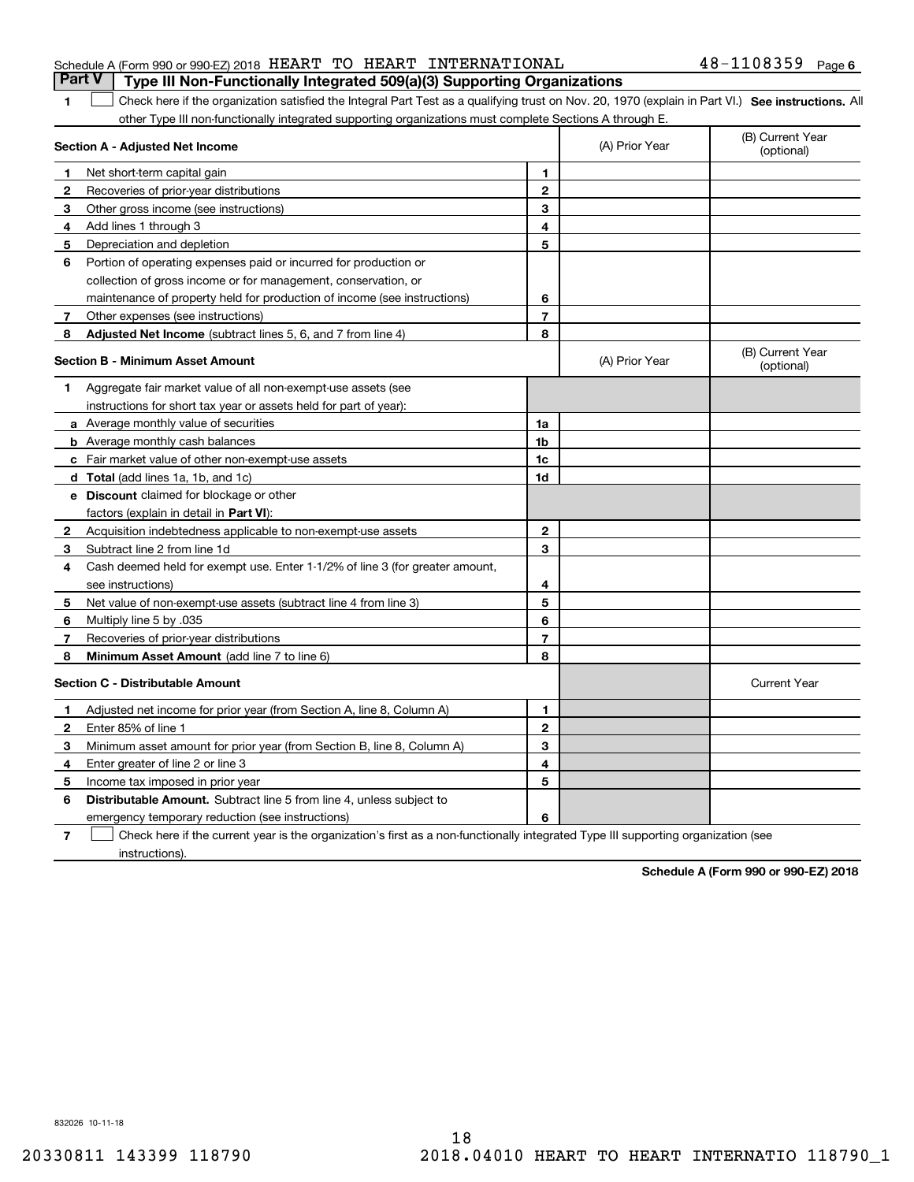Schedule A (Form 990 or 990-EZ) 2018 HEART TO HEART INTERNATIONAL 48-1108359 Page 6

## Part V Type III Non-Functionally Integrated 509(a)(3) Supporting Organizations

1 ☐ Check here if the organization satisfied the Integral Part Test as a qualifying trust on Nov. 20, 1970 (explain in Part VI.) **See instructions.** All other Type III non-functionally integrated supporting organizations must complete Sections A through E.

| **Section A - Adjusted Net Income** | | (A) Prior Year | (B) Current Year (optional) |
|---|---|---|---|
| **1** Net short-term capital gain | 1 | | |
| **2** Recoveries of prior-year distributions | 2 | | |
| **3** Other gross income (see instructions) | 3 | | |
| **4** Add lines 1 through 3 | 4 | | |
| **5** Depreciation and depletion | 5 | | |
| **6** Portion of operating expenses paid or incurred for production or collection of gross income or for management, conservation, or maintenance of property held for production of income (see instructions) | 6 | | |
| **7** Other expenses (see instructions) | 7 | | |
| **8** **Adjusted Net Income** (subtract lines 5, 6, and 7 from line 4) | 8 | | |

| **Section B - Minimum Asset Amount** | | (A) Prior Year | (B) Current Year (optional) |
|---|---|---|---|
| **1** Aggregate fair market value of all non-exempt-use assets (see instructions for short tax year or assets held for part of year): | | | |
| **a** Average monthly value of securities | 1a | | |
| **b** Average monthly cash balances | 1b | | |
| **c** Fair market value of other non-exempt-use assets | 1c | | |
| **d** **Total** (add lines 1a, 1b, and 1c) | 1d | | |
| **e** **Discount** claimed for blockage or other factors (explain in detail in **Part VI**): | | | |
| **2** Acquisition indebtedness applicable to non-exempt-use assets | 2 | | |
| **3** Subtract line 2 from line 1d | 3 | | |
| **4** Cash deemed held for exempt use. Enter 1-1/2% of line 3 (for greater amount, see instructions) | 4 | | |
| **5** Net value of non-exempt-use assets (subtract line 4 from line 3) | 5 | | |
| **6** Multiply line 5 by .035 | 6 | | |
| **7** Recoveries of prior-year distributions | 7 | | |
| **8** **Minimum Asset Amount** (add line 7 to line 6) | 8 | | |

| **Section C - Distributable Amount** | | | Current Year |
|---|---|---|---|
| **1** Adjusted net income for prior year (from Section A, line 8, Column A) | 1 | | |
| **2** Enter 85% of line 1 | 2 | | |
| **3** Minimum asset amount for prior year (from Section B, line 8, Column A) | 3 | | |
| **4** Enter greater of line 2 or line 3 | 4 | | |
| **5** Income tax imposed in prior year | 5 | | |
| **6** **Distributable Amount.** Subtract line 5 from line 4, unless subject to emergency temporary reduction (see instructions) | 6 | | |

7 ☐ Check here if the current year is the organization's first as a non-functionally integrated Type III supporting organization (see instructions).

**Schedule A (Form 990 or 990-EZ) 2018**

832026 10-11-18

18

20330811 143399 118790 2018.04010 HEART TO HEART INTERNATIO 118790_1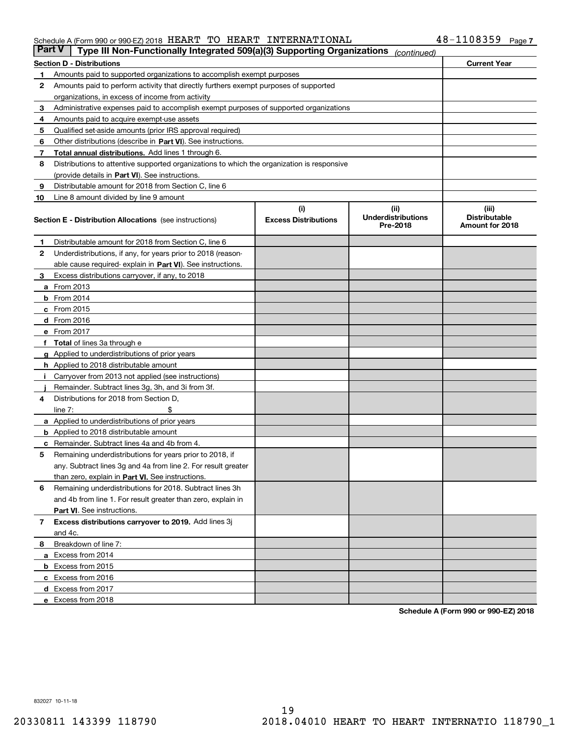Schedule A (Form 990 or 990-EZ) 2018 HEART TO HEART INTERNATIONAL 48-1108359 Page 7

## Part V — Type III Non-Functionally Integrated 509(a)(3) Supporting Organizations *(continued)*

| Section D - Distributions | | Current Year |
|---|---|---|
| 1 | Amounts paid to supported organizations to accomplish exempt purposes | |
| 2 | Amounts paid to perform activity that directly furthers exempt purposes of supported organizations, in excess of income from activity | |
| 3 | Administrative expenses paid to accomplish exempt purposes of supported organizations | |
| 4 | Amounts paid to acquire exempt-use assets | |
| 5 | Qualified set-aside amounts (prior IRS approval required) | |
| 6 | Other distributions (describe in **Part VI**). See instructions. | |
| 7 | **Total annual distributions.** Add lines 1 through 6. | |
| 8 | Distributions to attentive supported organizations to which the organization is responsive (provide details in **Part VI**). See instructions. | |
| 9 | Distributable amount for 2018 from Section C, line 6 | |
| 10 | Line 8 amount divided by line 9 amount | |

| Section E - Distribution Allocations (see instructions) | (i) Excess Distributions | (ii) Underdistributions Pre-2018 | (iii) Distributable Amount for 2018 |
|---|---|---|---|
| **1** Distributable amount for 2018 from Section C, line 6 | | | |
| **2** Underdistributions, if any, for years prior to 2018 (reasonable cause required- explain in **Part VI**). See instructions. | | | |
| **3** Excess distributions carryover, if any, to 2018 | | | |
| **a** From 2013 | | | |
| **b** From 2014 | | | |
| **c** From 2015 | | | |
| **d** From 2016 | | | |
| **e** From 2017 | | | |
| **f Total** of lines 3a through e | | | |
| **g** Applied to underdistributions of prior years | | | |
| **h** Applied to 2018 distributable amount | | | |
| **i** Carryover from 2013 not applied (see instructions) | | | |
| **j** Remainder. Subtract lines 3g, 3h, and 3i from 3f. | | | |
| **4** Distributions for 2018 from Section D, line 7: $ | | | |
| **a** Applied to underdistributions of prior years | | | |
| **b** Applied to 2018 distributable amount | | | |
| **c** Remainder. Subtract lines 4a and 4b from 4. | | | |
| **5** Remaining underdistributions for years prior to 2018, if any. Subtract lines 3g and 4a from line 2. For result greater than zero, explain in **Part VI.** See instructions. | | | |
| **6** Remaining underdistributions for 2018. Subtract lines 3h and 4b from line 1. For result greater than zero, explain in **Part VI**. See instructions. | | | |
| **7 Excess distributions carryover to 2019.** Add lines 3j and 4c. | | | |
| **8** Breakdown of line 7: | | | |
| **a** Excess from 2014 | | | |
| **b** Excess from 2015 | | | |
| **c** Excess from 2016 | | | |
| **d** Excess from 2017 | | | |
| **e** Excess from 2018 | | | |

**Schedule A (Form 990 or 990-EZ) 2018**

832027 10-11-18

20330811 143399 118790 2018.04010 HEART TO HEART INTERNATIO 118790_1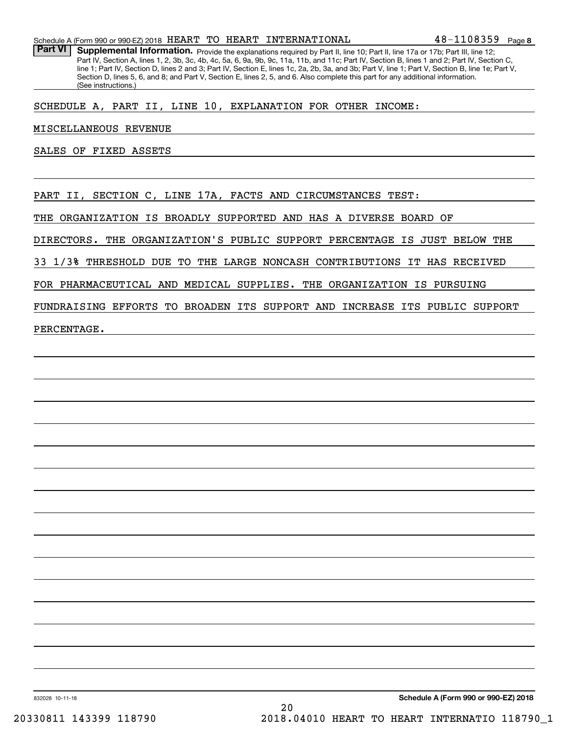## Part VI Supplemental Information.

Provide the explanations required by Part II, line 10; Part II, line 17a or 17b; Part III, line 12; Part IV, Section A, lines 1, 2, 3b, 3c, 4b, 4c, 5a, 6, 9a, 9b, 9c, 11a, 11b, and 11c; Part IV, Section B, lines 1 and 2; Part IV, Section C, line 1; Part IV, Section D, lines 2 and 3; Part IV, Section E, lines 1c, 2a, 2b, 3a, and 3b; Part V, line 1; Part V, Section B, line 1e; Part V, Section D, lines 5, 6, and 8; and Part V, Section E, lines 2, 5, and 6. Also complete this part for any additional information. (See instructions.)

SCHEDULE A, PART II, LINE 10, EXPLANATION FOR OTHER INCOME:

MISCELLANEOUS REVENUE

SALES OF FIXED ASSETS

PART II, SECTION C, LINE 17A, FACTS AND CIRCUMSTANCES TEST:

THE ORGANIZATION IS BROADLY SUPPORTED AND HAS A DIVERSE BOARD OF DIRECTORS. THE ORGANIZATION'S PUBLIC SUPPORT PERCENTAGE IS JUST BELOW THE 33 1/3% THRESHOLD DUE TO THE LARGE NONCASH CONTRIBUTIONS IT HAS RECEIVED FOR PHARMACEUTICAL AND MEDICAL SUPPLIES. THE ORGANIZATION IS PURSUING FUNDRAISING EFFORTS TO BROADEN ITS SUPPORT AND INCREASE ITS PUBLIC SUPPORT PERCENTAGE.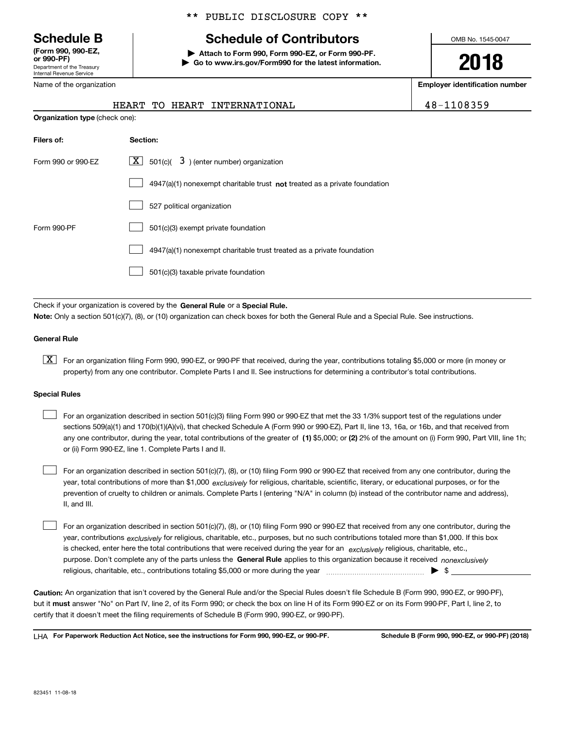** PUBLIC DISCLOSURE COPY **

# Schedule B

**(Form 990, 990-EZ, or 990-PF)**
Department of the Treasury
Internal Revenue Service

## Schedule of Contributors

**▶ Attach to Form 990, Form 990-EZ, or Form 990-PF.**
**▶ Go to www.irs.gov/Form990 for the latest information.**

OMB No. 1545-0047

**2018**

| Name of the organization | Employer identification number |
|---|---|
| HEART TO HEART INTERNATIONAL | 48-1108359 |

**Organization type** (check one):

| Filers of: | Section: |
|---|---|
| Form 990 or 990-EZ | [X] 501(c)( 3 ) (enter number) organization |
| | [ ] 4947(a)(1) nonexempt charitable trust **not** treated as a private foundation |
| | [ ] 527 political organization |
| Form 990-PF | [ ] 501(c)(3) exempt private foundation |
| | [ ] 4947(a)(1) nonexempt charitable trust treated as a private foundation |
| | [ ] 501(c)(3) taxable private foundation |

Check if your organization is covered by the **General Rule** or a **Special Rule.**

**Note:** Only a section 501(c)(7), (8), or (10) organization can check boxes for both the General Rule and a Special Rule. See instructions.

### General Rule

[X] For an organization filing Form 990, 990-EZ, or 990-PF that received, during the year, contributions totaling $5,000 or more (in money or property) from any one contributor. Complete Parts I and II. See instructions for determining a contributor's total contributions.

### Special Rules

[ ] For an organization described in section 501(c)(3) filing Form 990 or 990-EZ that met the 33 1/3% support test of the regulations under sections 509(a)(1) and 170(b)(1)(A)(vi), that checked Schedule A (Form 990 or 990-EZ), Part II, line 13, 16a, or 16b, and that received from any one contributor, during the year, total contributions of the greater of **(1)** $5,000; or **(2)** 2% of the amount on (i) Form 990, Part VIII, line 1h; or (ii) Form 990-EZ, line 1. Complete Parts I and II.

[ ] For an organization described in section 501(c)(7), (8), or (10) filing Form 990 or 990-EZ that received from any one contributor, during the year, total contributions of more than $1,000 *exclusively* for religious, charitable, scientific, literary, or educational purposes, or for the prevention of cruelty to children or animals. Complete Parts I (entering "N/A" in column (b) instead of the contributor name and address), II, and III.

[ ] For an organization described in section 501(c)(7), (8), or (10) filing Form 990 or 990-EZ that received from any one contributor, during the year, contributions *exclusively* for religious, charitable, etc., purposes, but no such contributions totaled more than $1,000. If this box is checked, enter here the total contributions that were received during the year for an *exclusively* religious, charitable, etc., purpose. Don't complete any of the parts unless the **General Rule** applies to this organization because it received *nonexclusively* religious, charitable, etc., contributions totaling $5,000 or more during the year ▶ $

**Caution:** An organization that isn't covered by the General Rule and/or the Special Rules doesn't file Schedule B (Form 990, 990-EZ, or 990-PF), but it **must** answer "No" on Part IV, line 2, of its Form 990; or check the box on line H of its Form 990-EZ or on its Form 990-PF, Part I, line 2, to certify that it doesn't meet the filing requirements of Schedule B (Form 990, 990-EZ, or 990-PF).

LHA **For Paperwork Reduction Act Notice, see the instructions for Form 990, 990-EZ, or 990-PF.** **Schedule B (Form 990, 990-EZ, or 990-PF) (2018)**

823451 11-08-18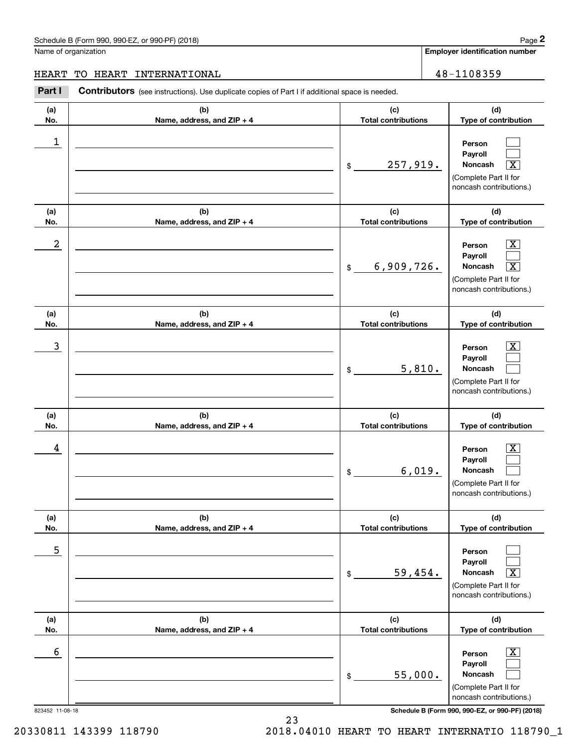Name of organization

HEART TO HEART INTERNATIONAL

**Employer identification number**

48-1108359

**Part I** **Contributors** (see instructions). Use duplicate copies of Part I if additional space is needed.

| (a) No. | (b) Name, address, and ZIP + 4 | (c) Total contributions | (d) Type of contribution |
|---|---|---|---|
| 1 | | $ 257,919. | Person [ ] Payroll [ ] Noncash [X] (Complete Part II for noncash contributions.) |
| 2 | | $ 6,909,726. | Person [X] Payroll [ ] Noncash [X] (Complete Part II for noncash contributions.) |
| 3 | | $ 5,810. | Person [X] Payroll [ ] Noncash [ ] (Complete Part II for noncash contributions.) |
| 4 | | $ 6,019. | Person [X] Payroll [ ] Noncash [ ] (Complete Part II for noncash contributions.) |
| 5 | | $ 59,454. | Person [ ] Payroll [ ] Noncash [X] (Complete Part II for noncash contributions.) |
| 6 | | $ 55,000. | Person [X] Payroll [ ] Noncash [ ] (Complete Part II for noncash contributions.) |

823452 11-08-18

20330811 143399 118790 2018.04010 HEART TO HEART INTERNATIO 118790_1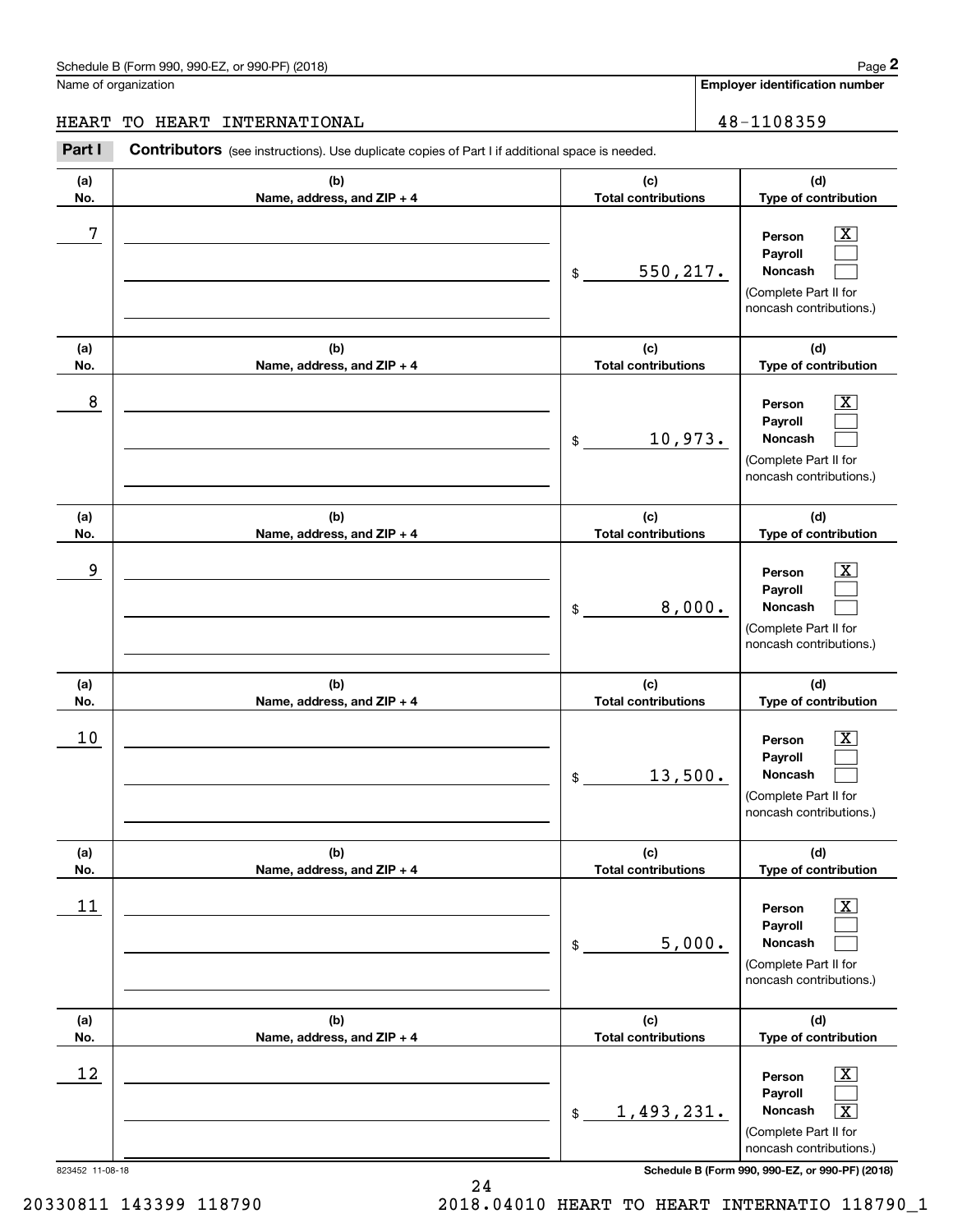Schedule B (Form 990, 990-EZ, or 990-PF) (2018)

Name of organization

HEART TO HEART INTERNATIONAL

**Employer identification number**

48-1108359

**Part I** **Contributors** (see instructions). Use duplicate copies of Part I if additional space is needed.

| (a) No. | (b) Name, address, and ZIP + 4 | (c) Total contributions | (d) Type of contribution |
|---|---|---|---|
| 7 | | $ 550,217. | Person [X] Payroll [ ] Noncash [ ] (Complete Part II for noncash contributions.) |
| 8 | | $ 10,973. | Person [X] Payroll [ ] Noncash [ ] (Complete Part II for noncash contributions.) |
| 9 | | $ 8,000. | Person [X] Payroll [ ] Noncash [ ] (Complete Part II for noncash contributions.) |
| 10 | | $ 13,500. | Person [X] Payroll [ ] Noncash [ ] (Complete Part II for noncash contributions.) |
| 11 | | $ 5,000. | Person [X] Payroll [ ] Noncash [ ] (Complete Part II for noncash contributions.) |
| 12 | | $ 1,493,231. | Person [X] Payroll [ ] Noncash [X] (Complete Part II for noncash contributions.) |

823452 11-08-18

**Schedule B (Form 990, 990-EZ, or 990-PF) (2018)**

20330811 143399 118790 2018.04010 HEART TO HEART INTERNATIO 118790_1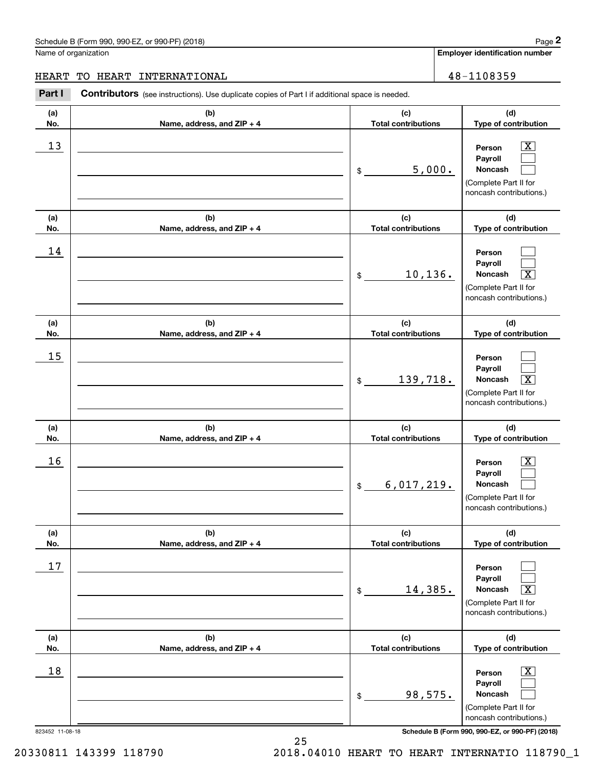Schedule B (Form 990, 990-EZ, or 990-PF) (2018)

Name of organization: HEART TO HEART INTERNATIONAL

Employer identification number: 48-1108359

## Part I Contributors (see instructions). Use duplicate copies of Part I if additional space is needed.

| (a) No. | (b) Name, address, and ZIP + 4 | (c) Total contributions | (d) Type of contribution |
|---|---|---|---|
| 13 | | $ 5,000. | Person [X] Payroll [ ] Noncash [ ] (Complete Part II for noncash contributions.) |
| 14 | | $ 10,136. | Person [ ] Payroll [ ] Noncash [X] (Complete Part II for noncash contributions.) |
| 15 | | $ 139,718. | Person [ ] Payroll [ ] Noncash [X] (Complete Part II for noncash contributions.) |
| 16 | | $ 6,017,219. | Person [X] Payroll [ ] Noncash [ ] (Complete Part II for noncash contributions.) |
| 17 | | $ 14,385. | Person [ ] Payroll [ ] Noncash [X] (Complete Part II for noncash contributions.) |
| 18 | | $ 98,575. | Person [X] Payroll [ ] Noncash [ ] (Complete Part II for noncash contributions.) |

823452 11-08-18

Schedule B (Form 990, 990-EZ, or 990-PF) (2018)

20330811 143399 118790 2018.04010 HEART TO HEART INTERNATIO 118790_1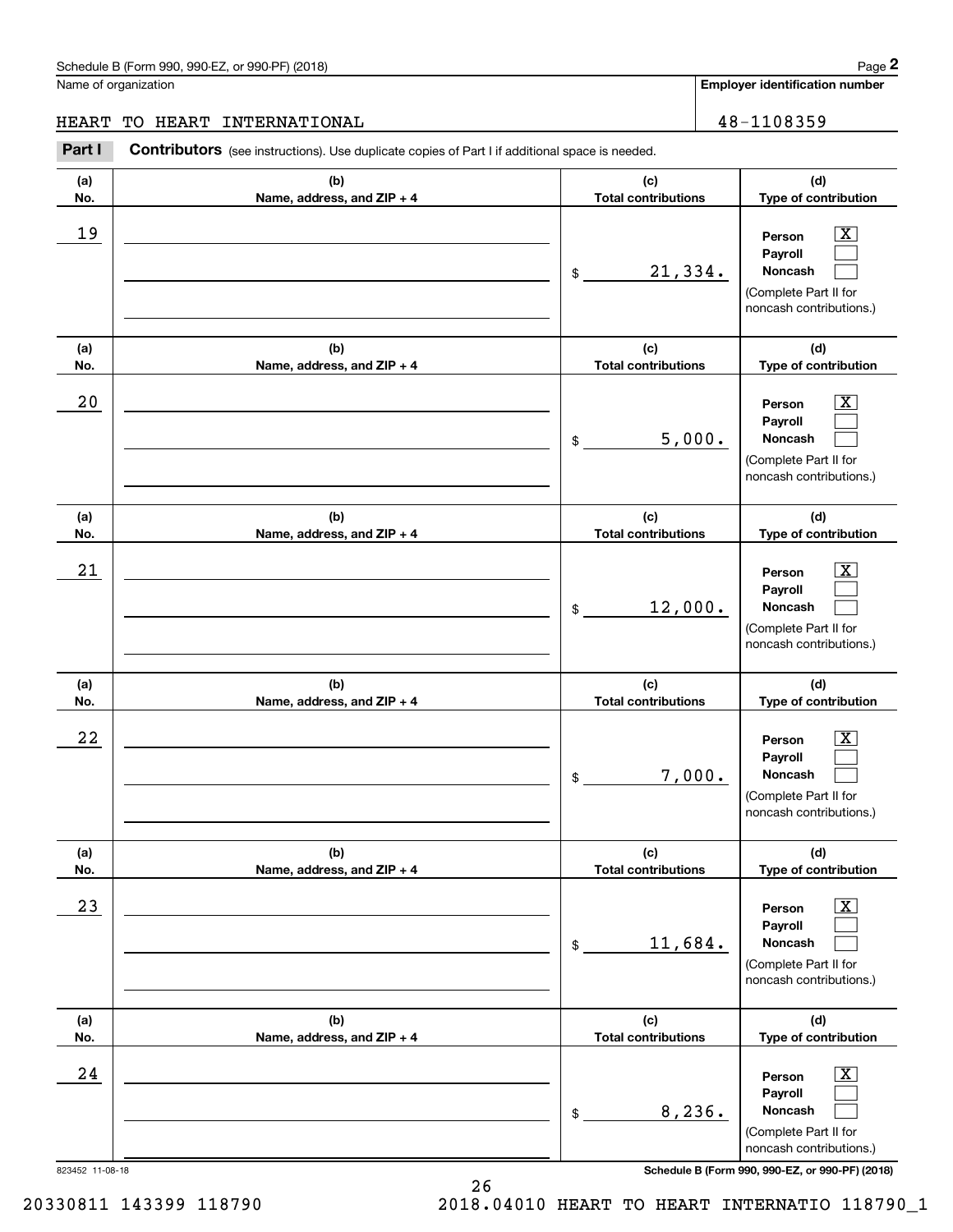Schedule B (Form 990, 990-EZ, or 990-PF) (2018) Page **2**

Name of organization: HEART TO HEART INTERNATIONAL

**Employer identification number**: 48-1108359

**Part I** **Contributors** (see instructions). Use duplicate copies of Part I if additional space is needed.

| (a) No. | (b) Name, address, and ZIP + 4 | (c) Total contributions | (d) Type of contribution |
|---|---|---|---|
| 19 | | $ 21,334. | Person [X] Payroll [ ] Noncash [ ] (Complete Part II for noncash contributions.) |
| 20 | | $ 5,000. | Person [X] Payroll [ ] Noncash [ ] (Complete Part II for noncash contributions.) |
| 21 | | $ 12,000. | Person [X] Payroll [ ] Noncash [ ] (Complete Part II for noncash contributions.) |
| 22 | | $ 7,000. | Person [X] Payroll [ ] Noncash [ ] (Complete Part II for noncash contributions.) |
| 23 | | $ 11,684. | Person [X] Payroll [ ] Noncash [ ] (Complete Part II for noncash contributions.) |
| 24 | | $ 8,236. | Person [X] Payroll [ ] Noncash [ ] (Complete Part II for noncash contributions.) |

823452 11-08-18 **Schedule B (Form 990, 990-EZ, or 990-PF) (2018)**

20330811 143399 118790 2018.04010 HEART TO HEART INTERNATIO 118790_1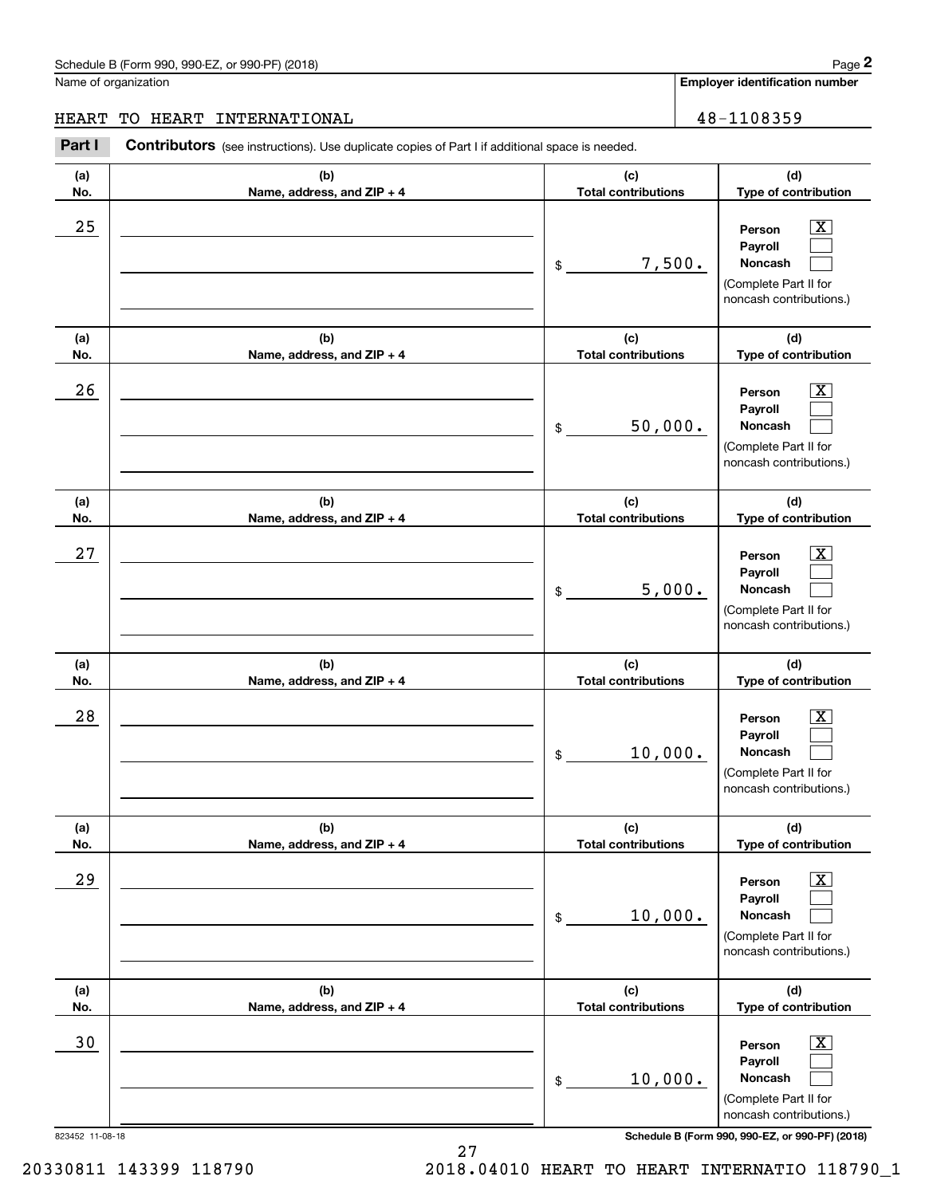Schedule B (Form 990, 990-EZ, or 990-PF) (2018)

Name of organization: HEART TO HEART INTERNATIONAL

Employer identification number: 48-1108359

**Part I** **Contributors** (see instructions). Use duplicate copies of Part I if additional space is needed.

| (a) No. | (b) Name, address, and ZIP + 4 | (c) Total contributions | (d) Type of contribution |
|---|---|---|---|
| 25 | | $ 7,500. | Person [X] Payroll [ ] Noncash [ ] (Complete Part II for noncash contributions.) |
| 26 | | $ 50,000. | Person [X] Payroll [ ] Noncash [ ] (Complete Part II for noncash contributions.) |
| 27 | | $ 5,000. | Person [X] Payroll [ ] Noncash [ ] (Complete Part II for noncash contributions.) |
| 28 | | $ 10,000. | Person [X] Payroll [ ] Noncash [ ] (Complete Part II for noncash contributions.) |
| 29 | | $ 10,000. | Person [X] Payroll [ ] Noncash [ ] (Complete Part II for noncash contributions.) |
| 30 | | $ 10,000. | Person [X] Payroll [ ] Noncash [ ] (Complete Part II for noncash contributions.) |

823452 11-08-18

Schedule B (Form 990, 990-EZ, or 990-PF) (2018)

20330811 143399 118790 2018.04010 HEART TO HEART INTERNATIO 118790_1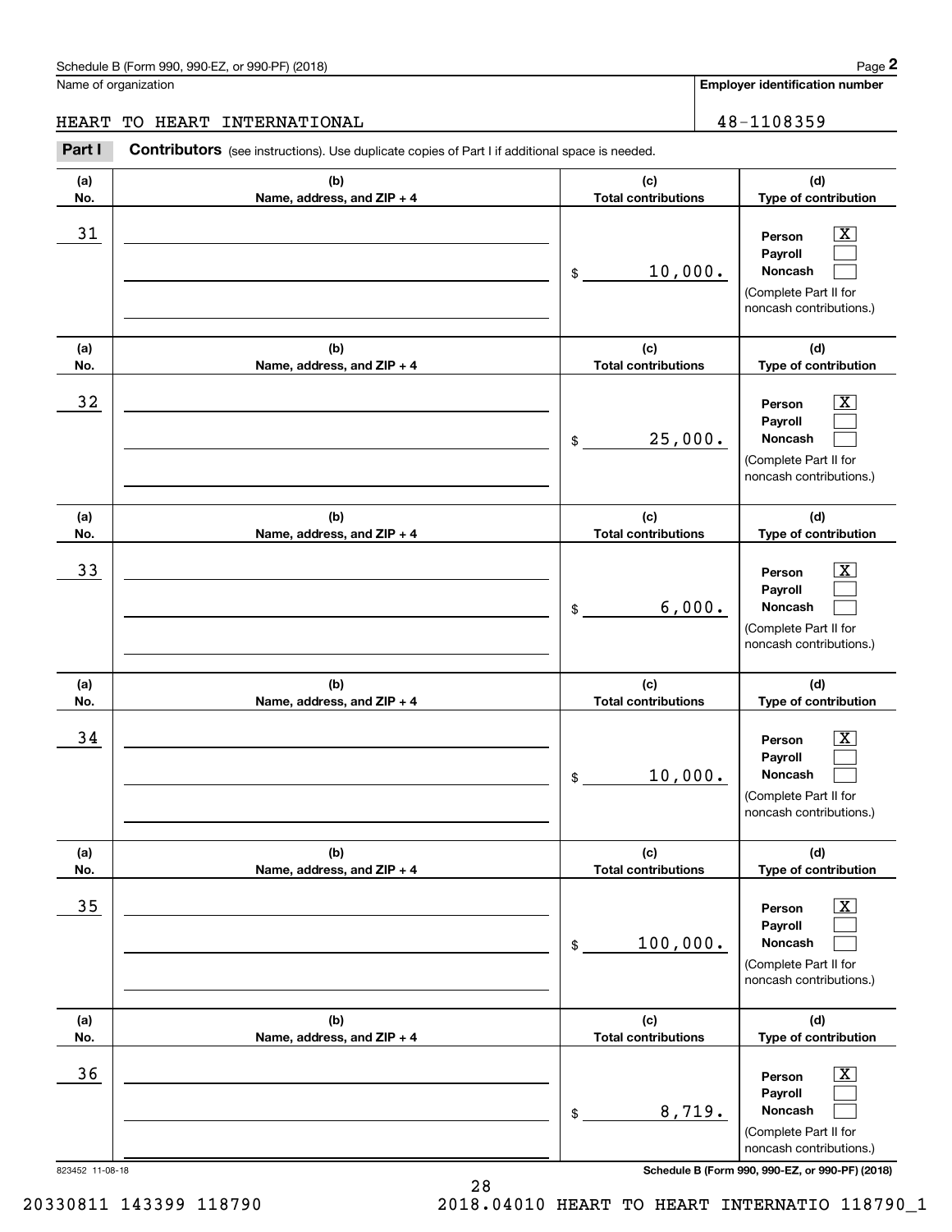Schedule B (Form 990, 990-EZ, or 990-PF) (2018)

Name of organization: HEART TO HEART INTERNATIONAL

Employer identification number: 48-1108359

**Part I** **Contributors** (see instructions). Use duplicate copies of Part I if additional space is needed.

| (a) No. | (b) Name, address, and ZIP + 4 | (c) Total contributions | (d) Type of contribution |
|---|---|---|---|
| 31 | | $ 10,000. | Person [X] Payroll [ ] Noncash [ ] (Complete Part II for noncash contributions.) |
| 32 | | $ 25,000. | Person [X] Payroll [ ] Noncash [ ] (Complete Part II for noncash contributions.) |
| 33 | | $ 6,000. | Person [X] Payroll [ ] Noncash [ ] (Complete Part II for noncash contributions.) |
| 34 | | $ 10,000. | Person [X] Payroll [ ] Noncash [ ] (Complete Part II for noncash contributions.) |
| 35 | | $ 100,000. | Person [X] Payroll [ ] Noncash [ ] (Complete Part II for noncash contributions.) |
| 36 | | $ 8,719. | Person [X] Payroll [ ] Noncash [ ] (Complete Part II for noncash contributions.) |

823452 11-08-18

Schedule B (Form 990, 990-EZ, or 990-PF) (2018)

20330811 143399 118790 2018.04010 HEART TO HEART INTERNATIO 118790_1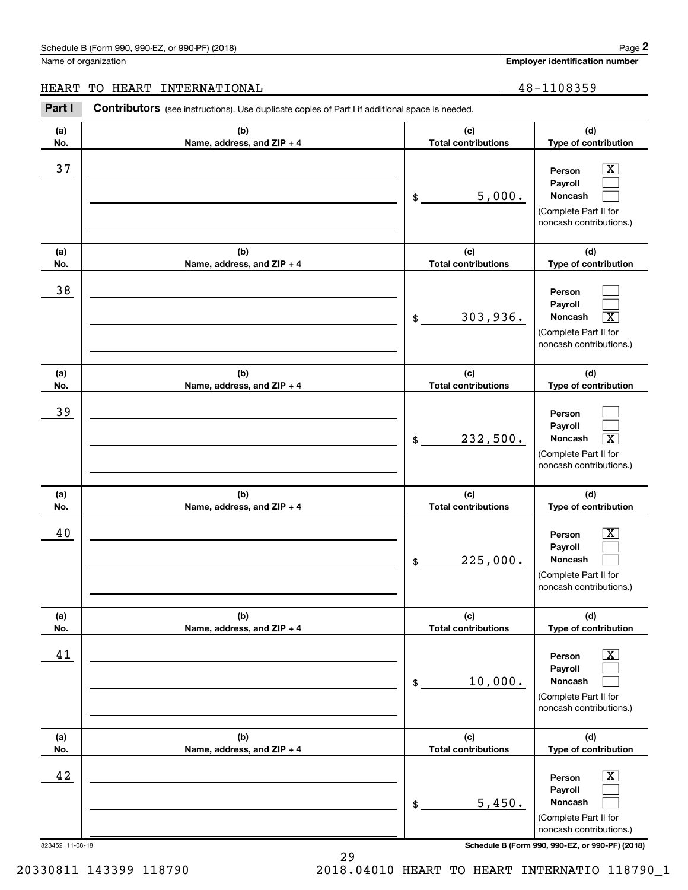Schedule B (Form 990, 990-EZ, or 990-PF) (2018)

Name of organization: HEART TO HEART INTERNATIONAL

Employer identification number: 48-1108359

## Part I Contributors (see instructions). Use duplicate copies of Part I if additional space is needed.

| (a) No. | (b) Name, address, and ZIP + 4 | (c) Total contributions | (d) Type of contribution |
|---|---|---|---|
| 37 | | $ 5,000. | Person [X] Payroll [ ] Noncash [ ] (Complete Part II for noncash contributions.) |
| 38 | | $ 303,936. | Person [ ] Payroll [ ] Noncash [X] (Complete Part II for noncash contributions.) |
| 39 | | $ 232,500. | Person [ ] Payroll [ ] Noncash [X] (Complete Part II for noncash contributions.) |
| 40 | | $ 225,000. | Person [X] Payroll [ ] Noncash [ ] (Complete Part II for noncash contributions.) |
| 41 | | $ 10,000. | Person [X] Payroll [ ] Noncash [ ] (Complete Part II for noncash contributions.) |
| 42 | | $ 5,450. | Person [X] Payroll [ ] Noncash [ ] (Complete Part II for noncash contributions.) |

823452 11-08-18

Schedule B (Form 990, 990-EZ, or 990-PF) (2018)

20330811 143399 118790 2018.04010 HEART TO HEART INTERNATIO 118790_1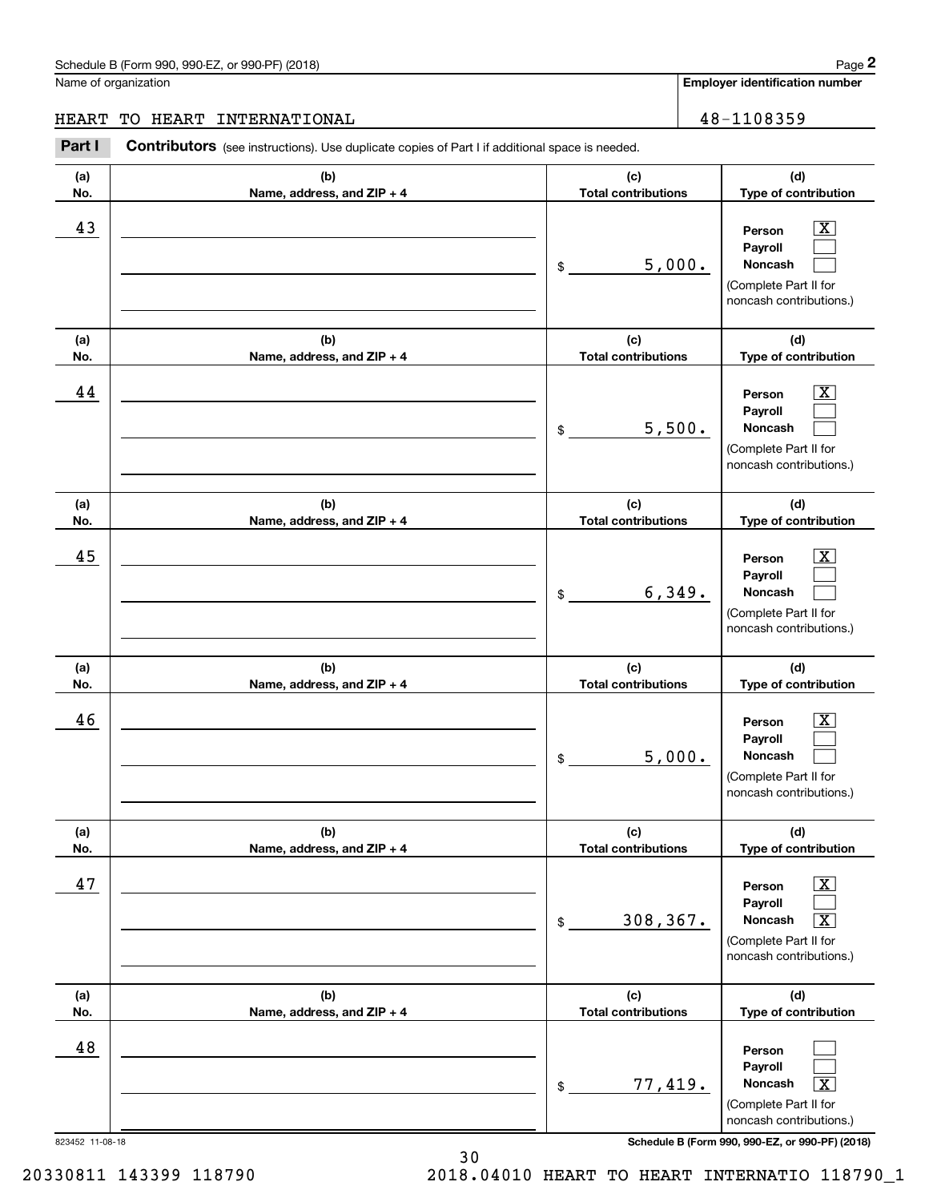Schedule B (Form 990, 990-EZ, or 990-PF) (2018)

Name of organization: HEART TO HEART INTERNATIONAL

Employer identification number: 48-1108359

## Part I Contributors (see instructions). Use duplicate copies of Part I if additional space is needed.

| (a) No. | (b) Name, address, and ZIP + 4 | (c) Total contributions | (d) Type of contribution |
|---|---|---|---|
| 43 | | $ 5,000. | Person [X] Payroll [ ] Noncash [ ] (Complete Part II for noncash contributions.) |
| 44 | | $ 5,500. | Person [X] Payroll [ ] Noncash [ ] (Complete Part II for noncash contributions.) |
| 45 | | $ 6,349. | Person [X] Payroll [ ] Noncash [ ] (Complete Part II for noncash contributions.) |
| 46 | | $ 5,000. | Person [X] Payroll [ ] Noncash [ ] (Complete Part II for noncash contributions.) |
| 47 | | $ 308,367. | Person [X] Payroll [ ] Noncash [X] (Complete Part II for noncash contributions.) |
| 48 | | $ 77,419. | Person [ ] Payroll [ ] Noncash [X] (Complete Part II for noncash contributions.) |

823452 11-08-18

Schedule B (Form 990, 990-EZ, or 990-PF) (2018)

20330811 143399 118790 2018.04010 HEART TO HEART INTERNATIO 118790_1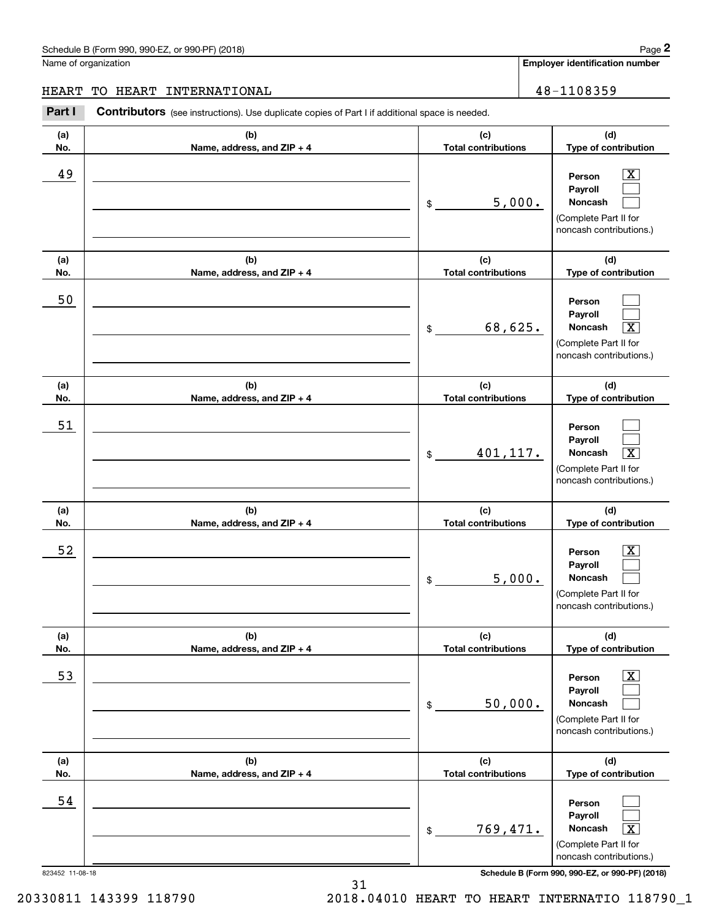Schedule B (Form 990, 990-EZ, or 990-PF) (2018)

Name of organization: HEART TO HEART INTERNATIONAL

Employer identification number: 48-1108359

**Part I** **Contributors** (see instructions). Use duplicate copies of Part I if additional space is needed.

| (a) No. | (b) Name, address, and ZIP + 4 | (c) Total contributions | (d) Type of contribution |
|---|---|---|---|
| 49 | | $ 5,000. | Person [X] Payroll [ ] Noncash [ ] (Complete Part II for noncash contributions.) |
| 50 | | $ 68,625. | Person [ ] Payroll [ ] Noncash [X] (Complete Part II for noncash contributions.) |
| 51 | | $ 401,117. | Person [ ] Payroll [ ] Noncash [X] (Complete Part II for noncash contributions.) |
| 52 | | $ 5,000. | Person [X] Payroll [ ] Noncash [ ] (Complete Part II for noncash contributions.) |
| 53 | | $ 50,000. | Person [X] Payroll [ ] Noncash [ ] (Complete Part II for noncash contributions.) |
| 54 | | $ 769,471. | Person [ ] Payroll [ ] Noncash [X] (Complete Part II for noncash contributions.) |

823452 11-08-18

Schedule B (Form 990, 990-EZ, or 990-PF) (2018)

20330811 143399 118790 2018.04010 HEART TO HEART INTERNATIO 118790_1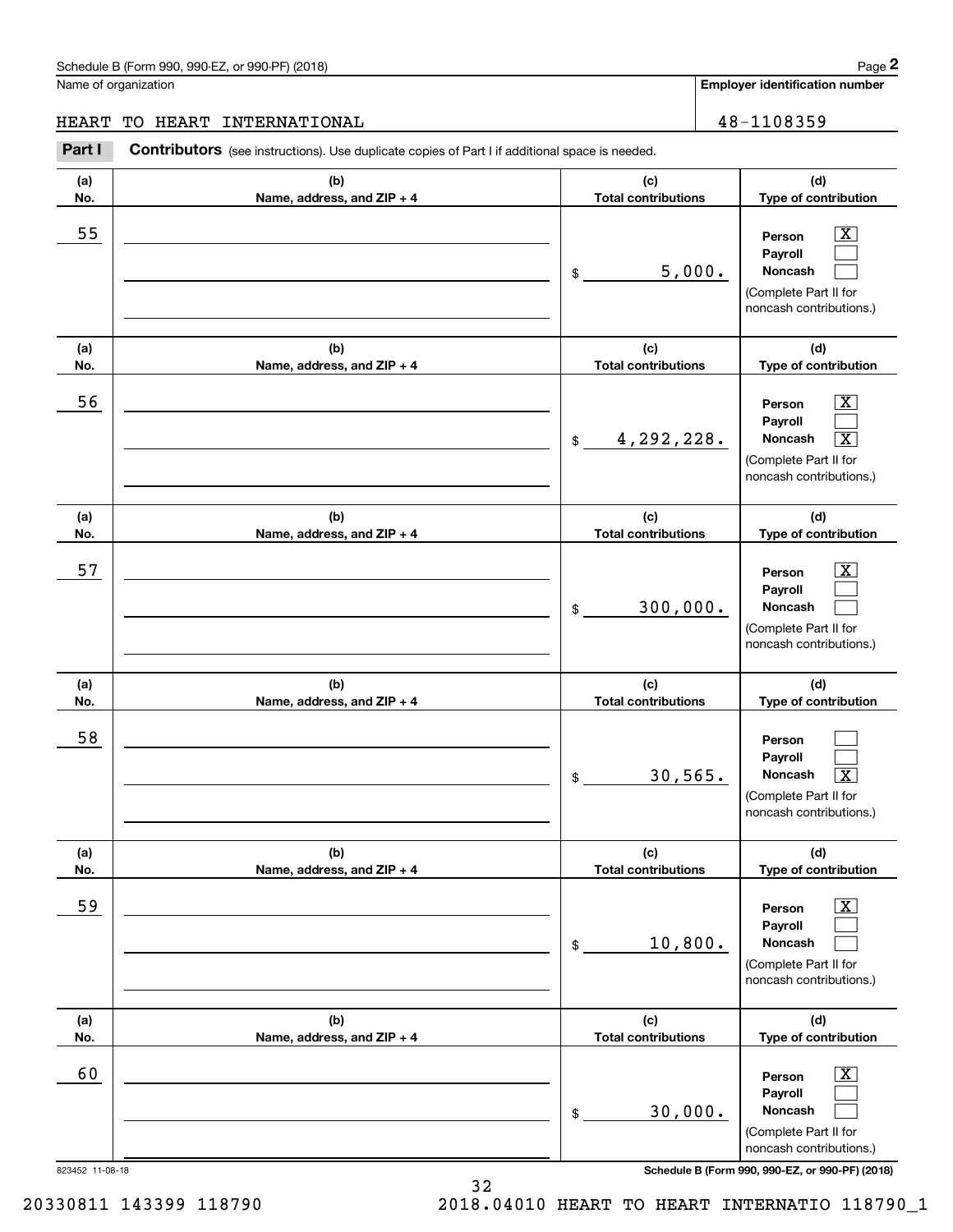Schedule B (Form 990, 990-EZ, or 990-PF) (2018)

Name of organization: HEART TO HEART INTERNATIONAL

Employer identification number: 48-1108359

## Part I Contributors

(see instructions). Use duplicate copies of Part I if additional space is needed.

| (a) No. | (b) Name, address, and ZIP + 4 | (c) Total contributions | (d) Type of contribution |
|---|---|---|---|
| 55 | | $ 5,000. | Person [X] Payroll [ ] Noncash [ ] (Complete Part II for noncash contributions.) |
| 56 | | $ 4,292,228. | Person [X] Payroll [ ] Noncash [X] (Complete Part II for noncash contributions.) |
| 57 | | $ 300,000. | Person [X] Payroll [ ] Noncash [ ] (Complete Part II for noncash contributions.) |
| 58 | | $ 30,565. | Person [ ] Payroll [ ] Noncash [X] (Complete Part II for noncash contributions.) |
| 59 | | $ 10,800. | Person [X] Payroll [ ] Noncash [ ] (Complete Part II for noncash contributions.) |
| 60 | | $ 30,000. | Person [X] Payroll [ ] Noncash [ ] (Complete Part II for noncash contributions.) |

823452 11-08-18

Schedule B (Form 990, 990-EZ, or 990-PF) (2018)

20330811 143399 118790 2018.04010 HEART TO HEART INTERNATIO 118790_1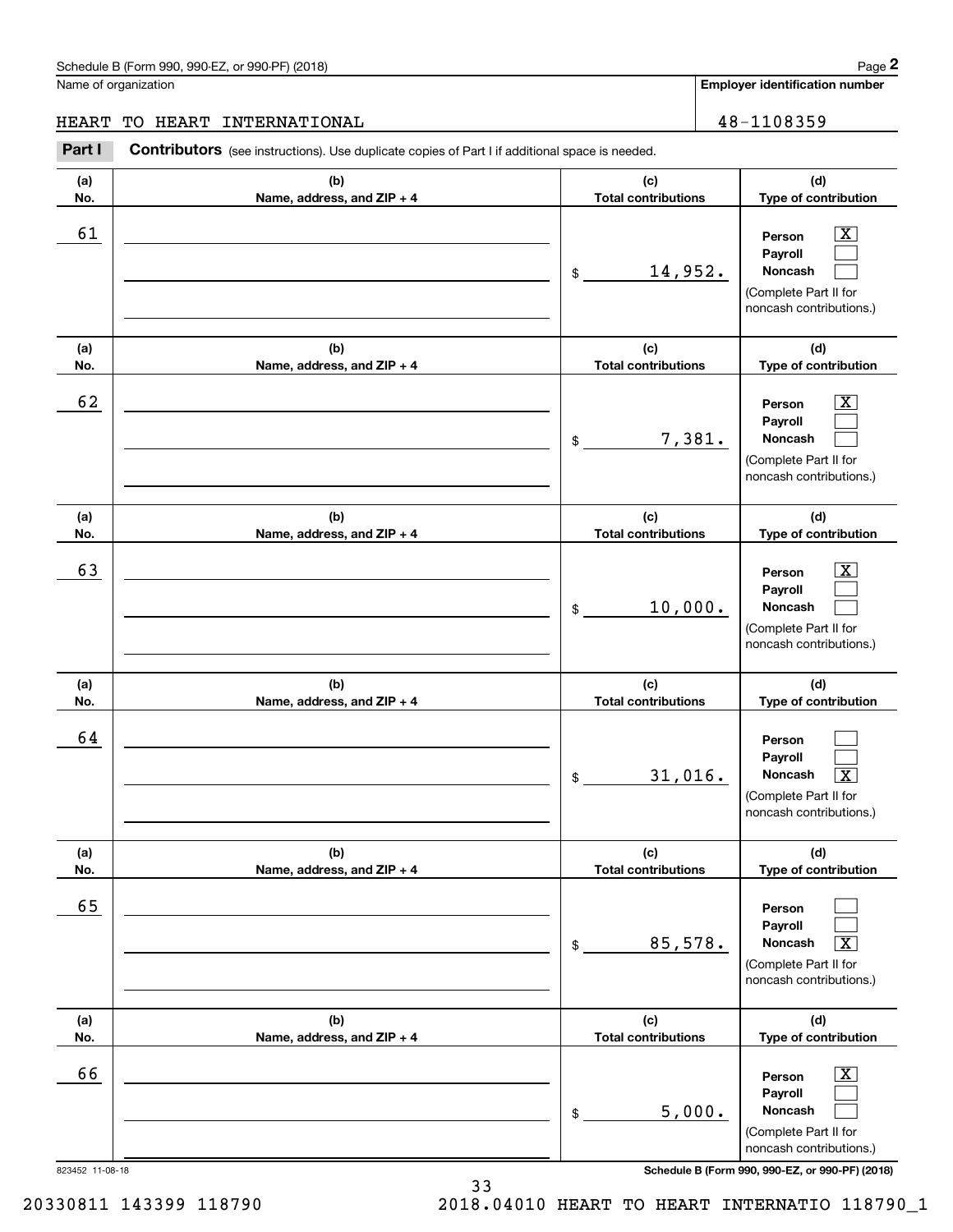Schedule B (Form 990, 990-EZ, or 990-PF) (2018)

Name of organization: HEART TO HEART INTERNATIONAL

Employer identification number: 48-1108359

**Part I** **Contributors** (see instructions). Use duplicate copies of Part I if additional space is needed.

| (a) No. | (b) Name, address, and ZIP + 4 | (c) Total contributions | (d) Type of contribution |
|---|---|---|---|
| 61 | | $ 14,952. | Person [X] Payroll [ ] Noncash [ ] (Complete Part II for noncash contributions.) |
| 62 | | $ 7,381. | Person [X] Payroll [ ] Noncash [ ] (Complete Part II for noncash contributions.) |
| 63 | | $ 10,000. | Person [X] Payroll [ ] Noncash [ ] (Complete Part II for noncash contributions.) |
| 64 | | $ 31,016. | Person [ ] Payroll [ ] Noncash [X] (Complete Part II for noncash contributions.) |
| 65 | | $ 85,578. | Person [ ] Payroll [ ] Noncash [X] (Complete Part II for noncash contributions.) |
| 66 | | $ 5,000. | Person [X] Payroll [ ] Noncash [ ] (Complete Part II for noncash contributions.) |

823452 11-08-18

Schedule B (Form 990, 990-EZ, or 990-PF) (2018)

20330811 143399 118790 2018.04010 HEART TO HEART INTERNATIO 118790_1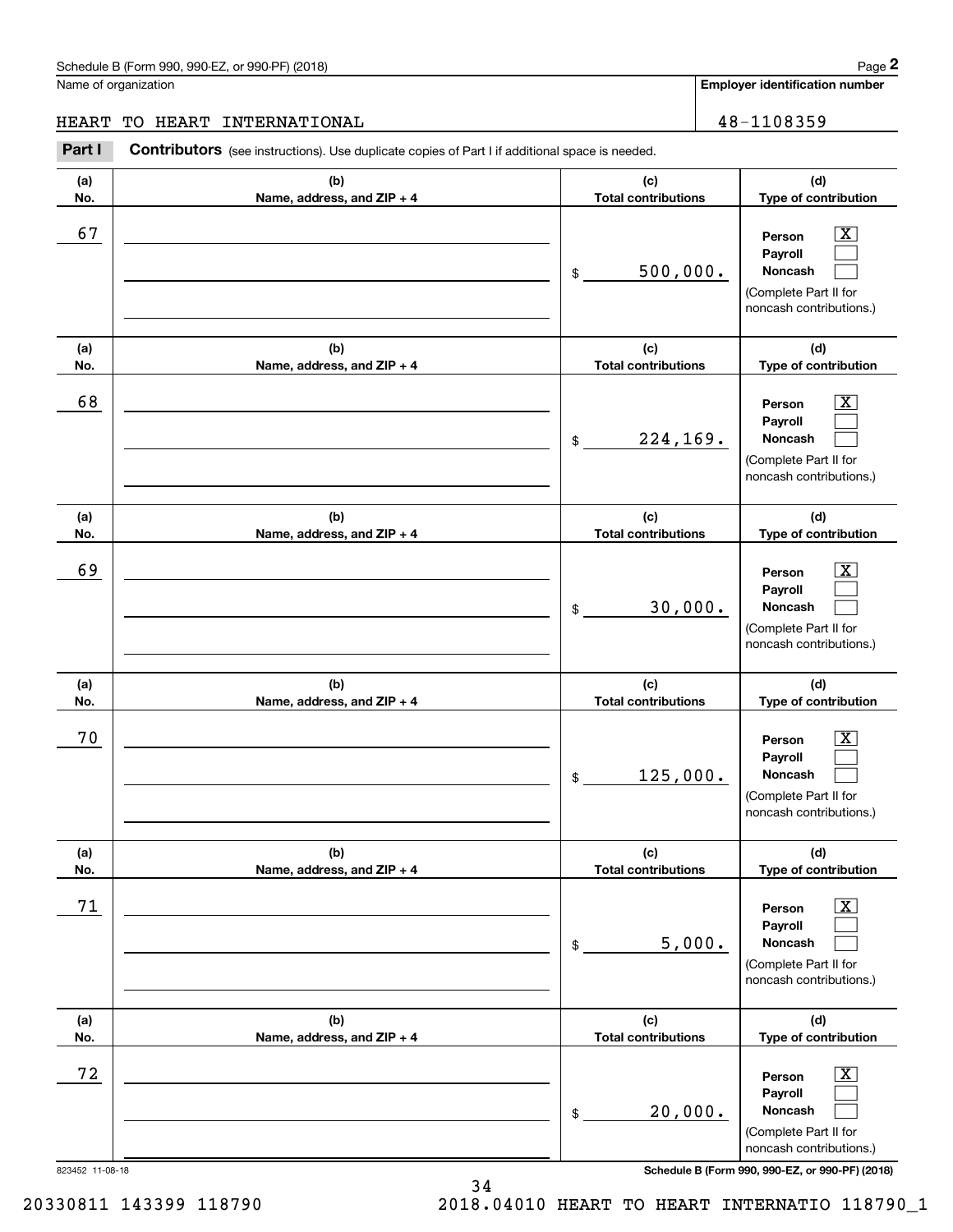Schedule B (Form 990, 990-EZ, or 990-PF) (2018)

Name of organization: HEART TO HEART INTERNATIONAL

Employer identification number: 48-1108359

**Part I** **Contributors** (see instructions). Use duplicate copies of Part I if additional space is needed.

| (a) No. | (b) Name, address, and ZIP + 4 | (c) Total contributions | (d) Type of contribution |
|---|---|---|---|
| 67 | | $ 500,000. | Person [X] Payroll [ ] Noncash [ ] (Complete Part II for noncash contributions.) |
| 68 | | $ 224,169. | Person [X] Payroll [ ] Noncash [ ] (Complete Part II for noncash contributions.) |
| 69 | | $ 30,000. | Person [X] Payroll [ ] Noncash [ ] (Complete Part II for noncash contributions.) |
| 70 | | $ 125,000. | Person [X] Payroll [ ] Noncash [ ] (Complete Part II for noncash contributions.) |
| 71 | | $ 5,000. | Person [X] Payroll [ ] Noncash [ ] (Complete Part II for noncash contributions.) |
| 72 | | $ 20,000. | Person [X] Payroll [ ] Noncash [ ] (Complete Part II for noncash contributions.) |

823452 11-08-18

Schedule B (Form 990, 990-EZ, or 990-PF) (2018)

20330811 143399 118790 2018.04010 HEART TO HEART INTERNATIO 118790_1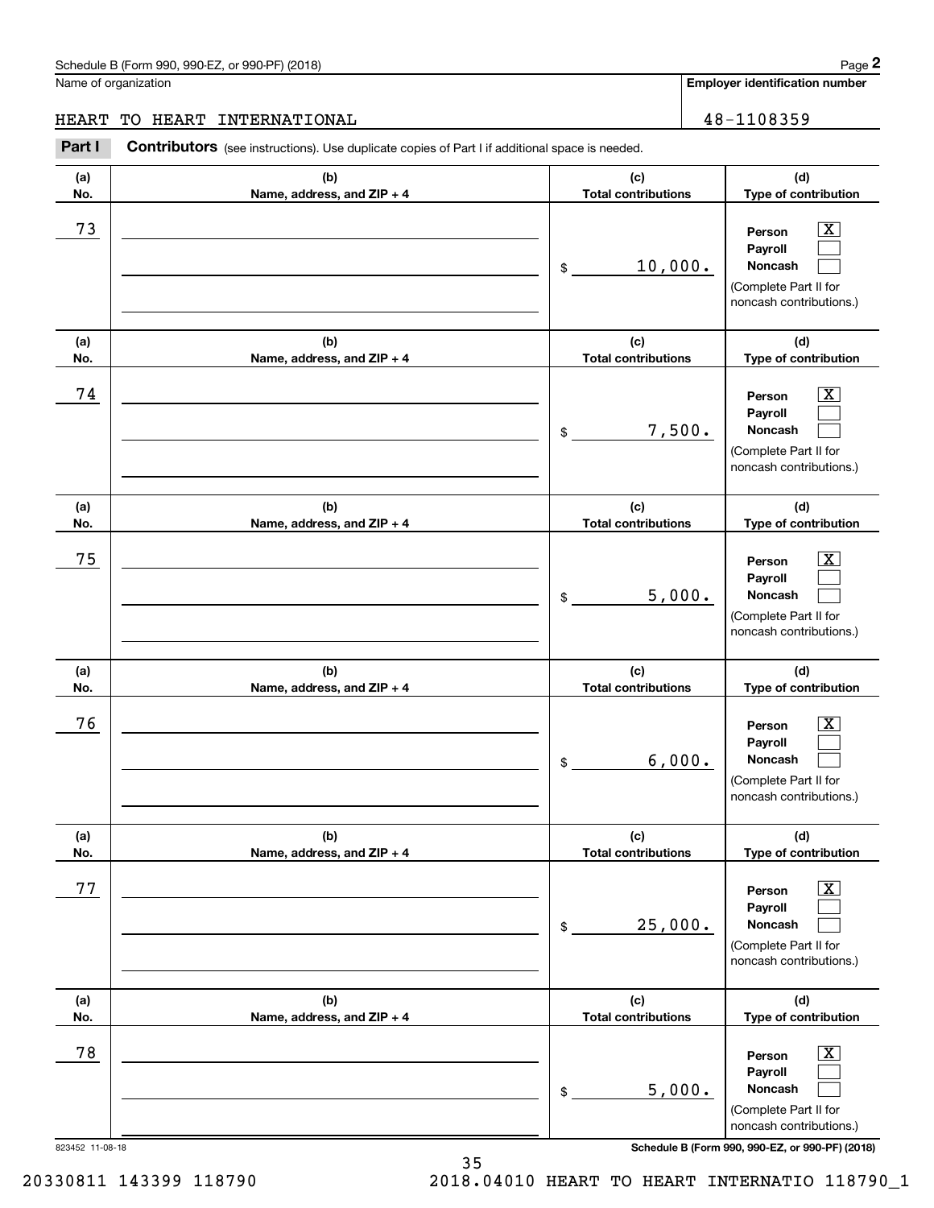Schedule B (Form 990, 990-EZ, or 990-PF) (2018)

Name of organization: HEART TO HEART INTERNATIONAL

Employer identification number: 48-1108359

**Part I** **Contributors** (see instructions). Use duplicate copies of Part I if additional space is needed.

| (a) No. | (b) Name, address, and ZIP + 4 | (c) Total contributions | (d) Type of contribution |
|---|---|---|---|
| 73 | | $ 10,000. | Person [X] Payroll [ ] Noncash [ ] (Complete Part II for noncash contributions.) |
| 74 | | $ 7,500. | Person [X] Payroll [ ] Noncash [ ] (Complete Part II for noncash contributions.) |
| 75 | | $ 5,000. | Person [X] Payroll [ ] Noncash [ ] (Complete Part II for noncash contributions.) |
| 76 | | $ 6,000. | Person [X] Payroll [ ] Noncash [ ] (Complete Part II for noncash contributions.) |
| 77 | | $ 25,000. | Person [X] Payroll [ ] Noncash [ ] (Complete Part II for noncash contributions.) |
| 78 | | $ 5,000. | Person [X] Payroll [ ] Noncash [ ] (Complete Part II for noncash contributions.) |

823452 11-08-18

Schedule B (Form 990, 990-EZ, or 990-PF) (2018)

20330811 143399 118790 2018.04010 HEART TO HEART INTERNATIO 118790_1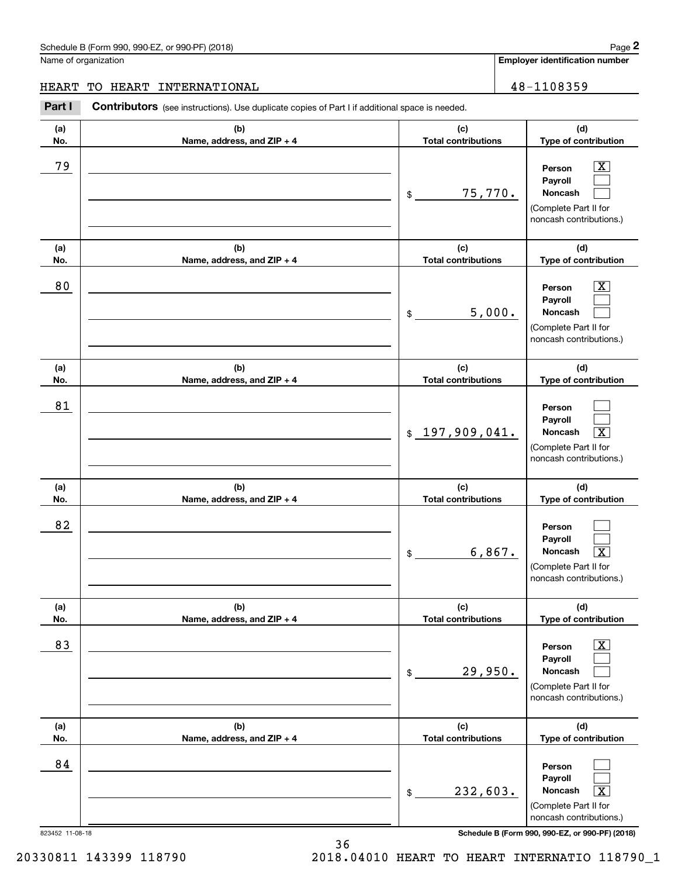Schedule B (Form 990, 990-EZ, or 990-PF) (2018)

Name of organization: HEART TO HEART INTERNATIONAL

Employer identification number: 48-1108359

**Part I** **Contributors** (see instructions). Use duplicate copies of Part I if additional space is needed.

| (a) No. | (b) Name, address, and ZIP + 4 | (c) Total contributions | (d) Type of contribution |
|---|---|---|---|
| 79 | | $ 75,770. | Person [X] Payroll [ ] Noncash [ ] (Complete Part II for noncash contributions.) |
| 80 | | $ 5,000. | Person [X] Payroll [ ] Noncash [ ] (Complete Part II for noncash contributions.) |
| 81 | | $ 197,909,041. | Person [ ] Payroll [ ] Noncash [X] (Complete Part II for noncash contributions.) |
| 82 | | $ 6,867. | Person [ ] Payroll [ ] Noncash [X] (Complete Part II for noncash contributions.) |
| 83 | | $ 29,950. | Person [X] Payroll [ ] Noncash [ ] (Complete Part II for noncash contributions.) |
| 84 | | $ 232,603. | Person [ ] Payroll [ ] Noncash [X] (Complete Part II for noncash contributions.) |

823452 11-08-18

Schedule B (Form 990, 990-EZ, or 990-PF) (2018)

20330811 143399 118790 2018.04010 HEART TO HEART INTERNATIO 118790_1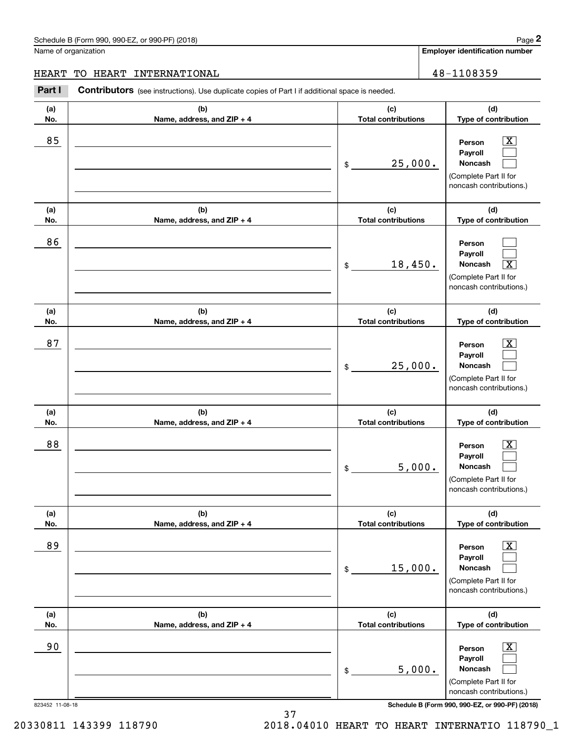Schedule B (Form 990, 990-EZ, or 990-PF) (2018)

Name of organization: HEART TO HEART INTERNATIONAL

**Employer identification number:** 48-1108359

## Part I — Contributors (see instructions). Use duplicate copies of Part I if additional space is needed.

| (a) No. | (b) Name, address, and ZIP + 4 | (c) Total contributions | (d) Type of contribution |
|---|---|---|---|
| 85 | | $ 25,000. | Person [X] Payroll [ ] Noncash [ ] (Complete Part II for noncash contributions.) |
| 86 | | $ 18,450. | Person [ ] Payroll [ ] Noncash [X] (Complete Part II for noncash contributions.) |
| 87 | | $ 25,000. | Person [X] Payroll [ ] Noncash [ ] (Complete Part II for noncash contributions.) |
| 88 | | $ 5,000. | Person [X] Payroll [ ] Noncash [ ] (Complete Part II for noncash contributions.) |
| 89 | | $ 15,000. | Person [X] Payroll [ ] Noncash [ ] (Complete Part II for noncash contributions.) |
| 90 | | $ 5,000. | Person [X] Payroll [ ] Noncash [ ] (Complete Part II for noncash contributions.) |

823452 11-08-18

Schedule B (Form 990, 990-EZ, or 990-PF) (2018)

20330811 143399 118790 2018.04010 HEART TO HEART INTERNATIO 118790_1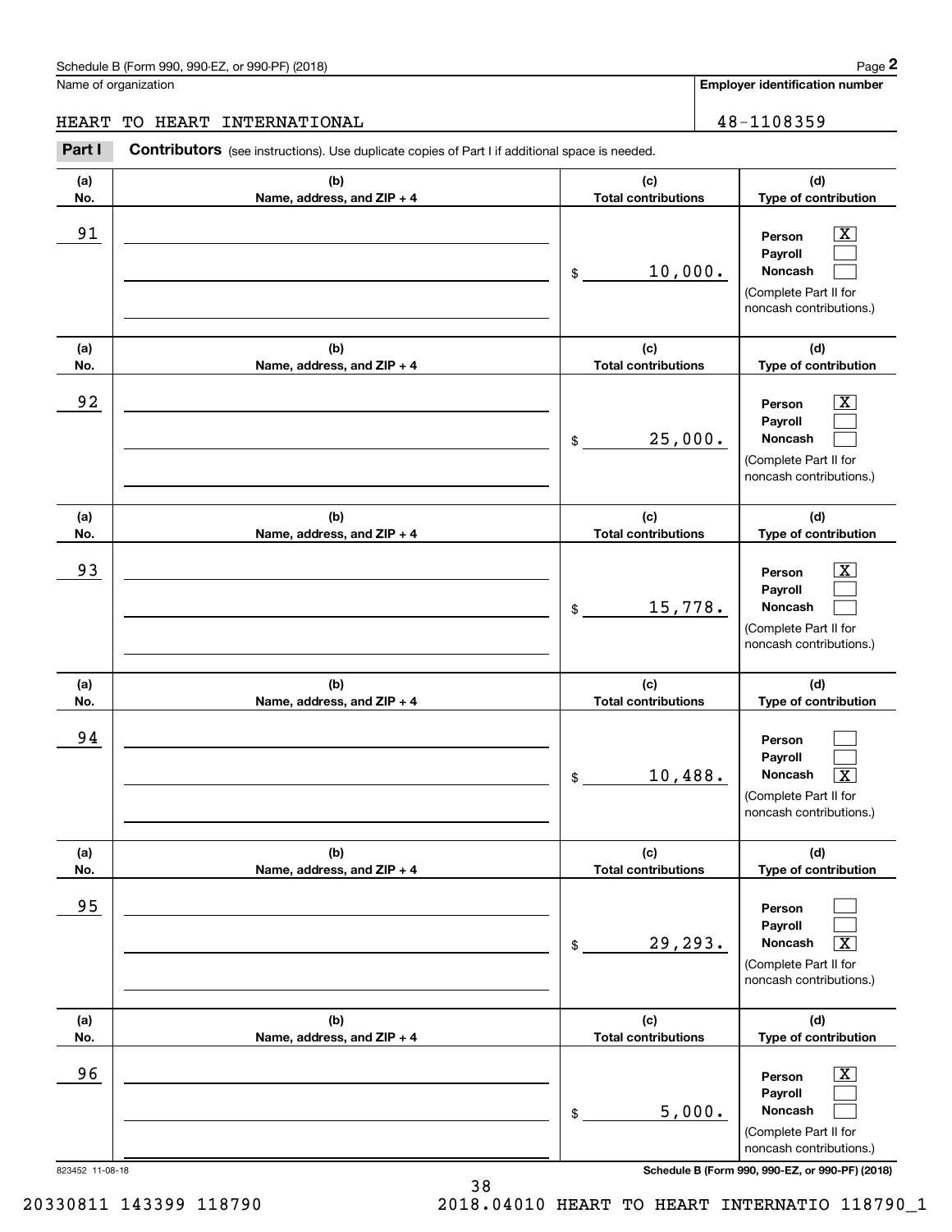Schedule B (Form 990, 990-EZ, or 990-PF) (2018)

Name of organization: HEART TO HEART INTERNATIONAL

Employer identification number: 48-1108359

**Part I** **Contributors** (see instructions). Use duplicate copies of Part I if additional space is needed.

| (a) No. | (b) Name, address, and ZIP + 4 | (c) Total contributions | (d) Type of contribution |
|---|---|---|---|
| 91 | | $ 10,000. | Person [X] Payroll [ ] Noncash [ ] (Complete Part II for noncash contributions.) |
| 92 | | $ 25,000. | Person [X] Payroll [ ] Noncash [ ] (Complete Part II for noncash contributions.) |
| 93 | | $ 15,778. | Person [X] Payroll [ ] Noncash [ ] (Complete Part II for noncash contributions.) |
| 94 | | $ 10,488. | Person [ ] Payroll [ ] Noncash [X] (Complete Part II for noncash contributions.) |
| 95 | | $ 29,293. | Person [ ] Payroll [ ] Noncash [X] (Complete Part II for noncash contributions.) |
| 96 | | $ 5,000. | Person [X] Payroll [ ] Noncash [ ] (Complete Part II for noncash contributions.) |

823452 11-08-18

Schedule B (Form 990, 990-EZ, or 990-PF) (2018)

20330811 143399 118790 2018.04010 HEART TO HEART INTERNATIO 118790_1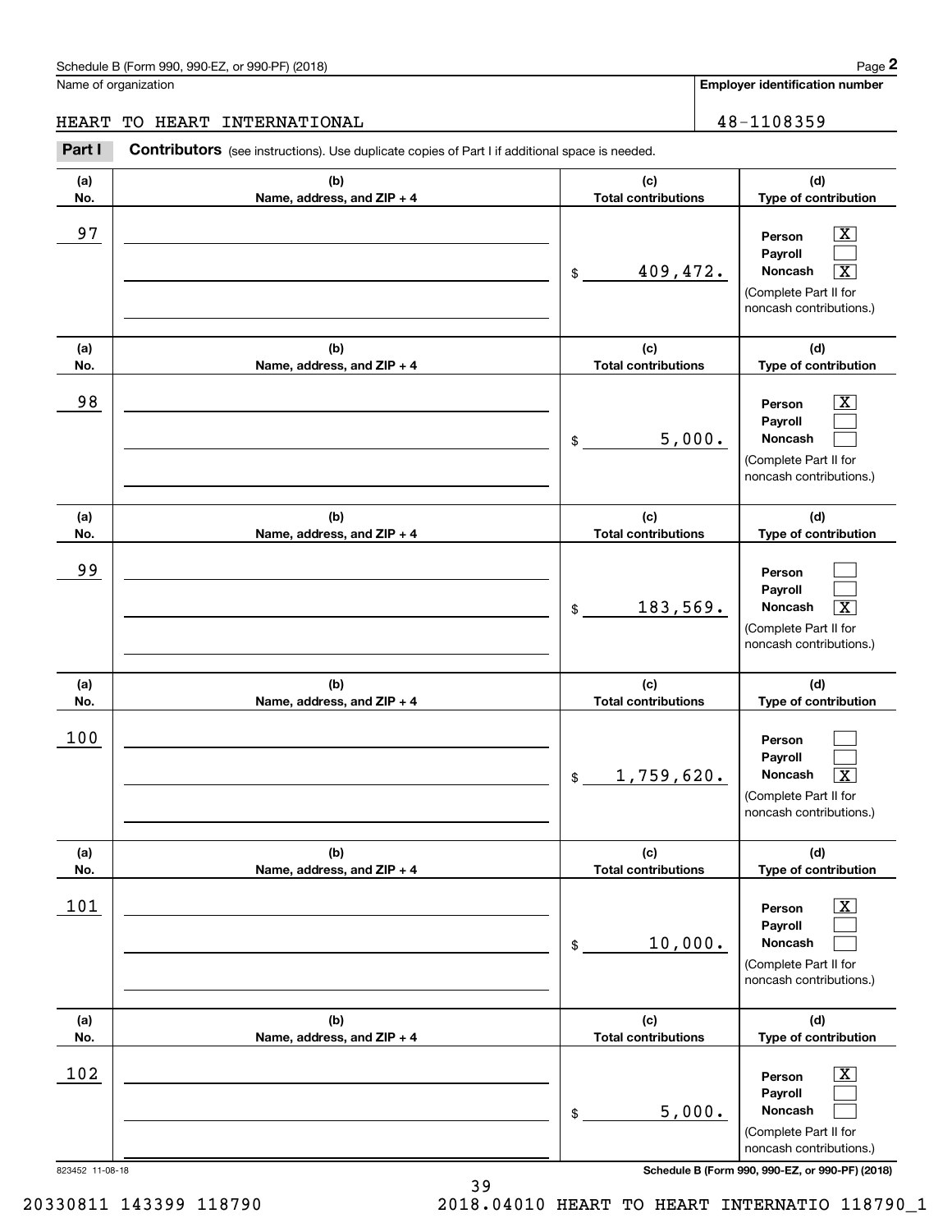Schedule B (Form 990, 990-EZ, or 990-PF) (2018)

Name of organization: HEART TO HEART INTERNATIONAL

Employer identification number: 48-1108359

**Part I** **Contributors** (see instructions). Use duplicate copies of Part I if additional space is needed.

| (a) No. | (b) Name, address, and ZIP + 4 | (c) Total contributions | (d) Type of contribution |
|---|---|---|---|
| 97 | | $ 409,472. | Person [X] Payroll [ ] Noncash [X] (Complete Part II for noncash contributions.) |
| 98 | | $ 5,000. | Person [X] Payroll [ ] Noncash [ ] (Complete Part II for noncash contributions.) |
| 99 | | $ 183,569. | Person [ ] Payroll [ ] Noncash [X] (Complete Part II for noncash contributions.) |
| 100 | | $ 1,759,620. | Person [ ] Payroll [ ] Noncash [X] (Complete Part II for noncash contributions.) |
| 101 | | $ 10,000. | Person [X] Payroll [ ] Noncash [ ] (Complete Part II for noncash contributions.) |
| 102 | | $ 5,000. | Person [X] Payroll [ ] Noncash [ ] (Complete Part II for noncash contributions.) |

823452 11-08-18

Schedule B (Form 990, 990-EZ, or 990-PF) (2018)

20330811 143399 118790 2018.04010 HEART TO HEART INTERNATIO 118790_1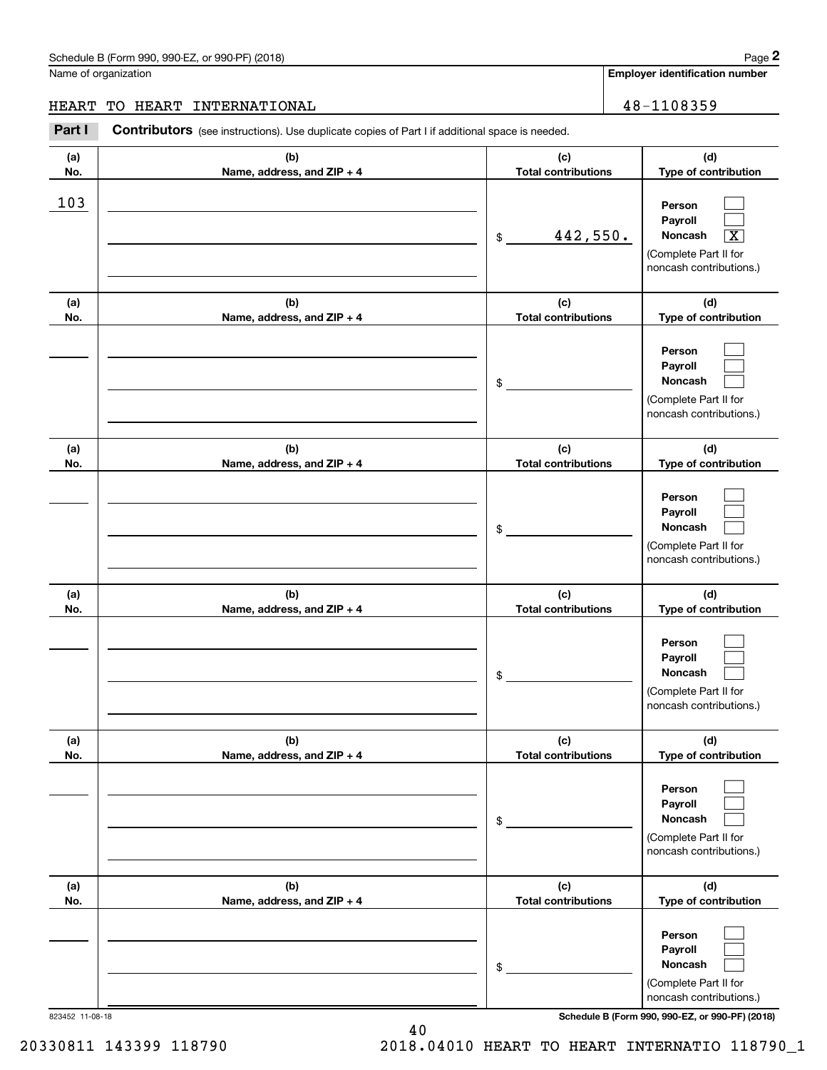Schedule B (Form 990, 990-EZ, or 990-PF) (2018)

Name of organization: HEART TO HEART INTERNATIONAL

Employer identification number: 48-1108359

## Part I Contributors (see instructions). Use duplicate copies of Part I if additional space is needed.

| (a) No. | (b) Name, address, and ZIP + 4 | (c) Total contributions | (d) Type of contribution |
|---|---|---|---|
| 103 | | $ 442,550. | Person [ ] Payroll [ ] Noncash [X] (Complete Part II for noncash contributions.) |
| | | $ | Person [ ] Payroll [ ] Noncash [ ] (Complete Part II for noncash contributions.) |
| | | $ | Person [ ] Payroll [ ] Noncash [ ] (Complete Part II for noncash contributions.) |
| | | $ | Person [ ] Payroll [ ] Noncash [ ] (Complete Part II for noncash contributions.) |
| | | $ | Person [ ] Payroll [ ] Noncash [ ] (Complete Part II for noncash contributions.) |
| | | $ | Person [ ] Payroll [ ] Noncash [ ] (Complete Part II for noncash contributions.) |

823452 11-08-18

Schedule B (Form 990, 990-EZ, or 990-PF) (2018)

20330811 143399 118790 2018.04010 HEART TO HEART INTERNATIO 118790_1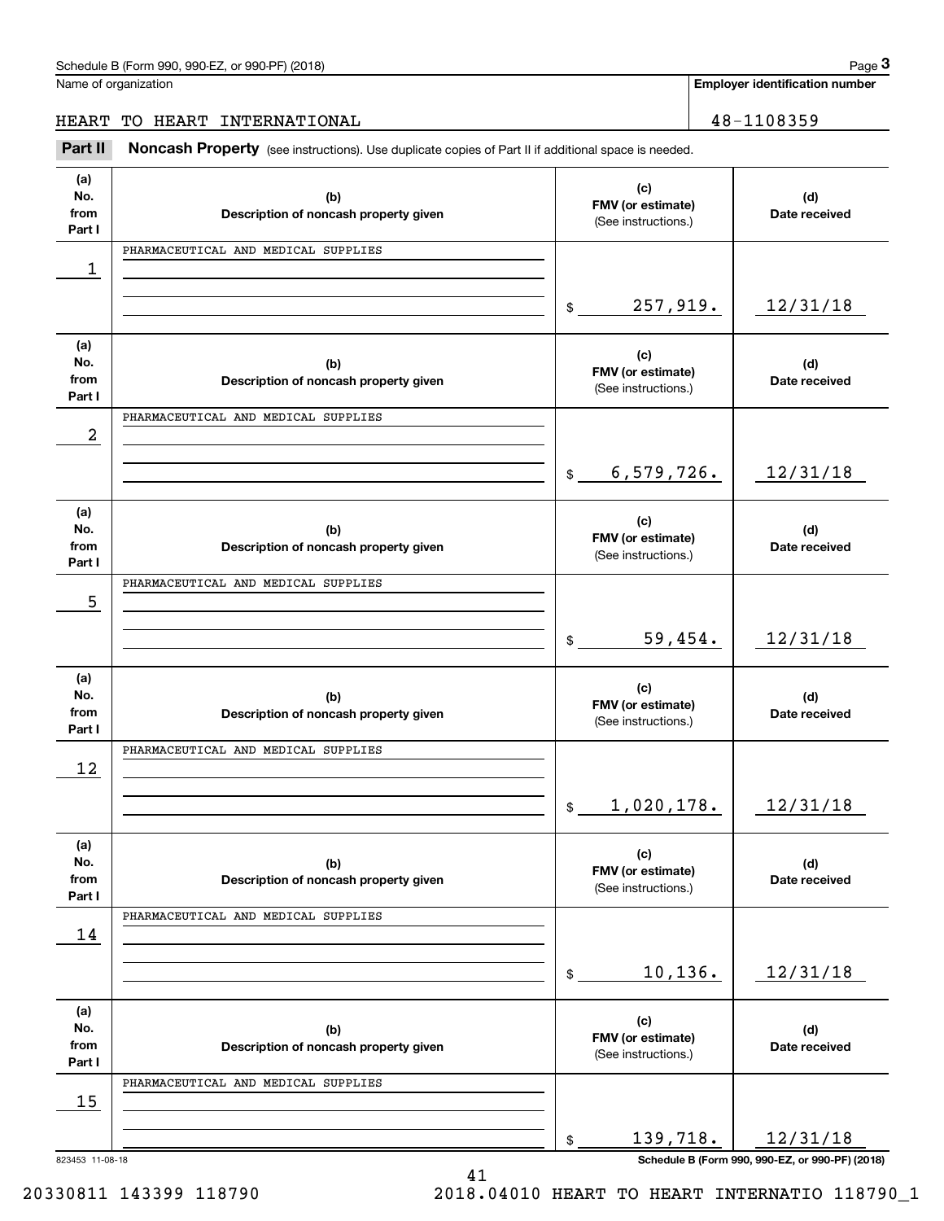Name of organization

HEART TO HEART INTERNATIONAL

**Employer identification number**

48-1108359

**Part II** **Noncash Property** (see instructions). Use duplicate copies of Part II if additional space is needed.

| (a) No. from Part I | (b) Description of noncash property given | (c) FMV (or estimate) (See instructions.) | (d) Date received |
|---|---|---|---|
| 1 | PHARMACEUTICAL AND MEDICAL SUPPLIES | $ 257,919. | 12/31/18 |
| 2 | PHARMACEUTICAL AND MEDICAL SUPPLIES | $ 6,579,726. | 12/31/18 |
| 5 | PHARMACEUTICAL AND MEDICAL SUPPLIES | $ 59,454. | 12/31/18 |
| 12 | PHARMACEUTICAL AND MEDICAL SUPPLIES | $ 1,020,178. | 12/31/18 |
| 14 | PHARMACEUTICAL AND MEDICAL SUPPLIES | $ 10,136. | 12/31/18 |
| 15 | PHARMACEUTICAL AND MEDICAL SUPPLIES | $ 139,718. | 12/31/18 |

823453 11-08-18

**Schedule B (Form 990, 990-EZ, or 990-PF) (2018)**

20330811 143399 118790 2018.04010 HEART TO HEART INTERNATIO 118790_1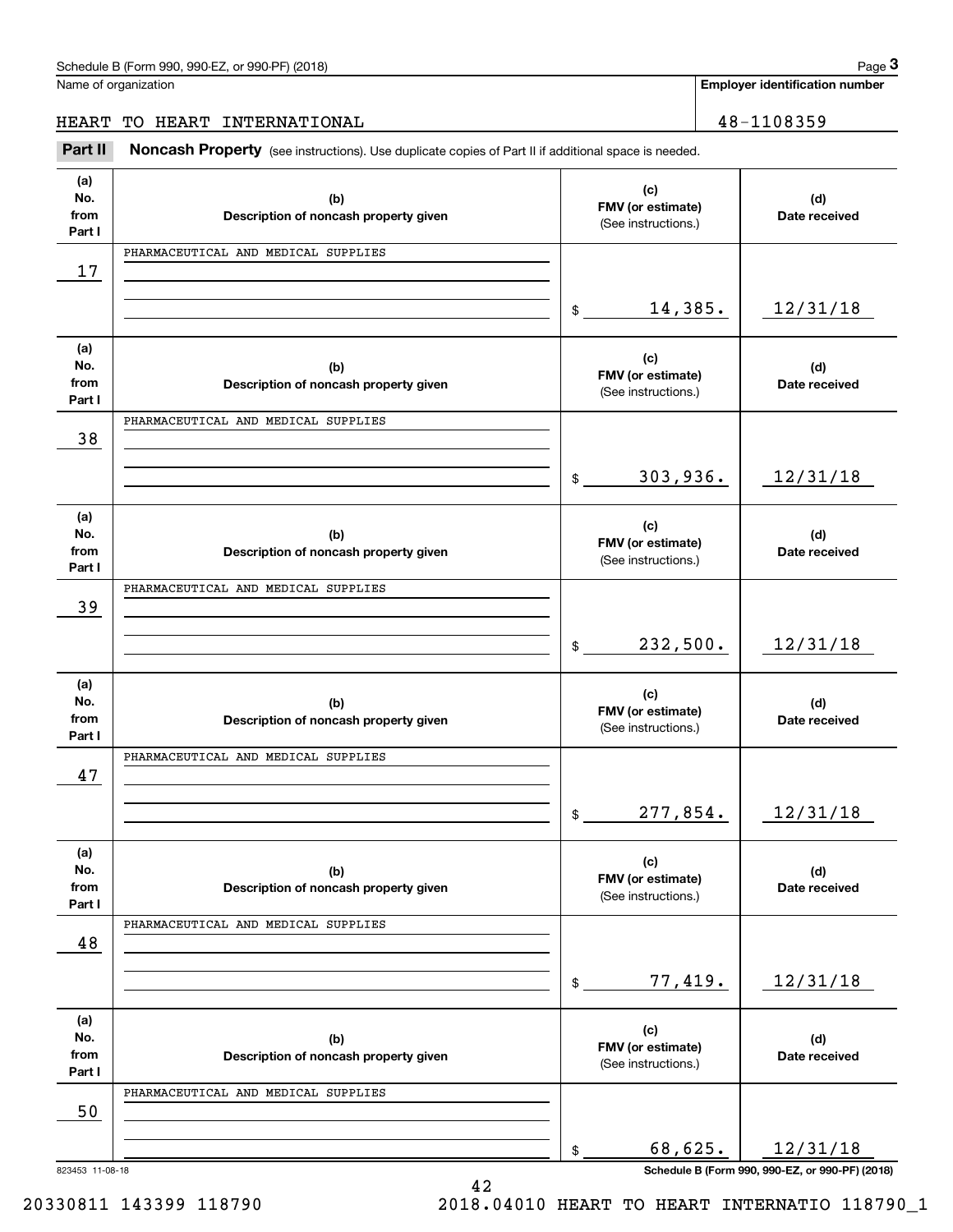Name of organization

HEART TO HEART INTERNATIONAL

**Employer identification number**

48-1108359

## Part II Noncash Property

(see instructions). Use duplicate copies of Part II if additional space is needed.

| (a) No. from Part I | (b) Description of noncash property given | (c) FMV (or estimate) (See instructions.) | (d) Date received |
|---|---|---|---|
| 17 | PHARMACEUTICAL AND MEDICAL SUPPLIES | $ 14,385. | 12/31/18 |
| 38 | PHARMACEUTICAL AND MEDICAL SUPPLIES | $ 303,936. | 12/31/18 |
| 39 | PHARMACEUTICAL AND MEDICAL SUPPLIES | $ 232,500. | 12/31/18 |
| 47 | PHARMACEUTICAL AND MEDICAL SUPPLIES | $ 277,854. | 12/31/18 |
| 48 | PHARMACEUTICAL AND MEDICAL SUPPLIES | $ 77,419. | 12/31/18 |
| 50 | PHARMACEUTICAL AND MEDICAL SUPPLIES | $ 68,625. | 12/31/18 |

823453 11-08-18

20330811 143399 118790 2018.04010 HEART TO HEART INTERNATIO 118790_1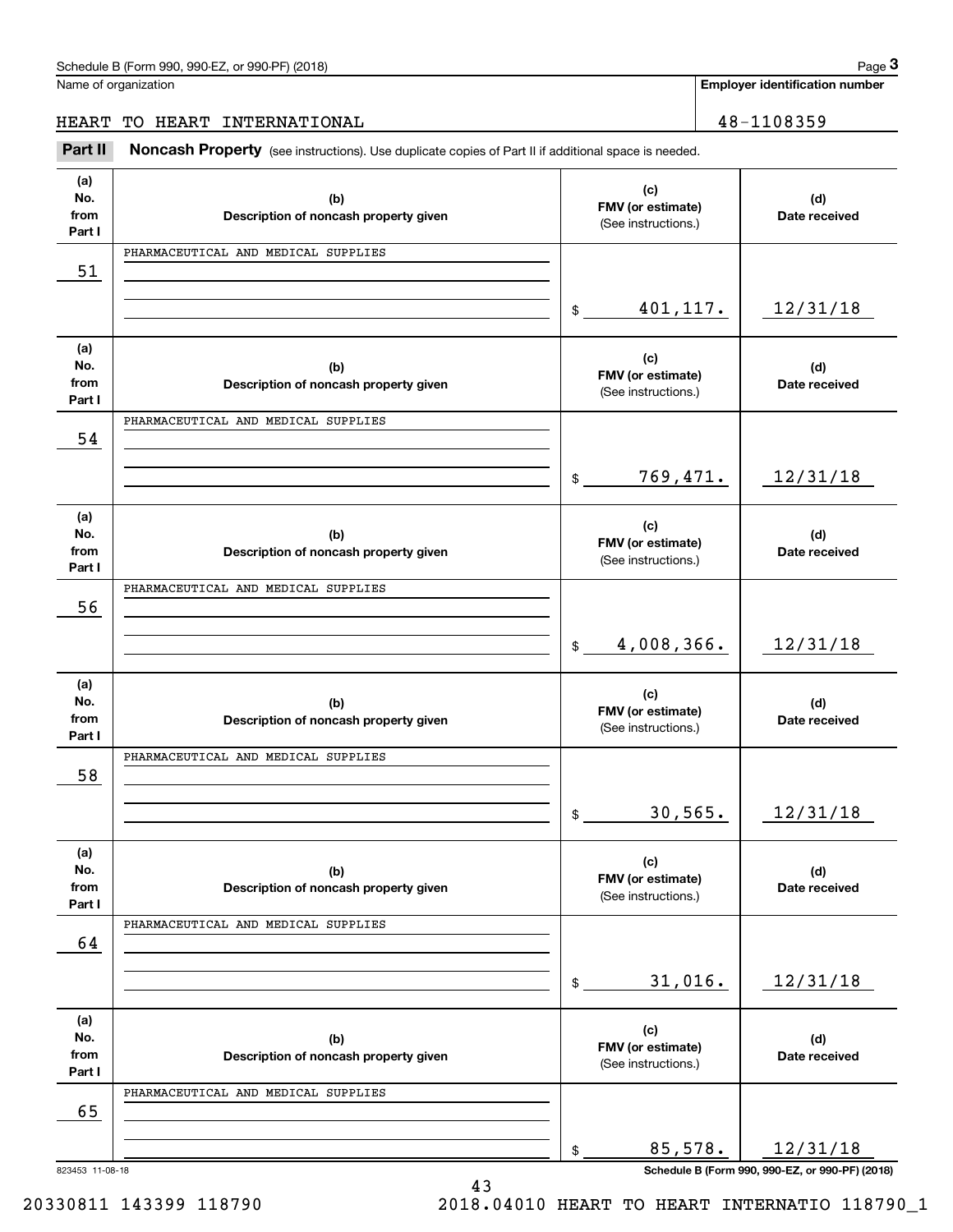Schedule B (Form 990, 990-EZ, or 990-PF) (2018)

Name of organization: HEART TO HEART INTERNATIONAL

Employer identification number: 48-1108359

## Part II Noncash Property

(see instructions). Use duplicate copies of Part II if additional space is needed.

| (a) No. from Part I | (b) Description of noncash property given | (c) FMV (or estimate) (See instructions.) | (d) Date received |
|---|---|---|---|
| 51 | PHARMACEUTICAL AND MEDICAL SUPPLIES | $ 401,117. | 12/31/18 |
| 54 | PHARMACEUTICAL AND MEDICAL SUPPLIES | $ 769,471. | 12/31/18 |
| 56 | PHARMACEUTICAL AND MEDICAL SUPPLIES | $ 4,008,366. | 12/31/18 |
| 58 | PHARMACEUTICAL AND MEDICAL SUPPLIES | $ 30,565. | 12/31/18 |
| 64 | PHARMACEUTICAL AND MEDICAL SUPPLIES | $ 31,016. | 12/31/18 |
| 65 | PHARMACEUTICAL AND MEDICAL SUPPLIES | $ 85,578. | 12/31/18 |

823453 11-08-18

Schedule B (Form 990, 990-EZ, or 990-PF) (2018)

20330811 143399 118790 2018.04010 HEART TO HEART INTERNATIO 118790_1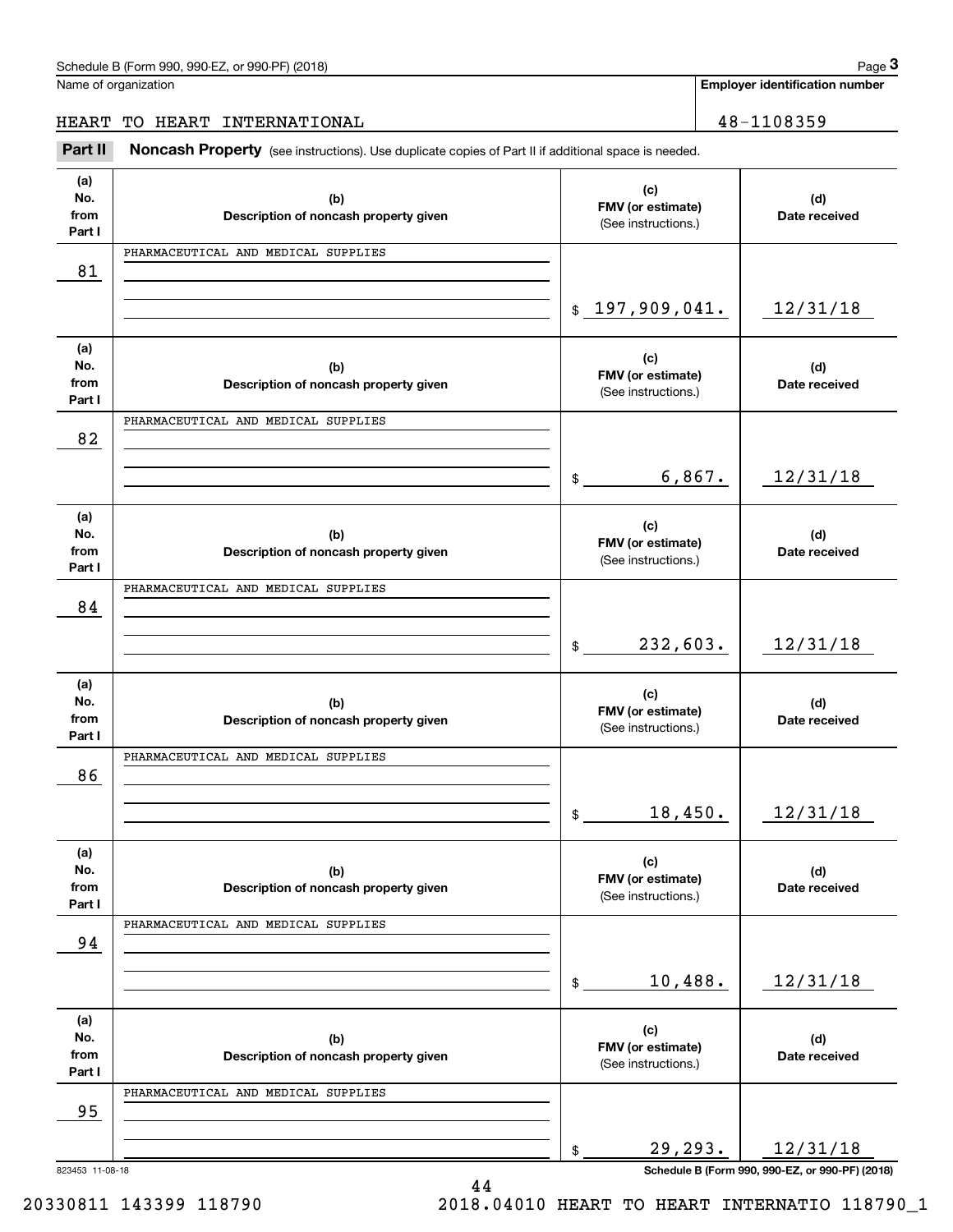Schedule B (Form 990, 990-EZ, or 990-PF) (2018)

Name of organization: HEART TO HEART INTERNATIONAL

Employer identification number: 48-1108359

## Part II Noncash Property

(see instructions). Use duplicate copies of Part II if additional space is needed.

| (a) No. from Part I | (b) Description of noncash property given | (c) FMV (or estimate) (See instructions.) | (d) Date received |
|---|---|---|---|
| 81 | PHARMACEUTICAL AND MEDICAL SUPPLIES | $ 197,909,041. | 12/31/18 |
| 82 | PHARMACEUTICAL AND MEDICAL SUPPLIES | $ 6,867. | 12/31/18 |
| 84 | PHARMACEUTICAL AND MEDICAL SUPPLIES | $ 232,603. | 12/31/18 |
| 86 | PHARMACEUTICAL AND MEDICAL SUPPLIES | $ 18,450. | 12/31/18 |
| 94 | PHARMACEUTICAL AND MEDICAL SUPPLIES | $ 10,488. | 12/31/18 |
| 95 | PHARMACEUTICAL AND MEDICAL SUPPLIES | $ 29,293. | 12/31/18 |

823453 11-08-18

Schedule B (Form 990, 990-EZ, or 990-PF) (2018)

20330811 143399 118790 2018.04010 HEART TO HEART INTERNATIO 118790_1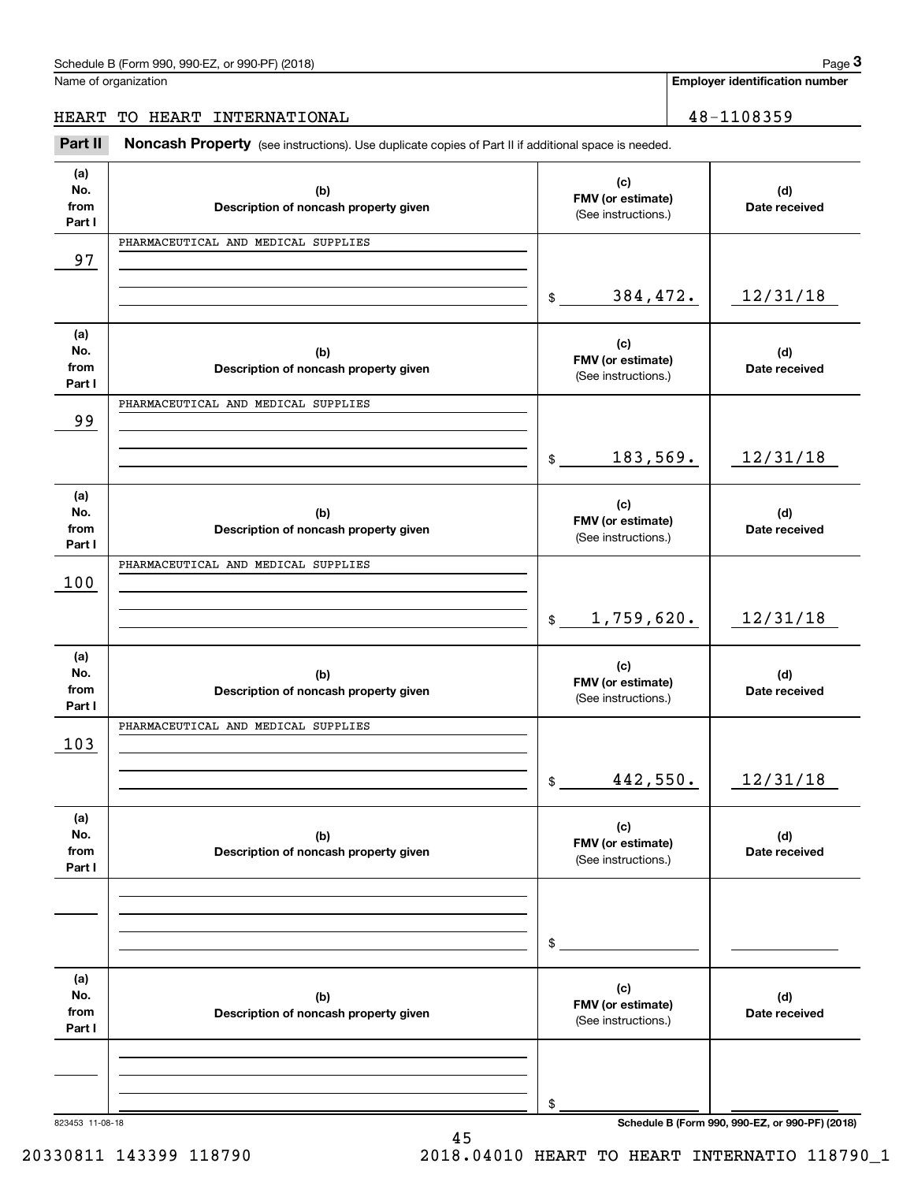Schedule B (Form 990, 990-EZ, or 990-PF) (2018)

Name of organization: HEART TO HEART INTERNATIONAL

Employer identification number: 48-1108359

## Part II Noncash Property

(see instructions). Use duplicate copies of Part II if additional space is needed.

| (a) No. from Part I | (b) Description of noncash property given | (c) FMV (or estimate) (See instructions.) | (d) Date received |
|---|---|---|---|
| 97 | PHARMACEUTICAL AND MEDICAL SUPPLIES | $ 384,472. | 12/31/18 |
| 99 | PHARMACEUTICAL AND MEDICAL SUPPLIES | $ 183,569. | 12/31/18 |
| 100 | PHARMACEUTICAL AND MEDICAL SUPPLIES | $ 1,759,620. | 12/31/18 |
| 103 | PHARMACEUTICAL AND MEDICAL SUPPLIES | $ 442,550. | 12/31/18 |
| | | $ | |
| | | $ | |

823453 11-08-18

Schedule B (Form 990, 990-EZ, or 990-PF) (2018)

20330811 143399 118790 2018.04010 HEART TO HEART INTERNATIO 118790_1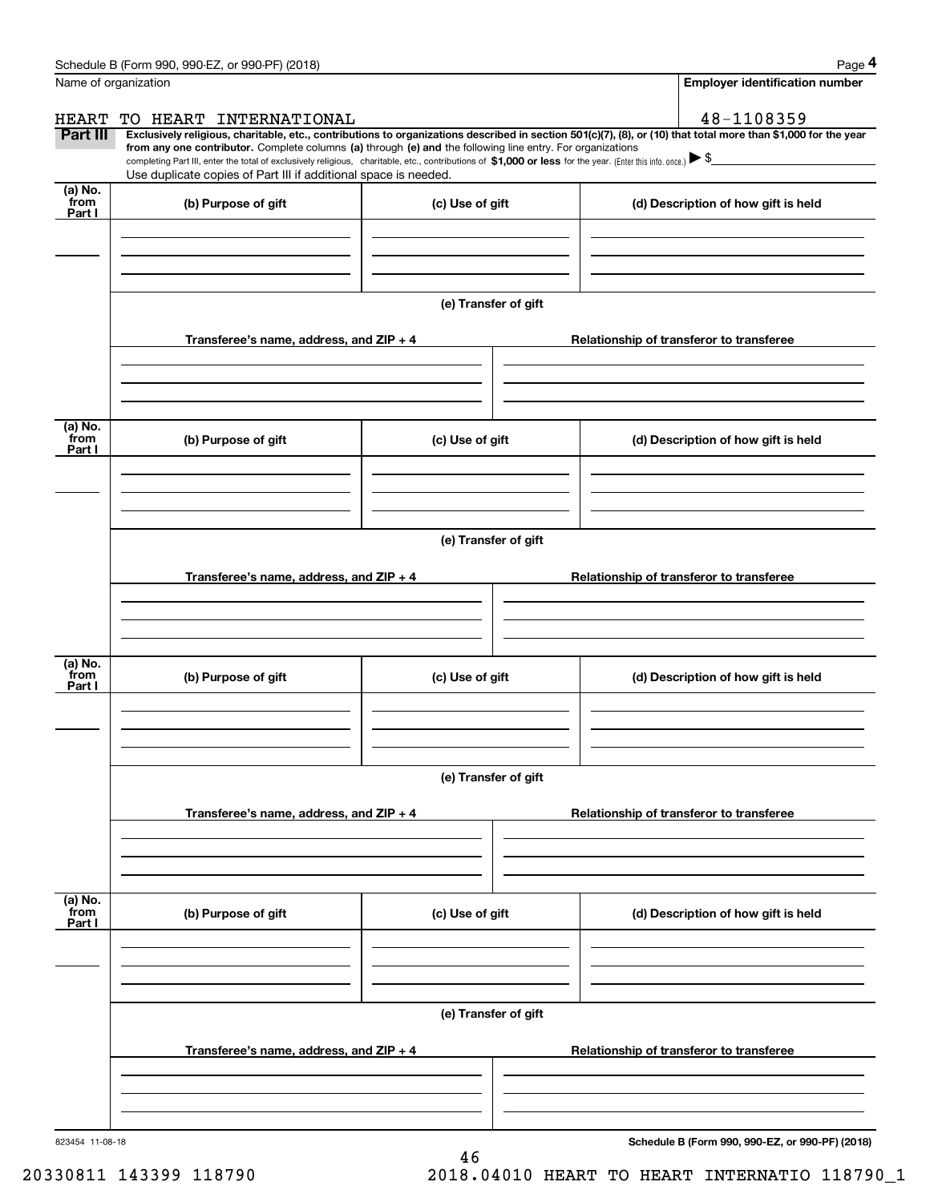Name of organization

HEART TO HEART INTERNATIONAL

**Employer identification number**

48-1108359

**Part III** **Exclusively religious, charitable, etc., contributions to organizations described in section 501(c)(7), (8), or (10) that total more than $1,000 for the year from any one contributor.** Complete columns **(a)** through **(e) and** the following line entry. For organizations completing Part III, enter the total of exclusively religious, charitable, etc., contributions of **$1,000 or less** for the year. (Enter this info. once.) ▶ $

Use duplicate copies of Part III if additional space is needed.

| (a) No. from Part I | (b) Purpose of gift | (c) Use of gift | (d) Description of how gift is held |
|---|---|---|---|
| | | | |

**(e) Transfer of gift**

| Transferee's name, address, and ZIP + 4 | Relationship of transferor to transferee |
|---|---|
| | |

| (a) No. from Part I | (b) Purpose of gift | (c) Use of gift | (d) Description of how gift is held |
|---|---|---|---|
| | | | |

**(e) Transfer of gift**

| Transferee's name, address, and ZIP + 4 | Relationship of transferor to transferee |
|---|---|
| | |

| (a) No. from Part I | (b) Purpose of gift | (c) Use of gift | (d) Description of how gift is held |
|---|---|---|---|
| | | | |

**(e) Transfer of gift**

| Transferee's name, address, and ZIP + 4 | Relationship of transferor to transferee |
|---|---|
| | |

| (a) No. from Part I | (b) Purpose of gift | (c) Use of gift | (d) Description of how gift is held |
|---|---|---|---|
| | | | |

**(e) Transfer of gift**

| Transferee's name, address, and ZIP + 4 | Relationship of transferor to transferee |
|---|---|
| | |

823454 11-08-18

**Schedule B (Form 990, 990-EZ, or 990-PF) (2018)**

20330811 143399 118790 2018.04010 HEART TO HEART INTERNATIO 118790_1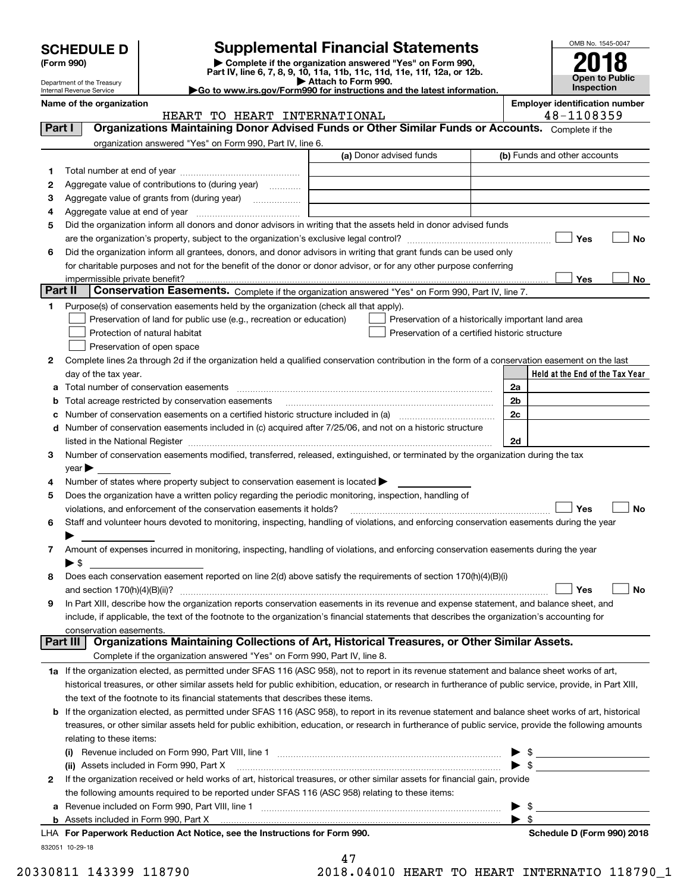# SCHEDULE D (Form 990)

Department of the Treasury
Internal Revenue Service

## Supplemental Financial Statements

▶ Complete if the organization answered "Yes" on Form 990, Part IV, line 6, 7, 8, 9, 10, 11a, 11b, 11c, 11d, 11e, 11f, 12a, or 12b.
▶ Attach to Form 990.
▶Go to www.irs.gov/Form990 for instructions and the latest information.

OMB No. 1545-0047

**2018**

**Open to Public Inspection**

**Name of the organization:** HEART TO HEART INTERNATIONAL

**Employer identification number:** 48-1108359

### Part I — Organizations Maintaining Donor Advised Funds or Other Similar Funds or Accounts.
Complete if the organization answered "Yes" on Form 990, Part IV, line 6.

| | | (a) Donor advised funds | (b) Funds and other accounts |
|---|---|---|---|
| 1 | Total number at end of year | | |
| 2 | Aggregate value of contributions to (during year) | | |
| 3 | Aggregate value of grants from (during year) | | |
| 4 | Aggregate value at end of year | | |

5 Did the organization inform all donors and donor advisors in writing that the assets held in donor advised funds are the organization's property, subject to the organization's exclusive legal control? ☐ Yes ☐ No

6 Did the organization inform all grantees, donors, and donor advisors in writing that grant funds can be used only for charitable purposes and not for the benefit of the donor or donor advisor, or for any other purpose conferring impermissible private benefit? ☐ Yes ☐ No

### Part II — Conservation Easements.
Complete if the organization answered "Yes" on Form 990, Part IV, line 7.

1 Purpose(s) of conservation easements held by the organization (check all that apply).

- ☐ Preservation of land for public use (e.g., recreation or education)
- ☐ Preservation of a historically important land area
- ☐ Protection of natural habitat
- ☐ Preservation of a certified historic structure
- ☐ Preservation of open space

2 Complete lines 2a through 2d if the organization held a qualified conservation contribution in the form of a conservation easement on the last day of the tax year.

| | | | Held at the End of the Tax Year |
|---|---|---|---|
| a | Total number of conservation easements | 2a | |
| b | Total acreage restricted by conservation easements | 2b | |
| c | Number of conservation easements on a certified historic structure included in (a) | 2c | |
| d | Number of conservation easements included in (c) acquired after 7/25/06, and not on a historic structure listed in the National Register | 2d | |

3 Number of conservation easements modified, transferred, released, extinguished, or terminated by the organization during the tax year ▶

4 Number of states where property subject to conservation easement is located ▶

5 Does the organization have a written policy regarding the periodic monitoring, inspection, handling of violations, and enforcement of the conservation easements it holds? ☐ Yes ☐ No

6 Staff and volunteer hours devoted to monitoring, inspecting, handling of violations, and enforcing conservation easements during the year ▶

7 Amount of expenses incurred in monitoring, inspecting, handling of violations, and enforcing conservation easements during the year ▶ $

8 Does each conservation easement reported on line 2(d) above satisfy the requirements of section 170(h)(4)(B)(i) and section 170(h)(4)(B)(ii)? ☐ Yes ☐ No

9 In Part XIII, describe how the organization reports conservation easements in its revenue and expense statement, and balance sheet, and include, if applicable, the text of the footnote to the organization's financial statements that describes the organization's accounting for conservation easements.

### Part III — Organizations Maintaining Collections of Art, Historical Treasures, or Other Similar Assets.
Complete if the organization answered "Yes" on Form 990, Part IV, line 8.

1a If the organization elected, as permitted under SFAS 116 (ASC 958), not to report in its revenue statement and balance sheet works of art, historical treasures, or other similar assets held for public exhibition, education, or research in furtherance of public service, provide, in Part XIII, the text of the footnote to its financial statements that describes these items.

b If the organization elected, as permitted under SFAS 116 (ASC 958), to report in its revenue statement and balance sheet works of art, historical treasures, or other similar assets held for public exhibition, education, or research in furtherance of public service, provide the following amounts relating to these items:

(i) Revenue included on Form 990, Part VIII, line 1 ▶ $

(ii) Assets included in Form 990, Part X ▶ $

2 If the organization received or held works of art, historical treasures, or other similar assets for financial gain, provide the following amounts required to be reported under SFAS 116 (ASC 958) relating to these items:

a Revenue included on Form 990, Part VIII, line 1 ▶ $

b Assets included in Form 990, Part X ▶ $

LHA For Paperwork Reduction Act Notice, see the Instructions for Form 990. **Schedule D (Form 990) 2018**

832051 10-29-18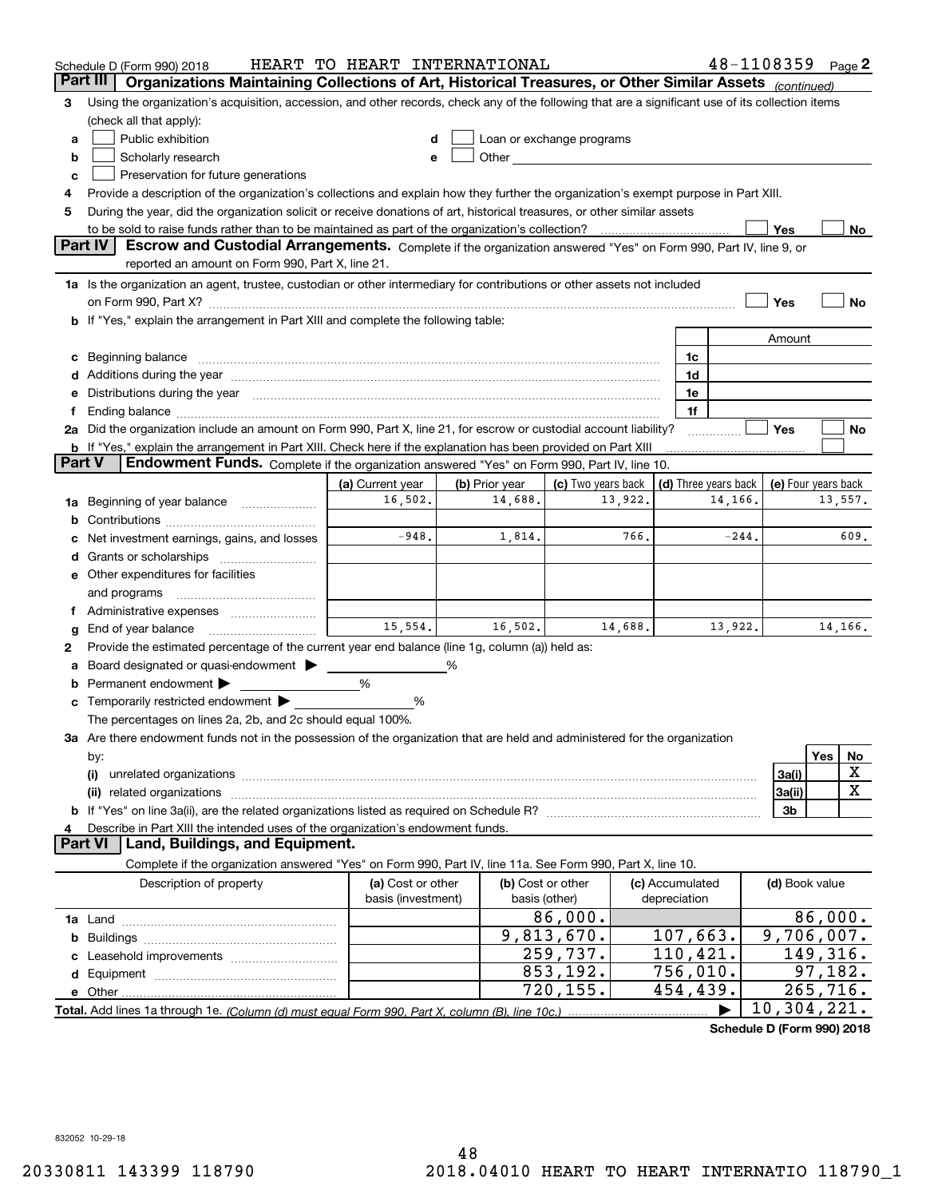Schedule D (Form 990) 2018 HEART TO HEART INTERNATIONAL 48-1108359 Page 2

## Part III Organizations Maintaining Collections of Art, Historical Treasures, or Other Similar Assets *(continued)*

3 Using the organization's acquisition, accession, and other records, check any of the following that are a significant use of its collection items (check all that apply):

a ☐ Public exhibition
b ☐ Scholarly research
c ☐ Preservation for future generations
d ☐ Loan or exchange programs
e ☐ Other

4 Provide a description of the organization's collections and explain how they further the organization's exempt purpose in Part XIII.

5 During the year, did the organization solicit or receive donations of art, historical treasures, or other similar assets to be sold to raise funds rather than to be maintained as part of the organization's collection? ☐ Yes ☐ No

## Part IV Escrow and Custodial Arrangements.

Complete if the organization answered "Yes" on Form 990, Part IV, line 9, or reported an amount on Form 990, Part X, line 21.

1a Is the organization an agent, trustee, custodian or other intermediary for contributions or other assets not included on Form 990, Part X? ☐ Yes ☐ No

b If "Yes," explain the arrangement in Part XIII and complete the following table:

| | | Amount |
|---|---|---|
| c Beginning balance | 1c | |
| d Additions during the year | 1d | |
| e Distributions during the year | 1e | |
| f Ending balance | 1f | |

2a Did the organization include an amount on Form 990, Part X, line 21, for escrow or custodial account liability? ☐ Yes ☐ No

b If "Yes," explain the arrangement in Part XIII. Check here if the explanation has been provided on Part XIII ☐

## Part V Endowment Funds.

Complete if the organization answered "Yes" on Form 990, Part IV, line 10.

| | (a) Current year | (b) Prior year | (c) Two years back | (d) Three years back | (e) Four years back |
|---|---|---|---|---|---|
| 1a Beginning of year balance | 16,502. | 14,688. | 13,922. | 14,166. | 13,557. |
| b Contributions | | | | | |
| c Net investment earnings, gains, and losses | -948. | 1,814. | 766. | -244. | 609. |
| d Grants or scholarships | | | | | |
| e Other expenditures for facilities and programs | | | | | |
| f Administrative expenses | | | | | |
| g End of year balance | 15,554. | 16,502. | 14,688. | 13,922. | 14,166. |

2 Provide the estimated percentage of the current year end balance (line 1g, column (a)) held as:

a Board designated or quasi-endowment ▶ _____ %
b Permanent endowment ▶ _____ %
c Temporarily restricted endowment ▶ _____ %

The percentages on lines 2a, 2b, and 2c should equal 100%.

3a Are there endowment funds not in the possession of the organization that are held and administered for the organization by:

| | | Yes | No |
|---|---|---|---|
| (i) unrelated organizations | 3a(i) | | X |
| (ii) related organizations | 3a(ii) | | X |
| b If "Yes" on line 3a(ii), are the related organizations listed as required on Schedule R? | 3b | | |

4 Describe in Part XIII the intended uses of the organization's endowment funds.

## Part VI Land, Buildings, and Equipment.

Complete if the organization answered "Yes" on Form 990, Part IV, line 11a. See Form 990, Part X, line 10.

| Description of property | (a) Cost or other basis (investment) | (b) Cost or other basis (other) | (c) Accumulated depreciation | (d) Book value |
|---|---|---|---|---|
| 1a Land | | 86,000. | | 86,000. |
| b Buildings | | 9,813,670. | 107,663. | 9,706,007. |
| c Leasehold improvements | | 259,737. | 110,421. | 149,316. |
| d Equipment | | 853,192. | 756,010. | 97,182. |
| e Other | | 720,155. | 454,439. | 265,716. |
| **Total.** Add lines 1a through 1e. *(Column (d) must equal Form 990, Part X, column (B), line 10c.)* ▶ | | | | 10,304,221. |

**Schedule D (Form 990) 2018**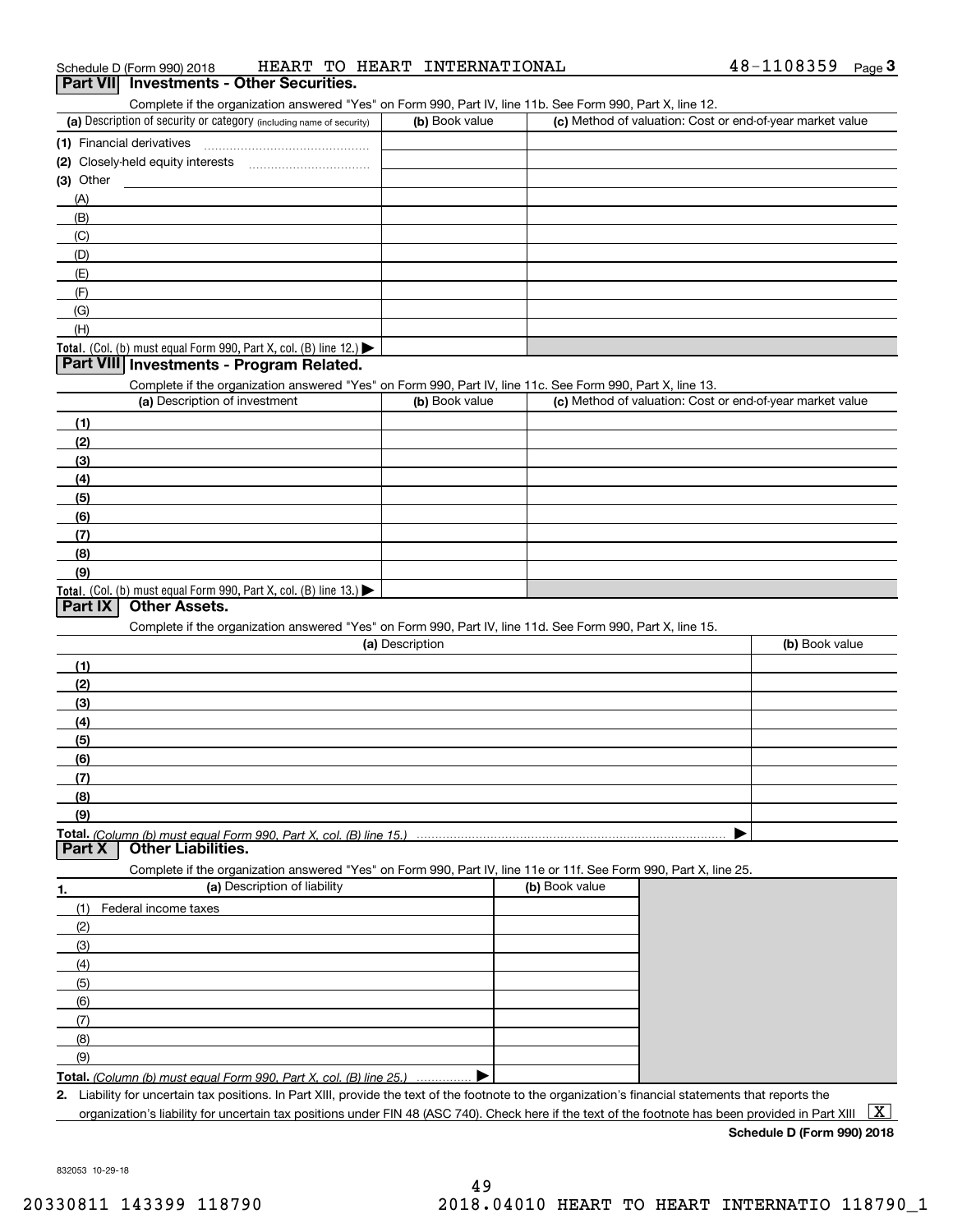Schedule D (Form 990) 2018 HEART TO HEART INTERNATIONAL 48-1108359 Page 3

## Part VII Investments - Other Securities.

Complete if the organization answered "Yes" on Form 990, Part IV, line 11b. See Form 990, Part X, line 12.

| (a) Description of security or category (including name of security) | (b) Book value | (c) Method of valuation: Cost or end-of-year market value |
|---|---|---|
| (1) Financial derivatives | | |
| (2) Closely-held equity interests | | |
| (3) Other | | |
| (A) | | |
| (B) | | |
| (C) | | |
| (D) | | |
| (E) | | |
| (F) | | |
| (G) | | |
| (H) | | |
| Total. (Col. (b) must equal Form 990, Part X, col. (B) line 12.) | | |

## Part VIII Investments - Program Related.

Complete if the organization answered "Yes" on Form 990, Part IV, line 11c. See Form 990, Part X, line 13.

| (a) Description of investment | (b) Book value | (c) Method of valuation: Cost or end-of-year market value |
|---|---|---|
| (1) | | |
| (2) | | |
| (3) | | |
| (4) | | |
| (5) | | |
| (6) | | |
| (7) | | |
| (8) | | |
| (9) | | |
| Total. (Col. (b) must equal Form 990, Part X, col. (B) line 13.) | | |

## Part IX Other Assets.

Complete if the organization answered "Yes" on Form 990, Part IV, line 11d. See Form 990, Part X, line 15.

| (a) Description | (b) Book value |
|---|---|
| (1) | |
| (2) | |
| (3) | |
| (4) | |
| (5) | |
| (6) | |
| (7) | |
| (8) | |
| (9) | |
| Total. *(Column (b) must equal Form 990, Part X, col. (B) line 15.)* | |

## Part X Other Liabilities.

Complete if the organization answered "Yes" on Form 990, Part IV, line 11e or 11f. See Form 990, Part X, line 25.

| 1. (a) Description of liability | (b) Book value |
|---|---|
| (1) Federal income taxes | |
| (2) | |
| (3) | |
| (4) | |
| (5) | |
| (6) | |
| (7) | |
| (8) | |
| (9) | |
| Total. *(Column (b) must equal Form 990, Part X, col. (B) line 25.)* | |

2. Liability for uncertain tax positions. In Part XIII, provide the text of the footnote to the organization's financial statements that reports the organization's liability for uncertain tax positions under FIN 48 (ASC 740). Check here if the text of the footnote has been provided in Part XIII [X]

**Schedule D (Form 990) 2018**

832053 10-29-18

20330811 143399 118790 2018.04010 HEART TO HEART INTERNATIO 118790_1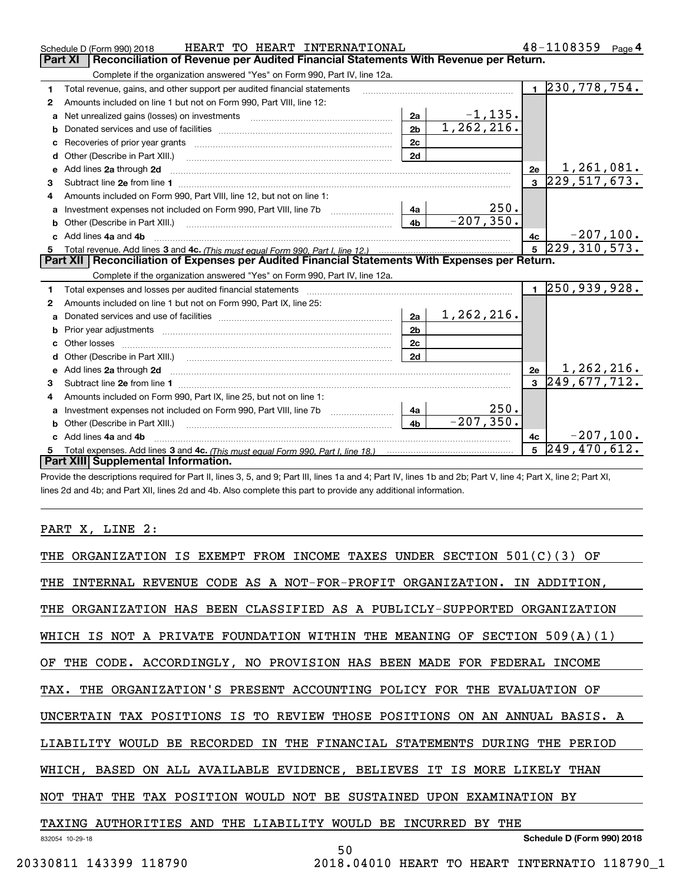Schedule D (Form 990) 2018 HEART TO HEART INTERNATIONAL 48-1108359 Page 4

## Part XI Reconciliation of Revenue per Audited Financial Statements With Revenue per Return.

Complete if the organization answered "Yes" on Form 990, Part IV, line 12a.

| | | | | | |
|---|---|---|---|---|---|
| 1 | Total revenue, gains, and other support per audited financial statements | | | 1 | 230,778,754. |
| 2 | Amounts included on line 1 but not on Form 990, Part VIII, line 12: | | | | |
| a | Net unrealized gains (losses) on investments | 2a | -1,135. | | |
| b | Donated services and use of facilities | 2b | 1,262,216. | | |
| c | Recoveries of prior year grants | 2c | | | |
| d | Other (Describe in Part XIII.) | 2d | | | |
| e | Add lines 2a through 2d | | | 2e | 1,261,081. |
| 3 | Subtract line 2e from line 1 | | | 3 | 229,517,673. |
| 4 | Amounts included on Form 990, Part VIII, line 12, but not on line 1: | | | | |
| a | Investment expenses not included on Form 990, Part VIII, line 7b | 4a | 250. | | |
| b | Other (Describe in Part XIII.) | 4b | -207,350. | | |
| c | Add lines 4a and 4b | | | 4c | -207,100. |
| 5 | Total revenue. Add lines 3 and 4c. *(This must equal Form 990, Part I, line 12.)* | | | 5 | 229,310,573. |

## Part XII Reconciliation of Expenses per Audited Financial Statements With Expenses per Return.

Complete if the organization answered "Yes" on Form 990, Part IV, line 12a.

| | | | | | |
|---|---|---|---|---|---|
| 1 | Total expenses and losses per audited financial statements | | | 1 | 250,939,928. |
| 2 | Amounts included on line 1 but not on Form 990, Part IX, line 25: | | | | |
| a | Donated services and use of facilities | 2a | 1,262,216. | | |
| b | Prior year adjustments | 2b | | | |
| c | Other losses | 2c | | | |
| d | Other (Describe in Part XIII.) | 2d | | | |
| e | Add lines 2a through 2d | | | 2e | 1,262,216. |
| 3 | Subtract line 2e from line 1 | | | 3 | 249,677,712. |
| 4 | Amounts included on Form 990, Part IX, line 25, but not on line 1: | | | | |
| a | Investment expenses not included on Form 990, Part VIII, line 7b | 4a | 250. | | |
| b | Other (Describe in Part XIII.) | 4b | -207,350. | | |
| c | Add lines 4a and 4b | | | 4c | -207,100. |
| 5 | Total expenses. Add lines 3 and 4c. *(This must equal Form 990, Part I, line 18.)* | | | 5 | 249,470,612. |

## Part XIII Supplemental Information.

Provide the descriptions required for Part II, lines 3, 5, and 9; Part III, lines 1a and 4; Part IV, lines 1b and 2b; Part V, line 4; Part X, line 2; Part XI, lines 2d and 4b; and Part XII, lines 2d and 4b. Also complete this part to provide any additional information.

PART X, LINE 2:

THE ORGANIZATION IS EXEMPT FROM INCOME TAXES UNDER SECTION 501(C)(3) OF THE INTERNAL REVENUE CODE AS A NOT-FOR-PROFIT ORGANIZATION. IN ADDITION, THE ORGANIZATION HAS BEEN CLASSIFIED AS A PUBLICLY-SUPPORTED ORGANIZATION WHICH IS NOT A PRIVATE FOUNDATION WITHIN THE MEANING OF SECTION 509(A)(1) OF THE CODE. ACCORDINGLY, NO PROVISION HAS BEEN MADE FOR FEDERAL INCOME TAX. THE ORGANIZATION'S PRESENT ACCOUNTING POLICY FOR THE EVALUATION OF UNCERTAIN TAX POSITIONS IS TO REVIEW THOSE POSITIONS ON AN ANNUAL BASIS. A LIABILITY WOULD BE RECORDED IN THE FINANCIAL STATEMENTS DURING THE PERIOD WHICH, BASED ON ALL AVAILABLE EVIDENCE, BELIEVES IT IS MORE LIKELY THAN NOT THAT THE TAX POSITION WOULD NOT BE SUSTAINED UPON EXAMINATION BY TAXING AUTHORITIES AND THE LIABILITY WOULD BE INCURRED BY THE

832054 10-29-18 Schedule D (Form 990) 2018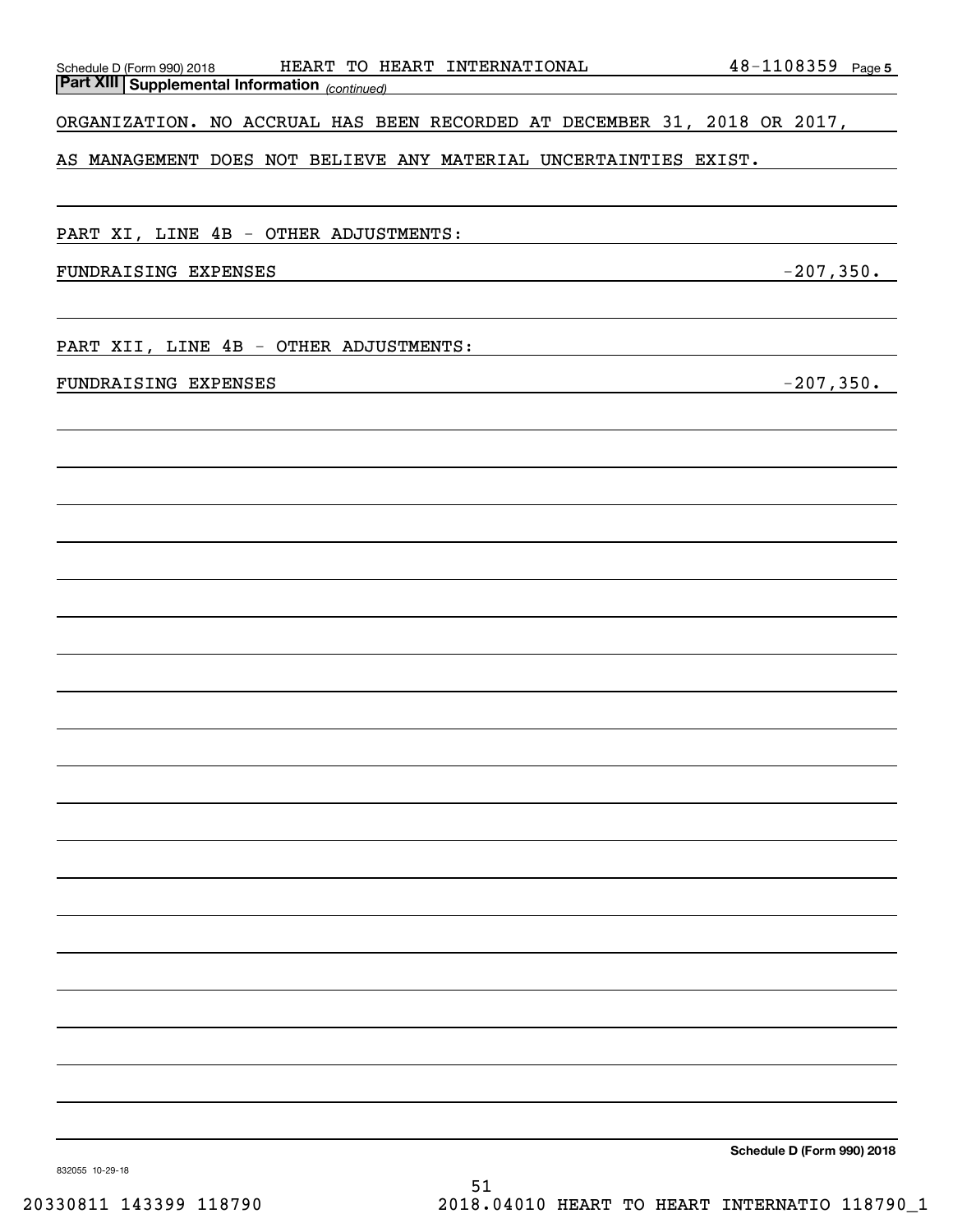**Part XIII Supplemental Information** *(continued)*

ORGANIZATION. NO ACCRUAL HAS BEEN RECORDED AT DECEMBER 31, 2018 OR 2017, AS MANAGEMENT DOES NOT BELIEVE ANY MATERIAL UNCERTAINTIES EXIST.

PART XI, LINE 4B - OTHER ADJUSTMENTS:

| | |
|---|---|
| FUNDRAISING EXPENSES | -207,350. |

PART XII, LINE 4B - OTHER ADJUSTMENTS:

| | |
|---|---|
| FUNDRAISING EXPENSES | -207,350. |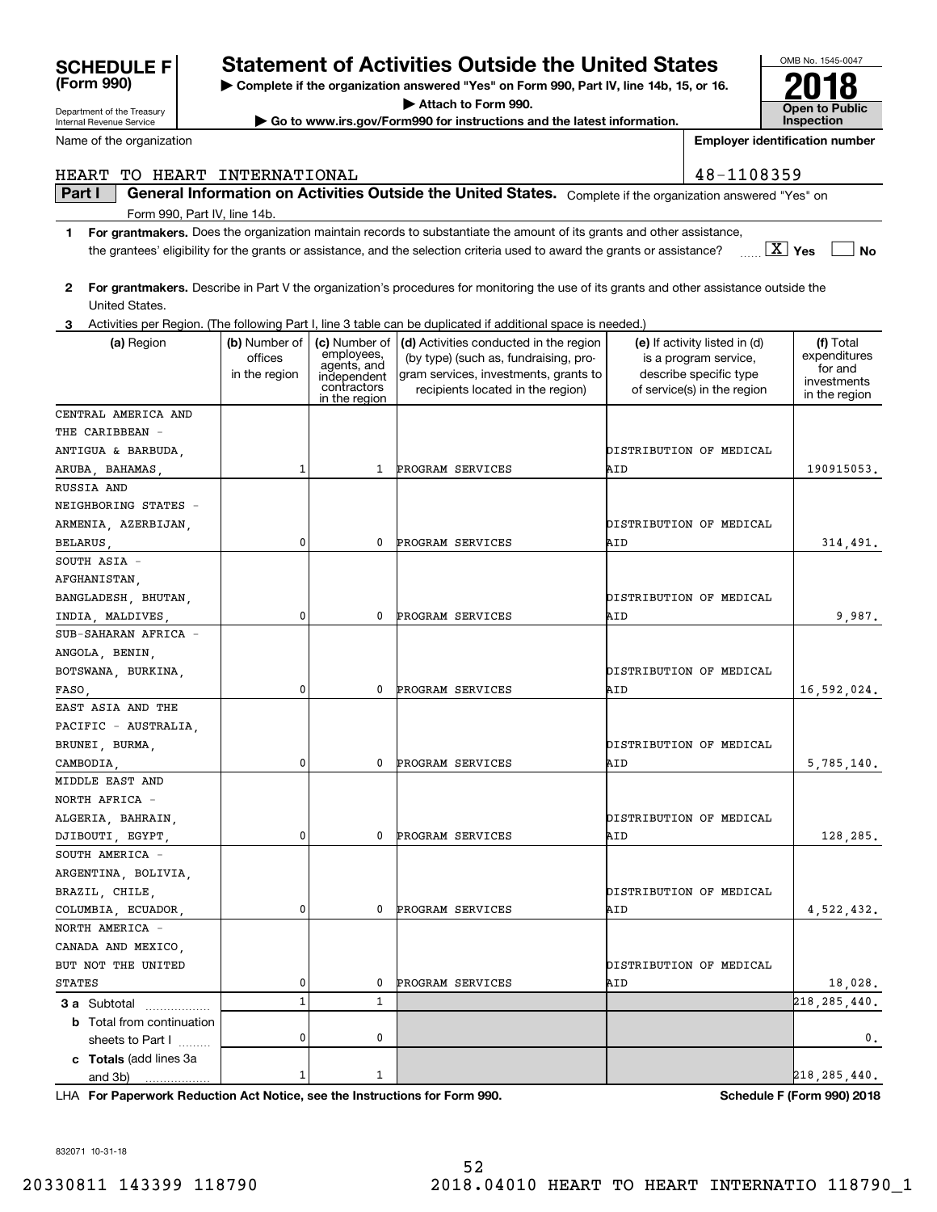**SCHEDULE F (Form 990)**

Department of the Treasury
Internal Revenue Service

# Statement of Activities Outside the United States

▶ Complete if the organization answered "Yes" on Form 990, Part IV, line 14b, 15, or 16.
▶ Attach to Form 990.
▶ Go to www.irs.gov/Form990 for instructions and the latest information.

OMB No. 1545-0047

**2018**

**Open to Public Inspection**

Name of the organization: HEART TO HEART INTERNATIONAL

Employer identification number: 48-1108359

**Part I** **General Information on Activities Outside the United States.** Complete if the organization answered "Yes" on Form 990, Part IV, line 14b.

1 **For grantmakers.** Does the organization maintain records to substantiate the amount of its grants and other assistance, the grantees' eligibility for the grants or assistance, and the selection criteria used to award the grants or assistance? [X] Yes [ ] No

2 **For grantmakers.** Describe in Part V the organization's procedures for monitoring the use of its grants and other assistance outside the United States.

3 Activities per Region. (The following Part I, line 3 table can be duplicated if additional space is needed.)

| (a) Region | (b) Number of offices in the region | (c) Number of employees, agents, and independent contractors in the region | (d) Activities conducted in the region (by type) (such as, fundraising, program services, investments, grants to recipients located in the region) | (e) If activity listed in (d) is a program service, describe specific type of service(s) in the region | (f) Total expenditures for and investments in the region |
|---|---|---|---|---|---|
| CENTRAL AMERICA AND THE CARIBBEAN - ANTIGUA & BARBUDA, ARUBA, BAHAMAS, | 1 | 1 | PROGRAM SERVICES | DISTRIBUTION OF MEDICAL AID | 190915053. |
| RUSSIA AND NEIGHBORING STATES - ARMENIA, AZERBIJAN, BELARUS, | 0 | 0 | PROGRAM SERVICES | DISTRIBUTION OF MEDICAL AID | 314,491. |
| SOUTH ASIA - AFGHANISTAN, BANGLADESH, BHUTAN, INDIA, MALDIVES, | 0 | 0 | PROGRAM SERVICES | DISTRIBUTION OF MEDICAL AID | 9,987. |
| SUB-SAHARAN AFRICA - ANGOLA, BENIN, BOTSWANA, BURKINA, FASO, | 0 | 0 | PROGRAM SERVICES | DISTRIBUTION OF MEDICAL AID | 16,592,024. |
| EAST ASIA AND THE PACIFIC - AUSTRALIA, BRUNEI, BURMA, CAMBODIA, | 0 | 0 | PROGRAM SERVICES | DISTRIBUTION OF MEDICAL AID | 5,785,140. |
| MIDDLE EAST AND NORTH AFRICA - ALGERIA, BAHRAIN, DJIBOUTI, EGYPT, | 0 | 0 | PROGRAM SERVICES | DISTRIBUTION OF MEDICAL AID | 128,285. |
| SOUTH AMERICA - ARGENTINA, BOLIVIA, BRAZIL, CHILE, COLUMBIA, ECUADOR, | 0 | 0 | PROGRAM SERVICES | DISTRIBUTION OF MEDICAL AID | 4,522,432. |
| NORTH AMERICA - CANADA AND MEXICO, BUT NOT THE UNITED STATES | 0 | 0 | PROGRAM SERVICES | DISTRIBUTION OF MEDICAL AID | 18,028. |
| **3 a** Subtotal | 1 | 1 | | | 218,285,440. |
| **b** Total from continuation sheets to Part I | 0 | 0 | | | 0. |
| **c Totals** (add lines 3a and 3b) | 1 | 1 | | | 218,285,440. |

LHA **For Paperwork Reduction Act Notice, see the Instructions for Form 990.** **Schedule F (Form 990) 2018**

832071 10-31-18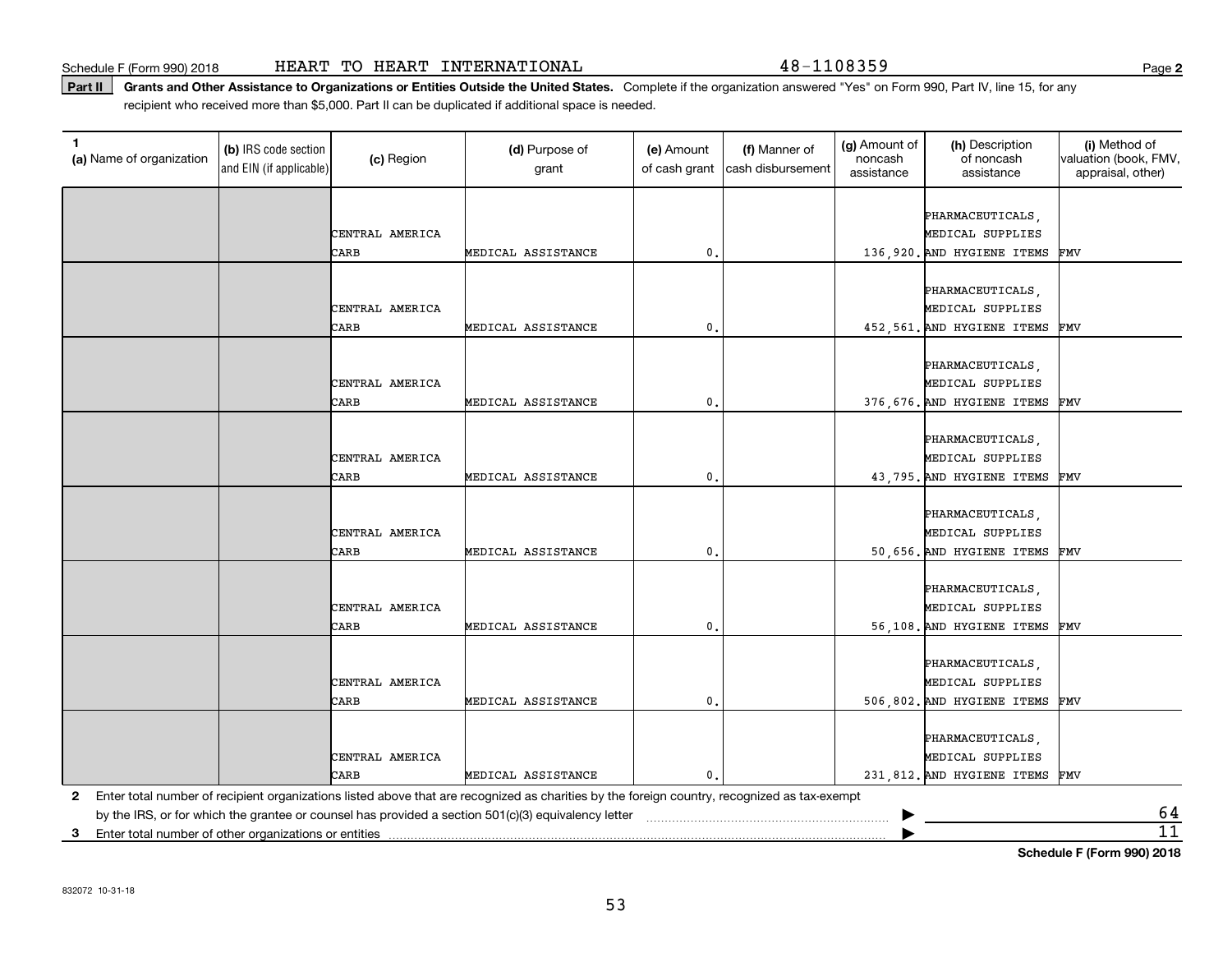Schedule F (Form 990) 2018 HEART TO HEART INTERNATIONAL 48-1108359

**Part II** **Grants and Other Assistance to Organizations or Entities Outside the United States.** Complete if the organization answered "Yes" on Form 990, Part IV, line 15, for any recipient who received more than $5,000. Part II can be duplicated if additional space is needed.

| 1 (a) Name of organization | (b) IRS code section and EIN (if applicable) | (c) Region | (d) Purpose of grant | (e) Amount of cash grant | (f) Manner of cash disbursement | (g) Amount of noncash assistance | (h) Description of noncash assistance | (i) Method of valuation (book, FMV, appraisal, other) |
|---|---|---|---|---|---|---|---|---|
| | | CENTRAL AMERICA CARB | MEDICAL ASSISTANCE | 0. | | 136,920. | PHARMACEUTICALS, MEDICAL SUPPLIES AND HYGIENE ITEMS | FMV |
| | | CENTRAL AMERICA CARB | MEDICAL ASSISTANCE | 0. | | 452,561. | PHARMACEUTICALS, MEDICAL SUPPLIES AND HYGIENE ITEMS | FMV |
| | | CENTRAL AMERICA CARB | MEDICAL ASSISTANCE | 0. | | 376,676. | PHARMACEUTICALS, MEDICAL SUPPLIES AND HYGIENE ITEMS | FMV |
| | | CENTRAL AMERICA CARB | MEDICAL ASSISTANCE | 0. | | 43,795. | PHARMACEUTICALS, MEDICAL SUPPLIES AND HYGIENE ITEMS | FMV |
| | | CENTRAL AMERICA CARB | MEDICAL ASSISTANCE | 0. | | 50,656. | PHARMACEUTICALS, MEDICAL SUPPLIES AND HYGIENE ITEMS | FMV |
| | | CENTRAL AMERICA CARB | MEDICAL ASSISTANCE | 0. | | 56,108. | PHARMACEUTICALS, MEDICAL SUPPLIES AND HYGIENE ITEMS | FMV |
| | | CENTRAL AMERICA CARB | MEDICAL ASSISTANCE | 0. | | 506,802. | PHARMACEUTICALS, MEDICAL SUPPLIES AND HYGIENE ITEMS | FMV |
| | | CENTRAL AMERICA CARB | MEDICAL ASSISTANCE | 0. | | 231,812. | PHARMACEUTICALS, MEDICAL SUPPLIES AND HYGIENE ITEMS | FMV |

**2** Enter total number of recipient organizations listed above that are recognized as charities by the foreign country, recognized as tax-exempt by the IRS, or for which the grantee or counsel has provided a section 501(c)(3) equivalency letter ▶ 64

**3** Enter total number of other organizations or entities ▶ 11

**Schedule F (Form 990) 2018**

832072 10-31-18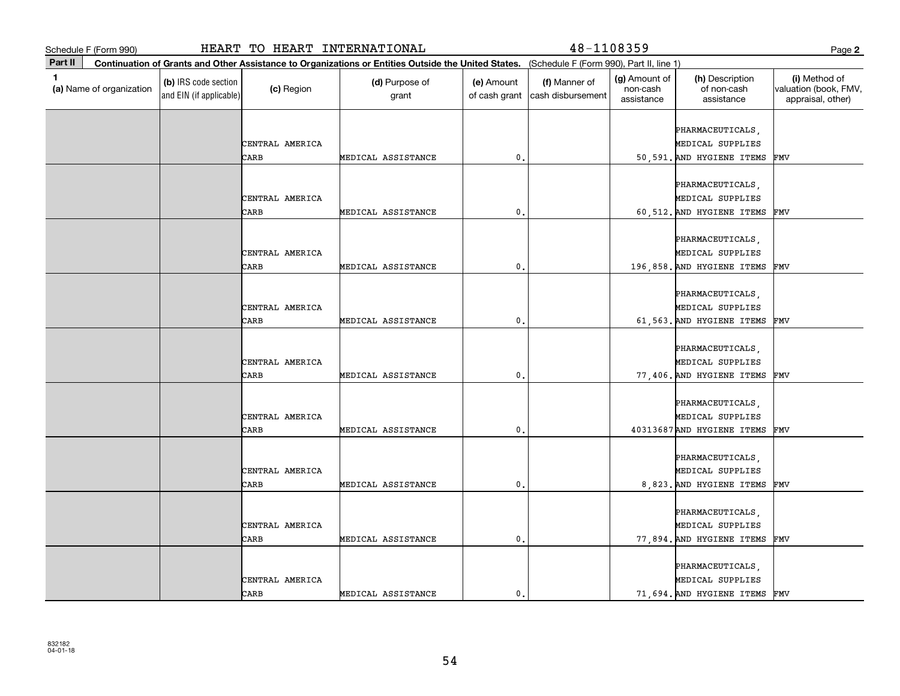Schedule F (Form 990) HEART TO HEART INTERNATIONAL 48-1108359

**Part II** **Continuation of Grants and Other Assistance to Organizations or Entities Outside the United States.** (Schedule F (Form 990), Part II, line 1)

| 1 (a) Name of organization | (b) IRS code section and EIN (if applicable) | (c) Region | (d) Purpose of grant | (e) Amount of cash grant | (f) Manner of cash disbursement | (g) Amount of non-cash assistance | (h) Description of non-cash assistance | (i) Method of valuation (book, FMV, appraisal, other) |
|---|---|---|---|---|---|---|---|---|
| | | CENTRAL AMERICA CARB | MEDICAL ASSISTANCE | 0. | | 50,591. | PHARMACEUTICALS, MEDICAL SUPPLIES AND HYGIENE ITEMS | FMV |
| | | CENTRAL AMERICA CARB | MEDICAL ASSISTANCE | 0. | | 60,512. | PHARMACEUTICALS, MEDICAL SUPPLIES AND HYGIENE ITEMS | FMV |
| | | CENTRAL AMERICA CARB | MEDICAL ASSISTANCE | 0. | | 196,858. | PHARMACEUTICALS, MEDICAL SUPPLIES AND HYGIENE ITEMS | FMV |
| | | CENTRAL AMERICA CARB | MEDICAL ASSISTANCE | 0. | | 61,563. | PHARMACEUTICALS, MEDICAL SUPPLIES AND HYGIENE ITEMS | FMV |
| | | CENTRAL AMERICA CARB | MEDICAL ASSISTANCE | 0. | | 77,406. | PHARMACEUTICALS, MEDICAL SUPPLIES AND HYGIENE ITEMS | FMV |
| | | CENTRAL AMERICA CARB | MEDICAL ASSISTANCE | 0. | | 40313687 | PHARMACEUTICALS, MEDICAL SUPPLIES AND HYGIENE ITEMS | FMV |
| | | CENTRAL AMERICA CARB | MEDICAL ASSISTANCE | 0. | | 8,823. | PHARMACEUTICALS, MEDICAL SUPPLIES AND HYGIENE ITEMS | FMV |
| | | CENTRAL AMERICA CARB | MEDICAL ASSISTANCE | 0. | | 77,894. | PHARMACEUTICALS, MEDICAL SUPPLIES AND HYGIENE ITEMS | FMV |
| | | CENTRAL AMERICA CARB | MEDICAL ASSISTANCE | 0. | | 71,694. | PHARMACEUTICALS, MEDICAL SUPPLIES AND HYGIENE ITEMS | FMV |

832182 04-01-18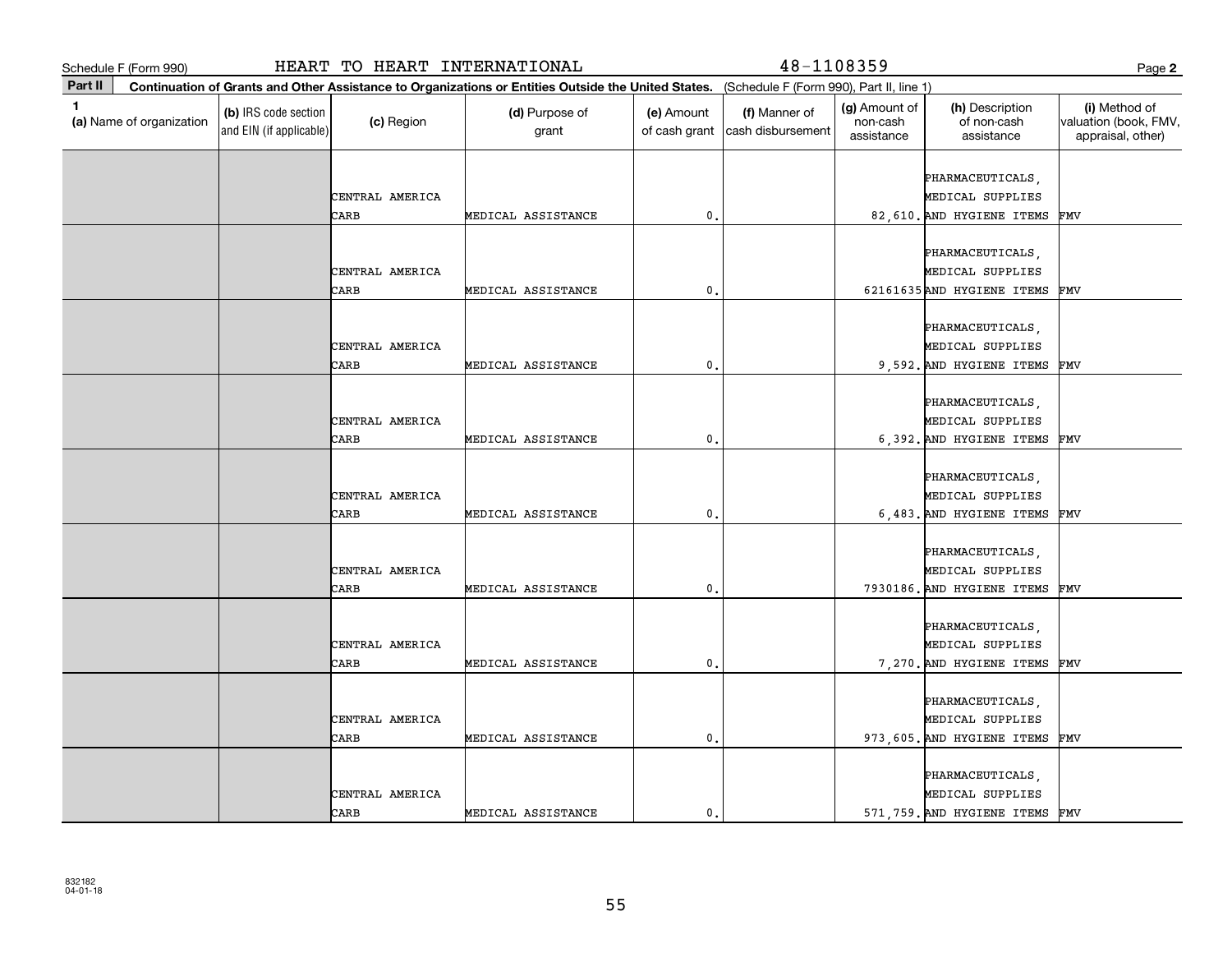Schedule F (Form 990) HEART TO HEART INTERNATIONAL 48-1108359

**Part II** **Continuation of Grants and Other Assistance to Organizations or Entities Outside the United States.** (Schedule F (Form 990), Part II, line 1)

| 1 (a) Name of organization | (b) IRS code section and EIN (if applicable) | (c) Region | (d) Purpose of grant | (e) Amount of cash grant | (f) Manner of cash disbursement | (g) Amount of non-cash assistance | (h) Description of non-cash assistance | (i) Method of valuation (book, FMV, appraisal, other) |
|---|---|---|---|---|---|---|---|---|
| | | CENTRAL AMERICA CARB | MEDICAL ASSISTANCE | 0. | | 82,610. | PHARMACEUTICALS, MEDICAL SUPPLIES AND HYGIENE ITEMS | FMV |
| | | CENTRAL AMERICA CARB | MEDICAL ASSISTANCE | 0. | | 62161635 | PHARMACEUTICALS, MEDICAL SUPPLIES AND HYGIENE ITEMS | FMV |
| | | CENTRAL AMERICA CARB | MEDICAL ASSISTANCE | 0. | | 9,592. | PHARMACEUTICALS, MEDICAL SUPPLIES AND HYGIENE ITEMS | FMV |
| | | CENTRAL AMERICA CARB | MEDICAL ASSISTANCE | 0. | | 6,392. | PHARMACEUTICALS, MEDICAL SUPPLIES AND HYGIENE ITEMS | FMV |
| | | CENTRAL AMERICA CARB | MEDICAL ASSISTANCE | 0. | | 6,483. | PHARMACEUTICALS, MEDICAL SUPPLIES AND HYGIENE ITEMS | FMV |
| | | CENTRAL AMERICA CARB | MEDICAL ASSISTANCE | 0. | | 7930186. | PHARMACEUTICALS, MEDICAL SUPPLIES AND HYGIENE ITEMS | FMV |
| | | CENTRAL AMERICA CARB | MEDICAL ASSISTANCE | 0. | | 7,270. | PHARMACEUTICALS, MEDICAL SUPPLIES AND HYGIENE ITEMS | FMV |
| | | CENTRAL AMERICA CARB | MEDICAL ASSISTANCE | 0. | | 973,605. | PHARMACEUTICALS, MEDICAL SUPPLIES AND HYGIENE ITEMS | FMV |
| | | CENTRAL AMERICA CARB | MEDICAL ASSISTANCE | 0. | | 571,759. | PHARMACEUTICALS, MEDICAL SUPPLIES AND HYGIENE ITEMS | FMV |

832182 04-01-18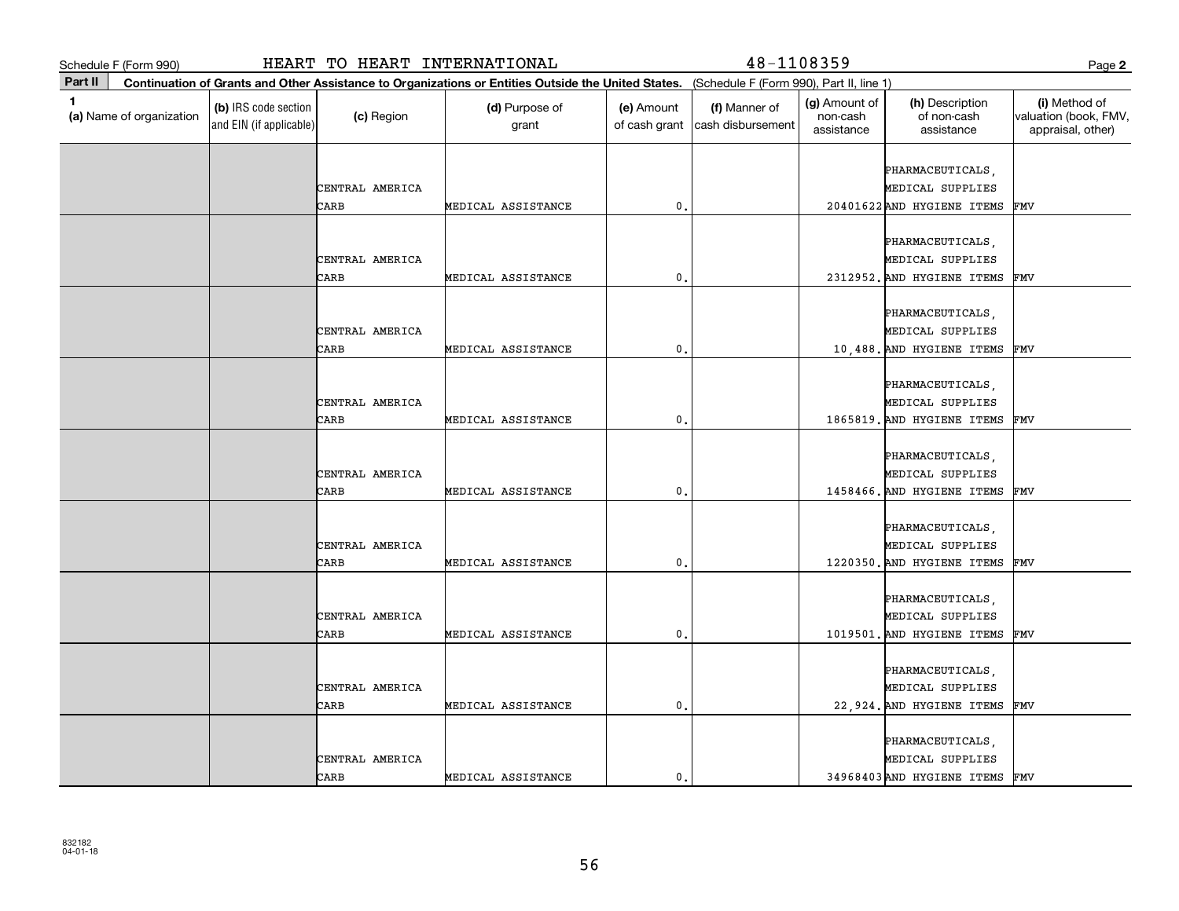Schedule F (Form 990) HEART TO HEART INTERNATIONAL 48-1108359

**Part II** **Continuation of Grants and Other Assistance to Organizations or Entities Outside the United States.** (Schedule F (Form 990), Part II, line 1)

| 1 (a) Name of organization | (b) IRS code section and EIN (if applicable) | (c) Region | (d) Purpose of grant | (e) Amount of cash grant | (f) Manner of cash disbursement | (g) Amount of non-cash assistance | (h) Description of non-cash assistance | (i) Method of valuation (book, FMV, appraisal, other) |
|---|---|---|---|---|---|---|---|---|
| | | CENTRAL AMERICA CARB | MEDICAL ASSISTANCE | 0. | | 20401622 | PHARMACEUTICALS, MEDICAL SUPPLIES AND HYGIENE ITEMS | FMV |
| | | CENTRAL AMERICA CARB | MEDICAL ASSISTANCE | 0. | | 2312952. | PHARMACEUTICALS, MEDICAL SUPPLIES AND HYGIENE ITEMS | FMV |
| | | CENTRAL AMERICA CARB | MEDICAL ASSISTANCE | 0. | | 10,488. | PHARMACEUTICALS, MEDICAL SUPPLIES AND HYGIENE ITEMS | FMV |
| | | CENTRAL AMERICA CARB | MEDICAL ASSISTANCE | 0. | | 1865819. | PHARMACEUTICALS, MEDICAL SUPPLIES AND HYGIENE ITEMS | FMV |
| | | CENTRAL AMERICA CARB | MEDICAL ASSISTANCE | 0. | | 1458466. | PHARMACEUTICALS, MEDICAL SUPPLIES AND HYGIENE ITEMS | FMV |
| | | CENTRAL AMERICA CARB | MEDICAL ASSISTANCE | 0. | | 1220350. | PHARMACEUTICALS, MEDICAL SUPPLIES AND HYGIENE ITEMS | FMV |
| | | CENTRAL AMERICA CARB | MEDICAL ASSISTANCE | 0. | | 1019501. | PHARMACEUTICALS, MEDICAL SUPPLIES AND HYGIENE ITEMS | FMV |
| | | CENTRAL AMERICA CARB | MEDICAL ASSISTANCE | 0. | | 22,924. | PHARMACEUTICALS, MEDICAL SUPPLIES AND HYGIENE ITEMS | FMV |
| | | CENTRAL AMERICA CARB | MEDICAL ASSISTANCE | 0. | | 34968403 | PHARMACEUTICALS, MEDICAL SUPPLIES AND HYGIENE ITEMS | FMV |

832182
04-01-18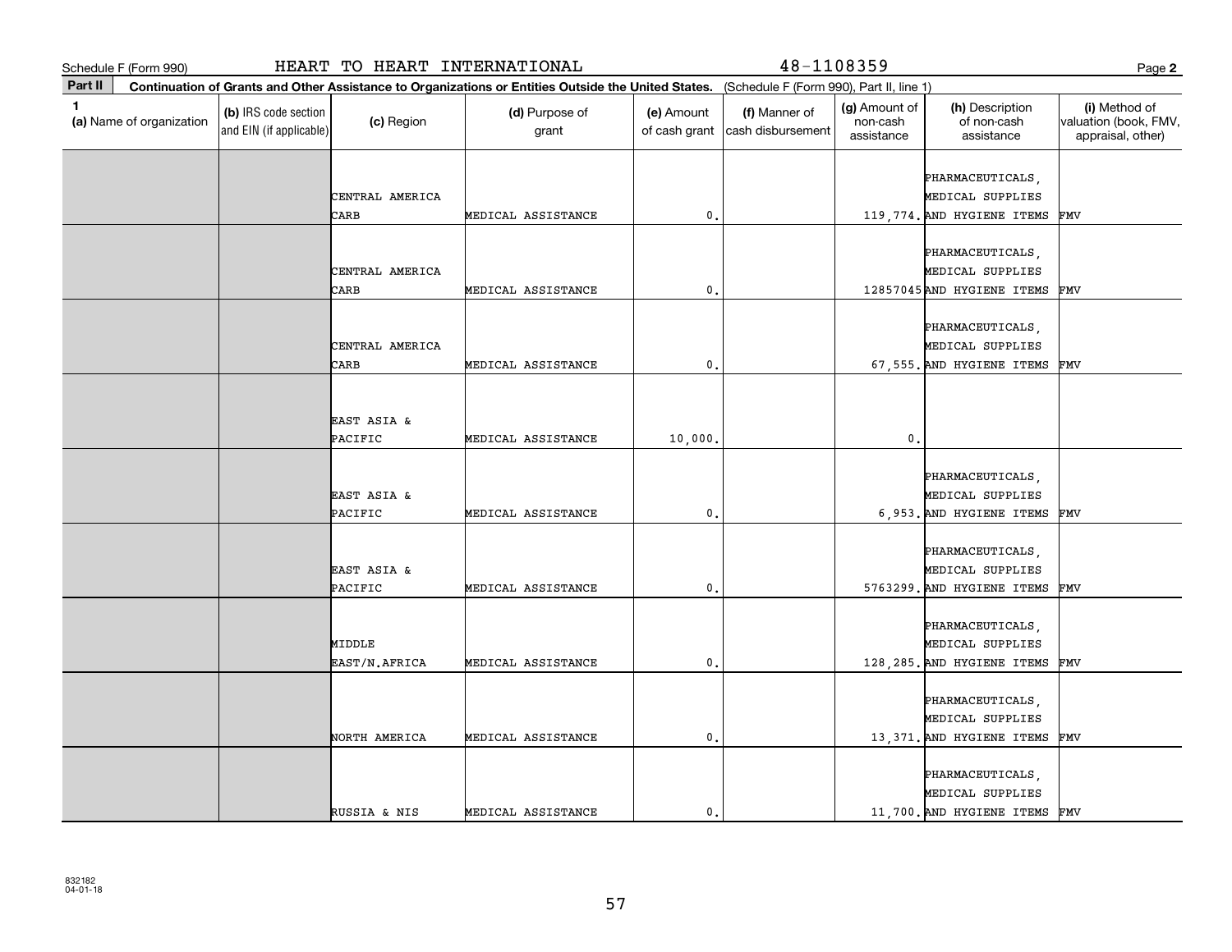Schedule F (Form 990) HEART TO HEART INTERNATIONAL 48-1108359

**Part II** **Continuation of Grants and Other Assistance to Organizations or Entities Outside the United States.** (Schedule F (Form 990), Part II, line 1)

| 1 (a) Name of organization | (b) IRS code section and EIN (if applicable) | (c) Region | (d) Purpose of grant | (e) Amount of cash grant | (f) Manner of cash disbursement | (g) Amount of non-cash assistance | (h) Description of non-cash assistance | (i) Method of valuation (book, FMV, appraisal, other) |
|---|---|---|---|---|---|---|---|---|
| | | CENTRAL AMERICA CARB | MEDICAL ASSISTANCE | 0. | | 119,774. | PHARMACEUTICALS, MEDICAL SUPPLIES AND HYGIENE ITEMS | FMV |
| | | CENTRAL AMERICA CARB | MEDICAL ASSISTANCE | 0. | | 12857045 | PHARMACEUTICALS, MEDICAL SUPPLIES AND HYGIENE ITEMS | FMV |
| | | CENTRAL AMERICA CARB | MEDICAL ASSISTANCE | 0. | | 67,555. | PHARMACEUTICALS, MEDICAL SUPPLIES AND HYGIENE ITEMS | FMV |
| | | EAST ASIA & PACIFIC | MEDICAL ASSISTANCE | 10,000. | | 0. | | |
| | | EAST ASIA & PACIFIC | MEDICAL ASSISTANCE | 0. | | 6,953. | PHARMACEUTICALS, MEDICAL SUPPLIES AND HYGIENE ITEMS | FMV |
| | | EAST ASIA & PACIFIC | MEDICAL ASSISTANCE | 0. | | 5763299. | PHARMACEUTICALS, MEDICAL SUPPLIES AND HYGIENE ITEMS | FMV |
| | | MIDDLE EAST/N.AFRICA | MEDICAL ASSISTANCE | 0. | | 128,285. | PHARMACEUTICALS, MEDICAL SUPPLIES AND HYGIENE ITEMS | FMV |
| | | NORTH AMERICA | MEDICAL ASSISTANCE | 0. | | 13,371. | PHARMACEUTICALS, MEDICAL SUPPLIES AND HYGIENE ITEMS | FMV |
| | | RUSSIA & NIS | MEDICAL ASSISTANCE | 0. | | 11,700. | PHARMACEUTICALS, MEDICAL SUPPLIES AND HYGIENE ITEMS | FMV |

832182 04-01-18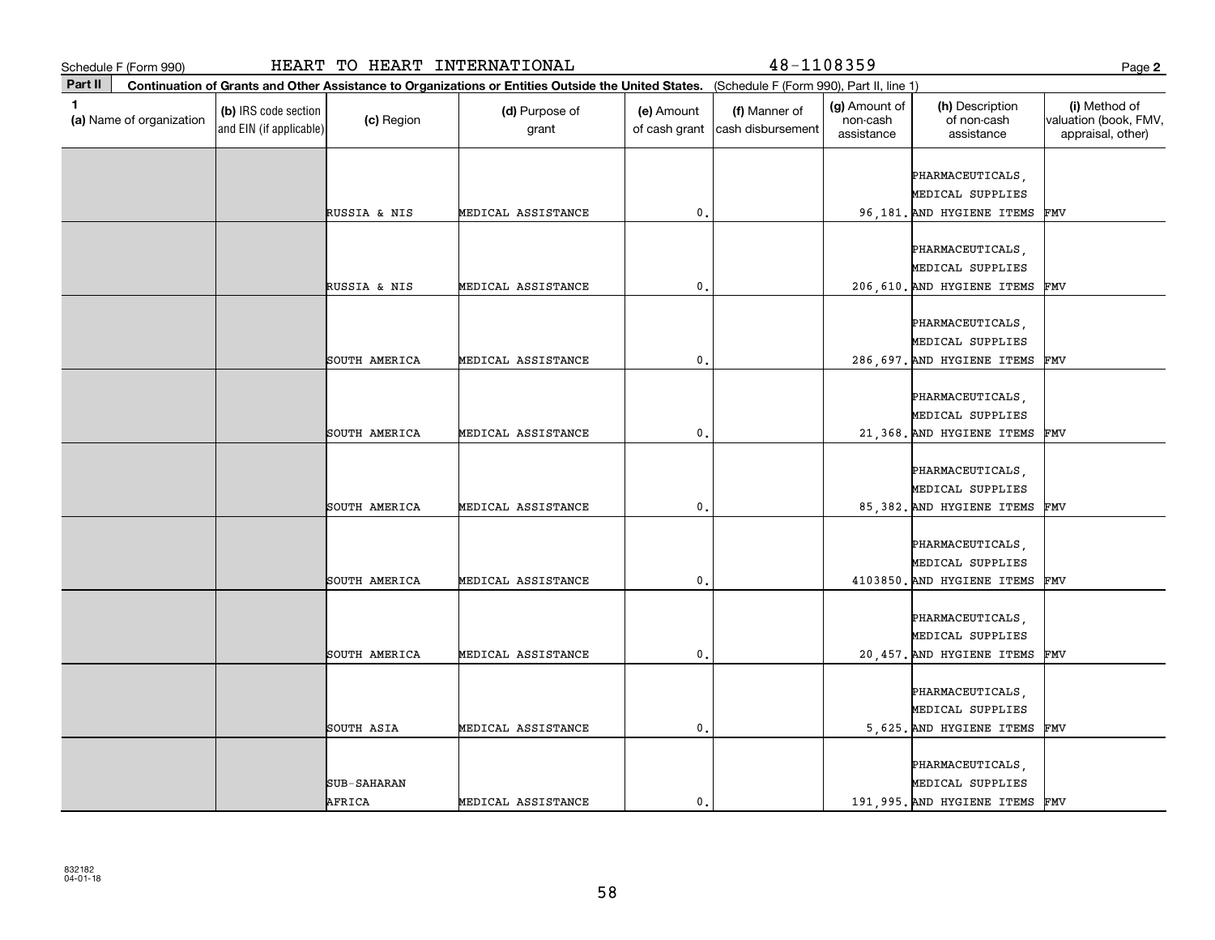Schedule F (Form 990) HEART TO HEART INTERNATIONAL 48-1108359

**Part II Continuation of Grants and Other Assistance to Organizations or Entities Outside the United States.** (Schedule F (Form 990), Part II, line 1)

| 1 (a) Name of organization | (b) IRS code section and EIN (if applicable) | (c) Region | (d) Purpose of grant | (e) Amount of cash grant | (f) Manner of cash disbursement | (g) Amount of non-cash assistance | (h) Description of non-cash assistance | (i) Method of valuation (book, FMV, appraisal, other) |
|---|---|---|---|---|---|---|---|---|
| | | RUSSIA & NIS | MEDICAL ASSISTANCE | 0. | | 96,181. | PHARMACEUTICALS, MEDICAL SUPPLIES AND HYGIENE ITEMS | FMV |
| | | RUSSIA & NIS | MEDICAL ASSISTANCE | 0. | | 206,610. | PHARMACEUTICALS, MEDICAL SUPPLIES AND HYGIENE ITEMS | FMV |
| | | SOUTH AMERICA | MEDICAL ASSISTANCE | 0. | | 286,697. | PHARMACEUTICALS, MEDICAL SUPPLIES AND HYGIENE ITEMS | FMV |
| | | SOUTH AMERICA | MEDICAL ASSISTANCE | 0. | | 21,368. | PHARMACEUTICALS, MEDICAL SUPPLIES AND HYGIENE ITEMS | FMV |
| | | SOUTH AMERICA | MEDICAL ASSISTANCE | 0. | | 85,382. | PHARMACEUTICALS, MEDICAL SUPPLIES AND HYGIENE ITEMS | FMV |
| | | SOUTH AMERICA | MEDICAL ASSISTANCE | 0. | | 4103850. | PHARMACEUTICALS, MEDICAL SUPPLIES AND HYGIENE ITEMS | FMV |
| | | SOUTH AMERICA | MEDICAL ASSISTANCE | 0. | | 20,457. | PHARMACEUTICALS, MEDICAL SUPPLIES AND HYGIENE ITEMS | FMV |
| | | SOUTH ASIA | MEDICAL ASSISTANCE | 0. | | 5,625. | PHARMACEUTICALS, MEDICAL SUPPLIES AND HYGIENE ITEMS | FMV |
| | | SUB-SAHARAN AFRICA | MEDICAL ASSISTANCE | 0. | | 191,995. | PHARMACEUTICALS, MEDICAL SUPPLIES AND HYGIENE ITEMS | FMV |

832182 04-01-18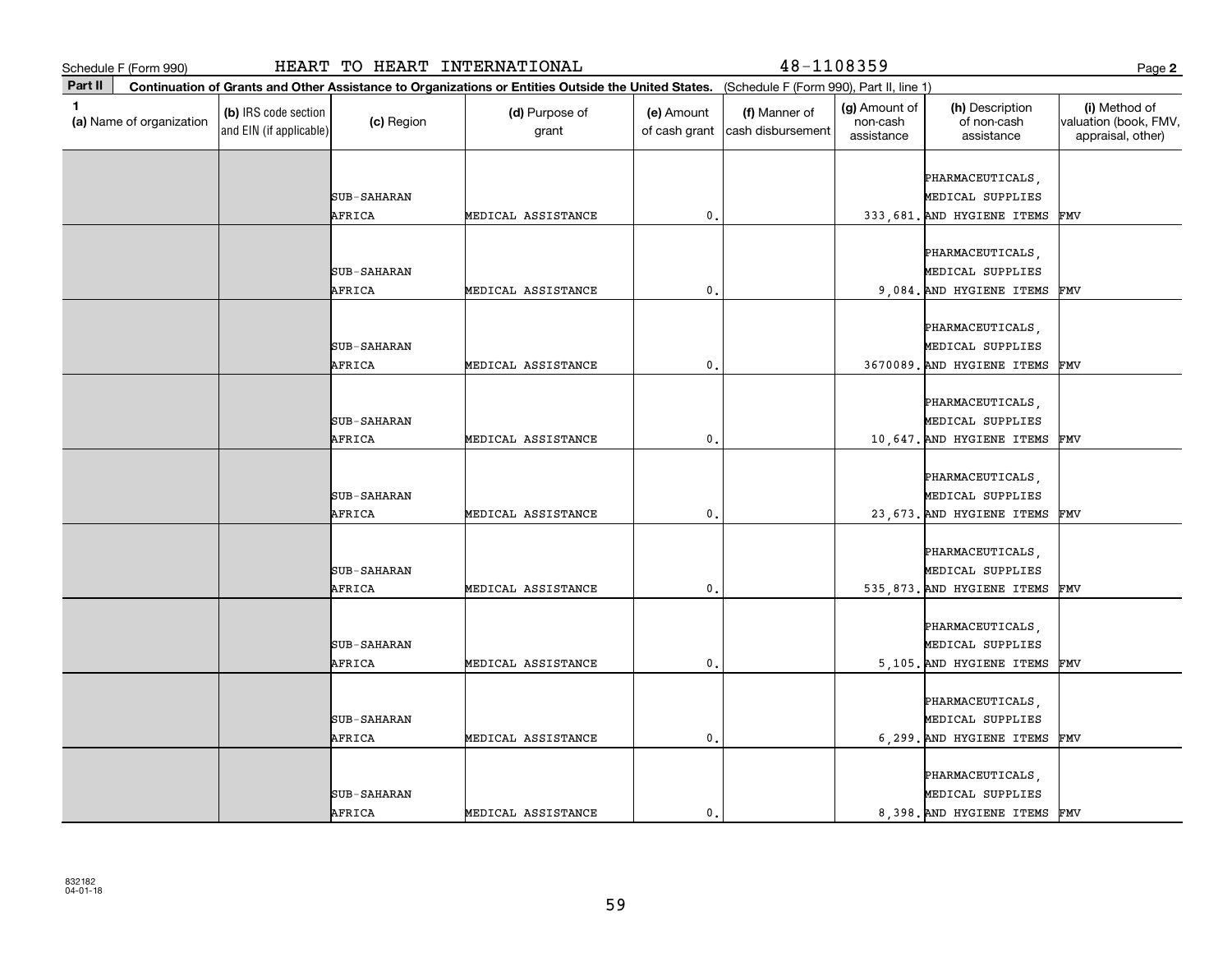Schedule F (Form 990) HEART TO HEART INTERNATIONAL 48-1108359

**Part II** **Continuation of Grants and Other Assistance to Organizations or Entities Outside the United States.** (Schedule F (Form 990), Part II, line 1)

| 1 (a) Name of organization | (b) IRS code section and EIN (if applicable) | (c) Region | (d) Purpose of grant | (e) Amount of cash grant | (f) Manner of cash disbursement | (g) Amount of non-cash assistance | (h) Description of non-cash assistance | (i) Method of valuation (book, FMV, appraisal, other) |
|---|---|---|---|---|---|---|---|---|
| | | SUB-SAHARAN AFRICA | MEDICAL ASSISTANCE | 0. | | 333,681. | PHARMACEUTICALS, MEDICAL SUPPLIES AND HYGIENE ITEMS | FMV |
| | | SUB-SAHARAN AFRICA | MEDICAL ASSISTANCE | 0. | | 9,084. | PHARMACEUTICALS, MEDICAL SUPPLIES AND HYGIENE ITEMS | FMV |
| | | SUB-SAHARAN AFRICA | MEDICAL ASSISTANCE | 0. | | 3670089. | PHARMACEUTICALS, MEDICAL SUPPLIES AND HYGIENE ITEMS | FMV |
| | | SUB-SAHARAN AFRICA | MEDICAL ASSISTANCE | 0. | | 10,647. | PHARMACEUTICALS, MEDICAL SUPPLIES AND HYGIENE ITEMS | FMV |
| | | SUB-SAHARAN AFRICA | MEDICAL ASSISTANCE | 0. | | 23,673. | PHARMACEUTICALS, MEDICAL SUPPLIES AND HYGIENE ITEMS | FMV |
| | | SUB-SAHARAN AFRICA | MEDICAL ASSISTANCE | 0. | | 535,873. | PHARMACEUTICALS, MEDICAL SUPPLIES AND HYGIENE ITEMS | FMV |
| | | SUB-SAHARAN AFRICA | MEDICAL ASSISTANCE | 0. | | 5,105. | PHARMACEUTICALS, MEDICAL SUPPLIES AND HYGIENE ITEMS | FMV |
| | | SUB-SAHARAN AFRICA | MEDICAL ASSISTANCE | 0. | | 6,299. | PHARMACEUTICALS, MEDICAL SUPPLIES AND HYGIENE ITEMS | FMV |
| | | SUB-SAHARAN AFRICA | MEDICAL ASSISTANCE | 0. | | 8,398. | PHARMACEUTICALS, MEDICAL SUPPLIES AND HYGIENE ITEMS | FMV |

832182 04-01-18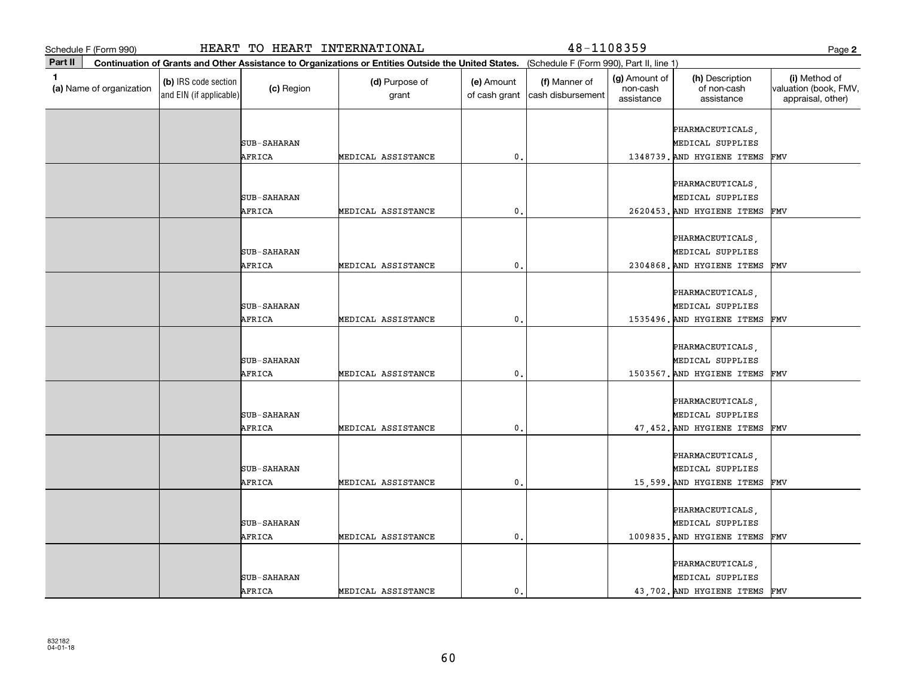Schedule F (Form 990) HEART TO HEART INTERNATIONAL 48-1108359 Page **2**

**Part II** **Continuation of Grants and Other Assistance to Organizations or Entities Outside the United States.** (Schedule F (Form 990), Part II, line 1)

| 1 (a) Name of organization | (b) IRS code section and EIN (if applicable) | (c) Region | (d) Purpose of grant | (e) Amount of cash grant | (f) Manner of cash disbursement | (g) Amount of non-cash assistance | (h) Description of non-cash assistance | (i) Method of valuation (book, FMV, appraisal, other) |
|---|---|---|---|---|---|---|---|---|
| | | SUB-SAHARAN AFRICA | MEDICAL ASSISTANCE | 0. | | 1348739. | PHARMACEUTICALS, MEDICAL SUPPLIES AND HYGIENE ITEMS | FMV |
| | | SUB-SAHARAN AFRICA | MEDICAL ASSISTANCE | 0. | | 2620453. | PHARMACEUTICALS, MEDICAL SUPPLIES AND HYGIENE ITEMS | FMV |
| | | SUB-SAHARAN AFRICA | MEDICAL ASSISTANCE | 0. | | 2304868. | PHARMACEUTICALS, MEDICAL SUPPLIES AND HYGIENE ITEMS | FMV |
| | | SUB-SAHARAN AFRICA | MEDICAL ASSISTANCE | 0. | | 1535496. | PHARMACEUTICALS, MEDICAL SUPPLIES AND HYGIENE ITEMS | FMV |
| | | SUB-SAHARAN AFRICA | MEDICAL ASSISTANCE | 0. | | 1503567. | PHARMACEUTICALS, MEDICAL SUPPLIES AND HYGIENE ITEMS | FMV |
| | | SUB-SAHARAN AFRICA | MEDICAL ASSISTANCE | 0. | | 47,452. | PHARMACEUTICALS, MEDICAL SUPPLIES AND HYGIENE ITEMS | FMV |
| | | SUB-SAHARAN AFRICA | MEDICAL ASSISTANCE | 0. | | 15,599. | PHARMACEUTICALS, MEDICAL SUPPLIES AND HYGIENE ITEMS | FMV |
| | | SUB-SAHARAN AFRICA | MEDICAL ASSISTANCE | 0. | | 1009835. | PHARMACEUTICALS, MEDICAL SUPPLIES AND HYGIENE ITEMS | FMV |
| | | SUB-SAHARAN AFRICA | MEDICAL ASSISTANCE | 0. | | 43,702. | PHARMACEUTICALS, MEDICAL SUPPLIES AND HYGIENE ITEMS | FMV |

832182
04-01-18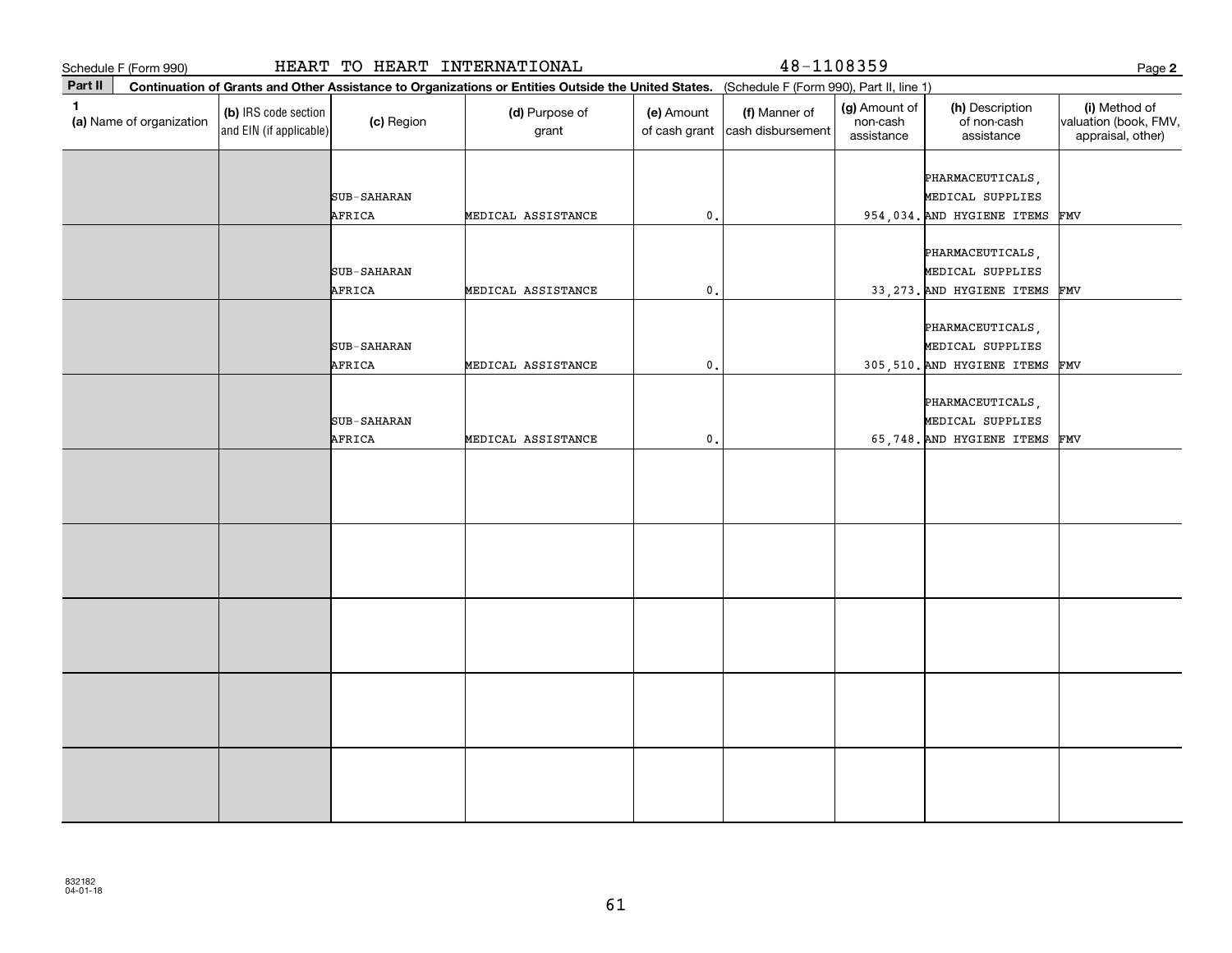Schedule F (Form 990) HEART TO HEART INTERNATIONAL 48-1108359 Page **2**

**Part II** **Continuation of Grants and Other Assistance to Organizations or Entities Outside the United States.** (Schedule F (Form 990), Part II, line 1)

| 1 (a) Name of organization | (b) IRS code section and EIN (if applicable) | (c) Region | (d) Purpose of grant | (e) Amount of cash grant | (f) Manner of cash disbursement | (g) Amount of non-cash assistance | (h) Description of non-cash assistance | (i) Method of valuation (book, FMV, appraisal, other) |
|---|---|---|---|---|---|---|---|---|
| | | SUB-SAHARAN AFRICA | MEDICAL ASSISTANCE | 0. | | 954,034. | PHARMACEUTICALS, MEDICAL SUPPLIES AND HYGIENE ITEMS | FMV |
| | | SUB-SAHARAN AFRICA | MEDICAL ASSISTANCE | 0. | | 33,273. | PHARMACEUTICALS, MEDICAL SUPPLIES AND HYGIENE ITEMS | FMV |
| | | SUB-SAHARAN AFRICA | MEDICAL ASSISTANCE | 0. | | 305,510. | PHARMACEUTICALS, MEDICAL SUPPLIES AND HYGIENE ITEMS | FMV |
| | | SUB-SAHARAN AFRICA | MEDICAL ASSISTANCE | 0. | | 65,748. | PHARMACEUTICALS, MEDICAL SUPPLIES AND HYGIENE ITEMS | FMV |
| | | | | | | | | |
| | | | | | | | | |
| | | | | | | | | |
| | | | | | | | | |
| | | | | | | | | |

832182 04-01-18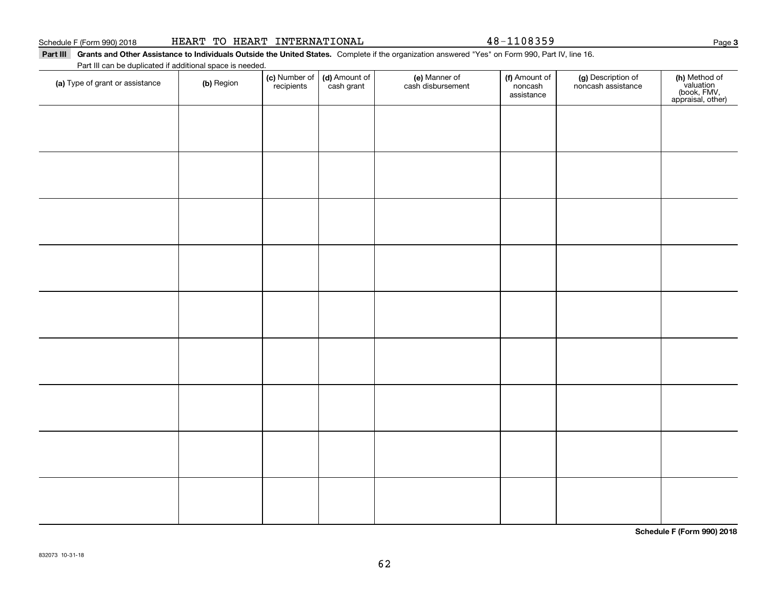Schedule F (Form 990) 2018 HEART TO HEART INTERNATIONAL 48-1108359

**Part III** **Grants and Other Assistance to Individuals Outside the United States.** Complete if the organization answered "Yes" on Form 990, Part IV, line 16.

Part III can be duplicated if additional space is needed.

| (a) Type of grant or assistance | (b) Region | (c) Number of recipients | (d) Amount of cash grant | (e) Manner of cash disbursement | (f) Amount of noncash assistance | (g) Description of noncash assistance | (h) Method of valuation (book, FMV, appraisal, other) |
|---|---|---|---|---|---|---|---|
| | | | | | | | |
| | | | | | | | |
| | | | | | | | |
| | | | | | | | |
| | | | | | | | |
| | | | | | | | |
| | | | | | | | |
| | | | | | | | |
| | | | | | | | |

**Schedule F (Form 990) 2018**

832073 10-31-18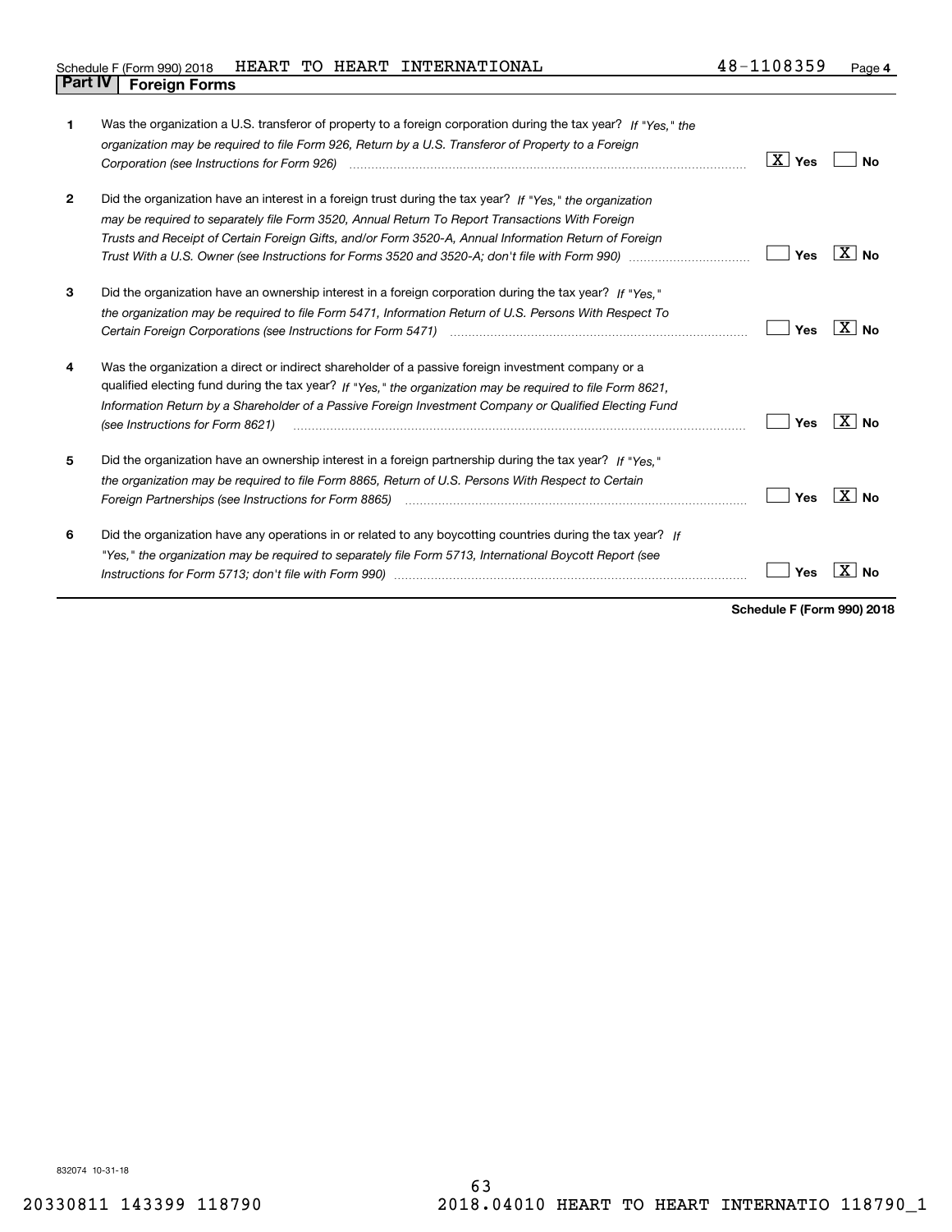Schedule F (Form 990) 2018 HEART TO HEART INTERNATIONAL 48-1108359

## Part IV | Foreign Forms

| | | Yes | No |
|---|---|---|---|
| **1** | Was the organization a U.S. transferor of property to a foreign corporation during the tax year? *If "Yes," the organization may be required to file Form 926, Return by a U.S. Transferor of Property to a Foreign Corporation (see Instructions for Form 926)* | X | |
| **2** | Did the organization have an interest in a foreign trust during the tax year? *If "Yes," the organization may be required to separately file Form 3520, Annual Return To Report Transactions With Foreign Trusts and Receipt of Certain Foreign Gifts, and/or Form 3520-A, Annual Information Return of Foreign Trust With a U.S. Owner (see Instructions for Forms 3520 and 3520-A; don't file with Form 990)* | | X |
| **3** | Did the organization have an ownership interest in a foreign corporation during the tax year? *If "Yes," the organization may be required to file Form 5471, Information Return of U.S. Persons With Respect To Certain Foreign Corporations (see Instructions for Form 5471)* | | X |
| **4** | Was the organization a direct or indirect shareholder of a passive foreign investment company or a qualified electing fund during the tax year? *If "Yes," the organization may be required to file Form 8621, Information Return by a Shareholder of a Passive Foreign Investment Company or Qualified Electing Fund (see Instructions for Form 8621)* | | X |
| **5** | Did the organization have an ownership interest in a foreign partnership during the tax year? *If "Yes," the organization may be required to file Form 8865, Return of U.S. Persons With Respect to Certain Foreign Partnerships (see Instructions for Form 8865)* | | X |
| **6** | Did the organization have any operations in or related to any boycotting countries during the tax year? *If "Yes," the organization may be required to separately file Form 5713, International Boycott Report (see Instructions for Form 5713; don't file with Form 990)* | | X |

**Schedule F (Form 990) 2018**

832074 10-31-18

20330811 143399 118790 2018.04010 HEART TO HEART INTERNATIO 118790_1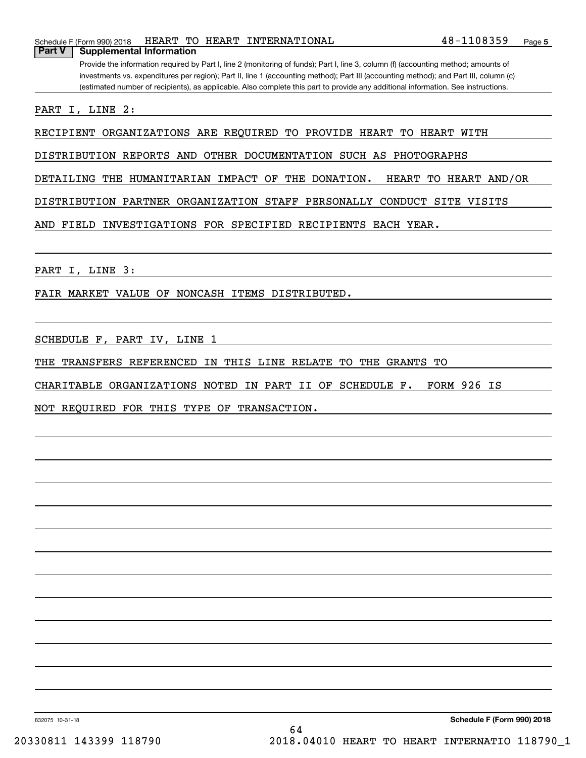Schedule F (Form 990) 2018 HEART TO HEART INTERNATIONAL 48-1108359 Page 5

**Part V | Supplemental Information**

Provide the information required by Part I, line 2 (monitoring of funds); Part I, line 3, column (f) (accounting method; amounts of investments vs. expenditures per region); Part II, line 1 (accounting method); Part III (accounting method); and Part III, column (c) (estimated number of recipients), as applicable. Also complete this part to provide any additional information. See instructions.

PART I, LINE 2:

RECIPIENT ORGANIZATIONS ARE REQUIRED TO PROVIDE HEART TO HEART WITH DISTRIBUTION REPORTS AND OTHER DOCUMENTATION SUCH AS PHOTOGRAPHS DETAILING THE HUMANITARIAN IMPACT OF THE DONATION. HEART TO HEART AND/OR DISTRIBUTION PARTNER ORGANIZATION STAFF PERSONALLY CONDUCT SITE VISITS AND FIELD INVESTIGATIONS FOR SPECIFIED RECIPIENTS EACH YEAR.

PART I, LINE 3:

FAIR MARKET VALUE OF NONCASH ITEMS DISTRIBUTED.

SCHEDULE F, PART IV, LINE 1

THE TRANSFERS REFERENCED IN THIS LINE RELATE TO THE GRANTS TO CHARITABLE ORGANIZATIONS NOTED IN PART II OF SCHEDULE F. FORM 926 IS NOT REQUIRED FOR THIS TYPE OF TRANSACTION.

832075 10-31-18 **Schedule F (Form 990) 2018**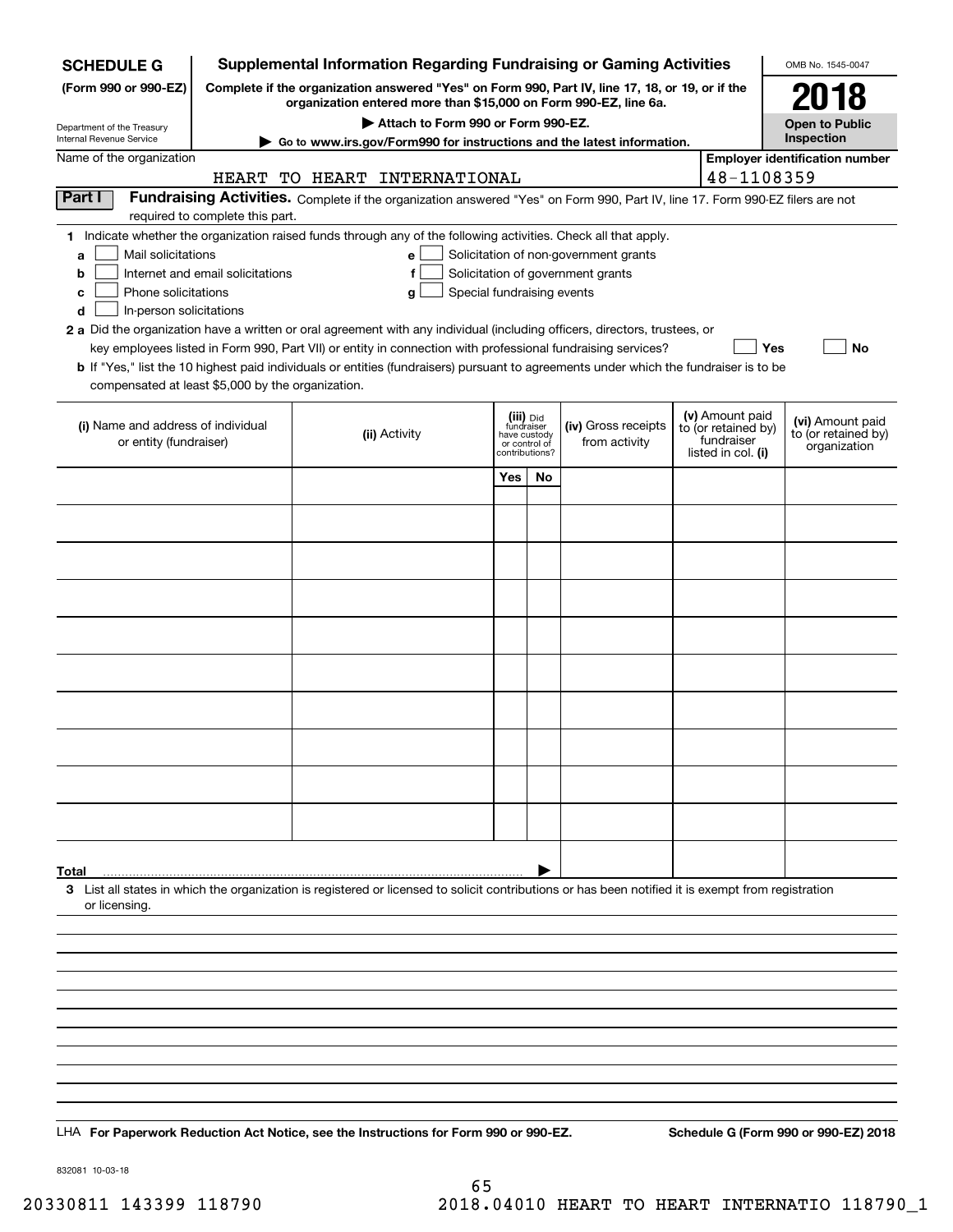**SCHEDULE G** (Form 990 or 990-EZ)

Department of the Treasury
Internal Revenue Service

# Supplemental Information Regarding Fundraising or Gaming Activities

**Complete if the organization answered "Yes" on Form 990, Part IV, line 17, 18, or 19, or if the organization entered more than $15,000 on Form 990-EZ, line 6a.**

**▶ Attach to Form 990 or Form 990-EZ.**

**▶ Go to www.irs.gov/Form990 for instructions and the latest information.**

OMB No. 1545-0047

**2018**

**Open to Public Inspection**

Name of the organization: HEART TO HEART INTERNATIONAL

Employer identification number: 48-1108359

## Part I Fundraising Activities.

Complete if the organization answered "Yes" on Form 990, Part IV, line 17. Form 990-EZ filers are not required to complete this part.

**1** Indicate whether the organization raised funds through any of the following activities. Check all that apply.

- **a** ☐ Mail solicitations
- **b** ☐ Internet and email solicitations
- **c** ☐ Phone solicitations
- **d** ☐ In-person solicitations
- **e** ☐ Solicitation of non-government grants
- **f** ☐ Solicitation of government grants
- **g** ☐ Special fundraising events

**2 a** Did the organization have a written or oral agreement with any individual (including officers, directors, trustees, or key employees listed in Form 990, Part VII) or entity in connection with professional fundraising services? ☐ Yes ☐ No

**b** If "Yes," list the 10 highest paid individuals or entities (fundraisers) pursuant to agreements under which the fundraiser is to be compensated at least $5,000 by the organization.

| (i) Name and address of individual or entity (fundraiser) | (ii) Activity | (iii) Did fundraiser have custody or control of contributions? Yes | No | (iv) Gross receipts from activity | (v) Amount paid to (or retained by) fundraiser listed in col. (i) | (vi) Amount paid to (or retained by) organization |
|---|---|---|---|---|---|---|
| | | | | | | |
| | | | | | | |
| | | | | | | |
| | | | | | | |
| | | | | | | |
| | | | | | | |
| | | | | | | |
| | | | | | | |
| | | | | | | |
| | | | | | | |
| **Total** ▶ | | | | | | |

**3** List all states in which the organization is registered or licensed to solicit contributions or has been notified it is exempt from registration or licensing.

LHA **For Paperwork Reduction Act Notice, see the Instructions for Form 990 or 990-EZ.** **Schedule G (Form 990 or 990-EZ) 2018**

832081 10-03-18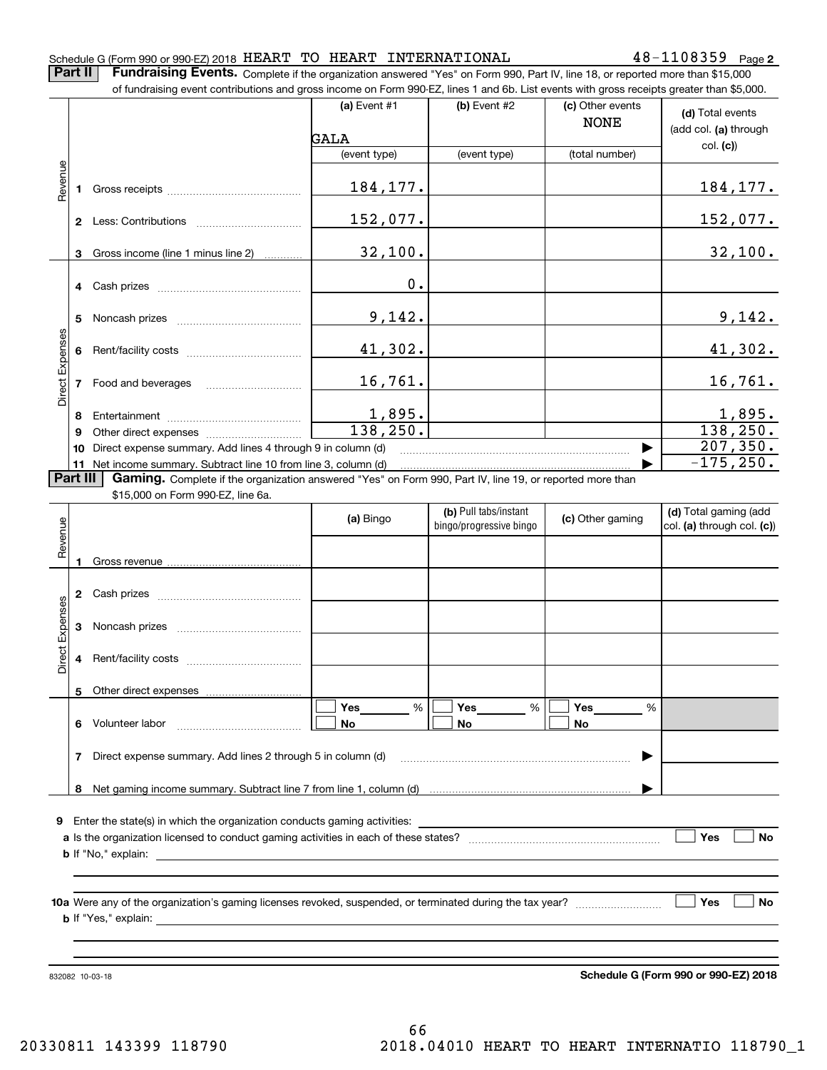Schedule G (Form 990 or 990-EZ) 2018 HEART TO HEART INTERNATIONAL 48-1108359 Page **2**

**Part II** **Fundraising Events.** Complete if the organization answered "Yes" on Form 990, Part IV, line 18, or reported more than $15,000 of fundraising event contributions and gross income on Form 990-EZ, lines 1 and 6b. List events with gross receipts greater than $5,000.

| | | (a) Event #1 GALA (event type) | (b) Event #2 (event type) | (c) Other events NONE (total number) | (d) Total events (add col. (a) through col. (c)) |
|---|---|---|---|---|---|
| Revenue | 1 Gross receipts | 184,177. | | | 184,177. |
| | 2 Less: Contributions | 152,077. | | | 152,077. |
| | 3 Gross income (line 1 minus line 2) | 32,100. | | | 32,100. |
| Direct Expenses | 4 Cash prizes | 0. | | | |
| | 5 Noncash prizes | 9,142. | | | 9,142. |
| | 6 Rent/facility costs | 41,302. | | | 41,302. |
| | 7 Food and beverages | 16,761. | | | 16,761. |
| | 8 Entertainment | 1,895. | | | 1,895. |
| | 9 Other direct expenses | 138,250. | | | 138,250. |
| | 10 Direct expense summary. Add lines 4 through 9 in column (d) | | | ▶ | 207,350. |
| | 11 Net income summary. Subtract line 10 from line 3, column (d) | | | ▶ | -175,250. |

**Part III** **Gaming.** Complete if the organization answered "Yes" on Form 990, Part IV, line 19, or reported more than $15,000 on Form 990-EZ, line 6a.

| | | (a) Bingo | (b) Pull tabs/instant bingo/progressive bingo | (c) Other gaming | (d) Total gaming (add col. (a) through col. (c)) |
|---|---|---|---|---|---|
| Revenue | 1 Gross revenue | | | | |
| Direct Expenses | 2 Cash prizes | | | | |
| | 3 Noncash prizes | | | | |
| | 4 Rent/facility costs | | | | |
| | 5 Other direct expenses | | | | |
| | 6 Volunteer labor | ☐ Yes ___ % ☐ No | ☐ Yes ___ % ☐ No | ☐ Yes ___ % ☐ No | |
| | 7 Direct expense summary. Add lines 2 through 5 in column (d) | | | ▶ | |
| | 8 Net gaming income summary. Subtract line 7 from line 1, column (d) | | | ▶ | |

**9** Enter the state(s) in which the organization conducts gaming activities: ____________

**a** Is the organization licensed to conduct gaming activities in each of these states? ☐ Yes ☐ No

**b** If "No," explain: ____________

**10a** Were any of the organization's gaming licenses revoked, suspended, or terminated during the tax year? ☐ Yes ☐ No

**b** If "Yes," explain: ____________

832082 10-03-18 **Schedule G (Form 990 or 990-EZ) 2018**

20330811 143399 118790 2018.04010 HEART TO HEART INTERNATIO 118790_1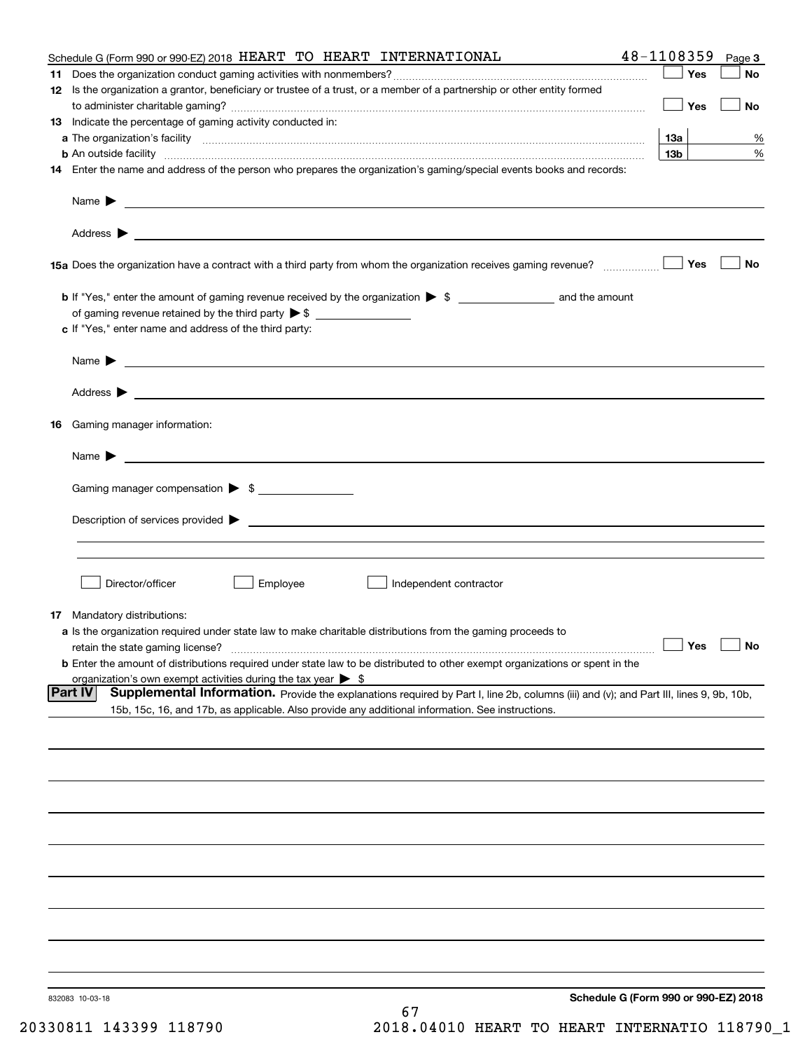Schedule G (Form 990 or 990-EZ) 2018 HEART TO HEART INTERNATIONAL 48-1108359 Page **3**

**11** Does the organization conduct gaming activities with nonmembers? ☐ Yes ☐ No

**12** Is the organization a grantor, beneficiary or trustee of a trust, or a member of a partnership or other entity formed to administer charitable gaming? ☐ Yes ☐ No

**13** Indicate the percentage of gaming activity conducted in:

**a** The organization's facility **13a** %

**b** An outside facility **13b** %

**14** Enter the name and address of the person who prepares the organization's gaming/special events books and records:

Name ▶

Address ▶

**15a** Does the organization have a contract with a third party from whom the organization receives gaming revenue? ☐ Yes ☐ No

**b** If "Yes," enter the amount of gaming revenue received by the organization ▶ $ ______ and the amount of gaming revenue retained by the third party ▶ $ ______

**c** If "Yes," enter name and address of the third party:

Name ▶

Address ▶

**16** Gaming manager information:

Name ▶

Gaming manager compensation ▶ $

Description of services provided ▶

☐ Director/officer ☐ Employee ☐ Independent contractor

**17** Mandatory distributions:

**a** Is the organization required under state law to make charitable distributions from the gaming proceeds to retain the state gaming license? ☐ Yes ☐ No

**b** Enter the amount of distributions required under state law to be distributed to other exempt organizations or spent in the organization's own exempt activities during the tax year ▶ $

**Part IV** **Supplemental Information.** Provide the explanations required by Part I, line 2b, columns (iii) and (v); and Part III, lines 9, 9b, 10b, 15b, 15c, 16, and 17b, as applicable. Also provide any additional information. See instructions.

832083 10-03-18

**Schedule G (Form 990 or 990-EZ) 2018**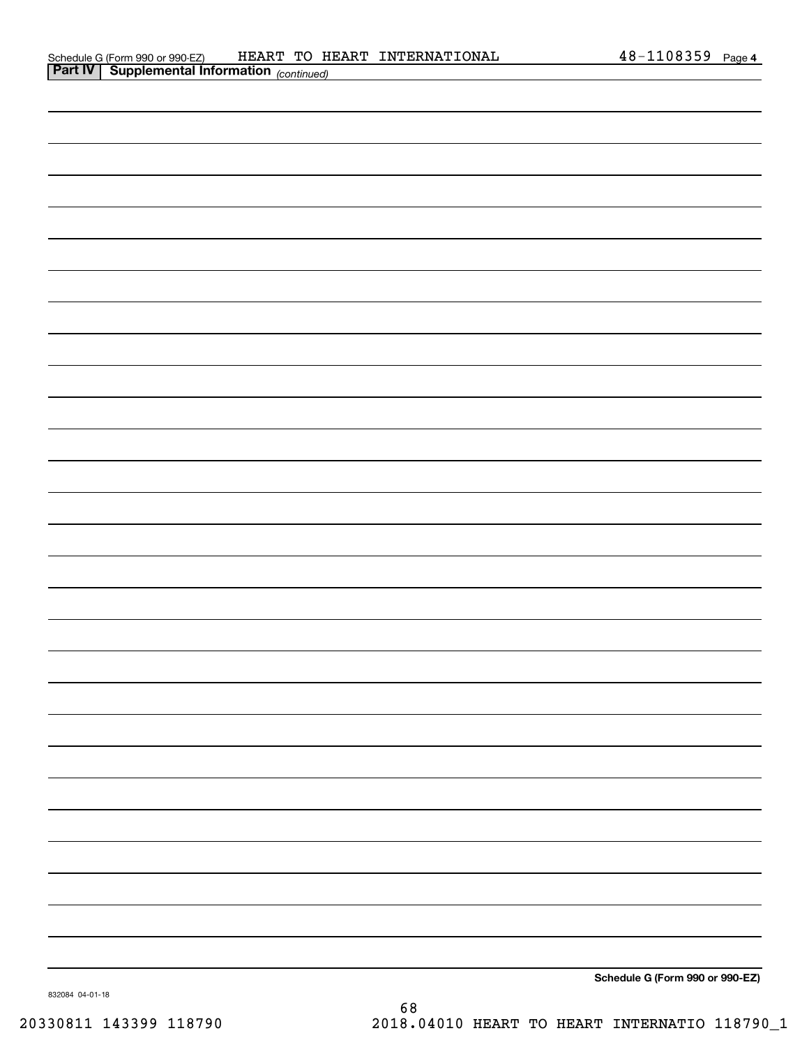Schedule G (Form 990 or 990-EZ) HEART TO HEART INTERNATIONAL 48-1108359 Page 4

**Part IV | Supplemental Information** *(continued)*

**Schedule G (Form 990 or 990-EZ)**

832084 04-01-18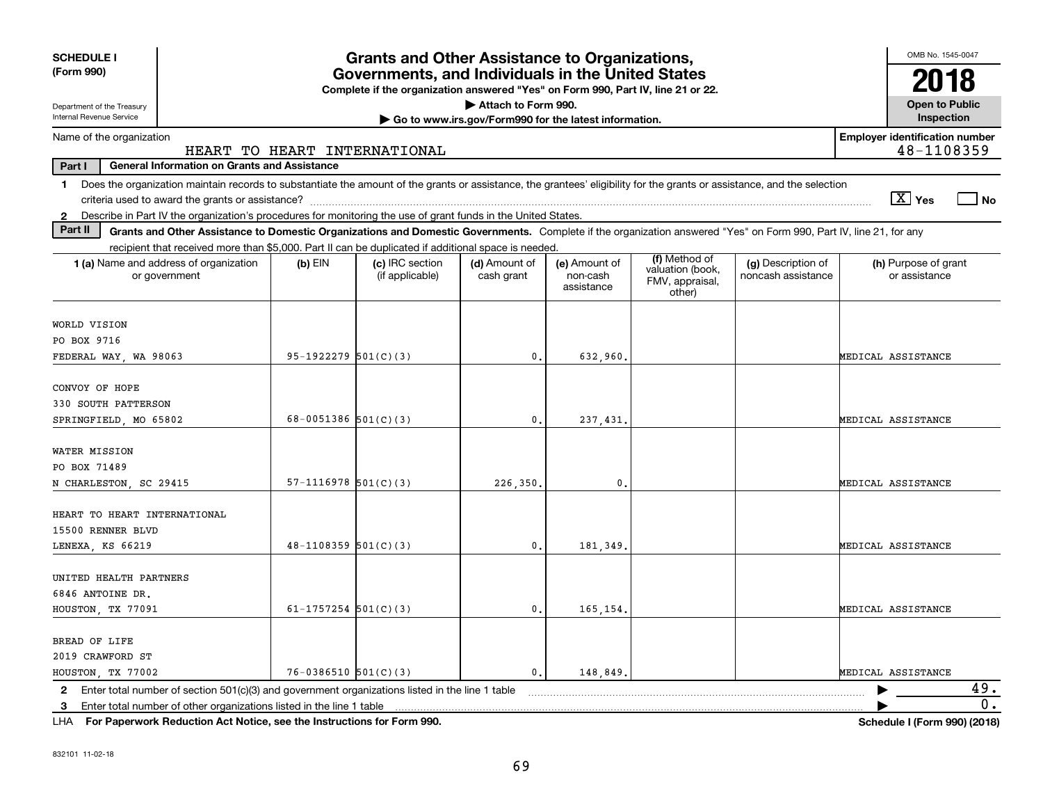**SCHEDULE I (Form 990)**

Department of the Treasury
Internal Revenue Service

# Grants and Other Assistance to Organizations, Governments, and Individuals in the United States

**Complete if the organization answered "Yes" on Form 990, Part IV, line 21 or 22.**
**▶ Attach to Form 990.**
**▶ Go to www.irs.gov/Form990 for the latest information.**

OMB No. 1545-0047
**2018**
**Open to Public Inspection**

Name of the organization: HEART TO HEART INTERNATIONAL

**Employer identification number:** 48-1108359

**Part I — General Information on Grants and Assistance**

1 Does the organization maintain records to substantiate the amount of the grants or assistance, the grantees' eligibility for the grants or assistance, and the selection criteria used to award the grants or assistance? [X] Yes [ ] No

2 Describe in Part IV the organization's procedures for monitoring the use of grant funds in the United States.

**Part II — Grants and Other Assistance to Domestic Organizations and Domestic Governments.** Complete if the organization answered "Yes" on Form 990, Part IV, line 21, for any recipient that received more than $5,000. Part II can be duplicated if additional space is needed.

| 1 (a) Name and address of organization or government | (b) EIN | (c) IRC section (if applicable) | (d) Amount of cash grant | (e) Amount of non-cash assistance | (f) Method of valuation (book, FMV, appraisal, other) | (g) Description of noncash assistance | (h) Purpose of grant or assistance |
|---|---|---|---|---|---|---|---|
| WORLD VISION<br>PO BOX 9716<br>FEDERAL WAY, WA 98063 | 95-1922279 | 501(C)(3) | 0. | 632,960. | | | MEDICAL ASSISTANCE |
| CONVOY OF HOPE<br>330 SOUTH PATTERSON<br>SPRINGFIELD, MO 65802 | 68-0051386 | 501(C)(3) | 0. | 237,431. | | | MEDICAL ASSISTANCE |
| WATER MISSION<br>PO BOX 71489<br>N CHARLESTON, SC 29415 | 57-1116978 | 501(C)(3) | 226,350. | 0. | | | MEDICAL ASSISTANCE |
| HEART TO HEART INTERNATIONAL<br>15500 RENNER BLVD<br>LENEXA, KS 66219 | 48-1108359 | 501(C)(3) | 0. | 181,349. | | | MEDICAL ASSISTANCE |
| UNITED HEALTH PARTNERS<br>6846 ANTOINE DR.<br>HOUSTON, TX 77091 | 61-1757254 | 501(C)(3) | 0. | 165,154. | | | MEDICAL ASSISTANCE |
| BREAD OF LIFE<br>2019 CRAWFORD ST<br>HOUSTON, TX 77002 | 76-0386510 | 501(C)(3) | 0. | 148,849. | | | MEDICAL ASSISTANCE |

2 Enter total number of section 501(c)(3) and government organizations listed in the line 1 table ▶ 49.

3 Enter total number of other organizations listed in the line 1 table ▶ 0.

LHA **For Paperwork Reduction Act Notice, see the Instructions for Form 990.** **Schedule I (Form 990) (2018)**

832101 11-02-18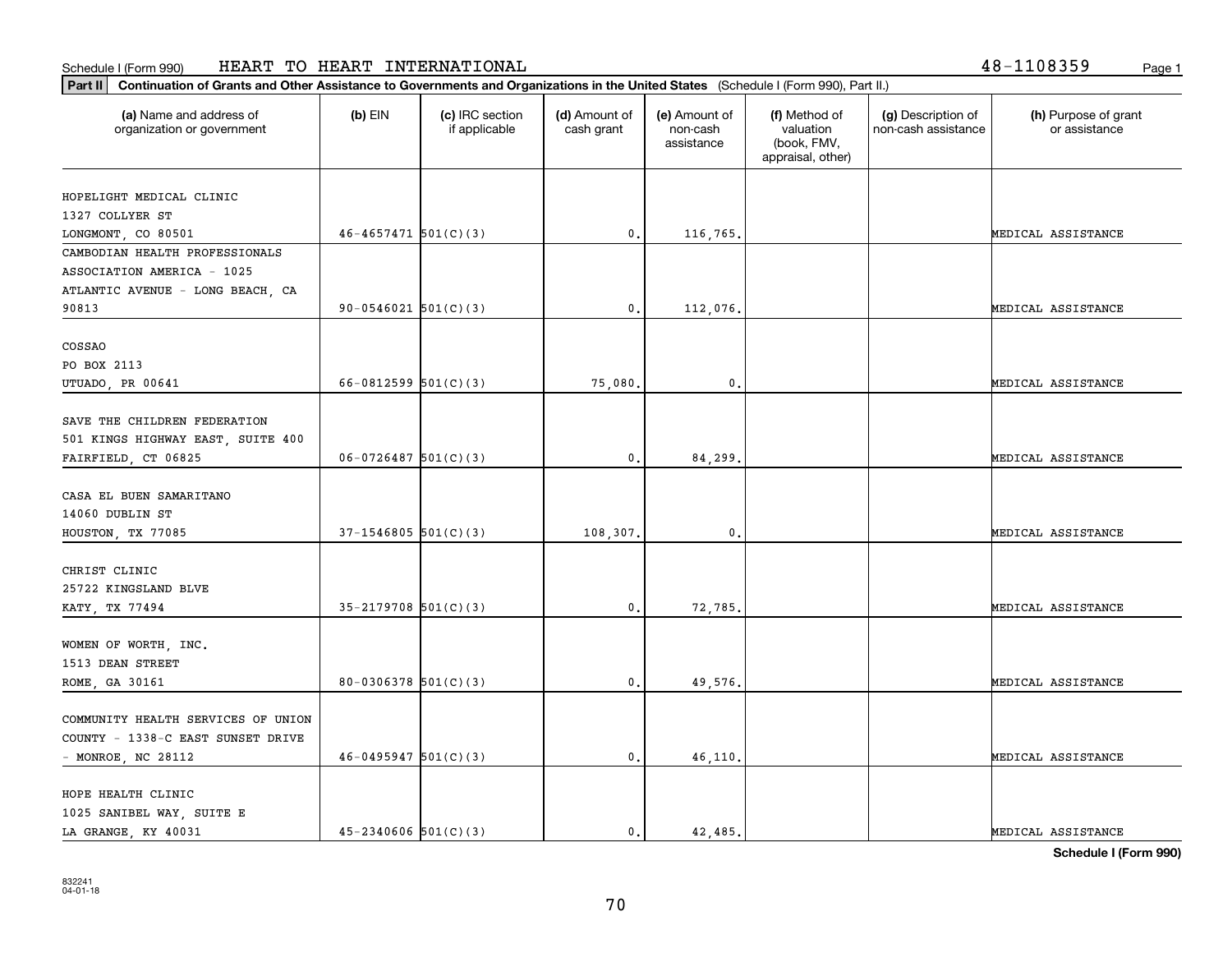Schedule I (Form 990) HEART TO HEART INTERNATIONAL 48-1108359

**Part II** **Continuation of Grants and Other Assistance to Governments and Organizations in the United States** (Schedule I (Form 990), Part II.)

| (a) Name and address of organization or government | (b) EIN | (c) IRC section if applicable | (d) Amount of cash grant | (e) Amount of non-cash assistance | (f) Method of valuation (book, FMV, appraisal, other) | (g) Description of non-cash assistance | (h) Purpose of grant or assistance |
|---|---|---|---|---|---|---|---|
| HOPELIGHT MEDICAL CLINIC 1327 COLLYER ST LONGMONT, CO 80501 | 46-4657471 | 501(C)(3) | 0. | 116,765. | | | MEDICAL ASSISTANCE |
| CAMBODIAN HEALTH PROFESSIONALS ASSOCIATION AMERICA - 1025 ATLANTIC AVENUE - LONG BEACH, CA 90813 | 90-0546021 | 501(C)(3) | 0. | 112,076. | | | MEDICAL ASSISTANCE |
| COSSAO PO BOX 2113 UTUADO, PR 00641 | 66-0812599 | 501(C)(3) | 75,080. | 0. | | | MEDICAL ASSISTANCE |
| SAVE THE CHILDREN FEDERATION 501 KINGS HIGHWAY EAST, SUITE 400 FAIRFIELD, CT 06825 | 06-0726487 | 501(C)(3) | 0. | 84,299. | | | MEDICAL ASSISTANCE |
| CASA EL BUEN SAMARITANO 14060 DUBLIN ST HOUSTON, TX 77085 | 37-1546805 | 501(C)(3) | 108,307. | 0. | | | MEDICAL ASSISTANCE |
| CHRIST CLINIC 25722 KINGSLAND BLVE KATY, TX 77494 | 35-2179708 | 501(C)(3) | 0. | 72,785. | | | MEDICAL ASSISTANCE |
| WOMEN OF WORTH, INC. 1513 DEAN STREET ROME, GA 30161 | 80-0306378 | 501(C)(3) | 0. | 49,576. | | | MEDICAL ASSISTANCE |
| COMMUNITY HEALTH SERVICES OF UNION COUNTY - 1338-C EAST SUNSET DRIVE - MONROE, NC 28112 | 46-0495947 | 501(C)(3) | 0. | 46,110. | | | MEDICAL ASSISTANCE |
| HOPE HEALTH CLINIC 1025 SANIBEL WAY, SUITE E LA GRANGE, KY 40031 | 45-2340606 | 501(C)(3) | 0. | 42,485. | | | MEDICAL ASSISTANCE |

**Schedule I (Form 990)**

832241
04-01-18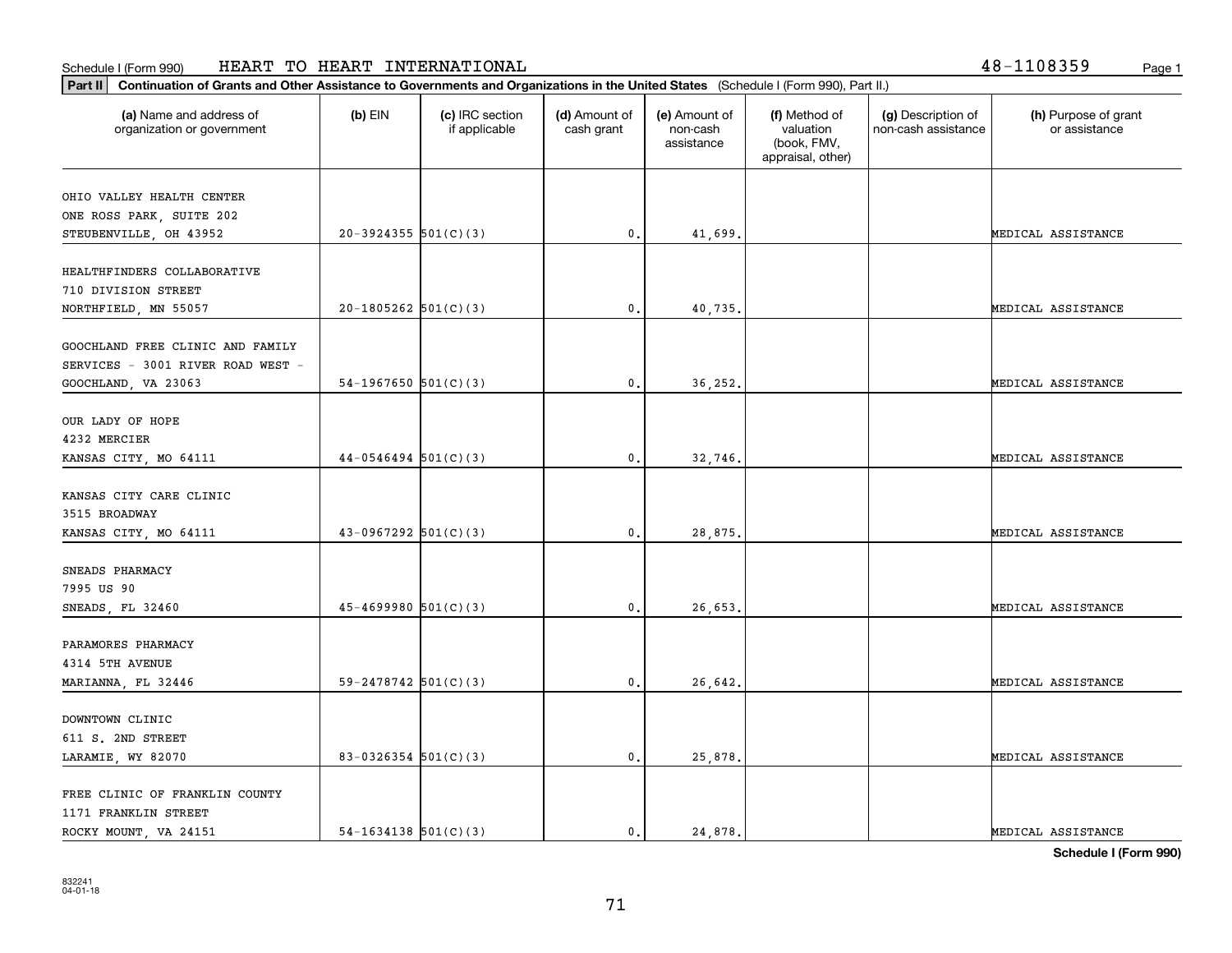Schedule I (Form 990) HEART TO HEART INTERNATIONAL 48-1108359

**Part II** **Continuation of Grants and Other Assistance to Governments and Organizations in the United States** (Schedule I (Form 990), Part II.)

| (a) Name and address of organization or government | (b) EIN | (c) IRC section if applicable | (d) Amount of cash grant | (e) Amount of non-cash assistance | (f) Method of valuation (book, FMV, appraisal, other) | (g) Description of non-cash assistance | (h) Purpose of grant or assistance |
|---|---|---|---|---|---|---|---|
| OHIO VALLEY HEALTH CENTER<br>ONE ROSS PARK, SUITE 202<br>STEUBENVILLE, OH 43952 | 20-3924355 | 501(C)(3) | 0. | 41,699. | | | MEDICAL ASSISTANCE |
| HEALTHFINDERS COLLABORATIVE<br>710 DIVISION STREET<br>NORTHFIELD, MN 55057 | 20-1805262 | 501(C)(3) | 0. | 40,735. | | | MEDICAL ASSISTANCE |
| GOOCHLAND FREE CLINIC AND FAMILY<br>SERVICES - 3001 RIVER ROAD WEST -<br>GOOCHLAND, VA 23063 | 54-1967650 | 501(C)(3) | 0. | 36,252. | | | MEDICAL ASSISTANCE |
| OUR LADY OF HOPE<br>4232 MERCIER<br>KANSAS CITY, MO 64111 | 44-0546494 | 501(C)(3) | 0. | 32,746. | | | MEDICAL ASSISTANCE |
| KANSAS CITY CARE CLINIC<br>3515 BROADWAY<br>KANSAS CITY, MO 64111 | 43-0967292 | 501(C)(3) | 0. | 28,875. | | | MEDICAL ASSISTANCE |
| SNEADS PHARMACY<br>7995 US 90<br>SNEADS, FL 32460 | 45-4699980 | 501(C)(3) | 0. | 26,653. | | | MEDICAL ASSISTANCE |
| PARAMORES PHARMACY<br>4314 5TH AVENUE<br>MARIANNA, FL 32446 | 59-2478742 | 501(C)(3) | 0. | 26,642. | | | MEDICAL ASSISTANCE |
| DOWNTOWN CLINIC<br>611 S. 2ND STREET<br>LARAMIE, WY 82070 | 83-0326354 | 501(C)(3) | 0. | 25,878. | | | MEDICAL ASSISTANCE |
| FREE CLINIC OF FRANKLIN COUNTY<br>1171 FRANKLIN STREET<br>ROCKY MOUNT, VA 24151 | 54-1634138 | 501(C)(3) | 0. | 24,878. | | | MEDICAL ASSISTANCE |

**Schedule I (Form 990)**

832241
04-01-18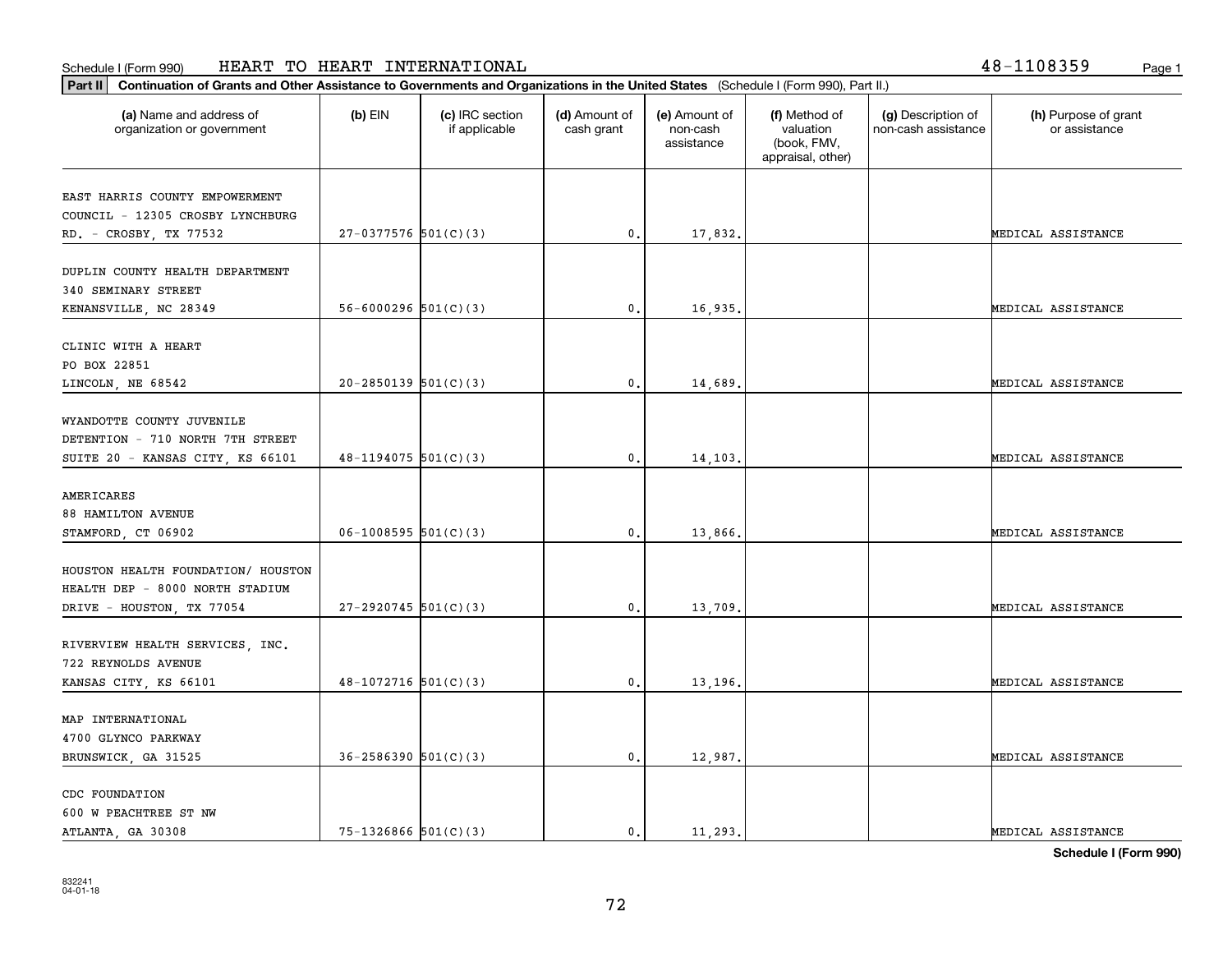Schedule I (Form 990) HEART TO HEART INTERNATIONAL 48-1108359

**Part II** **Continuation of Grants and Other Assistance to Governments and Organizations in the United States** (Schedule I (Form 990), Part II.)

| (a) Name and address of organization or government | (b) EIN | (c) IRC section if applicable | (d) Amount of cash grant | (e) Amount of non-cash assistance | (f) Method of valuation (book, FMV, appraisal, other) | (g) Description of non-cash assistance | (h) Purpose of grant or assistance |
|---|---|---|---|---|---|---|---|
| EAST HARRIS COUNTY EMPOWERMENT COUNCIL - 12305 CROSBY LYNCHBURG RD. - CROSBY, TX 77532 | 27-0377576 | 501(C)(3) | 0. | 17,832. | | | MEDICAL ASSISTANCE |
| DUPLIN COUNTY HEALTH DEPARTMENT 340 SEMINARY STREET KENANSVILLE, NC 28349 | 56-6000296 | 501(C)(3) | 0. | 16,935. | | | MEDICAL ASSISTANCE |
| CLINIC WITH A HEART PO BOX 22851 LINCOLN, NE 68542 | 20-2850139 | 501(C)(3) | 0. | 14,689. | | | MEDICAL ASSISTANCE |
| WYANDOTTE COUNTY JUVENILE DETENTION - 710 NORTH 7TH STREET SUITE 20 - KANSAS CITY, KS 66101 | 48-1194075 | 501(C)(3) | 0. | 14,103. | | | MEDICAL ASSISTANCE |
| AMERICARES 88 HAMILTON AVENUE STAMFORD, CT 06902 | 06-1008595 | 501(C)(3) | 0. | 13,866. | | | MEDICAL ASSISTANCE |
| HOUSTON HEALTH FOUNDATION/ HOUSTON HEALTH DEP - 8000 NORTH STADIUM DRIVE - HOUSTON, TX 77054 | 27-2920745 | 501(C)(3) | 0. | 13,709. | | | MEDICAL ASSISTANCE |
| RIVERVIEW HEALTH SERVICES, INC. 722 REYNOLDS AVENUE KANSAS CITY, KS 66101 | 48-1072716 | 501(C)(3) | 0. | 13,196. | | | MEDICAL ASSISTANCE |
| MAP INTERNATIONAL 4700 GLYNCO PARKWAY BRUNSWICK, GA 31525 | 36-2586390 | 501(C)(3) | 0. | 12,987. | | | MEDICAL ASSISTANCE |
| CDC FOUNDATION 600 W PEACHTREE ST NW ATLANTA, GA 30308 | 75-1326866 | 501(C)(3) | 0. | 11,293. | | | MEDICAL ASSISTANCE |

**Schedule I (Form 990)**

832241
04-01-18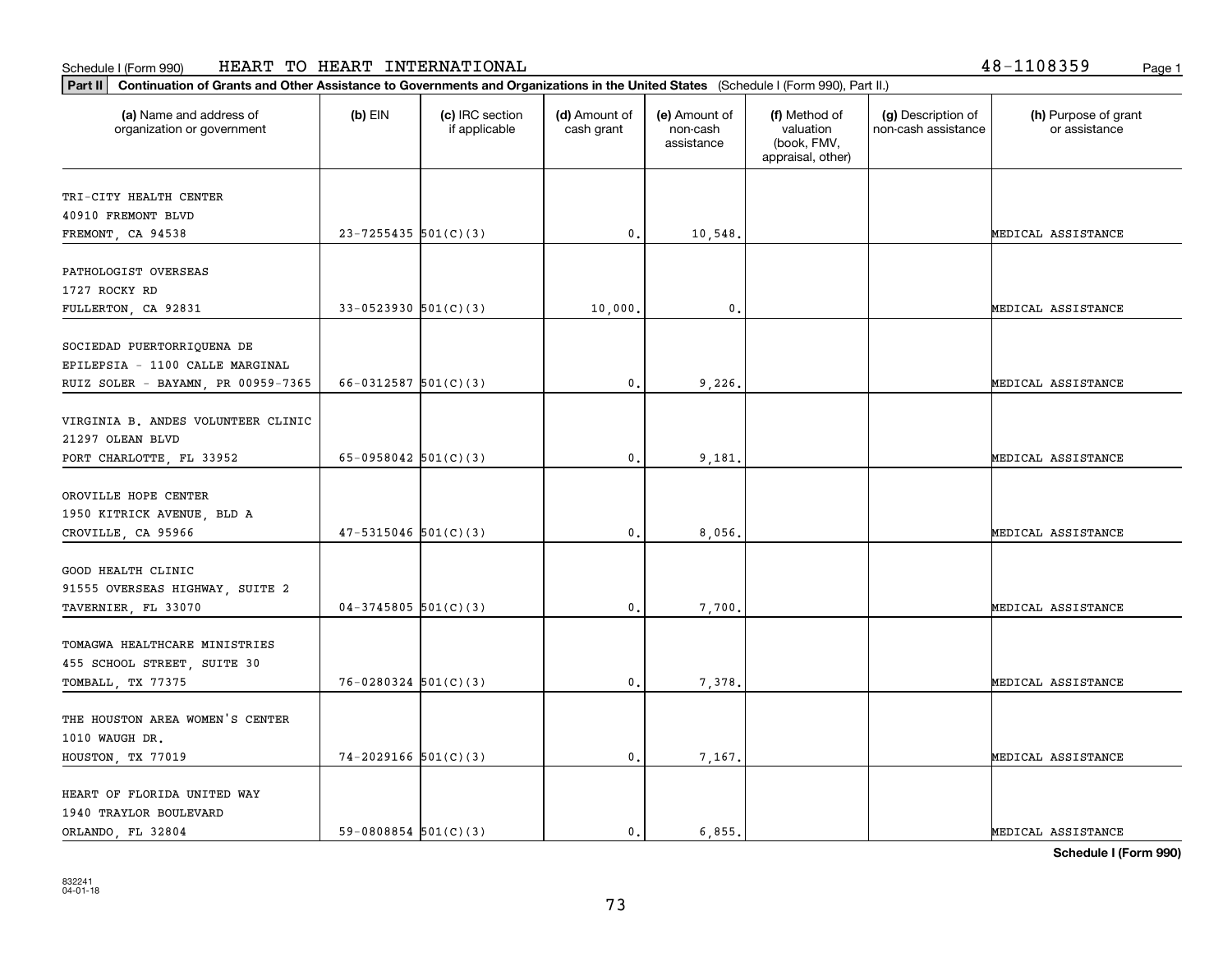Schedule I (Form 990) HEART TO HEART INTERNATIONAL 48-1108359

**Part II Continuation of Grants and Other Assistance to Governments and Organizations in the United States** (Schedule I (Form 990), Part II.)

| (a) Name and address of organization or government | (b) EIN | (c) IRC section if applicable | (d) Amount of cash grant | (e) Amount of non-cash assistance | (f) Method of valuation (book, FMV, appraisal, other) | (g) Description of non-cash assistance | (h) Purpose of grant or assistance |
|---|---|---|---|---|---|---|---|
| TRI-CITY HEALTH CENTER 40910 FREMONT BLVD FREMONT, CA 94538 | 23-7255435 | 501(C)(3) | 0. | 10,548. | | | MEDICAL ASSISTANCE |
| PATHOLOGIST OVERSEAS 1727 ROCKY RD FULLERTON, CA 92831 | 33-0523930 | 501(C)(3) | 10,000. | 0. | | | MEDICAL ASSISTANCE |
| SOCIEDAD PUERTORRIQUENA DE EPILEPSIA - 1100 CALLE MARGINAL RUIZ SOLER - BAYAMN, PR 00959-7365 | 66-0312587 | 501(C)(3) | 0. | 9,226. | | | MEDICAL ASSISTANCE |
| VIRGINIA B. ANDES VOLUNTEER CLINIC 21297 OLEAN BLVD PORT CHARLOTTE, FL 33952 | 65-0958042 | 501(C)(3) | 0. | 9,181. | | | MEDICAL ASSISTANCE |
| OROVILLE HOPE CENTER 1950 KITRICK AVENUE, BLD A CROVILLE, CA 95966 | 47-5315046 | 501(C)(3) | 0. | 8,056. | | | MEDICAL ASSISTANCE |
| GOOD HEALTH CLINIC 91555 OVERSEAS HIGHWAY, SUITE 2 TAVERNIER, FL 33070 | 04-3745805 | 501(C)(3) | 0. | 7,700. | | | MEDICAL ASSISTANCE |
| TOMAGWA HEALTHCARE MINISTRIES 455 SCHOOL STREET, SUITE 30 TOMBALL, TX 77375 | 76-0280324 | 501(C)(3) | 0. | 7,378. | | | MEDICAL ASSISTANCE |
| THE HOUSTON AREA WOMEN'S CENTER 1010 WAUGH DR. HOUSTON, TX 77019 | 74-2029166 | 501(C)(3) | 0. | 7,167. | | | MEDICAL ASSISTANCE |
| HEART OF FLORIDA UNITED WAY 1940 TRAYLOR BOULEVARD ORLANDO, FL 32804 | 59-0808854 | 501(C)(3) | 0. | 6,855. | | | MEDICAL ASSISTANCE |

**Schedule I (Form 990)**

832241 04-01-18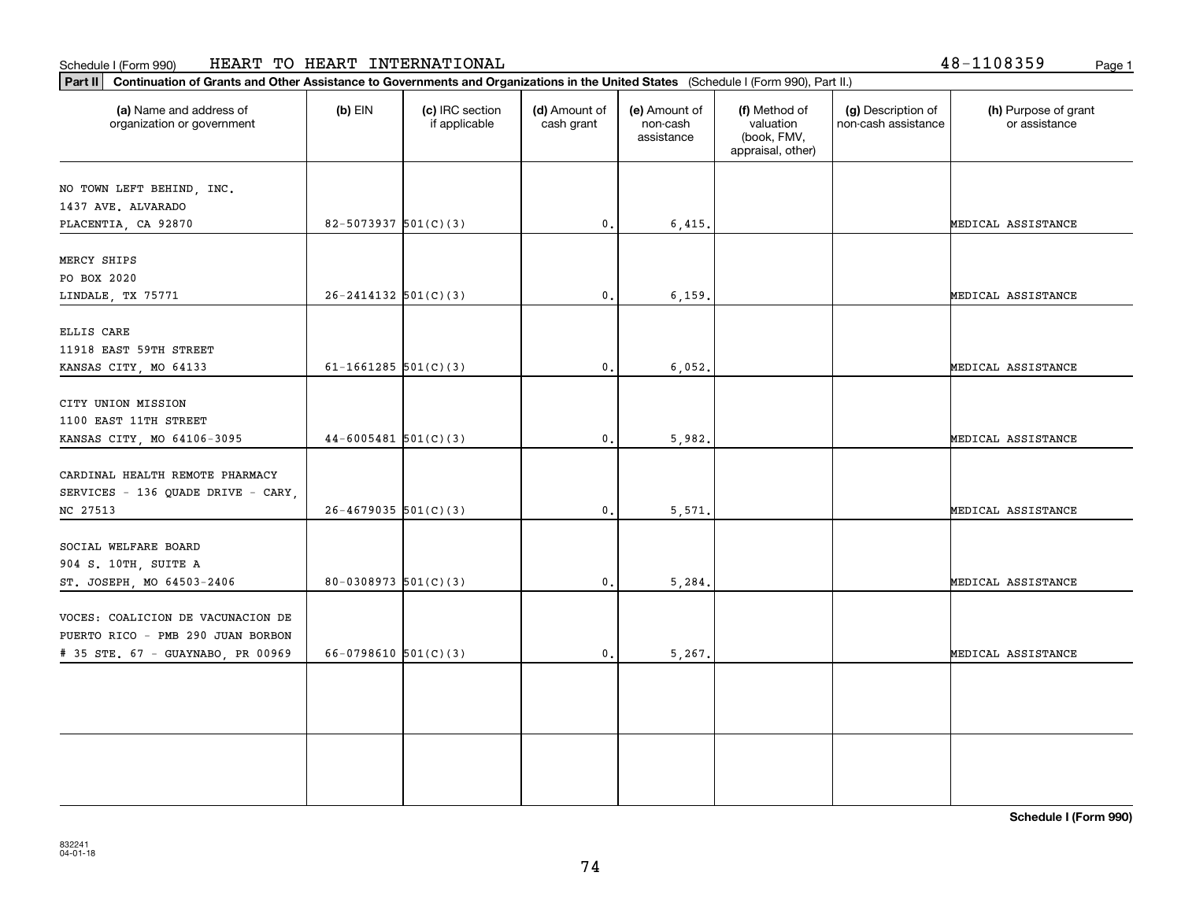Schedule I (Form 990) HEART TO HEART INTERNATIONAL 48-1108359

**Part II** **Continuation of Grants and Other Assistance to Governments and Organizations in the United States** (Schedule I (Form 990), Part II.)

| (a) Name and address of organization or government | (b) EIN | (c) IRC section if applicable | (d) Amount of cash grant | (e) Amount of non-cash assistance | (f) Method of valuation (book, FMV, appraisal, other) | (g) Description of non-cash assistance | (h) Purpose of grant or assistance |
|---|---|---|---|---|---|---|---|
| NO TOWN LEFT BEHIND, INC. 1437 AVE. ALVARADO PLACENTIA, CA 92870 | 82-5073937 | 501(C)(3) | 0. | 6,415. | | | MEDICAL ASSISTANCE |
| MERCY SHIPS PO BOX 2020 LINDALE, TX 75771 | 26-2414132 | 501(C)(3) | 0. | 6,159. | | | MEDICAL ASSISTANCE |
| ELLIS CARE 11918 EAST 59TH STREET KANSAS CITY, MO 64133 | 61-1661285 | 501(C)(3) | 0. | 6,052. | | | MEDICAL ASSISTANCE |
| CITY UNION MISSION 1100 EAST 11TH STREET KANSAS CITY, MO 64106-3095 | 44-6005481 | 501(C)(3) | 0. | 5,982. | | | MEDICAL ASSISTANCE |
| CARDINAL HEALTH REMOTE PHARMACY SERVICES - 136 QUADE DRIVE - CARY, NC 27513 | 26-4679035 | 501(C)(3) | 0. | 5,571. | | | MEDICAL ASSISTANCE |
| SOCIAL WELFARE BOARD 904 S. 10TH, SUITE A ST. JOSEPH, MO 64503-2406 | 80-0308973 | 501(C)(3) | 0. | 5,284. | | | MEDICAL ASSISTANCE |
| VOCES: COALICION DE VACUNACION DE PUERTO RICO - PMB 290 JUAN BORBON # 35 STE. 67 - GUAYNABO, PR 00969 | 66-0798610 | 501(C)(3) | 0. | 5,267. | | | MEDICAL ASSISTANCE |
| | | | | | | | |
| | | | | | | | |

**Schedule I (Form 990)**

832241 04-01-18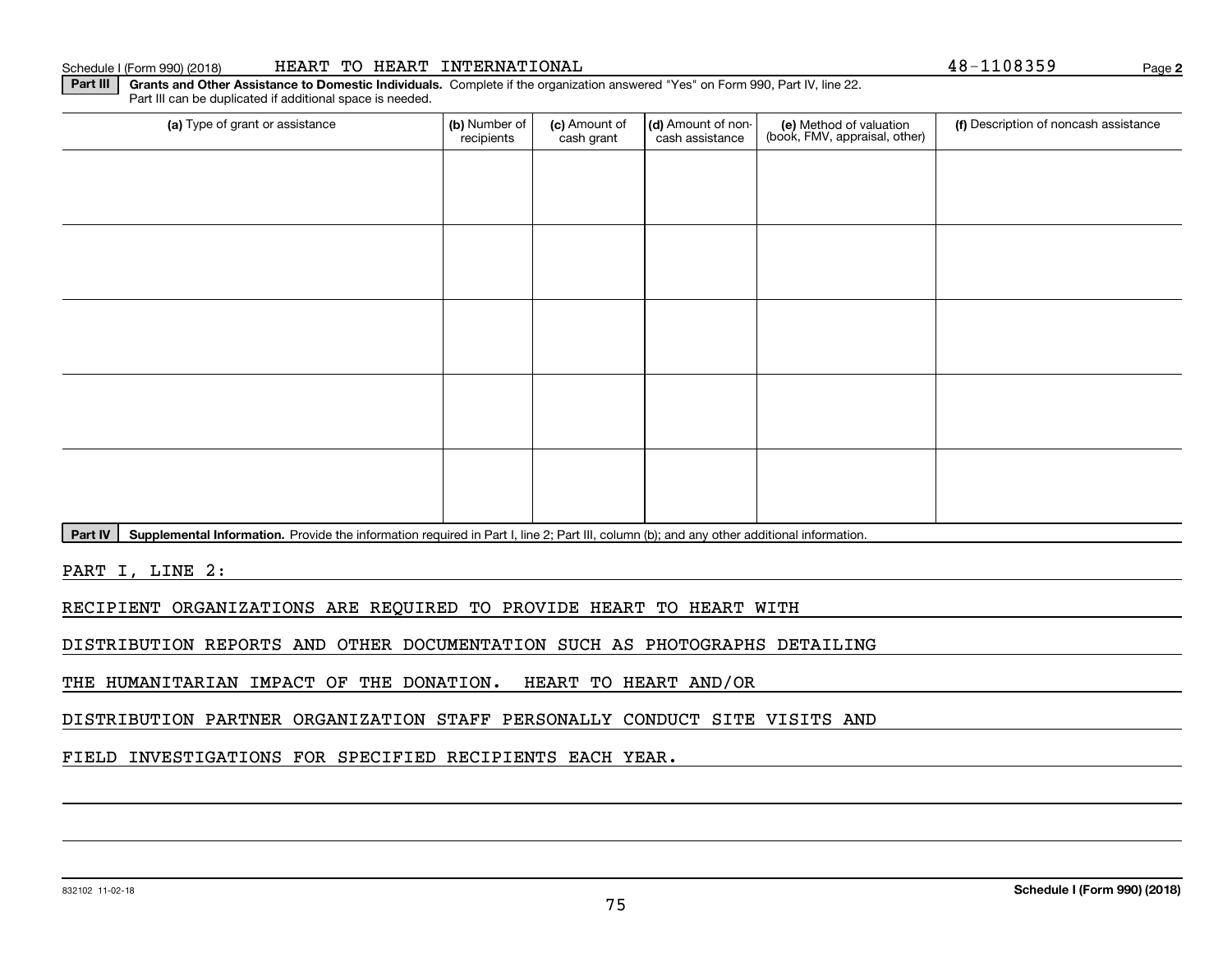Schedule I (Form 990) (2018) HEART TO HEART INTERNATIONAL 48-1108359

**Part III** **Grants and Other Assistance to Domestic Individuals.** Complete if the organization answered "Yes" on Form 990, Part IV, line 22. Part III can be duplicated if additional space is needed.

| (a) Type of grant or assistance | (b) Number of recipients | (c) Amount of cash grant | (d) Amount of non-cash assistance | (e) Method of valuation (book, FMV, appraisal, other) | (f) Description of noncash assistance |
|---|---|---|---|---|---|
| | | | | | |
| | | | | | |
| | | | | | |
| | | | | | |
| | | | | | |

**Part IV** **Supplemental Information.** Provide the information required in Part I, line 2; Part III, column (b); and any other additional information.

PART I, LINE 2:

RECIPIENT ORGANIZATIONS ARE REQUIRED TO PROVIDE HEART TO HEART WITH DISTRIBUTION REPORTS AND OTHER DOCUMENTATION SUCH AS PHOTOGRAPHS DETAILING THE HUMANITARIAN IMPACT OF THE DONATION. HEART TO HEART AND/OR DISTRIBUTION PARTNER ORGANIZATION STAFF PERSONALLY CONDUCT SITE VISITS AND FIELD INVESTIGATIONS FOR SPECIFIED RECIPIENTS EACH YEAR.

832102 11-02-18 **Schedule I (Form 990) (2018)**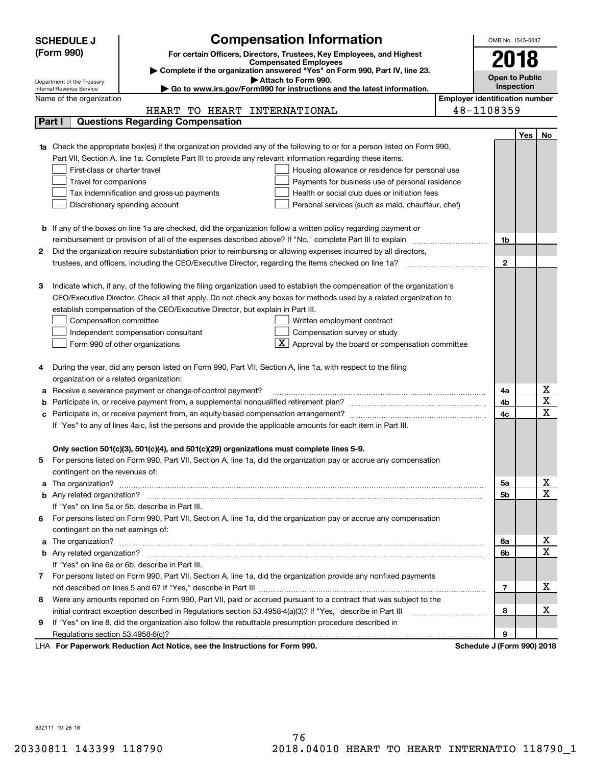**SCHEDULE J (Form 990)**

# Compensation Information

**For certain Officers, Directors, Trustees, Key Employees, and Highest Compensated Employees**

▶ Complete if the organization answered "Yes" on Form 990, Part IV, line 23.

▶ Attach to Form 990.

▶ Go to www.irs.gov/Form990 for instructions and the latest information.

Department of the Treasury
Internal Revenue Service

OMB No. 1545-0047

**2018**

**Open to Public Inspection**

Name of the organization: HEART TO HEART INTERNATIONAL

Employer identification number: 48-1108359

## Part I Questions Regarding Compensation

| | | | Yes | No |
|---|---|---|---|---|
| **1a** | Check the appropriate box(es) if the organization provided any of the following to or for a person listed on Form 990, Part VII, Section A, line 1a. Complete Part III to provide any relevant information regarding these items.<br>☐ First-class or charter travel ☐ Housing allowance or residence for personal use<br>☐ Travel for companions ☐ Payments for business use of personal residence<br>☐ Tax indemnification and gross-up payments ☐ Health or social club dues or initiation fees<br>☐ Discretionary spending account ☐ Personal services (such as maid, chauffeur, chef) | | | |
| **b** | If any of the boxes on line 1a are checked, did the organization follow a written policy regarding payment or reimbursement or provision of all of the expenses described above? If "No," complete Part III to explain | 1b | | |
| **2** | Did the organization require substantiation prior to reimbursing or allowing expenses incurred by all directors, trustees, and officers, including the CEO/Executive Director, regarding the items checked on line 1a? | 2 | | |
| **3** | Indicate which, if any, of the following the filing organization used to establish the compensation of the organization's CEO/Executive Director. Check all that apply. Do not check any boxes for methods used by a related organization to establish compensation of the CEO/Executive Director, but explain in Part III.<br>☐ Compensation committee ☐ Written employment contract<br>☐ Independent compensation consultant ☐ Compensation survey or study<br>☐ Form 990 of other organizations ☒ Approval by the board or compensation committee | | | |
| **4** | During the year, did any person listed on Form 990, Part VII, Section A, line 1a, with respect to the filing organization or a related organization: | | | |
| **a** | Receive a severance payment or change-of-control payment? | 4a | | X |
| **b** | Participate in, or receive payment from, a supplemental nonqualified retirement plan? | 4b | | X |
| **c** | Participate in, or receive payment from, an equity-based compensation arrangement? | 4c | | X |
| | If "Yes" to any of lines 4a-c, list the persons and provide the applicable amounts for each item in Part III. | | | |
| | **Only section 501(c)(3), 501(c)(4), and 501(c)(29) organizations must complete lines 5-9.** | | | |
| **5** | For persons listed on Form 990, Part VII, Section A, line 1a, did the organization pay or accrue any compensation contingent on the revenues of: | | | |
| **a** | The organization? | 5a | | X |
| **b** | Any related organization? | 5b | | X |
| | If "Yes" on line 5a or 5b, describe in Part III. | | | |
| **6** | For persons listed on Form 990, Part VII, Section A, line 1a, did the organization pay or accrue any compensation contingent on the net earnings of: | | | |
| **a** | The organization? | 6a | | X |
| **b** | Any related organization? | 6b | | X |
| | If "Yes" on line 6a or 6b, describe in Part III. | | | |
| **7** | For persons listed on Form 990, Part VII, Section A, line 1a, did the organization provide any nonfixed payments not described on lines 5 and 6? If "Yes," describe in Part III | 7 | | X |
| **8** | Were any amounts reported on Form 990, Part VII, paid or accrued pursuant to a contract that was subject to the initial contract exception described in Regulations section 53.4958-4(a)(3)? If "Yes," describe in Part III | 8 | | X |
| **9** | If "Yes" on line 8, did the organization also follow the rebuttable presumption procedure described in Regulations section 53.4958-6(c)? | 9 | | |

LHA **For Paperwork Reduction Act Notice, see the Instructions for Form 990.** **Schedule J (Form 990) 2018**

832111 10-26-18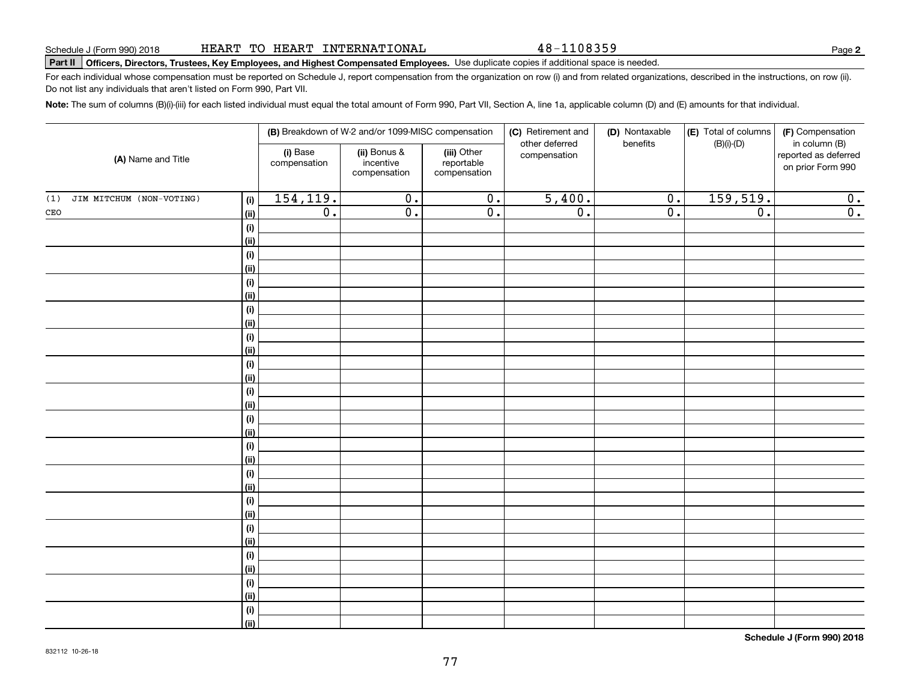Schedule J (Form 990) 2018 HEART TO HEART INTERNATIONAL 48-1108359

**Part II** **Officers, Directors, Trustees, Key Employees, and Highest Compensated Employees.** Use duplicate copies if additional space is needed.

For each individual whose compensation must be reported on Schedule J, report compensation from the organization on row (i) and from related organizations, described in the instructions, on row (ii). Do not list any individuals that aren't listed on Form 990, Part VII.

**Note:** The sum of columns (B)(i)-(iii) for each listed individual must equal the total amount of Form 990, Part VII, Section A, line 1a, applicable column (D) and (E) amounts for that individual.

| (A) Name and Title | | (B) Breakdown of W-2 and/or 1099-MISC compensation | | | (C) Retirement and other deferred compensation | (D) Nontaxable benefits | (E) Total of columns (B)(i)-(D) | (F) Compensation in column (B) reported as deferred on prior Form 990 |
|---|---|---|---|---|---|---|---|---|
| | | (i) Base compensation | (ii) Bonus & incentive compensation | (iii) Other reportable compensation | | | | |
| (1) JIM MITCHUM (NON-VOTING) | (i) | 154,119. | 0. | 0. | 5,400. | 0. | 159,519. | 0. |
| CEO | (ii) | 0. | 0. | 0. | 0. | 0. | 0. | 0. |
| | (i) | | | | | | | |
| | (ii) | | | | | | | |
| | (i) | | | | | | | |
| | (ii) | | | | | | | |
| | (i) | | | | | | | |
| | (ii) | | | | | | | |
| | (i) | | | | | | | |
| | (ii) | | | | | | | |
| | (i) | | | | | | | |
| | (ii) | | | | | | | |
| | (i) | | | | | | | |
| | (ii) | | | | | | | |
| | (i) | | | | | | | |
| | (ii) | | | | | | | |
| | (i) | | | | | | | |
| | (ii) | | | | | | | |
| | (i) | | | | | | | |
| | (ii) | | | | | | | |
| | (i) | | | | | | | |
| | (ii) | | | | | | | |
| | (i) | | | | | | | |
| | (ii) | | | | | | | |
| | (i) | | | | | | | |
| | (ii) | | | | | | | |
| | (i) | | | | | | | |
| | (ii) | | | | | | | |
| | (i) | | | | | | | |
| | (ii) | | | | | | | |
| | (i) | | | | | | | |
| | (ii) | | | | | | | |

**Schedule J (Form 990) 2018**

832112 10-26-18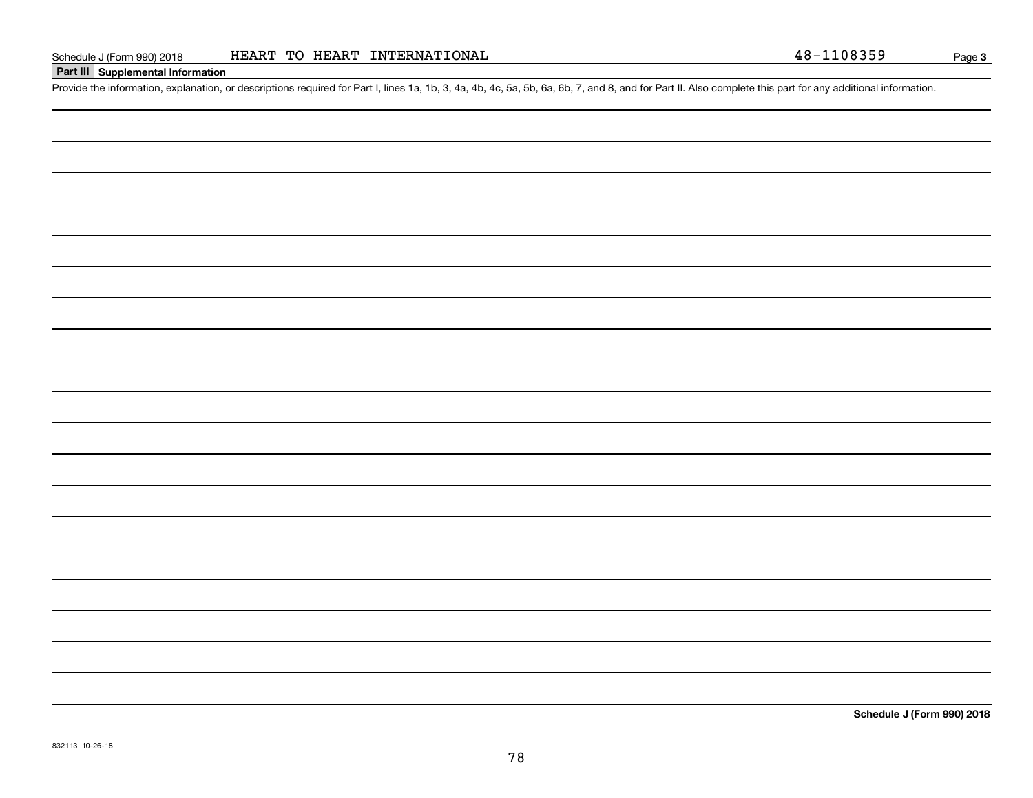Schedule J (Form 990) 2018 HEART TO HEART INTERNATIONAL 48-1108359

## Part III Supplemental Information

Provide the information, explanation, or descriptions required for Part I, lines 1a, 1b, 3, 4a, 4b, 4c, 5a, 5b, 6a, 6b, 7, and 8, and for Part II. Also complete this part for any additional information.

**Schedule J (Form 990) 2018**

832113 10-26-18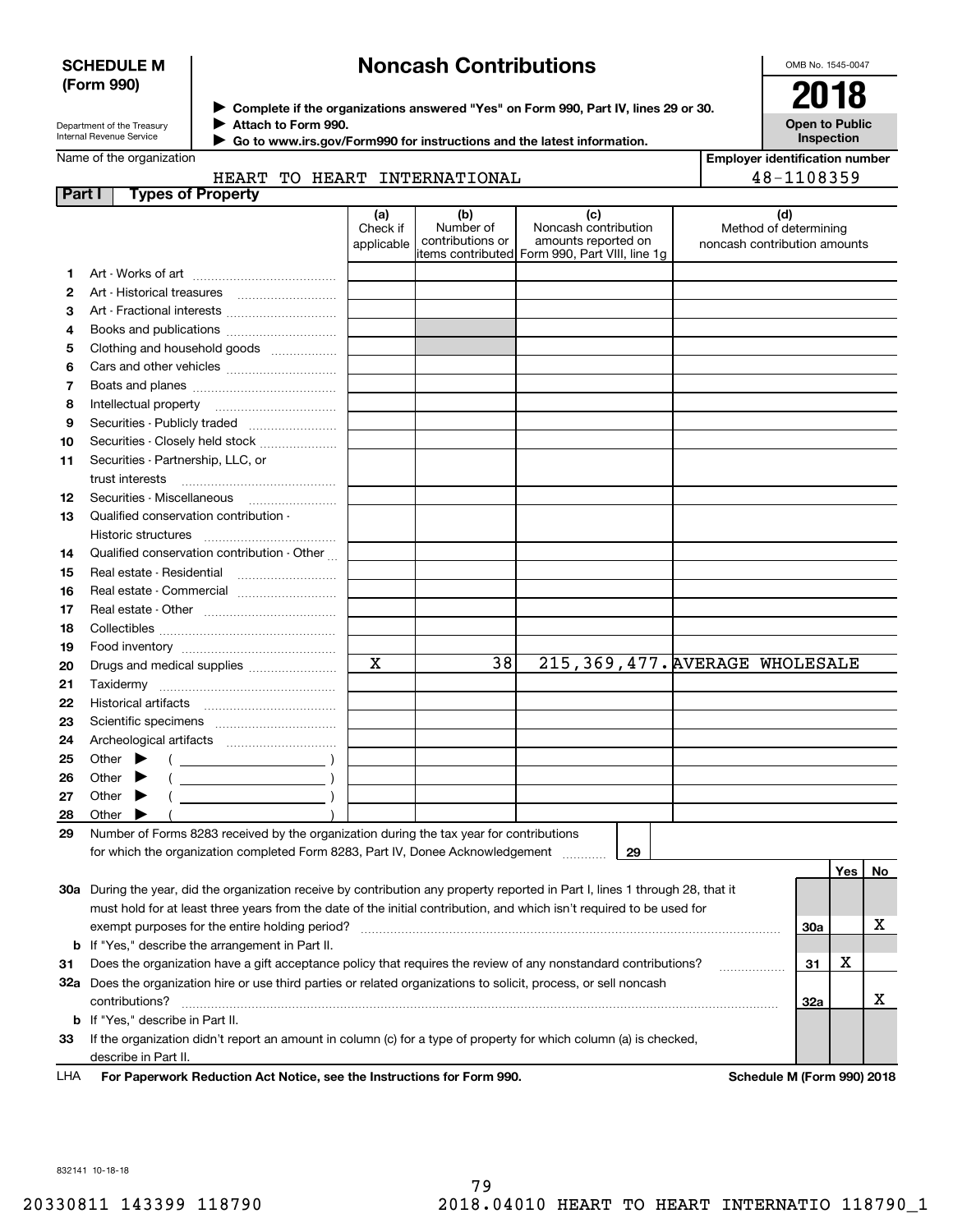**SCHEDULE M (Form 990)**

Department of the Treasury
Internal Revenue Service

# Noncash Contributions

▶ Complete if the organizations answered "Yes" on Form 990, Part IV, lines 29 or 30.
▶ Attach to Form 990.
▶ Go to www.irs.gov/Form990 for instructions and the latest information.

OMB No. 1545-0047

**2018**

**Open to Public Inspection**

Name of the organization: HEART TO HEART INTERNATIONAL

Employer identification number: 48-1108359

**Part I Types of Property**

| | | (a) Check if applicable | (b) Number of contributions or items contributed | (c) Noncash contribution amounts reported on Form 990, Part VIII, line 1g | (d) Method of determining noncash contribution amounts |
|---|---|---|---|---|---|
| 1 | Art - Works of art | | | | |
| 2 | Art - Historical treasures | | | | |
| 3 | Art - Fractional interests | | | | |
| 4 | Books and publications | | | | |
| 5 | Clothing and household goods | | | | |
| 6 | Cars and other vehicles | | | | |
| 7 | Boats and planes | | | | |
| 8 | Intellectual property | | | | |
| 9 | Securities - Publicly traded | | | | |
| 10 | Securities - Closely held stock | | | | |
| 11 | Securities - Partnership, LLC, or trust interests | | | | |
| 12 | Securities - Miscellaneous | | | | |
| 13 | Qualified conservation contribution - Historic structures | | | | |
| 14 | Qualified conservation contribution - Other | | | | |
| 15 | Real estate - Residential | | | | |
| 16 | Real estate - Commercial | | | | |
| 17 | Real estate - Other | | | | |
| 18 | Collectibles | | | | |
| 19 | Food inventory | | | | |
| 20 | Drugs and medical supplies | X | 38 | 215,369,477. | AVERAGE WHOLESALE |
| 21 | Taxidermy | | | | |
| 22 | Historical artifacts | | | | |
| 23 | Scientific specimens | | | | |
| 24 | Archeological artifacts | | | | |
| 25 | Other ▶ ( ) | | | | |
| 26 | Other ▶ ( ) | | | | |
| 27 | Other ▶ ( ) | | | | |
| 28 | Other ▶ ( ) | | | | |

29 Number of Forms 8283 received by the organization during the tax year for contributions for which the organization completed Form 8283, Part IV, Donee Acknowledgement ..... 29

| | | | Yes | No |
|---|---|---|---|---|
| 30a | During the year, did the organization receive by contribution any property reported in Part I, lines 1 through 28, that it must hold for at least three years from the date of the initial contribution, and which isn't required to be used for exempt purposes for the entire holding period? | 30a | | X |
| b | If "Yes," describe the arrangement in Part II. | | | |
| 31 | Does the organization have a gift acceptance policy that requires the review of any nonstandard contributions? | 31 | X | |
| 32a | Does the organization hire or use third parties or related organizations to solicit, process, or sell noncash contributions? | 32a | | X |
| b | If "Yes," describe in Part II. | | | |
| 33 | If the organization didn't report an amount in column (c) for a type of property for which column (a) is checked, describe in Part II. | | | |

LHA **For Paperwork Reduction Act Notice, see the Instructions for Form 990.** **Schedule M (Form 990) 2018**

832141 10-18-18

20330811 143399 118790 2018.04010 HEART TO HEART INTERNATIO 118790_1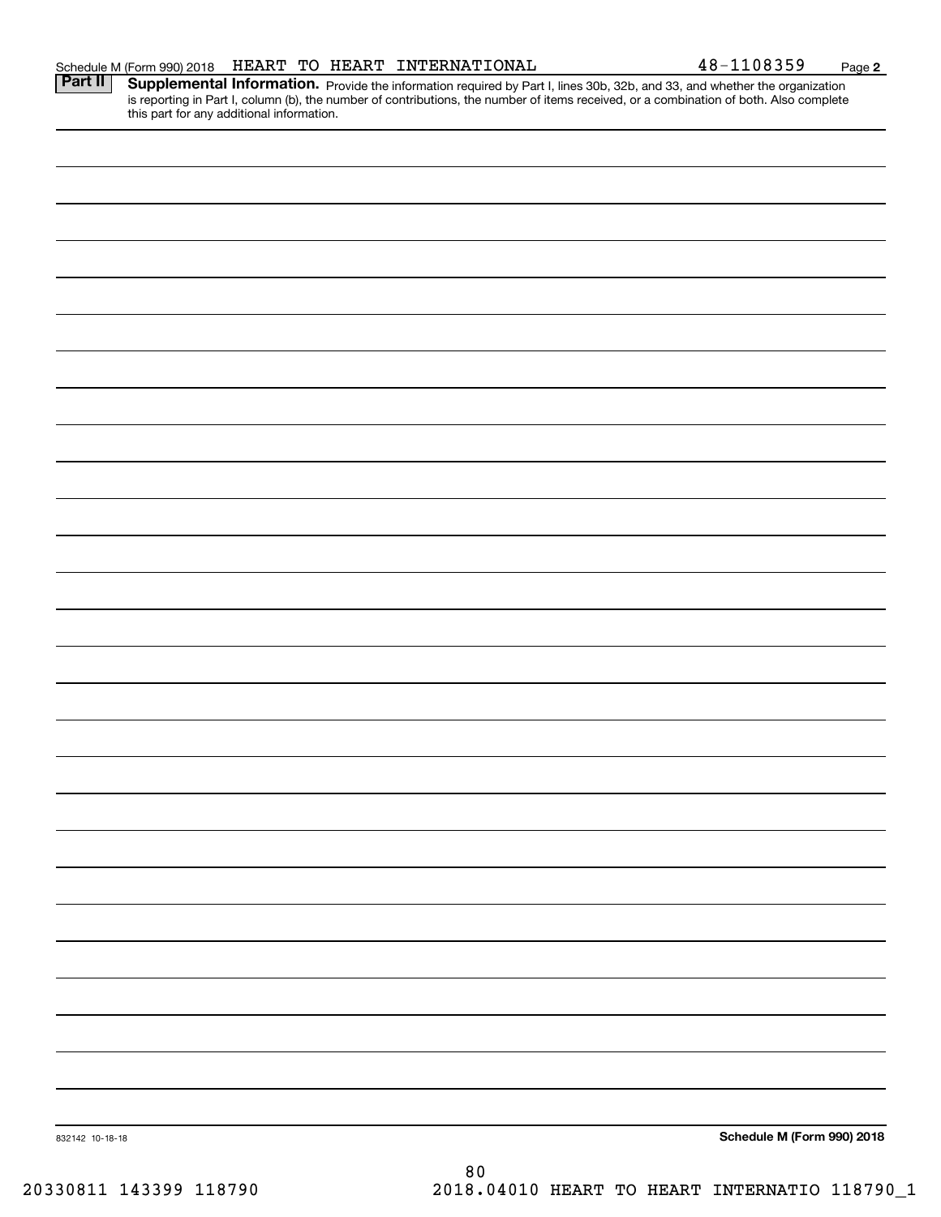Schedule M (Form 990) 2018 HEART TO HEART INTERNATIONAL 48-1108359

**Part II** **Supplemental Information.** Provide the information required by Part I, lines 30b, 32b, and 33, and whether the organization is reporting in Part I, column (b), the number of contributions, the number of items received, or a combination of both. Also complete this part for any additional information.

832142 10-18-18

**Schedule M (Form 990) 2018**

20330811 143399 118790 2018.04010 HEART TO HEART INTERNATIO 118790_1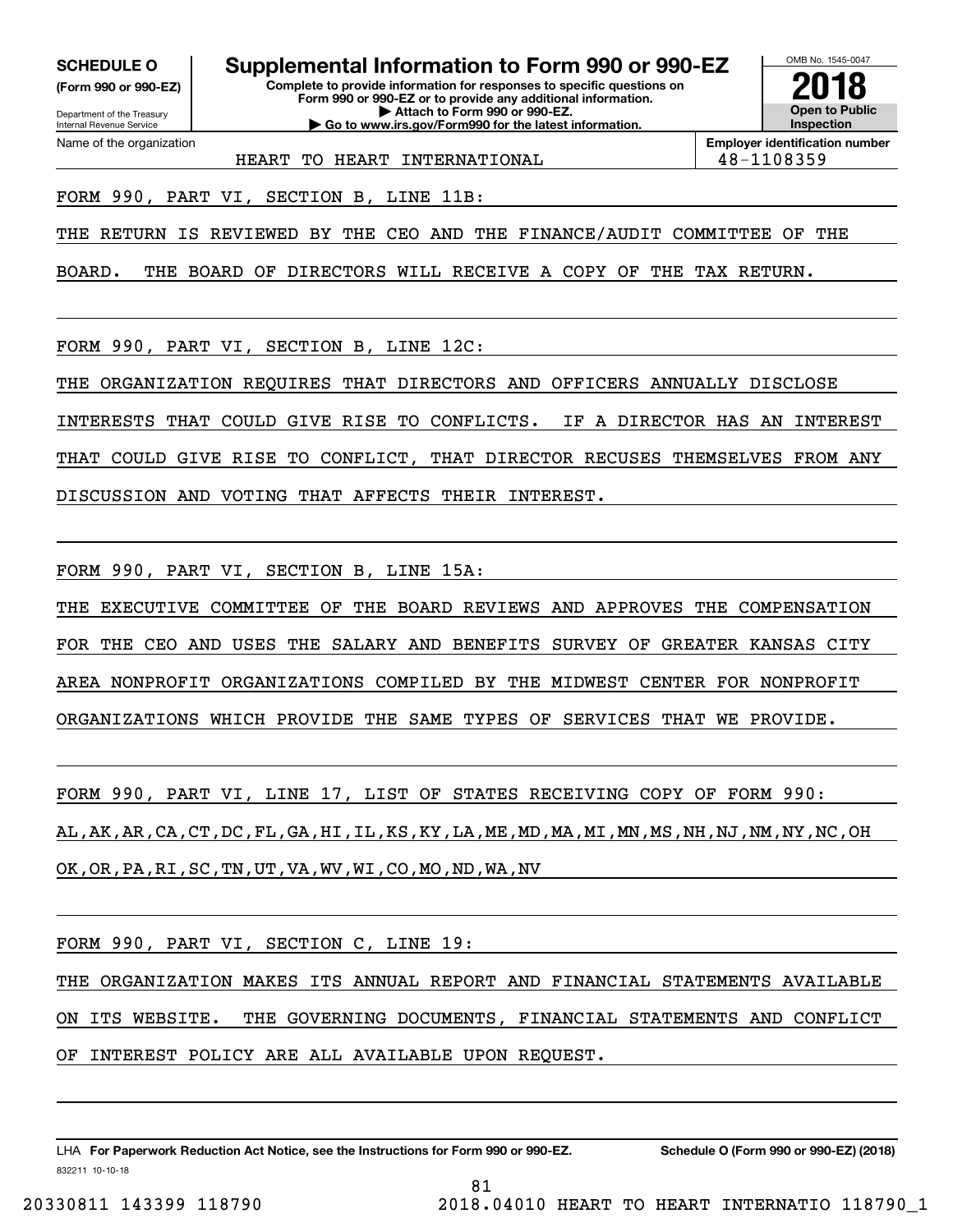**SCHEDULE O**
**(Form 990 or 990-EZ)**

Department of the Treasury
Internal Revenue Service

# Supplemental Information to Form 990 or 990-EZ

**Complete to provide information for responses to specific questions on Form 990 or 990-EZ or to provide any additional information.**
**▶ Attach to Form 990 or 990-EZ.**
**▶ Go to www.irs.gov/Form990 for the latest information.**

OMB No. 1545-0047
**2018**
**Open to Public Inspection**

| Name of the organization | Employer identification number |
|---|---|
| HEART TO HEART INTERNATIONAL | 48-1108359 |

FORM 990, PART VI, SECTION B, LINE 11B:

THE RETURN IS REVIEWED BY THE CEO AND THE FINANCE/AUDIT COMMITTEE OF THE BOARD. THE BOARD OF DIRECTORS WILL RECEIVE A COPY OF THE TAX RETURN.

FORM 990, PART VI, SECTION B, LINE 12C:

THE ORGANIZATION REQUIRES THAT DIRECTORS AND OFFICERS ANNUALLY DISCLOSE INTERESTS THAT COULD GIVE RISE TO CONFLICTS. IF A DIRECTOR HAS AN INTEREST THAT COULD GIVE RISE TO CONFLICT, THAT DIRECTOR RECUSES THEMSELVES FROM ANY DISCUSSION AND VOTING THAT AFFECTS THEIR INTEREST.

FORM 990, PART VI, SECTION B, LINE 15A:

THE EXECUTIVE COMMITTEE OF THE BOARD REVIEWS AND APPROVES THE COMPENSATION FOR THE CEO AND USES THE SALARY AND BENEFITS SURVEY OF GREATER KANSAS CITY AREA NONPROFIT ORGANIZATIONS COMPILED BY THE MIDWEST CENTER FOR NONPROFIT ORGANIZATIONS WHICH PROVIDE THE SAME TYPES OF SERVICES THAT WE PROVIDE.

FORM 990, PART VI, LINE 17, LIST OF STATES RECEIVING COPY OF FORM 990:

AL,AK,AR,CA,CT,DC,FL,GA,HI,IL,KS,KY,LA,ME,MD,MA,MI,MN,MS,NH,NJ,NM,NY,NC,OH OK,OR,PA,RI,SC,TN,UT,VA,WV,WI,CO,MO,ND,WA,NV

FORM 990, PART VI, SECTION C, LINE 19:

THE ORGANIZATION MAKES ITS ANNUAL REPORT AND FINANCIAL STATEMENTS AVAILABLE ON ITS WEBSITE. THE GOVERNING DOCUMENTS, FINANCIAL STATEMENTS AND CONFLICT OF INTEREST POLICY ARE ALL AVAILABLE UPON REQUEST.

LHA **For Paperwork Reduction Act Notice, see the Instructions for Form 990 or 990-EZ.** **Schedule O (Form 990 or 990-EZ) (2018)**
832211 10-10-18

20330811 143399 118790 2018.04010 HEART TO HEART INTERNATIO 118790_1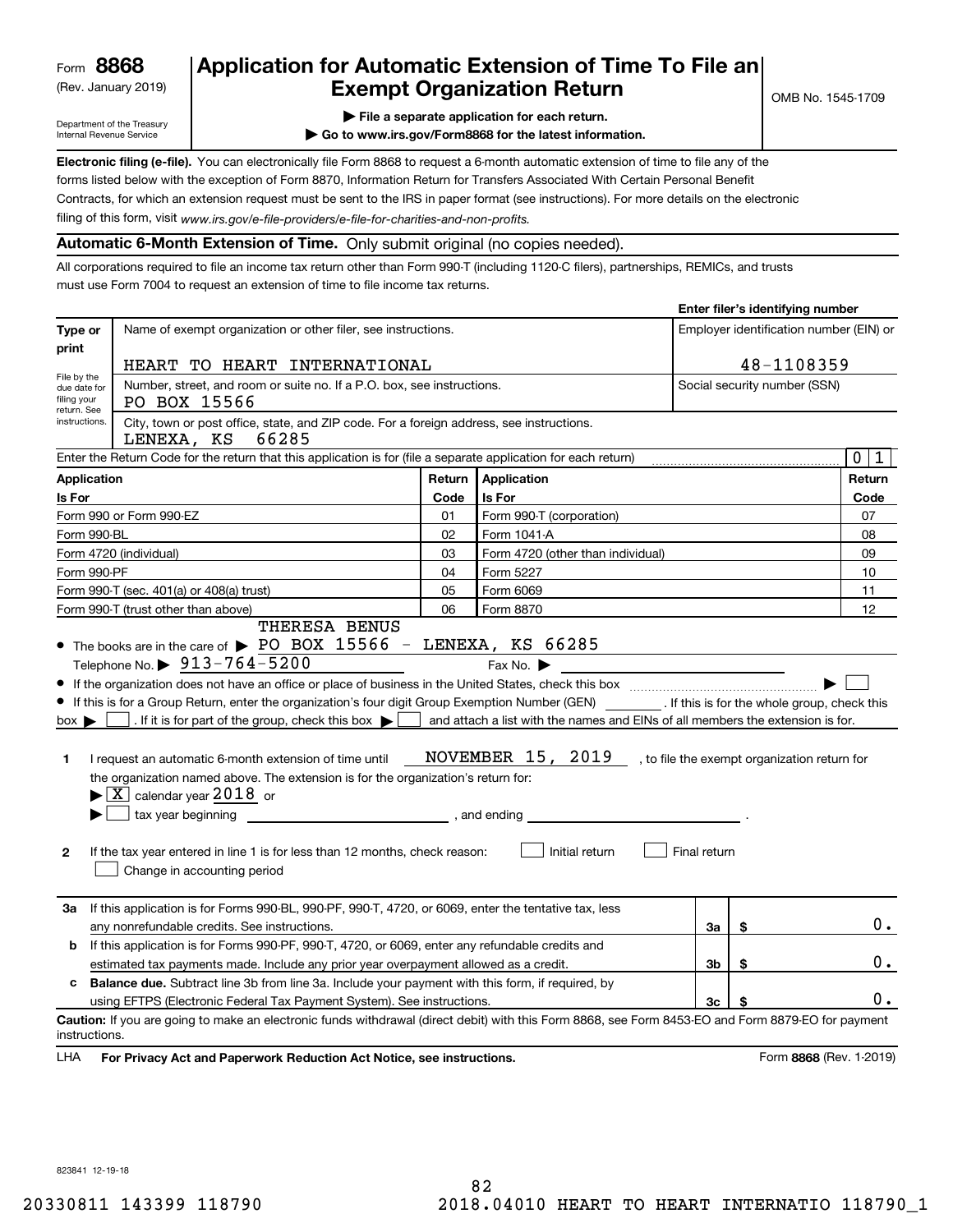Form **8868**
(Rev. January 2019)
Department of the Treasury
Internal Revenue Service

# Application for Automatic Extension of Time To File an Exempt Organization Return

OMB No. 1545-1709

▶ File a separate application for each return.
▶ Go to www.irs.gov/Form8868 for the latest information.

**Electronic filing (e-file).** You can electronically file Form 8868 to request a 6-month automatic extension of time to file any of the forms listed below with the exception of Form 8870, Information Return for Transfers Associated With Certain Personal Benefit Contracts, for which an extension request must be sent to the IRS in paper format (see instructions). For more details on the electronic filing of this form, visit *www.irs.gov/e-file-providers/e-file-for-charities-and-non-profits.*

**Automatic 6-Month Extension of Time.** Only submit original (no copies needed).

All corporations required to file an income tax return other than Form 990-T (including 1120-C filers), partnerships, REMICs, and trusts must use Form 7004 to request an extension of time to file income tax returns.

| | | Enter filer's identifying number |
|---|---|---|
| **Type or print** | Name of exempt organization or other filer, see instructions. HEART TO HEART INTERNATIONAL | Employer identification number (EIN) or 48-1108359 |
| File by the due date for filing your return. See instructions. | Number, street, and room or suite no. If a P.O. box, see instructions. PO BOX 15566 | Social security number (SSN) |
| | City, town or post office, state, and ZIP code. For a foreign address, see instructions. LENEXA, KS 66285 | |

Enter the Return Code for the return that this application is for (file a separate application for each return) ..... 0 1

| Application Is For | Return Code | Application Is For | Return Code |
|---|---|---|---|
| Form 990 or Form 990-EZ | 01 | Form 990-T (corporation) | 07 |
| Form 990-BL | 02 | Form 1041-A | 08 |
| Form 4720 (individual) | 03 | Form 4720 (other than individual) | 09 |
| Form 990-PF | 04 | Form 5227 | 10 |
| Form 990-T (sec. 401(a) or 408(a) trust) | 05 | Form 6069 | 11 |
| Form 990-T (trust other than above) | 06 | Form 8870 | 12 |

- The books are in the care of ▶ THERESA BENUS PO BOX 15566 - LENEXA, KS 66285
  Telephone No. ▶ 913-764-5200 Fax No. ▶
- If the organization does not have an office or place of business in the United States, check this box ..... ▶ ☐
- If this is for a Group Return, enter the organization's four digit Group Exemption Number (GEN) ________ . If this is for the whole group, check this box ▶ ☐ . If it is for part of the group, check this box ▶ ☐ and attach a list with the names and EINs of all members the extension is for.

**1** I request an automatic 6-month extension of time until NOVEMBER 15, 2019 , to file the exempt organization return for the organization named above. The extension is for the organization's return for:
▶ [X] calendar year 2018 or
▶ ☐ tax year beginning ________________ , and ending ________________ .

**2** If the tax year entered in line 1 is for less than 12 months, check reason: ☐ Initial return ☐ Final return
☐ Change in accounting period

| | | | |
|---|---|---|---|
| **3a** | If this application is for Forms 990-BL, 990-PF, 990-T, 4720, or 6069, enter the tentative tax, less any nonrefundable credits. See instructions. | 3a | $ 0. |
| **b** | If this application is for Forms 990-PF, 990-T, 4720, or 6069, enter any refundable credits and estimated tax payments made. Include any prior year overpayment allowed as a credit. | 3b | $ 0. |
| **c** | **Balance due.** Subtract line 3b from line 3a. Include your payment with this form, if required, by using EFTPS (Electronic Federal Tax Payment System). See instructions. | 3c | $ 0. |

**Caution:** If you are going to make an electronic funds withdrawal (direct debit) with this Form 8868, see Form 8453-EO and Form 8879-EO for payment instructions.

LHA **For Privacy Act and Paperwork Reduction Act Notice, see instructions.** Form **8868** (Rev. 1-2019)

823841 12-19-18

20330811 143399 118790 2018.04010 HEART TO HEART INTERNATIO 118790_1